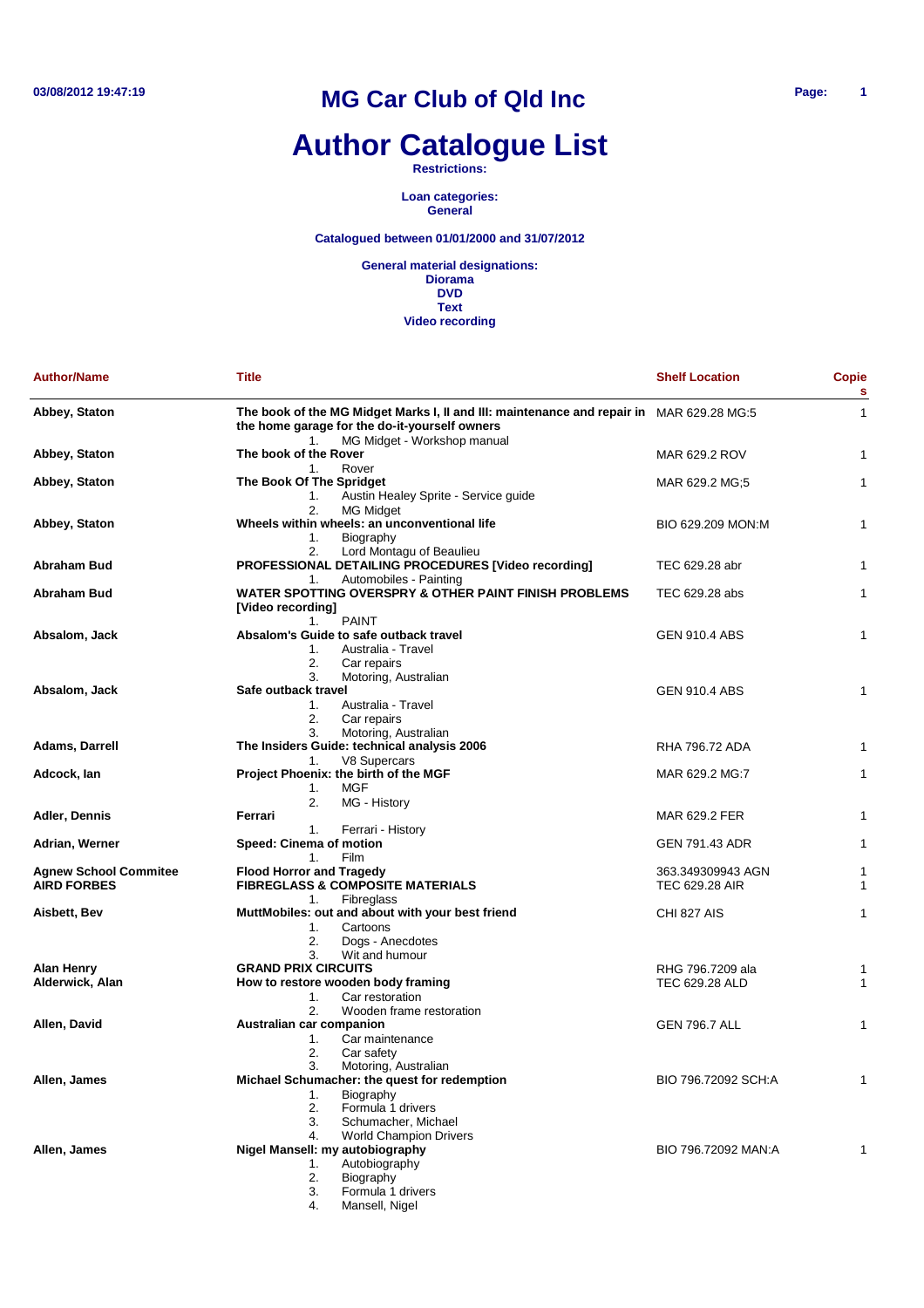# MG Car Club of Qld Inc

# Author Catalogue List

**Restrictions:**

**Loan categories:**
**General**

**Catalogued between 01/01/2000 and 31/07/2012**

**General material designations:**
**Diorama**
**DVD**
**Text**
**Video recording**

| Author/Name | Title | Shelf Location | Copies |
|---|---|---|---|
| **Abbey, Staton** | **The book of the MG Midget Marks I, II and III: maintenance and repair in the home garage for the do-it-yourself owners**<br>1. MG Midget - Workshop manual | MAR 629.28 MG:5 | 1 |
| **Abbey, Staton** | **The book of the Rover**<br>1. Rover | MAR 629.2 ROV | 1 |
| **Abbey, Staton** | **The Book Of The Spridget**<br>1. Austin Healey Sprite - Service guide<br>2. MG Midget | MAR 629.2 MG;5 | 1 |
| **Abbey, Staton** | **Wheels within wheels: an unconventional life**<br>1. Biography<br>2. Lord Montagu of Beaulieu | BIO 629.209 MON:M | 1 |
| **Abraham Bud** | **PROFESSIONAL DETAILING PROCEDURES [Video recording]**<br>1. Automobiles - Painting | TEC 629.28 abr | 1 |
| **Abraham Bud** | **WATER SPOTTING OVERSPRY & OTHER PAINT FINISH PROBLEMS [Video recording]**<br>1. PAINT | TEC 629.28 abs | 1 |
| **Absalom, Jack** | **Absalom's Guide to safe outback travel**<br>1. Australia - Travel<br>2. Car repairs<br>3. Motoring, Australian | GEN 910.4 ABS | 1 |
| **Absalom, Jack** | **Safe outback travel**<br>1. Australia - Travel<br>2. Car repairs<br>3. Motoring, Australian | GEN 910.4 ABS | 1 |
| **Adams, Darrell** | **The Insiders Guide: technical analysis 2006**<br>1. V8 Supercars | RHA 796.72 ADA | 1 |
| **Adcock, Ian** | **Project Phoenix: the birth of the MGF**<br>1. MGF<br>2. MG - History | MAR 629.2 MG:7 | 1 |
| **Adler, Dennis** | **Ferrari**<br>1. Ferrari - History | MAR 629.2 FER | 1 |
| **Adrian, Werner** | **Speed: Cinema of motion**<br>1. Film | GEN 791.43 ADR | 1 |
| **Agnew School Commitee** | **Flood Horror and Tragedy** | 363.349309943 AGN | 1 |
| **AIRD FORBES** | **FIBREGLASS & COMPOSITE MATERIALS**<br>1. Fibreglass | TEC 629.28 AIR | 1 |
| **Aisbett, Bev** | **MuttMobiles: out and about with your best friend**<br>1. Cartoons<br>2. Dogs - Anecdotes<br>3. Wit and humour | CHI 827 AIS | 1 |
| **Alan Henry** | **GRAND PRIX CIRCUITS** | RHG 796.7209 ala | 1 |
| **Alderwick, Alan** | **How to restore wooden body framing**<br>1. Car restoration<br>2. Wooden frame restoration | TEC 629.28 ALD | 1 |
| **Allen, David** | **Australian car companion**<br>1. Car maintenance<br>2. Car safety<br>3. Motoring, Australian | GEN 796.7 ALL | 1 |
| **Allen, James** | **Michael Schumacher: the quest for redemption**<br>1. Biography<br>2. Formula 1 drivers<br>3. Schumacher, Michael<br>4. World Champion Drivers | BIO 796.72092 SCH:A | 1 |
| **Allen, James** | **Nigel Mansell: my autobiography**<br>1. Autobiography<br>2. Biography<br>3. Formula 1 drivers<br>4. Mansell, Nigel | BIO 796.72092 MAN:A | 1 |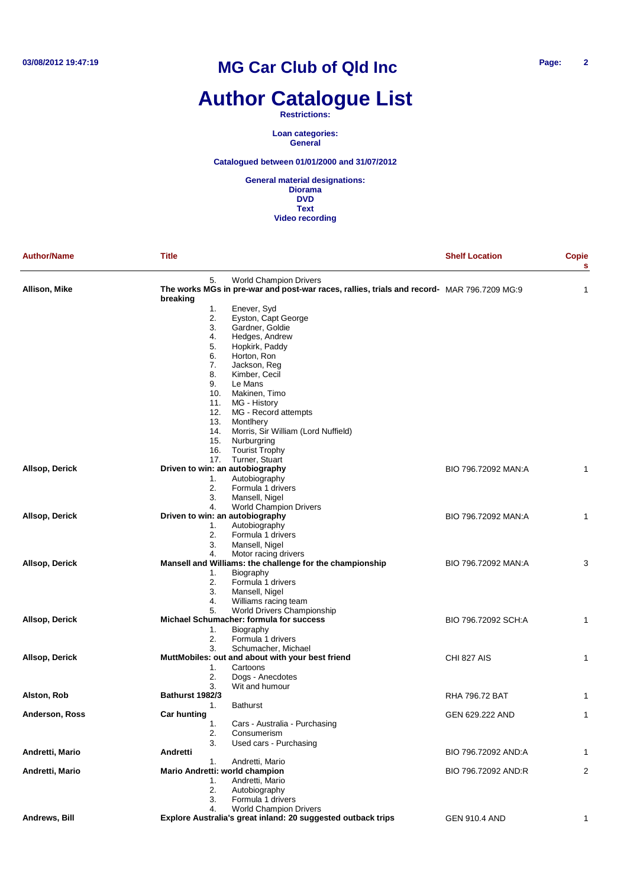# MG Car Club of Qld Inc

# Author Catalogue List

**Restrictions:**

**Loan categories:**
**General**

**Catalogued between 01/01/2000 and 31/07/2012**

**General material designations:**
**Diorama**
**DVD**
**Text**
**Video recording**

| Author/Name | Title | Shelf Location | Copies |
|---|---|---|---|
| | 5. World Champion Drivers | | |
| **Allison, Mike** | **The works MGs in pre-war and post-war races, rallies, trials and record-breaking** | MAR 796.7209 MG:9 | 1 |
| | 1. Enever, Syd | | |
| | 2. Eyston, Capt George | | |
| | 3. Gardner, Goldie | | |
| | 4. Hedges, Andrew | | |
| | 5. Hopkirk, Paddy | | |
| | 6. Horton, Ron | | |
| | 7. Jackson, Reg | | |
| | 8. Kimber, Cecil | | |
| | 9. Le Mans | | |
| | 10. Makinen, Timo | | |
| | 11. MG - History | | |
| | 12. MG - Record attempts | | |
| | 13. Montlhery | | |
| | 14. Morris, Sir William (Lord Nuffield) | | |
| | 15. Nurburgring | | |
| | 16. Tourist Trophy | | |
| | 17. Turner, Stuart | | |
| **Allsop, Derick** | **Driven to win: an autobiography** | BIO 796.72092 MAN:A | 1 |
| | 1. Autobiography | | |
| | 2. Formula 1 drivers | | |
| | 3. Mansell, Nigel | | |
| | 4. World Champion Drivers | | |
| **Allsop, Derick** | **Driven to win: an autobiography** | BIO 796.72092 MAN:A | 1 |
| | 1. Autobiography | | |
| | 2. Formula 1 drivers | | |
| | 3. Mansell, Nigel | | |
| | 4. Motor racing drivers | | |
| **Allsop, Derick** | **Mansell and Williams: the challenge for the championship** | BIO 796.72092 MAN:A | 3 |
| | 1. Biography | | |
| | 2. Formula 1 drivers | | |
| | 3. Mansell, Nigel | | |
| | 4. Williams racing team | | |
| | 5. World Drivers Championship | | |
| **Allsop, Derick** | **Michael Schumacher: formula for success** | BIO 796.72092 SCH:A | 1 |
| | 1. Biography | | |
| | 2. Formula 1 drivers | | |
| | 3. Schumacher, Michael | | |
| **Allsop, Derick** | **MuttMobiles: out and about with your best friend** | CHI 827 AIS | 1 |
| | 1. Cartoons | | |
| | 2. Dogs - Anecdotes | | |
| | 3. Wit and humour | | |
| **Alston, Rob** | **Bathurst 1982/3** | RHA 796.72 BAT | 1 |
| | 1. Bathurst | | |
| **Anderson, Ross** | **Car hunting** | GEN 629.222 AND | 1 |
| | 1. Cars - Australia - Purchasing | | |
| | 2. Consumerism | | |
| | 3. Used cars - Purchasing | | |
| **Andretti, Mario** | **Andretti** | BIO 796.72092 AND:A | 1 |
| | 1. Andretti, Mario | | |
| **Andretti, Mario** | **Mario Andretti: world champion** | BIO 796.72092 AND:R | 2 |
| | 1. Andretti, Mario | | |
| | 2. Autobiography | | |
| | 3. Formula 1 drivers | | |
| | 4. World Champion Drivers | | |
| **Andrews, Bill** | **Explore Australia's great inland: 20 suggested outback trips** | GEN 910.4 AND | 1 |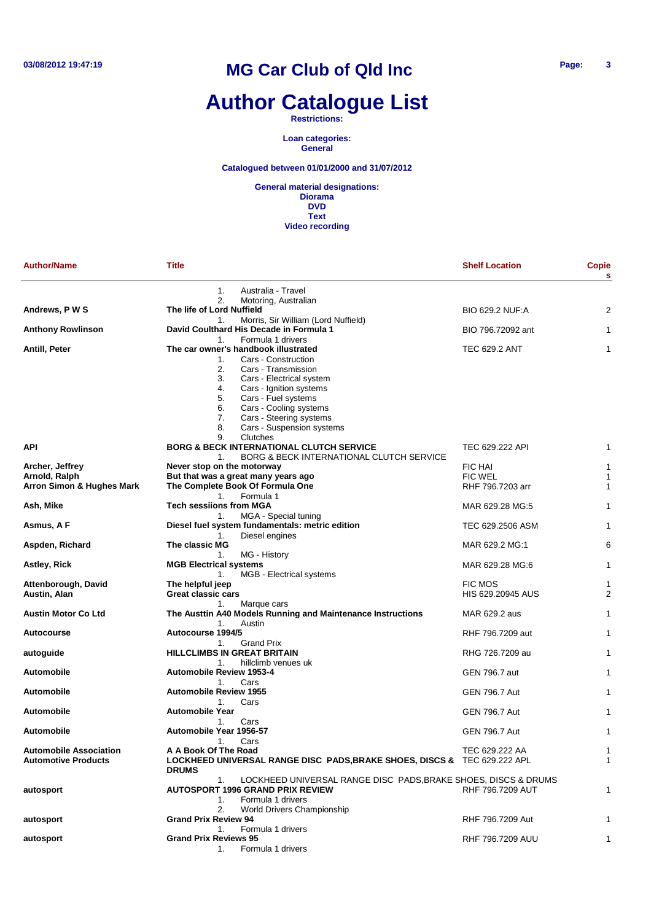# MG Car Club of Qld Inc

# Author Catalogue List

**Restrictions:**

**Loan categories:**
**General**

**Catalogued between 01/01/2000 and 31/07/2012**

**General material designations:**
**Diorama**
**DVD**
**Text**
**Video recording**

| Author/Name | Title | Shelf Location | Copies |
|---|---|---|---|
| | 1. Australia - Travel<br>2. Motoring, Australian | | |
| **Andrews, P W S** | **The life of Lord Nuffield**<br>1. Morris, Sir William (Lord Nuffield) | BIO 629.2 NUF:A | 2 |
| **Anthony Rowlinson** | **David Coulthard His Decade in Formula 1**<br>1. Formula 1 drivers | BIO 796.72092 ant | 1 |
| **Antill, Peter** | **The car owner's handbook illustrated**<br>1. Cars - Construction<br>2. Cars - Transmission<br>3. Cars - Electrical system<br>4. Cars - Ignition systems<br>5. Cars - Fuel systems<br>6. Cars - Cooling systems<br>7. Cars - Steering systems<br>8. Cars - Suspension systems<br>9. Clutches | TEC 629.2 ANT | 1 |
| **API** | **BORG & BECK INTERNATIONAL CLUTCH SERVICE**<br>1. BORG & BECK INTERNATIONAL CLUTCH SERVICE | TEC 629.222 API | 1 |
| **Archer, Jeffrey** | **Never stop on the motorway** | FIC HAI | 1 |
| **Arnold, Ralph** | **But that was a great many years ago** | FIC WEL | 1 |
| **Arron Simon & Hughes Mark** | **The Complete Book Of Formula One**<br>1. Formula 1 | RHF 796.7203 arr | 1 |
| **Ash, Mike** | **Tech sessiions from MGA**<br>1. MGA - Special tuning | MAR 629.28 MG:5 | 1 |
| **Asmus, A F** | **Diesel fuel system fundamentals: metric edition**<br>1. Diesel engines | TEC 629.2506 ASM | 1 |
| **Aspden, Richard** | **The classic MG**<br>1. MG - History | MAR 629.2 MG:1 | 6 |
| **Astley, Rick** | **MGB Electrical systems**<br>1. MGB - Electrical systems | MAR 629.28 MG:6 | 1 |
| **Attenborough, David** | **The helpful jeep** | FIC MOS | 1 |
| **Austin, Alan** | **Great classic cars**<br>1. Marque cars | HIS 629.20945 AUS | 2 |
| **Austin Motor Co Ltd** | **The Austtin A40 Models Running and Maintenance Instructions**<br>1. Austin | MAR 629.2 aus | 1 |
| **Autocourse** | **Autocourse 1994/5**<br>1. Grand Prix | RHF 796.7209 aut | 1 |
| **autoguide** | **HILLCLIMBS IN GREAT BRITAIN**<br>1. hillclimb venues uk | RHG 726.7209 au | 1 |
| **Automobile** | **Automobile Review 1953-4**<br>1. Cars | GEN 796.7 aut | 1 |
| **Automobile** | **Automobile Review 1955**<br>1. Cars | GEN 796.7 Aut | 1 |
| **Automobile** | **Automobile Year**<br>1. Cars | GEN 796.7 Aut | 1 |
| **Automobile** | **Automobile Year 1956-57**<br>1. Cars | GEN 796.7 Aut | 1 |
| **Automobile Association** | **A A Book Of The Road** | TEC 629.222 AA | 1 |
| **Automotive Products** | **LOCKHEED UNIVERSAL RANGE DISC PADS,BRAKE SHOES, DISCS & DRUMS**<br>1. LOCKHEED UNIVERSAL RANGE DISC PADS,BRAKE SHOES, DISCS & DRUMS | TEC 629.222 APL | 1 |
| **autosport** | **AUTOSPORT 1996 GRAND PRIX REVIEW**<br>1. Formula 1 drivers<br>2. World Drivers Championship | RHF 796.7209 AUT | 1 |
| **autosport** | **Grand Prix Review 94**<br>1. Formula 1 drivers | RHF 796.7209 Aut | 1 |
| **autosport** | **Grand Prix Reviews 95**<br>1. Formula 1 drivers | RHF 796.7209 AUU | 1 |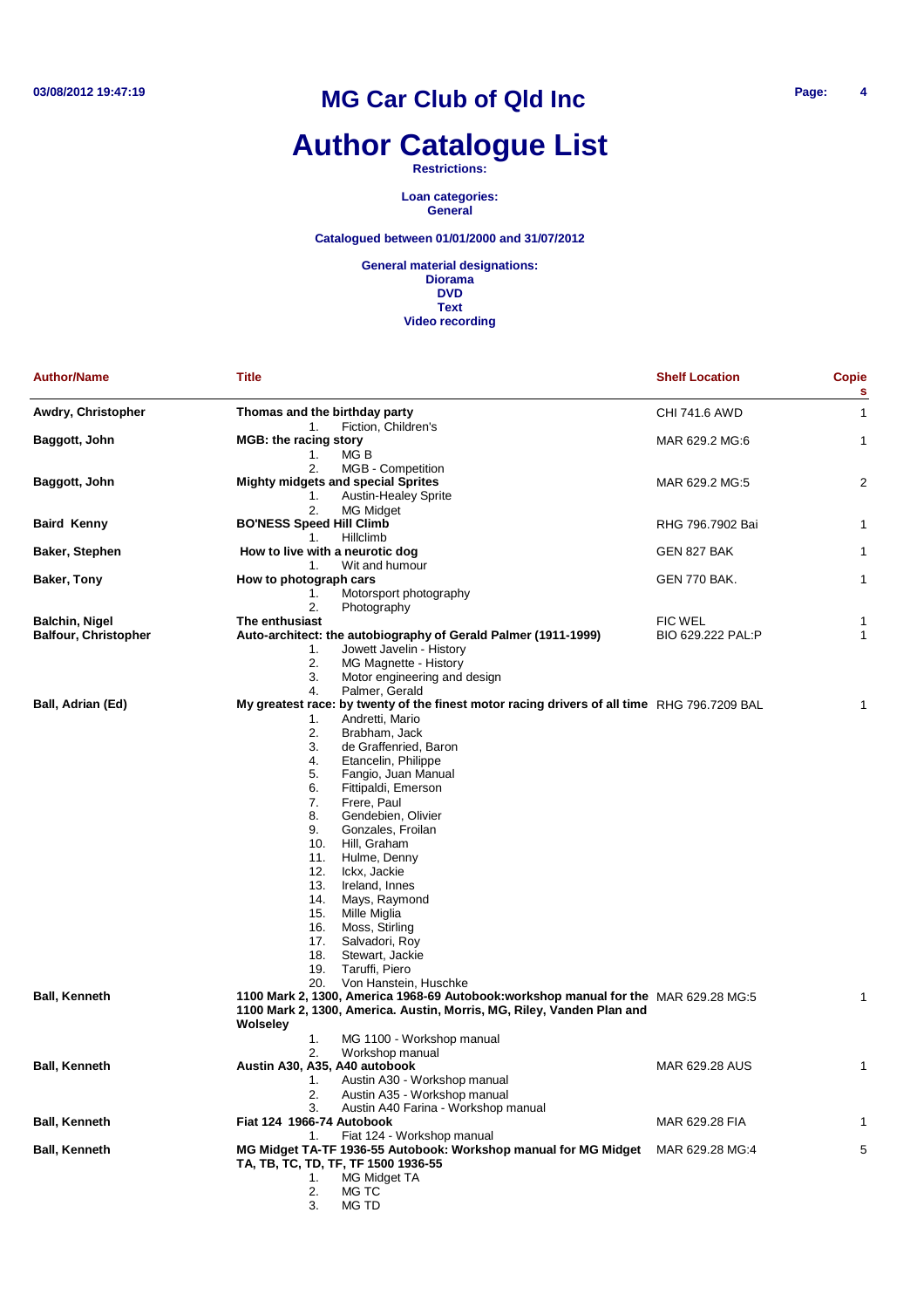# MG Car Club of Qld Inc

# Author Catalogue List

**Restrictions:**

**Loan categories:**
**General**

**Catalogued between 01/01/2000 and 31/07/2012**

**General material designations:**
**Diorama**
**DVD**
**Text**
**Video recording**

| Author/Name | Title | Shelf Location | Copies |
|---|---|---|---|
| **Awdry, Christopher** | **Thomas and the birthday party**<br>1. Fiction, Children's | CHI 741.6 AWD | 1 |
| **Baggott, John** | **MGB: the racing story**<br>1. MG B<br>2. MGB - Competition | MAR 629.2 MG:6 | 1 |
| **Baggott, John** | **Mighty midgets and special Sprites**<br>1. Austin-Healey Sprite<br>2. MG Midget | MAR 629.2 MG:5 | 2 |
| **Baird Kenny** | **BO'NESS Speed Hill Climb**<br>1. Hillclimb | RHG 796.7902 Bai | 1 |
| **Baker, Stephen** | **How to live with a neurotic dog**<br>1. Wit and humour | GEN 827 BAK | 1 |
| **Baker, Tony** | **How to photograph cars**<br>1. Motorsport photography<br>2. Photography | GEN 770 BAK. | 1 |
| **Balchin, Nigel** | **The enthusiast** | FIC WEL | 1 |
| **Balfour, Christopher** | **Auto-architect: the autobiography of Gerald Palmer (1911-1999)**<br>1. Jowett Javelin - History<br>2. MG Magnette - History<br>3. Motor engineering and design<br>4. Palmer, Gerald | BIO 629.222 PAL:P | 1 |
| **Ball, Adrian (Ed)** | **My greatest race: by twenty of the finest motor racing drivers of all time**<br>1. Andretti, Mario<br>2. Brabham, Jack<br>3. de Graffenried, Baron<br>4. Etancelin, Philippe<br>5. Fangio, Juan Manual<br>6. Fittipaldi, Emerson<br>7. Frere, Paul<br>8. Gendebien, Olivier<br>9. Gonzales, Froilan<br>10. Hill, Graham<br>11. Hulme, Denny<br>12. Ickx, Jackie<br>13. Ireland, Innes<br>14. Mays, Raymond<br>15. Mille Miglia<br>16. Moss, Stirling<br>17. Salvadori, Roy<br>18. Stewart, Jackie<br>19. Taruffi, Piero<br>20. Von Hanstein, Huschke | RHG 796.7209 BAL | 1 |
| **Ball, Kenneth** | **1100 Mark 2, 1300, America 1968-69 Autobook:workshop manual for the 1100 Mark 2, 1300, America. Austin, Morris, MG, Riley, Vanden Plan and Wolseley**<br>1. MG 1100 - Workshop manual<br>2. Workshop manual | MAR 629.28 MG:5 | 1 |
| **Ball, Kenneth** | **Austin A30, A35, A40 autobook**<br>1. Austin A30 - Workshop manual<br>2. Austin A35 - Workshop manual<br>3. Austin A40 Farina - Workshop manual | MAR 629.28 AUS | 1 |
| **Ball, Kenneth** | **Fiat 124 1966-74 Autobook**<br>1. Fiat 124 - Workshop manual | MAR 629.28 FIA | 1 |
| **Ball, Kenneth** | **MG Midget TA-TF 1936-55 Autobook: Workshop manual for MG Midget TA, TB, TC, TD, TF, TF 1500 1936-55**<br>1. MG Midget TA<br>2. MG TC<br>3. MG TD | MAR 629.28 MG:4 | 5 |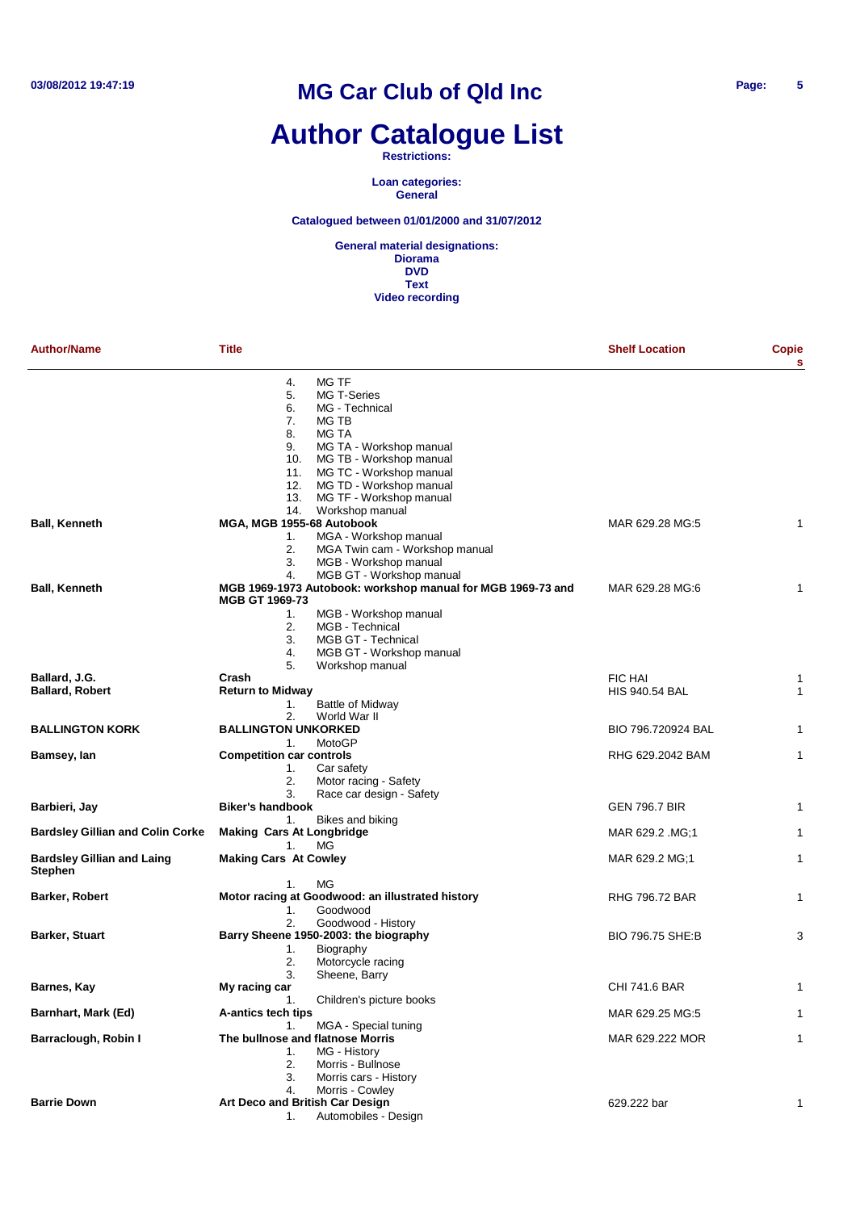# MG Car Club of Qld Inc

# Author Catalogue List

**Restrictions:**

**Loan categories:**
**General**

**Catalogued between 01/01/2000 and 31/07/2012**

**General material designations:**
**Diorama**
**DVD**
**Text**
**Video recording**

| Author/Name | Title | Shelf Location | Copies |
|---|---|---|---|
| | 4. MG TF<br>5. MG T-Series<br>6. MG - Technical<br>7. MG TB<br>8. MG TA<br>9. MG TA - Workshop manual<br>10. MG TB - Workshop manual<br>11. MG TC - Workshop manual<br>12. MG TD - Workshop manual<br>13. MG TF - Workshop manual<br>14. Workshop manual | | |
| **Ball, Kenneth** | **MGA, MGB 1955-68 Autobook**<br>1. MGA - Workshop manual<br>2. MGA Twin cam - Workshop manual<br>3. MGB - Workshop manual<br>4. MGB GT - Workshop manual | MAR 629.28 MG:5 | 1 |
| **Ball, Kenneth** | **MGB 1969-1973 Autobook: workshop manual for MGB 1969-73 and MGB GT 1969-73**<br>1. MGB - Workshop manual<br>2. MGB - Technical<br>3. MGB GT - Technical<br>4. MGB GT - Workshop manual<br>5. Workshop manual | MAR 629.28 MG:6 | 1 |
| **Ballard, J.G.** | **Crash** | FIC HAI | 1 |
| **Ballard, Robert** | **Return to Midway**<br>1. Battle of Midway<br>2. World War II | HIS 940.54 BAL | 1 |
| **BALLINGTON KORK** | **BALLINGTON UNKORKED**<br>1. MotoGP | BIO 796.720924 BAL | 1 |
| **Bamsey, Ian** | **Competition car controls**<br>1. Car safety<br>2. Motor racing - Safety<br>3. Race car design - Safety | RHG 629.2042 BAM | 1 |
| **Barbieri, Jay** | **Biker's handbook**<br>1. Bikes and biking | GEN 796.7 BIR | 1 |
| **Bardsley Gillian and Colin Corke** | **Making Cars At Longbridge**<br>1. MG | MAR 629.2 .MG;1 | 1 |
| **Bardsley Gillian and Laing Stephen** | **Making Cars At Cowley**<br>1. MG | MAR 629.2 MG;1 | 1 |
| **Barker, Robert** | **Motor racing at Goodwood: an illustrated history**<br>1. Goodwood<br>2. Goodwood - History | RHG 796.72 BAR | 1 |
| **Barker, Stuart** | **Barry Sheene 1950-2003: the biography**<br>1. Biography<br>2. Motorcycle racing<br>3. Sheene, Barry | BIO 796.75 SHE:B | 3 |
| **Barnes, Kay** | **My racing car**<br>1. Children's picture books | CHI 741.6 BAR | 1 |
| **Barnhart, Mark (Ed)** | **A-antics tech tips**<br>1. MGA - Special tuning | MAR 629.25 MG:5 | 1 |
| **Barraclough, Robin I** | **The bullnose and flatnose Morris**<br>1. MG - History<br>2. Morris - Bullnose<br>3. Morris cars - History<br>4. Morris - Cowley | MAR 629.222 MOR | 1 |
| **Barrie Down** | **Art Deco and British Car Design**<br>1. Automobiles - Design | 629.222 bar | 1 |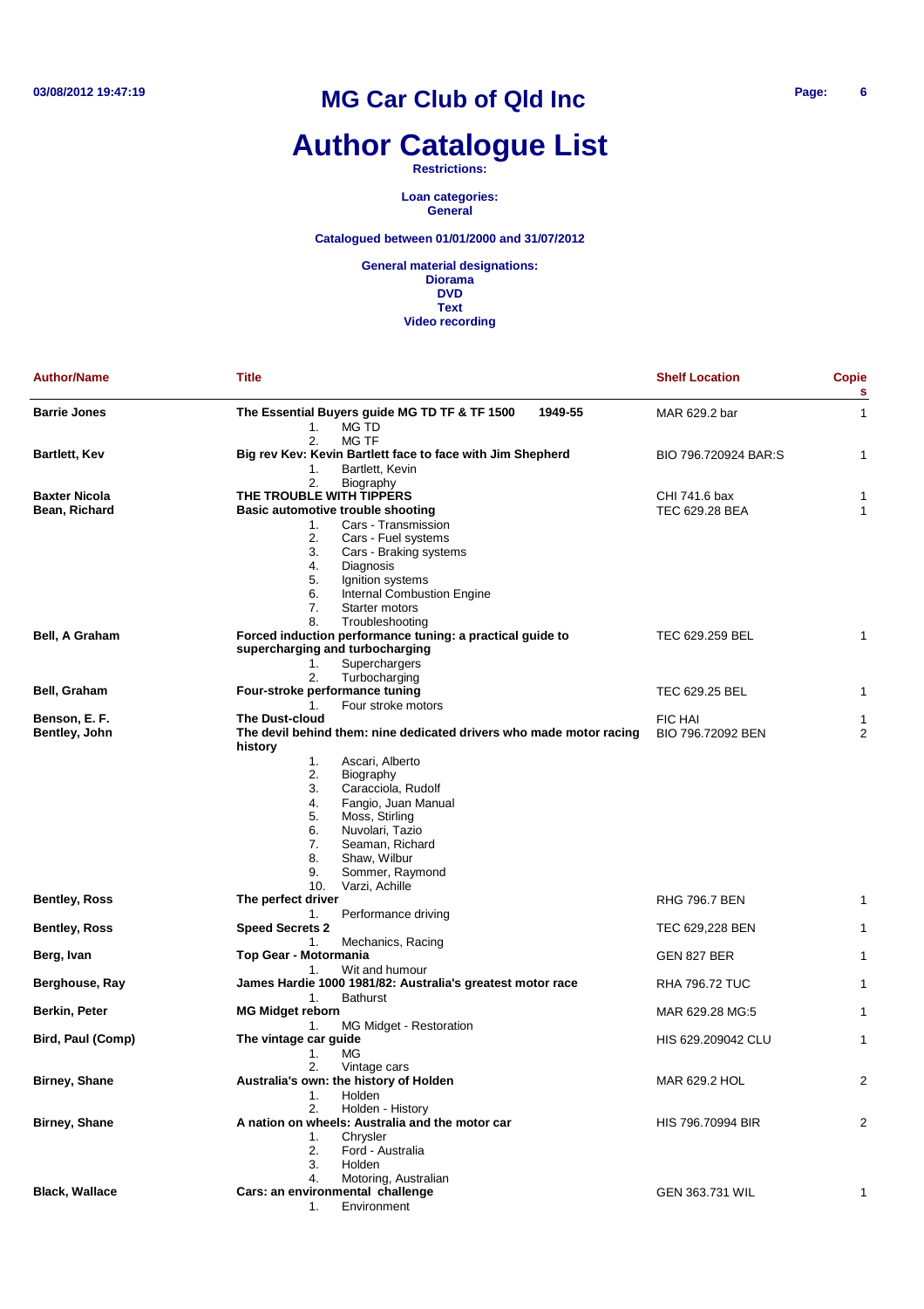# MG Car Club of Qld Inc

# Author Catalogue List

**Restrictions:**

**Loan categories:**
**General**

**Catalogued between 01/01/2000 and 31/07/2012**

**General material designations:**
**Diorama**
**DVD**
**Text**
**Video recording**

| Author/Name | Title | Shelf Location | Copies |
|---|---|---|---|
| **Barrie Jones** | **The Essential Buyers guide MG TD TF & TF 1500 1949-55**<br>1. MG TD<br>2. MG TF | MAR 629.2 bar | 1 |
| **Bartlett, Kev** | **Big rev Kev: Kevin Bartlett face to face with Jim Shepherd**<br>1. Bartlett, Kevin<br>2. Biography | BIO 796.720924 BAR:S | 1 |
| **Baxter Nicola** | **THE TROUBLE WITH TIPPERS** | CHI 741.6 bax | 1 |
| **Bean, Richard** | **Basic automotive trouble shooting**<br>1. Cars - Transmission<br>2. Cars - Fuel systems<br>3. Cars - Braking systems<br>4. Diagnosis<br>5. Ignition systems<br>6. Internal Combustion Engine<br>7. Starter motors<br>8. Troubleshooting | TEC 629.28 BEA | 1 |
| **Bell, A Graham** | **Forced induction performance tuning: a practical guide to supercharging and turbocharging**<br>1. Superchargers<br>2. Turbocharging | TEC 629.259 BEL | 1 |
| **Bell, Graham** | **Four-stroke performance tuning**<br>1. Four stroke motors | TEC 629.25 BEL | 1 |
| **Benson, E. F.** | **The Dust-cloud** | FIC HAI | 1 |
| **Bentley, John** | **The devil behind them: nine dedicated drivers who made motor racing history**<br>1. Ascari, Alberto<br>2. Biography<br>3. Caracciola, Rudolf<br>4. Fangio, Juan Manual<br>5. Moss, Stirling<br>6. Nuvolari, Tazio<br>7. Seaman, Richard<br>8. Shaw, Wilbur<br>9. Sommer, Raymond<br>10. Varzi, Achille | BIO 796.72092 BEN | 2 |
| **Bentley, Ross** | **The perfect driver**<br>1. Performance driving | RHG 796.7 BEN | 1 |
| **Bentley, Ross** | **Speed Secrets 2**<br>1. Mechanics, Racing | TEC 629,228 BEN | 1 |
| **Berg, Ivan** | **Top Gear - Motormania**<br>1. Wit and humour | GEN 827 BER | 1 |
| **Berghouse, Ray** | **James Hardie 1000 1981/82: Australia's greatest motor race**<br>1. Bathurst | RHA 796.72 TUC | 1 |
| **Berkin, Peter** | **MG Midget reborn**<br>1. MG Midget - Restoration | MAR 629.28 MG:5 | 1 |
| **Bird, Paul (Comp)** | **The vintage car guide**<br>1. MG<br>2. Vintage cars | HIS 629.209042 CLU | 1 |
| **Birney, Shane** | **Australia's own: the history of Holden**<br>1. Holden<br>2. Holden - History | MAR 629.2 HOL | 2 |
| **Birney, Shane** | **A nation on wheels: Australia and the motor car**<br>1. Chrysler<br>2. Ford - Australia<br>3. Holden<br>4. Motoring, Australian | HIS 796.70994 BIR | 2 |
| **Black, Wallace** | **Cars: an environmental challenge**<br>1. Environment | GEN 363.731 WIL | 1 |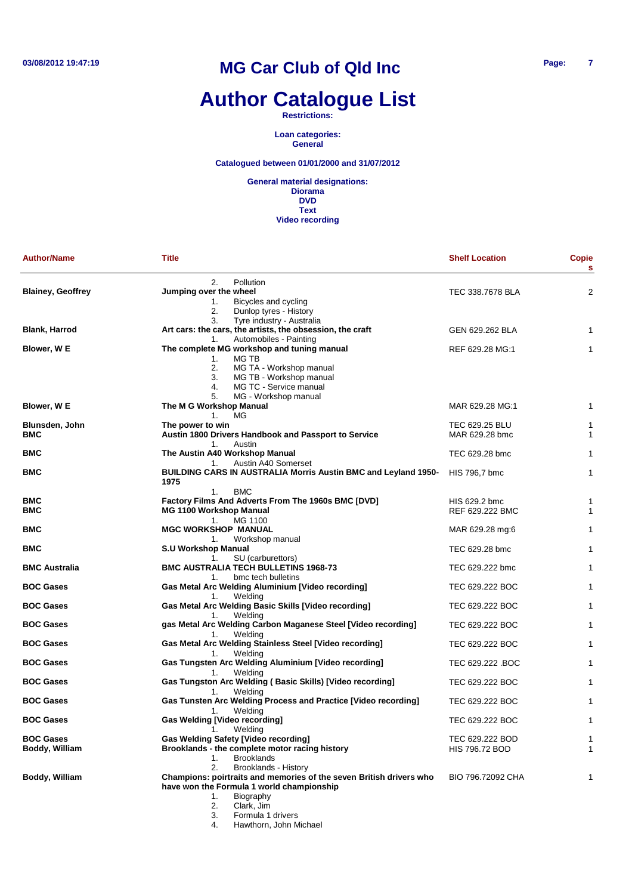# MG Car Club of Qld Inc

# Author Catalogue List

**Restrictions:**

**Loan categories:**
**General**

**Catalogued between 01/01/2000 and 31/07/2012**

**General material designations:**
**Diorama**
**DVD**
**Text**
**Video recording**

| Author/Name | Title | Shelf Location | Copies |
|---|---|---|---|
| | 2. Pollution | | |
| **Blainey, Geoffrey** | **Jumping over the wheel** | TEC 338.7678 BLA | 2 |
| | 1. Bicycles and cycling<br>2. Dunlop tyres - History<br>3. Tyre industry - Australia | | |
| **Blank, Harrod** | **Art cars: the cars, the artists, the obsession, the craft** | GEN 629.262 BLA | 1 |
| | 1. Automobiles - Painting | | |
| **Blower, W E** | **The complete MG workshop and tuning manual** | REF 629.28 MG:1 | 1 |
| | 1. MG TB<br>2. MG TA - Workshop manual<br>3. MG TB - Workshop manual<br>4. MG TC - Service manual<br>5. MG - Workshop manual | | |
| **Blower, W E** | **The M G Workshop Manual** | MAR 629.28 MG:1 | 1 |
| | 1. MG | | |
| **Blunsden, John** | **The power to win** | TEC 629.25 BLU | 1 |
| **BMC** | **Austin 1800 Drivers Handbook and Passport to Service** | MAR 629.28 bmc | 1 |
| | 1. Austin | | |
| **BMC** | **The Austin A40 Workshop Manual** | TEC 629.28 bmc | 1 |
| | 1. Austin A40 Somerset | | |
| **BMC** | **BUILDING CARS IN AUSTRALIA Morris Austin BMC and Leyland 1950-1975** | HIS 796,7 bmc | 1 |
| | 1. BMC | | |
| **BMC** | **Factory Films And Adverts From The 1960s BMC [DVD]** | HIS 629.2 bmc | 1 |
| **BMC** | **MG 1100 Workshop Manual** | REF 629.222 BMC | 1 |
| | 1. MG 1100 | | |
| **BMC** | **MGC WORKSHOP MANUAL** | MAR 629.28 mg:6 | 1 |
| | 1. Workshop manual | | |
| **BMC** | **S.U Workshop Manual** | TEC 629.28 bmc | 1 |
| | 1. SU (carburettors) | | |
| **BMC Australia** | **BMC AUSTRALIA TECH BULLETINS 1968-73** | TEC 629.222 bmc | 1 |
| | 1. bmc tech bulletins | | |
| **BOC Gases** | **Gas Metal Arc Welding Aluminium [Video recording]** | TEC 629.222 BOC | 1 |
| | 1. Welding | | |
| **BOC Gases** | **Gas Metal Arc Welding Basic Skills [Video recording]** | TEC 629.222 BOC | 1 |
| | 1. Welding | | |
| **BOC Gases** | **gas Metal Arc Welding Carbon Maganese Steel [Video recording]** | TEC 629.222 BOC | 1 |
| | 1. Welding | | |
| **BOC Gases** | **Gas Metal Arc Welding Stainless Steel [Video recording]** | TEC 629.222 BOC | 1 |
| | 1. Welding | | |
| **BOC Gases** | **Gas Tungsten Arc Welding Aluminium [Video recording]** | TEC 629.222 .BOC | 1 |
| | 1. Welding | | |
| **BOC Gases** | **Gas Tungston Arc Welding ( Basic Skills) [Video recording]** | TEC 629.222 BOC | 1 |
| | 1. Welding | | |
| **BOC Gases** | **Gas Tunsten Arc Welding Process and Practice [Video recording]** | TEC 629.222 BOC | 1 |
| | 1. Welding | | |
| **BOC Gases** | **Gas Welding [Video recording]** | TEC 629.222 BOC | 1 |
| | 1. Welding | | |
| **BOC Gases** | **Gas Welding Safety [Video recording]** | TEC 629.222 BOD | 1 |
| **Boddy, William** | **Brooklands - the complete motor racing history** | HIS 796.72 BOD | 1 |
| | 1. Brooklands<br>2. Brooklands - History | | |
| **Boddy, William** | **Champions: poirtraits and memories of the seven British drivers who have won the Formula 1 world championship** | BIO 796.72092 CHA | 1 |
| | 1. Biography<br>2. Clark, Jim<br>3. Formula 1 drivers<br>4. Hawthorn, John Michael | | |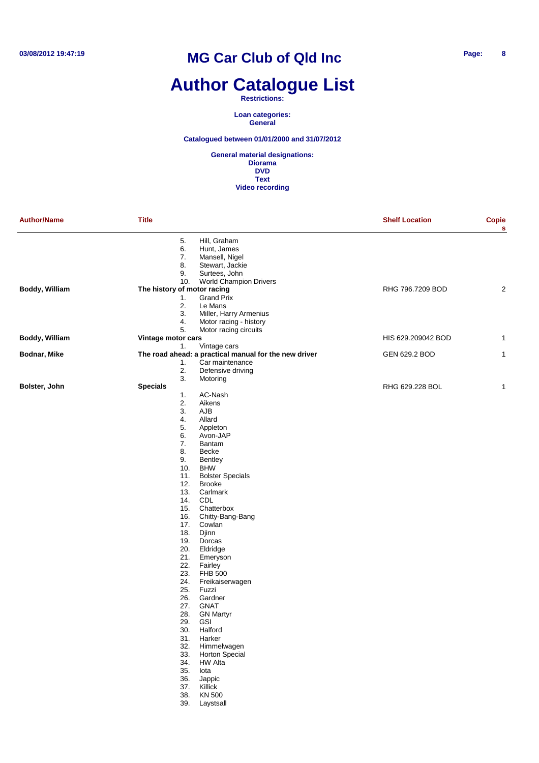# MG Car Club of Qld Inc

# Author Catalogue List

**Restrictions:**

**Loan categories:**
**General**

**Catalogued between 01/01/2000 and 31/07/2012**

**General material designations:**
**Diorama**
**DVD**
**Text**
**Video recording**

| Author/Name | Title | Shelf Location | Copies |
|---|---|---|---|
| | 5. Hill, Graham<br>6. Hunt, James<br>7. Mansell, Nigel<br>8. Stewart, Jackie<br>9. Surtees, John<br>10. World Champion Drivers | | |
| **Boddy, William** | **The history of motor racing**<br>1. Grand Prix<br>2. Le Mans<br>3. Miller, Harry Armenius<br>4. Motor racing - history<br>5. Motor racing circuits | RHG 796.7209 BOD | 2 |
| **Boddy, William** | **Vintage motor cars**<br>1. Vintage cars | HIS 629.209042 BOD | 1 |
| **Bodnar, Mike** | **The road ahead: a practical manual for the new driver**<br>1. Car maintenance<br>2. Defensive driving<br>3. Motoring | GEN 629.2 BOD | 1 |
| **Bolster, John** | **Specials**<br>1. AC-Nash<br>2. Aikens<br>3. AJB<br>4. Allard<br>5. Appleton<br>6. Avon-JAP<br>7. Bantam<br>8. Becke<br>9. Bentley<br>10. BHW<br>11. Bolster Specials<br>12. Brooke<br>13. Carlmark<br>14. CDL<br>15. Chatterbox<br>16. Chitty-Bang-Bang<br>17. Cowlan<br>18. Djinn<br>19. Dorcas<br>20. Eldridge<br>21. Emeryson<br>22. Fairley<br>23. FHB 500<br>24. Freikaiserwagen<br>25. Fuzzi<br>26. Gardner<br>27. GNAT<br>28. GN Martyr<br>29. GSI<br>30. Halford<br>31. Harker<br>32. Himmelwagen<br>33. Horton Special<br>34. HW Alta<br>35. Iota<br>36. Jappic<br>37. Killick<br>38. KN 500<br>39. Laystsall | RHG 629.228 BOL | 1 |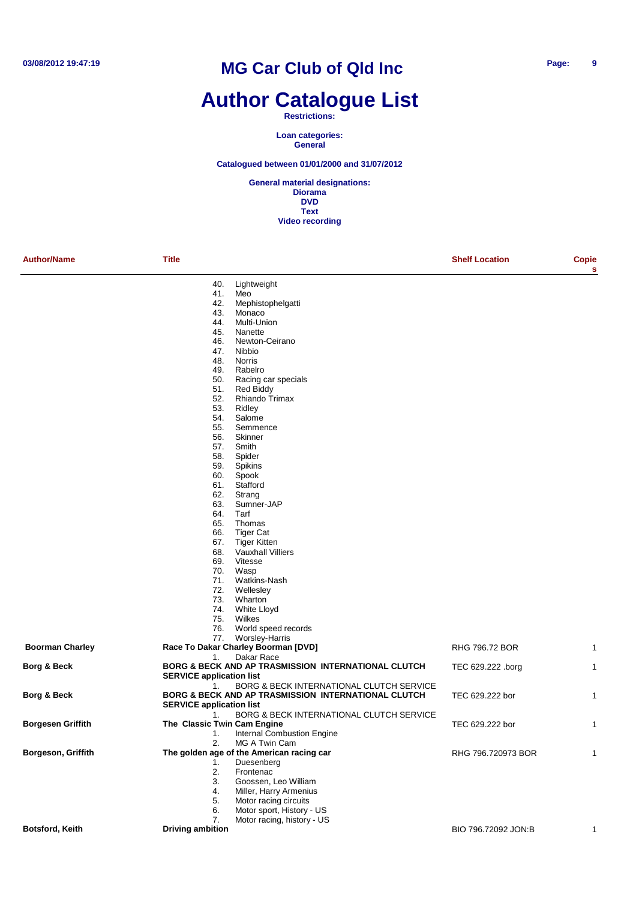# MG Car Club of Qld Inc

# Author Catalogue List

**Restrictions:**

**Loan categories:**
**General**

**Catalogued between 01/01/2000 and 31/07/2012**

**General material designations:**
**Diorama**
**DVD**
**Text**
**Video recording**

| Author/Name | Title | Shelf Location | Copies |
|---|---|---|---|
| | 40. Lightweight<br>41. Meo<br>42. Mephistophelgatti<br>43. Monaco<br>44. Multi-Union<br>45. Nanette<br>46. Newton-Ceirano<br>47. Nibbio<br>48. Norris<br>49. Rabelro<br>50. Racing car specials<br>51. Red Biddy<br>52. Rhiando Trimax<br>53. Ridley<br>54. Salome<br>55. Semmence<br>56. Skinner<br>57. Smith<br>58. Spider<br>59. Spikins<br>60. Spook<br>61. Stafford<br>62. Strang<br>63. Sumner-JAP<br>64. Tarf<br>65. Thomas<br>66. Tiger Cat<br>67. Tiger Kitten<br>68. Vauxhall Villiers<br>69. Vitesse<br>70. Wasp<br>71. Watkins-Nash<br>72. Wellesley<br>73. Wharton<br>74. White Lloyd<br>75. Wilkes<br>76. World speed records<br>77. Worsley-Harris | | |
| **Boorman Charley** | **Race To Dakar Charley Boorman [DVD]**<br>1. Dakar Race | RHG 796.72 BOR | 1 |
| **Borg & Beck** | **BORG & BECK AND AP TRASMISSION INTERNATIONAL CLUTCH SERVICE application list**<br>1. BORG & BECK INTERNATIONAL CLUTCH SERVICE | TEC 629.222 .borg | 1 |
| **Borg & Beck** | **BORG & BECK AND AP TRASMISSION INTERNATIONAL CLUTCH SERVICE application list**<br>1. BORG & BECK INTERNATIONAL CLUTCH SERVICE | TEC 629.222 bor | 1 |
| **Borgesen Griffith** | **The Classic Twin Cam Engine**<br>1. Internal Combustion Engine<br>2. MG A Twin Cam | TEC 629.222 bor | 1 |
| **Borgeson, Griffith** | **The golden age of the American racing car**<br>1. Duesenberg<br>2. Frontenac<br>3. Goossen, Leo William<br>4. Miller, Harry Armenius<br>5. Motor racing circuits<br>6. Motor sport, History - US<br>7. Motor racing, history - US | RHG 796.720973 BOR | 1 |
| **Botsford, Keith** | **Driving ambition** | BIO 796.72092 JON:B | 1 |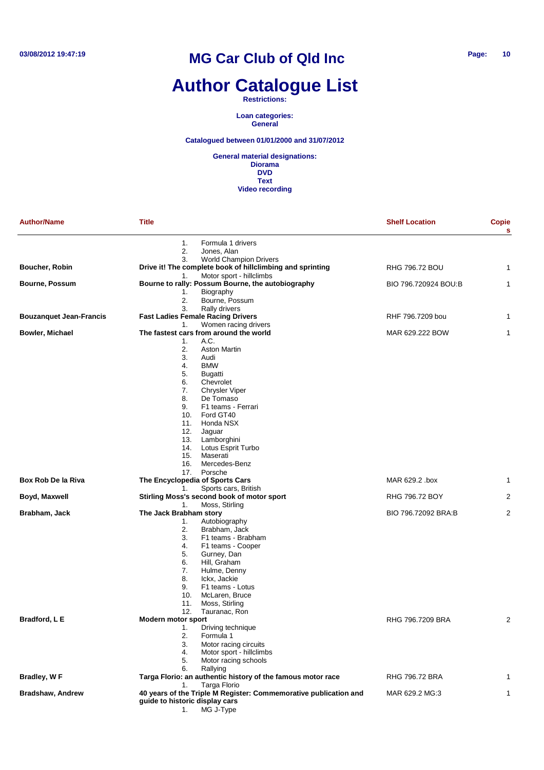# MG Car Club of Qld Inc

# Author Catalogue List

**Restrictions:**

**Loan categories:**
**General**

**Catalogued between 01/01/2000 and 31/07/2012**

**General material designations:**
**Diorama**
**DVD**
**Text**
**Video recording**

| Author/Name | Title | Shelf Location | Copies |
|---|---|---|---|
| | 1. Formula 1 drivers<br>2. Jones, Alan<br>3. World Champion Drivers | | |
| **Boucher, Robin** | **Drive it! The complete book of hillclimbing and sprinting**<br>1. Motor sport - hillclimbs | RHG 796.72 BOU | 1 |
| **Bourne, Possum** | **Bourne to rally: Possum Bourne, the autobiography**<br>1. Biography<br>2. Bourne, Possum<br>3. Rally drivers | BIO 796.720924 BOU:B | 1 |
| **Bouzanquet Jean-Francis** | **Fast Ladies Female Racing Drivers**<br>1. Women racing drivers | RHF 796.7209 bou | 1 |
| **Bowler, Michael** | **The fastest cars from around the world**<br>1. A.C.<br>2. Aston Martin<br>3. Audi<br>4. BMW<br>5. Bugatti<br>6. Chevrolet<br>7. Chrysler Viper<br>8. De Tomaso<br>9. F1 teams - Ferrari<br>10. Ford GT40<br>11. Honda NSX<br>12. Jaguar<br>13. Lamborghini<br>14. Lotus Esprit Turbo<br>15. Maserati<br>16. Mercedes-Benz<br>17. Porsche | MAR 629.222 BOW | 1 |
| **Box Rob De la Riva** | **The Encyclopedia of Sports Cars**<br>1. Sports cars, British | MAR 629.2 .box | 1 |
| **Boyd, Maxwell** | **Stirling Moss's second book of motor sport**<br>1. Moss, Stirling | RHG 796.72 BOY | 2 |
| **Brabham, Jack** | **The Jack Brabham story**<br>1. Autobiography<br>2. Brabham, Jack<br>3. F1 teams - Brabham<br>4. F1 teams - Cooper<br>5. Gurney, Dan<br>6. Hill, Graham<br>7. Hulme, Denny<br>8. Ickx, Jackie<br>9. F1 teams - Lotus<br>10. McLaren, Bruce<br>11. Moss, Stirling<br>12. Tauranac, Ron | BIO 796.72092 BRA:B | 2 |
| **Bradford, L E** | **Modern motor sport**<br>1. Driving technique<br>2. Formula 1<br>3. Motor racing circuits<br>4. Motor sport - hillclimbs<br>5. Motor racing schools<br>6. Rallying | RHG 796.7209 BRA | 2 |
| **Bradley, W F** | **Targa Florio: an authentic history of the famous motor race**<br>1. Targa Florio | RHG 796.72 BRA | 1 |
| **Bradshaw, Andrew** | **40 years of the Triple M Register: Commemorative publication and guide to historic display cars**<br>1. MG J-Type | MAR 629.2 MG:3 | 1 |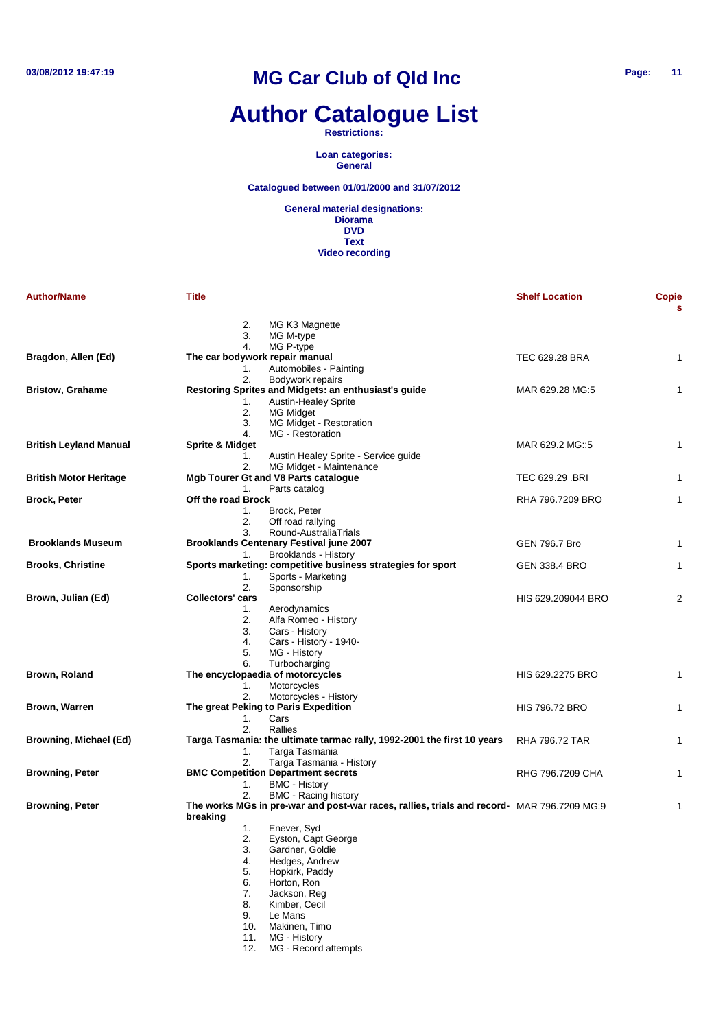# MG Car Club of Qld Inc

# Author Catalogue List

**Restrictions:**

**Loan categories:**
**General**

**Catalogued between 01/01/2000 and 31/07/2012**

**General material designations:**
**Diorama**
**DVD**
**Text**
**Video recording**

| Author/Name | Title | Shelf Location | Copies |
|---|---|---|---|
| | 2. MG K3 Magnette<br>3. MG M-type<br>4. MG P-type | | |
| **Bragdon, Allen (Ed)** | **The car bodywork repair manual**<br>1. Automobiles - Painting<br>2. Bodywork repairs | TEC 629.28 BRA | 1 |
| **Bristow, Grahame** | **Restoring Sprites and Midgets: an enthusiast's guide**<br>1. Austin-Healey Sprite<br>2. MG Midget<br>3. MG Midget - Restoration<br>4. MG - Restoration | MAR 629.28 MG:5 | 1 |
| **British Leyland Manual** | **Sprite & Midget**<br>1. Austin Healey Sprite - Service guide<br>2. MG Midget - Maintenance | MAR 629.2 MG::5 | 1 |
| **British Motor Heritage** | **Mgb Tourer Gt and V8 Parts catalogue**<br>1. Parts catalog | TEC 629.29 .BRI | 1 |
| **Brock, Peter** | **Off the road Brock**<br>1. Brock, Peter<br>2. Off road rallying<br>3. Round-AustraliaTrials | RHA 796.7209 BRO | 1 |
| **Brooklands Museum** | **Brooklands Centenary Festival june 2007**<br>1. Brooklands - History | GEN 796.7 Bro | 1 |
| **Brooks, Christine** | **Sports marketing: competitive business strategies for sport**<br>1. Sports - Marketing<br>2. Sponsorship | GEN 338.4 BRO | 1 |
| **Brown, Julian (Ed)** | **Collectors' cars**<br>1. Aerodynamics<br>2. Alfa Romeo - History<br>3. Cars - History<br>4. Cars - History - 1940-<br>5. MG - History<br>6. Turbocharging | HIS 629.209044 BRO | 2 |
| **Brown, Roland** | **The encyclopaedia of motorcycles**<br>1. Motorcycles<br>2. Motorcycles - History | HIS 629.2275 BRO | 1 |
| **Brown, Warren** | **The great Peking to Paris Expedition**<br>1. Cars<br>2. Rallies | HIS 796.72 BRO | 1 |
| **Browning, Michael (Ed)** | **Targa Tasmania: the ultimate tarmac rally, 1992-2001 the first 10 years**<br>1. Targa Tasmania<br>2. Targa Tasmania - History | RHA 796.72 TAR | 1 |
| **Browning, Peter** | **BMC Competition Department secrets**<br>1. BMC - History<br>2. BMC - Racing history | RHG 796.7209 CHA | 1 |
| **Browning, Peter** | **The works MGs in pre-war and post-war races, rallies, trials and record-breaking**<br>1. Enever, Syd<br>2. Eyston, Capt George<br>3. Gardner, Goldie<br>4. Hedges, Andrew<br>5. Hopkirk, Paddy<br>6. Horton, Ron<br>7. Jackson, Reg<br>8. Kimber, Cecil<br>9. Le Mans<br>10. Makinen, Timo<br>11. MG - History<br>12. MG - Record attempts | MAR 796.7209 MG:9 | 1 |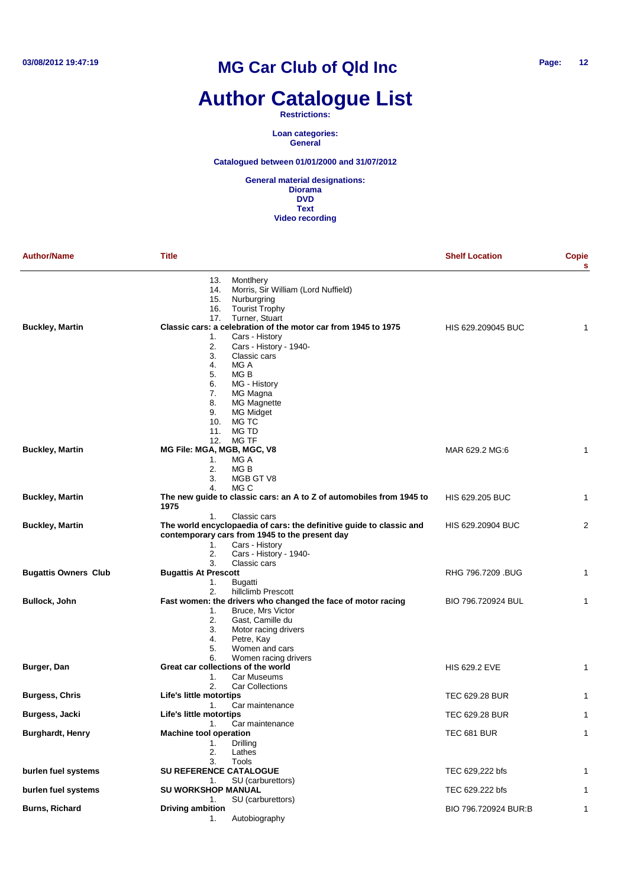# MG Car Club of Qld Inc

# Author Catalogue List

**Restrictions:**

**Loan categories:**
**General**

**Catalogued between 01/01/2000 and 31/07/2012**

**General material designations:**
**Diorama**
**DVD**
**Text**
**Video recording**

| Author/Name | Title | Shelf Location | Copies |
|---|---|---|---|
| | 13. Montlhery<br>14. Morris, Sir William (Lord Nuffield)<br>15. Nurburgring<br>16. Tourist Trophy<br>17. Turner, Stuart | | |
| **Buckley, Martin** | **Classic cars: a celebration of the motor car from 1945 to 1975**<br>1. Cars - History<br>2. Cars - History - 1940-<br>3. Classic cars<br>4. MG A<br>5. MG B<br>6. MG - History<br>7. MG Magna<br>8. MG Magnette<br>9. MG Midget<br>10. MG TC<br>11. MG TD<br>12. MG TF | HIS 629.209045 BUC | 1 |
| **Buckley, Martin** | **MG File: MGA, MGB, MGC, V8**<br>1. MG A<br>2. MG B<br>3. MGB GT V8<br>4. MG C | MAR 629.2 MG:6 | 1 |
| **Buckley, Martin** | **The new guide to classic cars: an A to Z of automobiles from 1945 to 1975**<br>1. Classic cars | HIS 629.205 BUC | 1 |
| **Buckley, Martin** | **The world encyclopaedia of cars: the definitive guide to classic and contemporary cars from 1945 to the present day**<br>1. Cars - History<br>2. Cars - History - 1940-<br>3. Classic cars | HIS 629.20904 BUC | 2 |
| **Bugattis Owners Club** | **Bugattis At Prescott**<br>1. Bugatti<br>2. hillclimb Prescott | RHG 796.7209 .BUG | 1 |
| **Bullock, John** | **Fast women: the drivers who changed the face of motor racing**<br>1. Bruce, Mrs Victor<br>2. Gast, Camille du<br>3. Motor racing drivers<br>4. Petre, Kay<br>5. Women and cars<br>6. Women racing drivers | BIO 796.720924 BUL | 1 |
| **Burger, Dan** | **Great car collections of the world**<br>1. Car Museums<br>2. Car Collections | HIS 629.2 EVE | 1 |
| **Burgess, Chris** | **Life's little motortips**<br>1. Car maintenance | TEC 629.28 BUR | 1 |
| **Burgess, Jacki** | **Life's little motortips**<br>1. Car maintenance | TEC 629.28 BUR | 1 |
| **Burghardt, Henry** | **Machine tool operation**<br>1. Drilling<br>2. Lathes<br>3. Tools | TEC 681 BUR | 1 |
| **burlen fuel systems** | **SU REFERENCE CATALOGUE**<br>1. SU (carburettors) | TEC 629,222 bfs | 1 |
| **burlen fuel systems** | **SU WORKSHOP MANUAL**<br>1. SU (carburettors) | TEC 629.222 bfs | 1 |
| **Burns, Richard** | **Driving ambition**<br>1. Autobiography | BIO 796.720924 BUR:B | 1 |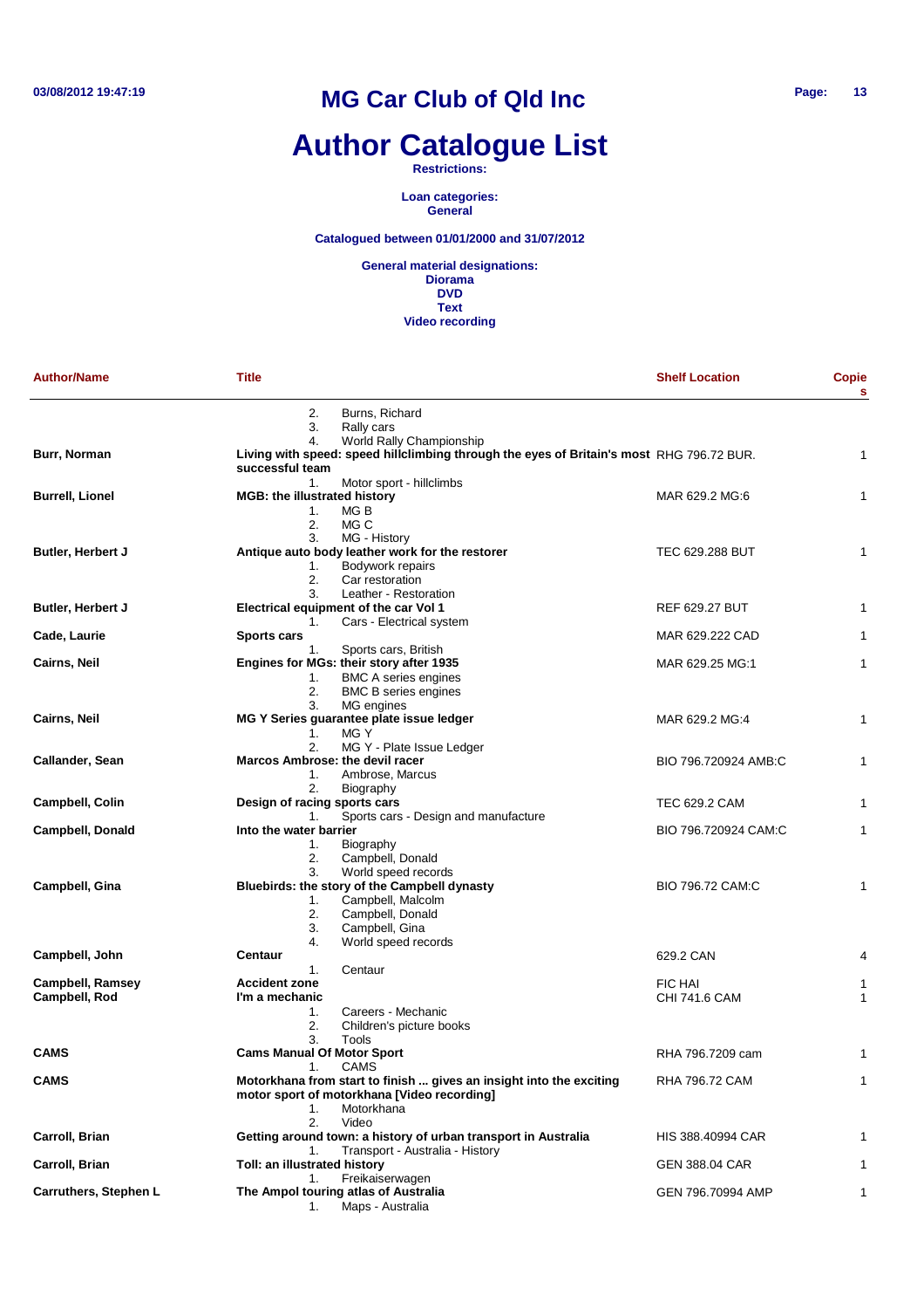# MG Car Club of Qld Inc

# Author Catalogue List

**Restrictions:**

**Loan categories:**
**General**

**Catalogued between 01/01/2000 and 31/07/2012**

**General material designations:**
**Diorama**
**DVD**
**Text**
**Video recording**

| Author/Name | Title | Shelf Location | Copies |
|---|---|---|---|
| | 2. Burns, Richard<br>3. Rally cars<br>4. World Rally Championship | | |
| **Burr, Norman** | **Living with speed: speed hillclimbing through the eyes of Britain's most successful team**<br>1. Motor sport - hillclimbs | RHG 796.72 BUR. | 1 |
| **Burrell, Lionel** | **MGB: the illustrated history**<br>1. MG B<br>2. MG C<br>3. MG - History | MAR 629.2 MG:6 | 1 |
| **Butler, Herbert J** | **Antique auto body leather work for the restorer**<br>1. Bodywork repairs<br>2. Car restoration<br>3. Leather - Restoration | TEC 629.288 BUT | 1 |
| **Butler, Herbert J** | **Electrical equipment of the car Vol 1**<br>1. Cars - Electrical system | REF 629.27 BUT | 1 |
| **Cade, Laurie** | **Sports cars**<br>1. Sports cars, British | MAR 629.222 CAD | 1 |
| **Cairns, Neil** | **Engines for MGs: their story after 1935**<br>1. BMC A series engines<br>2. BMC B series engines<br>3. MG engines | MAR 629.25 MG:1 | 1 |
| **Cairns, Neil** | **MG Y Series guarantee plate issue ledger**<br>1. MG Y<br>2. MG Y - Plate Issue Ledger | MAR 629.2 MG:4 | 1 |
| **Callander, Sean** | **Marcos Ambrose: the devil racer**<br>1. Ambrose, Marcus<br>2. Biography | BIO 796.720924 AMB:C | 1 |
| **Campbell, Colin** | **Design of racing sports cars**<br>1. Sports cars - Design and manufacture | TEC 629.2 CAM | 1 |
| **Campbell, Donald** | **Into the water barrier**<br>1. Biography<br>2. Campbell, Donald<br>3. World speed records | BIO 796.720924 CAM:C | 1 |
| **Campbell, Gina** | **Bluebirds: the story of the Campbell dynasty**<br>1. Campbell, Malcolm<br>2. Campbell, Donald<br>3. Campbell, Gina<br>4. World speed records | BIO 796.72 CAM:C | 1 |
| **Campbell, John** | **Centaur**<br>1. Centaur | 629.2 CAN | 4 |
| **Campbell, Ramsey** | **Accident zone** | FIC HAI | 1 |
| **Campbell, Rod** | **I'm a mechanic**<br>1. Careers - Mechanic<br>2. Children's picture books<br>3. Tools | CHI 741.6 CAM | 1 |
| **CAMS** | **Cams Manual Of Motor Sport**<br>1. CAMS | RHA 796.7209 cam | 1 |
| **CAMS** | **Motorkhana from start to finish ... gives an insight into the exciting motor sport of motorkhana [Video recording]**<br>1. Motorkhana<br>2. Video | RHA 796.72 CAM | 1 |
| **Carroll, Brian** | **Getting around town: a history of urban transport in Australia**<br>1. Transport - Australia - History | HIS 388.40994 CAR | 1 |
| **Carroll, Brian** | **Toll: an illustrated history**<br>1. Freikaiserwagen | GEN 388.04 CAR | 1 |
| **Carruthers, Stephen L** | **The Ampol touring atlas of Australia**<br>1. Maps - Australia | GEN 796.70994 AMP | 1 |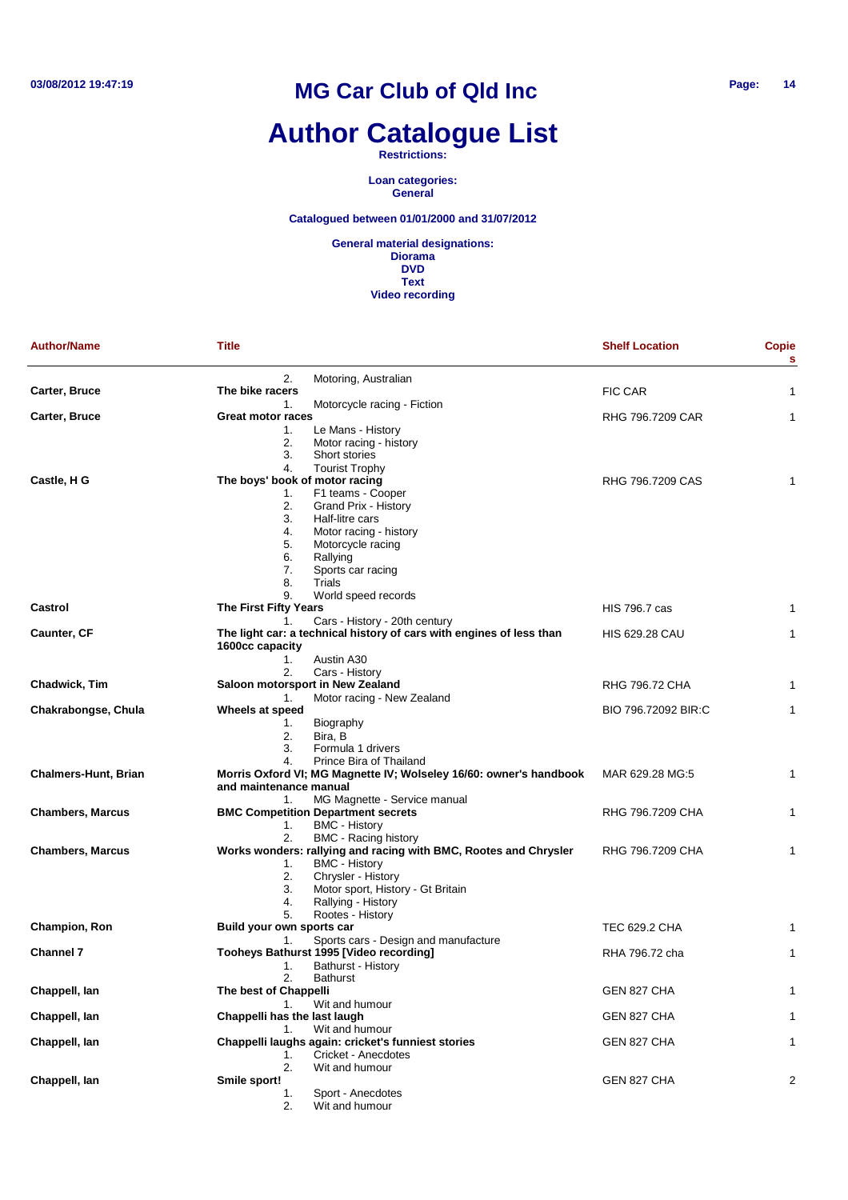# MG Car Club of Qld Inc

# Author Catalogue List

**Restrictions:**

**Loan categories:**
**General**

**Catalogued between 01/01/2000 and 31/07/2012**

**General material designations:**
**Diorama**
**DVD**
**Text**
**Video recording**

| Author/Name | Title | Shelf Location | Copies |
|---|---|---|---|
| | 2. Motoring, Australian | | |
| **Carter, Bruce** | **The bike racers** | FIC CAR | 1 |
| | 1. Motorcycle racing - Fiction | | |
| **Carter, Bruce** | **Great motor races** | RHG 796.7209 CAR | 1 |
| | 1. Le Mans - History<br>2. Motor racing - history<br>3. Short stories<br>4. Tourist Trophy | | |
| **Castle, H G** | **The boys' book of motor racing** | RHG 796.7209 CAS | 1 |
| | 1. F1 teams - Cooper<br>2. Grand Prix - History<br>3. Half-litre cars<br>4. Motor racing - history<br>5. Motorcycle racing<br>6. Rallying<br>7. Sports car racing<br>8. Trials<br>9. World speed records | | |
| **Castrol** | **The First Fifty Years** | HIS 796.7 cas | 1 |
| | 1. Cars - History - 20th century | | |
| **Caunter, CF** | **The light car: a technical history of cars with engines of less than 1600cc capacity** | HIS 629.28 CAU | 1 |
| | 1. Austin A30<br>2. Cars - History | | |
| **Chadwick, Tim** | **Saloon motorsport in New Zealand** | RHG 796.72 CHA | 1 |
| | 1. Motor racing - New Zealand | | |
| **Chakrabongse, Chula** | **Wheels at speed** | BIO 796.72092 BIR:C | 1 |
| | 1. Biography<br>2. Bira, B<br>3. Formula 1 drivers<br>4. Prince Bira of Thailand | | |
| **Chalmers-Hunt, Brian** | **Morris Oxford VI; MG Magnette IV; Wolseley 16/60: owner's handbook and maintenance manual** | MAR 629.28 MG:5 | 1 |
| | 1. MG Magnette - Service manual | | |
| **Chambers, Marcus** | **BMC Competition Department secrets** | RHG 796.7209 CHA | 1 |
| | 1. BMC - History<br>2. BMC - Racing history | | |
| **Chambers, Marcus** | **Works wonders: rallying and racing with BMC, Rootes and Chrysler** | RHG 796.7209 CHA | 1 |
| | 1. BMC - History<br>2. Chrysler - History<br>3. Motor sport, History - Gt Britain<br>4. Rallying - History<br>5. Rootes - History | | |
| **Champion, Ron** | **Build your own sports car** | TEC 629.2 CHA | 1 |
| | 1. Sports cars - Design and manufacture | | |
| **Channel 7** | **Tooheys Bathurst 1995 [Video recording]** | RHA 796.72 cha | 1 |
| | 1. Bathurst - History<br>2. Bathurst | | |
| **Chappell, Ian** | **The best of Chappelli** | GEN 827 CHA | 1 |
| | 1. Wit and humour | | |
| **Chappell, Ian** | **Chappelli has the last laugh** | GEN 827 CHA | 1 |
| | 1. Wit and humour | | |
| **Chappell, Ian** | **Chappelli laughs again: cricket's funniest stories** | GEN 827 CHA | 1 |
| | 1. Cricket - Anecdotes<br>2. Wit and humour | | |
| **Chappell, Ian** | **Smile sport!** | GEN 827 CHA | 2 |
| | 1. Sport - Anecdotes<br>2. Wit and humour | | |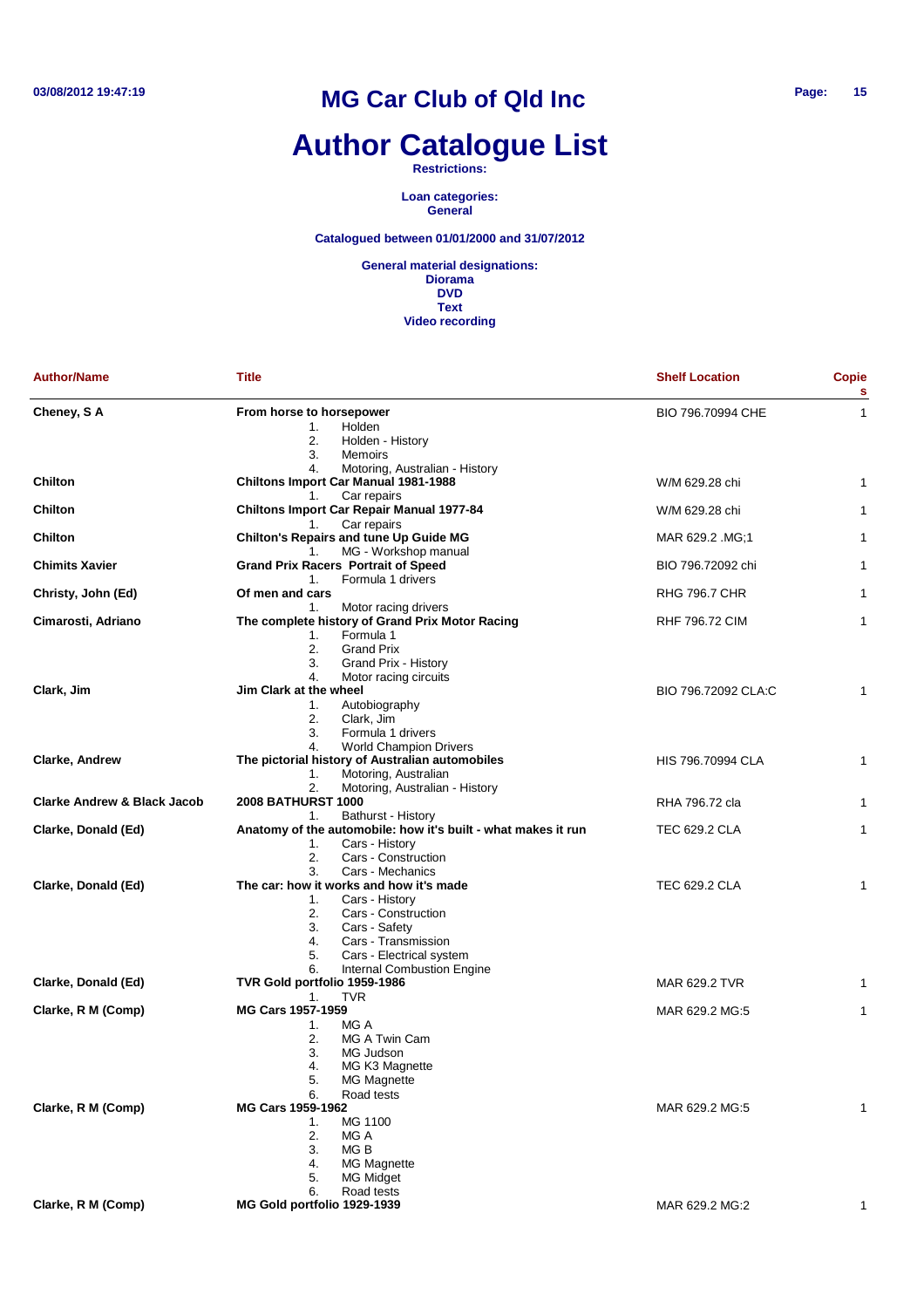# MG Car Club of Qld Inc

# Author Catalogue List

**Restrictions:**

**Loan categories:**
**General**

**Catalogued between 01/01/2000 and 31/07/2012**

**General material designations:**
**Diorama**
**DVD**
**Text**
**Video recording**

| Author/Name | Title | Shelf Location | Copies |
|---|---|---|---|
| **Cheney, S A** | **From horse to horsepower**<br>1. Holden<br>2. Holden - History<br>3. Memoirs<br>4. Motoring, Australian - History | BIO 796.70994 CHE | 1 |
| **Chilton** | **Chiltons Import Car Manual 1981-1988**<br>1. Car repairs | W/M 629.28 chi | 1 |
| **Chilton** | **Chiltons Import Car Repair Manual 1977-84**<br>1. Car repairs | W/M 629.28 chi | 1 |
| **Chilton** | **Chilton's Repairs and tune Up Guide MG**<br>1. MG - Workshop manual | MAR 629.2 .MG;1 | 1 |
| **Chimits Xavier** | **Grand Prix Racers Portrait of Speed**<br>1. Formula 1 drivers | BIO 796.72092 chi | 1 |
| **Christy, John (Ed)** | **Of men and cars**<br>1. Motor racing drivers | RHG 796.7 CHR | 1 |
| **Cimarosti, Adriano** | **The complete history of Grand Prix Motor Racing**<br>1. Formula 1<br>2. Grand Prix<br>3. Grand Prix - History<br>4. Motor racing circuits | RHF 796.72 CIM | 1 |
| **Clark, Jim** | **Jim Clark at the wheel**<br>1. Autobiography<br>2. Clark, Jim<br>3. Formula 1 drivers<br>4. World Champion Drivers | BIO 796.72092 CLA:C | 1 |
| **Clarke, Andrew** | **The pictorial history of Australian automobiles**<br>1. Motoring, Australian<br>2. Motoring, Australian - History | HIS 796.70994 CLA | 1 |
| **Clarke Andrew & Black Jacob** | **2008 BATHURST 1000**<br>1. Bathurst - History | RHA 796.72 cla | 1 |
| **Clarke, Donald (Ed)** | **Anatomy of the automobile: how it's built - what makes it run**<br>1. Cars - History<br>2. Cars - Construction<br>3. Cars - Mechanics | TEC 629.2 CLA | 1 |
| **Clarke, Donald (Ed)** | **The car: how it works and how it's made**<br>1. Cars - History<br>2. Cars - Construction<br>3. Cars - Safety<br>4. Cars - Transmission<br>5. Cars - Electrical system<br>6. Internal Combustion Engine | TEC 629.2 CLA | 1 |
| **Clarke, Donald (Ed)** | **TVR Gold portfolio 1959-1986**<br>1. TVR | MAR 629.2 TVR | 1 |
| **Clarke, R M (Comp)** | **MG Cars 1957-1959**<br>1. MG A<br>2. MG A Twin Cam<br>3. MG Judson<br>4. MG K3 Magnette<br>5. MG Magnette<br>6. Road tests | MAR 629.2 MG:5 | 1 |
| **Clarke, R M (Comp)** | **MG Cars 1959-1962**<br>1. MG 1100<br>2. MG A<br>3. MG B<br>4. MG Magnette<br>5. MG Midget<br>6. Road tests | MAR 629.2 MG:5 | 1 |
| **Clarke, R M (Comp)** | **MG Gold portfolio 1929-1939** | MAR 629.2 MG:2 | 1 |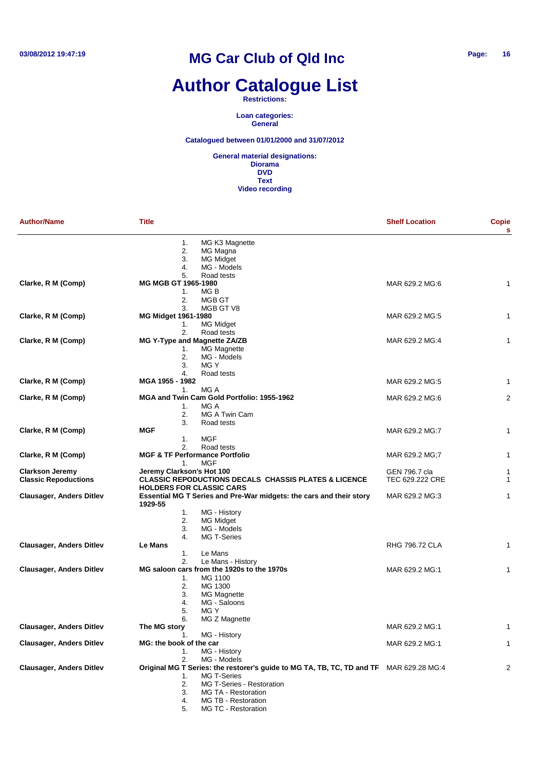# MG Car Club of Qld Inc

# Author Catalogue List

**Restrictions:**

**Loan categories:**
**General**

**Catalogued between 01/01/2000 and 31/07/2012**

**General material designations:**
**Diorama**
**DVD**
**Text**
**Video recording**

| Author/Name | Title | Shelf Location | Copies |
|---|---|---|---|
| | 1. MG K3 Magnette<br>2. MG Magna<br>3. MG Midget<br>4. MG - Models<br>5. Road tests | | |
| **Clarke, R M (Comp)** | **MG MGB GT 1965-1980**<br>1. MG B<br>2. MGB GT<br>3. MGB GT V8 | MAR 629.2 MG:6 | 1 |
| **Clarke, R M (Comp)** | **MG Midget 1961-1980**<br>1. MG Midget<br>2. Road tests | MAR 629.2 MG:5 | 1 |
| **Clarke, R M (Comp)** | **MG Y-Type and Magnette ZA/ZB**<br>1. MG Magnette<br>2. MG - Models<br>3. MG Y<br>4. Road tests | MAR 629.2 MG:4 | 1 |
| **Clarke, R M (Comp)** | **MGA 1955 - 1982**<br>1. MG A | MAR 629.2 MG:5 | 1 |
| **Clarke, R M (Comp)** | **MGA and Twin Cam Gold Portfolio: 1955-1962**<br>1. MG A<br>2. MG A Twin Cam<br>3. Road tests | MAR 629.2 MG:6 | 2 |
| **Clarke, R M (Comp)** | **MGF**<br>1. MGF<br>2. Road tests | MAR 629.2 MG:7 | 1 |
| **Clarke, R M (Comp)** | **MGF & TF Performance Portfolio**<br>1. MGF | MAR 629.2 MG;7 | 1 |
| **Clarkson Jeremy** | **Jeremy Clarkson's Hot 100** | GEN 796.7 cla | 1 |
| **Classic Repoductions** | **CLASSIC REPODUCTIONS DECALS CHASSIS PLATES & LICENCE HOLDERS FOR CLASSIC CARS** | TEC 629.222 CRE | 1 |
| **Clausager, Anders Ditlev** | **Essential MG T Series and Pre-War midgets: the cars and their story 1929-55**<br>1. MG - History<br>2. MG Midget<br>3. MG - Models<br>4. MG T-Series | MAR 629.2 MG:3 | 1 |
| **Clausager, Anders Ditlev** | **Le Mans**<br>1. Le Mans<br>2. Le Mans - History | RHG 796.72 CLA | 1 |
| **Clausager, Anders Ditlev** | **MG saloon cars from the 1920s to the 1970s**<br>1. MG 1100<br>2. MG 1300<br>3. MG Magnette<br>4. MG - Saloons<br>5. MG Y<br>6. MG Z Magnette | MAR 629.2 MG:1 | 1 |
| **Clausager, Anders Ditlev** | **The MG story**<br>1. MG - History | MAR 629.2 MG:1 | 1 |
| **Clausager, Anders Ditlev** | **MG: the book of the car**<br>1. MG - History<br>2. MG - Models | MAR 629.2 MG:1 | 1 |
| **Clausager, Anders Ditlev** | **Original MG T Series: the restorer's guide to MG TA, TB, TC, TD and TF**<br>1. MG T-Series<br>2. MG T-Series - Restoration<br>3. MG TA - Restoration<br>4. MG TB - Restoration<br>5. MG TC - Restoration | MAR 629.28 MG:4 | 2 |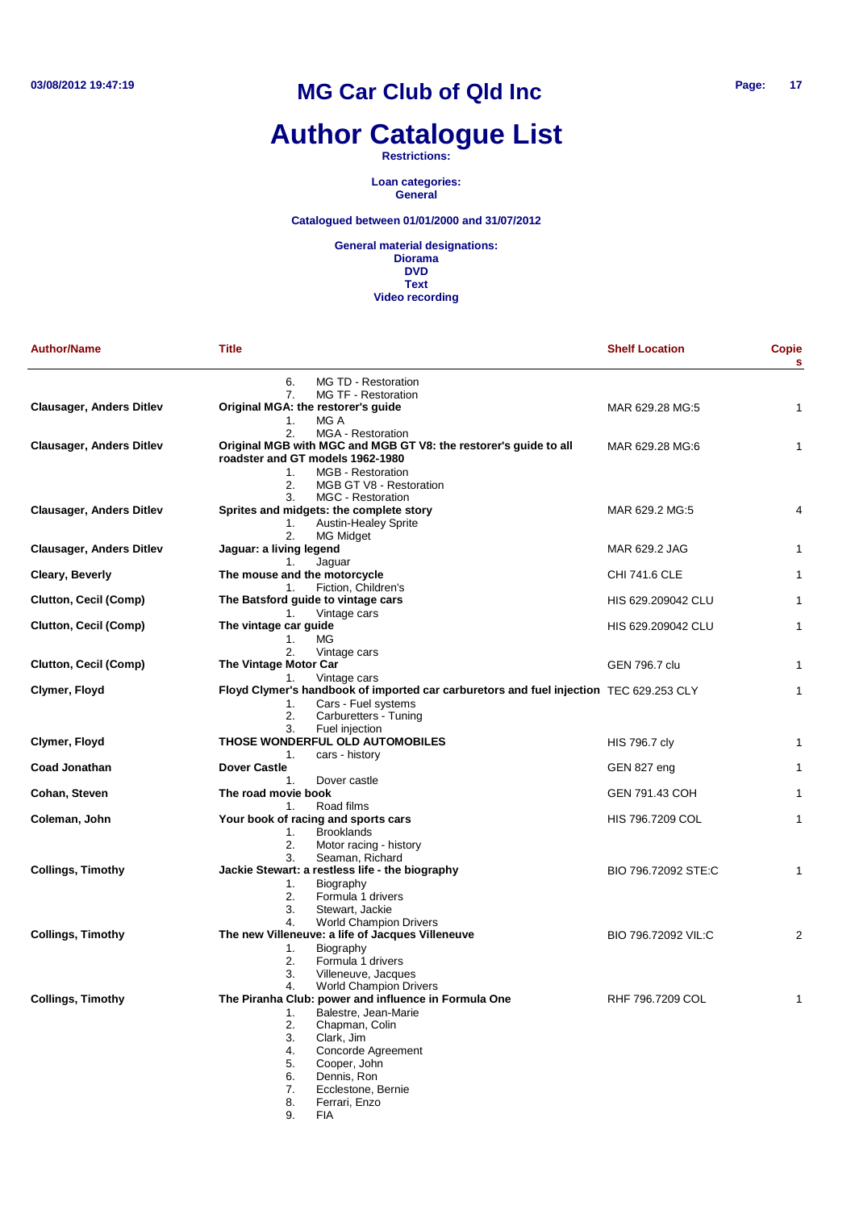# MG Car Club of Qld Inc

# Author Catalogue List

**Restrictions:**

**Loan categories:**
**General**

**Catalogued between 01/01/2000 and 31/07/2012**

**General material designations:**
**Diorama**
**DVD**
**Text**
**Video recording**

| Author/Name | Title | Shelf Location | Copies |
|---|---|---|---|
| | 6. MG TD - Restoration<br>7. MG TF - Restoration | | |
| **Clausager, Anders Ditlev** | **Original MGA: the restorer's guide**<br>1. MG A<br>2. MGA - Restoration | MAR 629.28 MG:5 | 1 |
| **Clausager, Anders Ditlev** | **Original MGB with MGC and MGB GT V8: the restorer's guide to all roadster and GT models 1962-1980**<br>1. MGB - Restoration<br>2. MGB GT V8 - Restoration<br>3. MGC - Restoration | MAR 629.28 MG:6 | 1 |
| **Clausager, Anders Ditlev** | **Sprites and midgets: the complete story**<br>1. Austin-Healey Sprite<br>2. MG Midget | MAR 629.2 MG:5 | 4 |
| **Clausager, Anders Ditlev** | **Jaguar: a living legend**<br>1. Jaguar | MAR 629.2 JAG | 1 |
| **Cleary, Beverly** | **The mouse and the motorcycle**<br>1. Fiction, Children's | CHI 741.6 CLE | 1 |
| **Clutton, Cecil (Comp)** | **The Batsford guide to vintage cars**<br>1. Vintage cars | HIS 629.209042 CLU | 1 |
| **Clutton, Cecil (Comp)** | **The vintage car guide**<br>1. MG<br>2. Vintage cars | HIS 629.209042 CLU | 1 |
| **Clutton, Cecil (Comp)** | **The Vintage Motor Car**<br>1. Vintage cars | GEN 796.7 clu | 1 |
| **Clymer, Floyd** | **Floyd Clymer's handbook of imported car carburetors and fuel injection**<br>1. Cars - Fuel systems<br>2. Carburetters - Tuning<br>3. Fuel injection | TEC 629.253 CLY | 1 |
| **Clymer, Floyd** | **THOSE WONDERFUL OLD AUTOMOBILES**<br>1. cars - history | HIS 796.7 cly | 1 |
| **Coad Jonathan** | **Dover Castle**<br>1. Dover castle | GEN 827 eng | 1 |
| **Cohan, Steven** | **The road movie book**<br>1. Road films | GEN 791.43 COH | 1 |
| **Coleman, John** | **Your book of racing and sports cars**<br>1. Brooklands<br>2. Motor racing - history<br>3. Seaman, Richard | HIS 796.7209 COL | 1 |
| **Collings, Timothy** | **Jackie Stewart: a restless life - the biography**<br>1. Biography<br>2. Formula 1 drivers<br>3. Stewart, Jackie<br>4. World Champion Drivers | BIO 796.72092 STE:C | 1 |
| **Collings, Timothy** | **The new Villeneuve: a life of Jacques Villeneuve**<br>1. Biography<br>2. Formula 1 drivers<br>3. Villeneuve, Jacques<br>4. World Champion Drivers | BIO 796.72092 VIL:C | 2 |
| **Collings, Timothy** | **The Piranha Club: power and influence in Formula One**<br>1. Balestre, Jean-Marie<br>2. Chapman, Colin<br>3. Clark, Jim<br>4. Concorde Agreement<br>5. Cooper, John<br>6. Dennis, Ron<br>7. Ecclestone, Bernie<br>8. Ferrari, Enzo<br>9. FIA | RHF 796.7209 COL | 1 |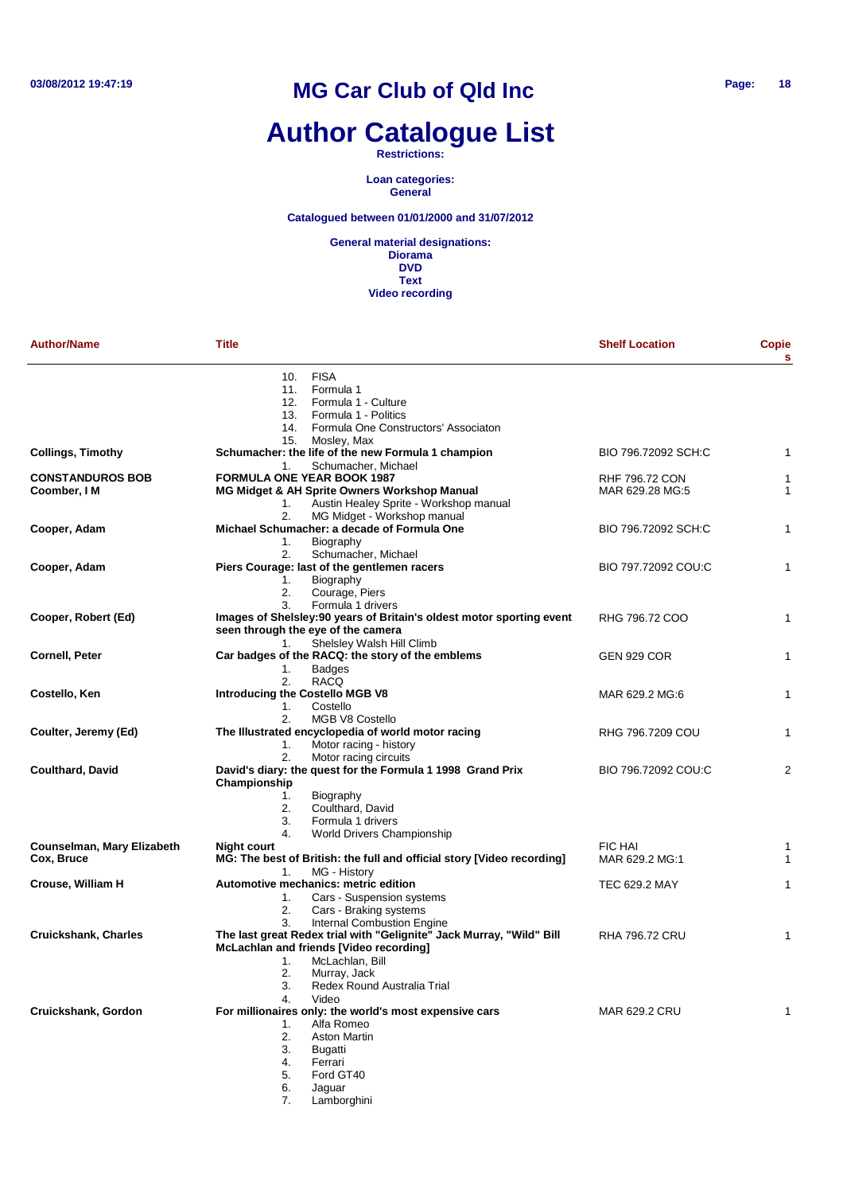# MG Car Club of Qld Inc

# Author Catalogue List

**Restrictions:**

**Loan categories:**
**General**

**Catalogued between 01/01/2000 and 31/07/2012**

**General material designations:**
**Diorama**
**DVD**
**Text**
**Video recording**

| Author/Name | Title | Shelf Location | Copies |
|---|---|---|---|
| | 10. FISA<br>11. Formula 1<br>12. Formula 1 - Culture<br>13. Formula 1 - Politics<br>14. Formula One Constructors' Associaton<br>15. Mosley, Max | | |
| **Collings, Timothy** | **Schumacher: the life of the new Formula 1 champion**<br>1. Schumacher, Michael | BIO 796.72092 SCH:C | 1 |
| **CONSTANDUROS BOB** | **FORMULA ONE YEAR BOOK 1987** | RHF 796.72 CON | 1 |
| **Coomber, I M** | **MG Midget & AH Sprite Owners Workshop Manual**<br>1. Austin Healey Sprite - Workshop manual<br>2. MG Midget - Workshop manual | MAR 629.28 MG:5 | 1 |
| **Cooper, Adam** | **Michael Schumacher: a decade of Formula One**<br>1. Biography<br>2. Schumacher, Michael | BIO 796.72092 SCH:C | 1 |
| **Cooper, Adam** | **Piers Courage: last of the gentlemen racers**<br>1. Biography<br>2. Courage, Piers<br>3. Formula 1 drivers | BIO 797.72092 COU:C | 1 |
| **Cooper, Robert (Ed)** | **Images of Shelsley:90 years of Britain's oldest motor sporting event seen through the eye of the camera**<br>1. Shelsley Walsh Hill Climb | RHG 796.72 COO | 1 |
| **Cornell, Peter** | **Car badges of the RACQ: the story of the emblems**<br>1. Badges<br>2. RACQ | GEN 929 COR | 1 |
| **Costello, Ken** | **Introducing the Costello MGB V8**<br>1. Costello<br>2. MGB V8 Costello | MAR 629.2 MG:6 | 1 |
| **Coulter, Jeremy (Ed)** | **The Illustrated encyclopedia of world motor racing**<br>1. Motor racing - history<br>2. Motor racing circuits | RHG 796.7209 COU | 1 |
| **Coulthard, David** | **David's diary: the quest for the Formula 1 1998 Grand Prix Championship**<br>1. Biography<br>2. Coulthard, David<br>3. Formula 1 drivers<br>4. World Drivers Championship | BIO 796.72092 COU:C | 2 |
| **Counselman, Mary Elizabeth** | **Night court** | FIC HAI | 1 |
| **Cox, Bruce** | **MG: The best of British: the full and official story [Video recording]**<br>1. MG - History | MAR 629.2 MG:1 | 1 |
| **Crouse, William H** | **Automotive mechanics: metric edition**<br>1. Cars - Suspension systems<br>2. Cars - Braking systems<br>3. Internal Combustion Engine | TEC 629.2 MAY | 1 |
| **Cruickshank, Charles** | **The last great Redex trial with "Gelignite" Jack Murray, "Wild" Bill McLachlan and friends [Video recording]**<br>1. McLachlan, Bill<br>2. Murray, Jack<br>3. Redex Round Australia Trial<br>4. Video | RHA 796.72 CRU | 1 |
| **Cruickshank, Gordon** | **For millionaires only: the world's most expensive cars**<br>1. Alfa Romeo<br>2. Aston Martin<br>3. Bugatti<br>4. Ferrari<br>5. Ford GT40<br>6. Jaguar<br>7. Lamborghini | MAR 629.2 CRU | 1 |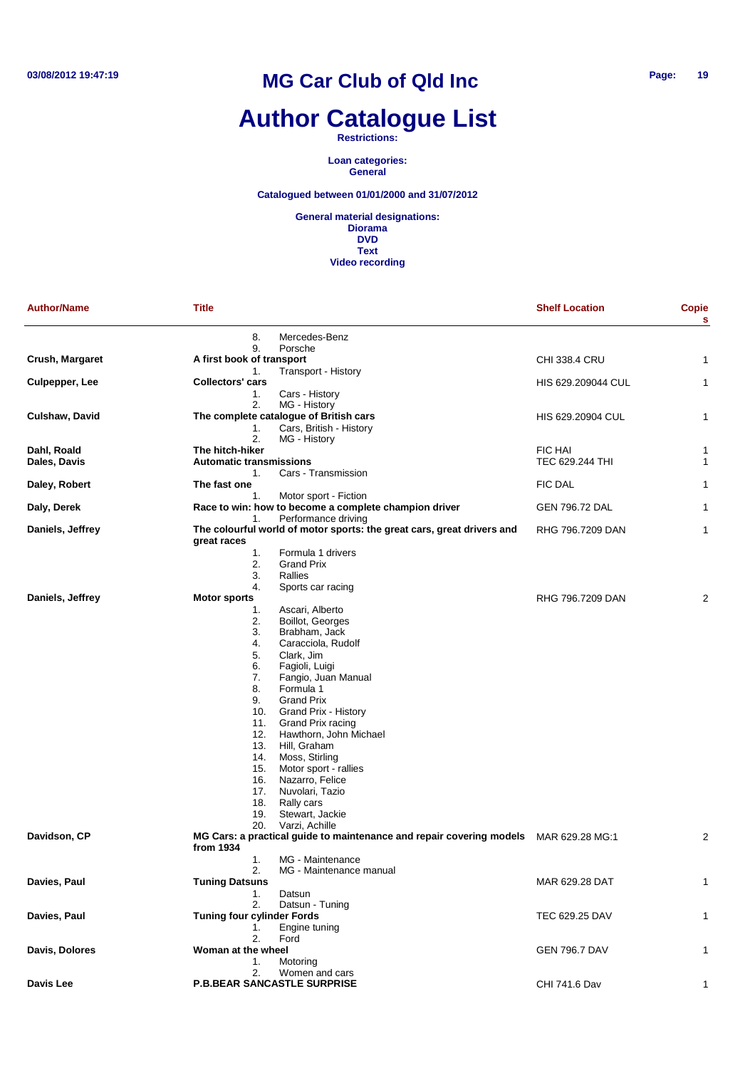# MG Car Club of Qld Inc

# Author Catalogue List

**Restrictions:**

**Loan categories:**
**General**

**Catalogued between 01/01/2000 and 31/07/2012**

**General material designations:**
**Diorama**
**DVD**
**Text**
**Video recording**

| Author/Name | Title | Shelf Location | Copies |
|---|---|---|---|
| | 8. Mercedes-Benz<br>9. Porsche | | |
| **Crush, Margaret** | **A first book of transport**<br>1. Transport - History | CHI 338.4 CRU | 1 |
| **Culpepper, Lee** | **Collectors' cars**<br>1. Cars - History<br>2. MG - History | HIS 629.209044 CUL | 1 |
| **Culshaw, David** | **The complete catalogue of British cars**<br>1. Cars, British - History<br>2. MG - History | HIS 629.20904 CUL | 1 |
| **Dahl, Roald** | **The hitch-hiker** | FIC HAI | 1 |
| **Dales, Davis** | **Automatic transmissions**<br>1. Cars - Transmission | TEC 629.244 THI | 1 |
| **Daley, Robert** | **The fast one**<br>1. Motor sport - Fiction | FIC DAL | 1 |
| **Daly, Derek** | **Race to win: how to become a complete champion driver**<br>1. Performance driving | GEN 796.72 DAL | 1 |
| **Daniels, Jeffrey** | **The colourful world of motor sports: the great cars, great drivers and great races**<br>1. Formula 1 drivers<br>2. Grand Prix<br>3. Rallies<br>4. Sports car racing | RHG 796.7209 DAN | 1 |
| **Daniels, Jeffrey** | **Motor sports**<br>1. Ascari, Alberto<br>2. Boillot, Georges<br>3. Brabham, Jack<br>4. Caracciola, Rudolf<br>5. Clark, Jim<br>6. Fagioli, Luigi<br>7. Fangio, Juan Manual<br>8. Formula 1<br>9. Grand Prix<br>10. Grand Prix - History<br>11. Grand Prix racing<br>12. Hawthorn, John Michael<br>13. Hill, Graham<br>14. Moss, Stirling<br>15. Motor sport - rallies<br>16. Nazarro, Felice<br>17. Nuvolari, Tazio<br>18. Rally cars<br>19. Stewart, Jackie<br>20. Varzi, Achille | RHG 796.7209 DAN | 2 |
| **Davidson, CP** | **MG Cars: a practical guide to maintenance and repair covering models from 1934**<br>1. MG - Maintenance<br>2. MG - Maintenance manual | MAR 629.28 MG:1 | 2 |
| **Davies, Paul** | **Tuning Datsuns**<br>1. Datsun<br>2. Datsun - Tuning | MAR 629.28 DAT | 1 |
| **Davies, Paul** | **Tuning four cylinder Fords**<br>1. Engine tuning<br>2. Ford | TEC 629.25 DAV | 1 |
| **Davis, Dolores** | **Woman at the wheel**<br>1. Motoring<br>2. Women and cars | GEN 796.7 DAV | 1 |
| **Davis Lee** | **P.B.BEAR SANCASTLE SURPRISE** | CHI 741.6 Dav | 1 |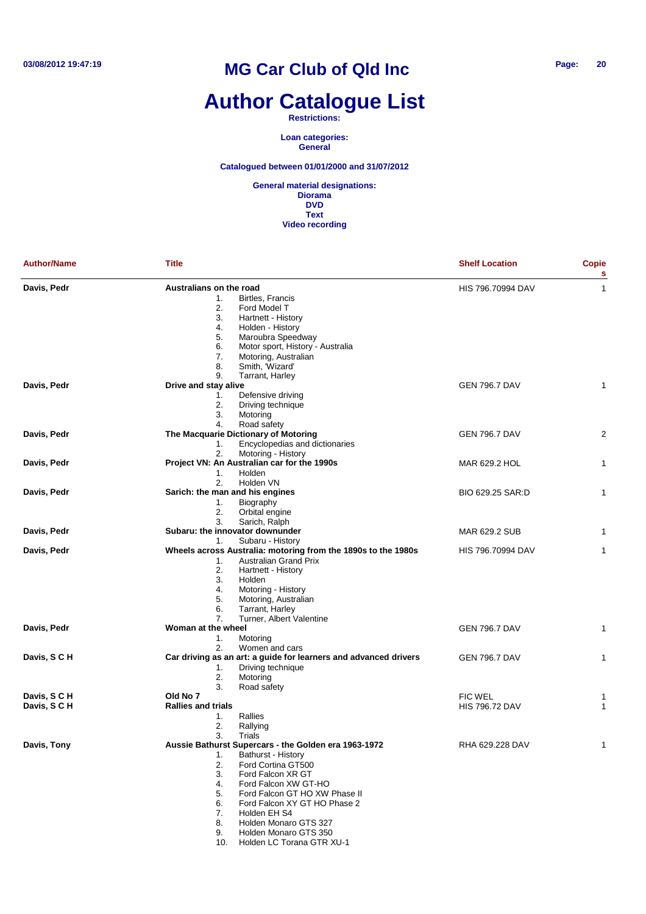# MG Car Club of Qld Inc

# Author Catalogue List

**Restrictions:**

**Loan categories:**
**General**

**Catalogued between 01/01/2000 and 31/07/2012**

**General material designations:**
**Diorama**
**DVD**
**Text**
**Video recording**

| Author/Name | Title | Shelf Location | Copies |
|---|---|---|---|
| **Davis, Pedr** | **Australians on the road**<br>1. Birtles, Francis<br>2. Ford Model T<br>3. Hartnett - History<br>4. Holden - History<br>5. Maroubra Speedway<br>6. Motor sport, History - Australia<br>7. Motoring, Australian<br>8. Smith, 'Wizard'<br>9. Tarrant, Harley | HIS 796.70994 DAV | 1 |
| **Davis, Pedr** | **Drive and stay alive**<br>1. Defensive driving<br>2. Driving technique<br>3. Motoring<br>4. Road safety | GEN 796.7 DAV | 1 |
| **Davis, Pedr** | **The Macquarie Dictionary of Motoring**<br>1. Encyclopedias and dictionaries<br>2. Motoring - History | GEN 796.7 DAV | 2 |
| **Davis, Pedr** | **Project VN: An Australian car for the 1990s**<br>1. Holden<br>2. Holden VN | MAR 629.2 HOL | 1 |
| **Davis, Pedr** | **Sarich: the man and his engines**<br>1. Biography<br>2. Orbital engine<br>3. Sarich, Ralph | BIO 629.25 SAR:D | 1 |
| **Davis, Pedr** | **Subaru: the innovator downunder**<br>1. Subaru - History | MAR 629.2 SUB | 1 |
| **Davis, Pedr** | **Wheels across Australia: motoring from the 1890s to the 1980s**<br>1. Australian Grand Prix<br>2. Hartnett - History<br>3. Holden<br>4. Motoring - History<br>5. Motoring, Australian<br>6. Tarrant, Harley<br>7. Turner, Albert Valentine | HIS 796.70994 DAV | 1 |
| **Davis, Pedr** | **Woman at the wheel**<br>1. Motoring<br>2. Women and cars | GEN 796.7 DAV | 1 |
| **Davis, S C H** | **Car driving as an art: a guide for learners and advanced drivers**<br>1. Driving technique<br>2. Motoring<br>3. Road safety | GEN 796.7 DAV | 1 |
| **Davis, S C H** | **Old No 7** | FIC WEL | 1 |
| **Davis, S C H** | **Rallies and trials**<br>1. Rallies<br>2. Rallying<br>3. Trials | HIS 796.72 DAV | 1 |
| **Davis, Tony** | **Aussie Bathurst Supercars - the Golden era 1963-1972**<br>1. Bathurst - History<br>2. Ford Cortina GT500<br>3. Ford Falcon XR GT<br>4. Ford Falcon XW GT-HO<br>5. Ford Falcon GT HO XW Phase II<br>6. Ford Falcon XY GT HO Phase 2<br>7. Holden EH S4<br>8. Holden Monaro GTS 327<br>9. Holden Monaro GTS 350<br>10. Holden LC Torana GTR XU-1 | RHA 629.228 DAV | 1 |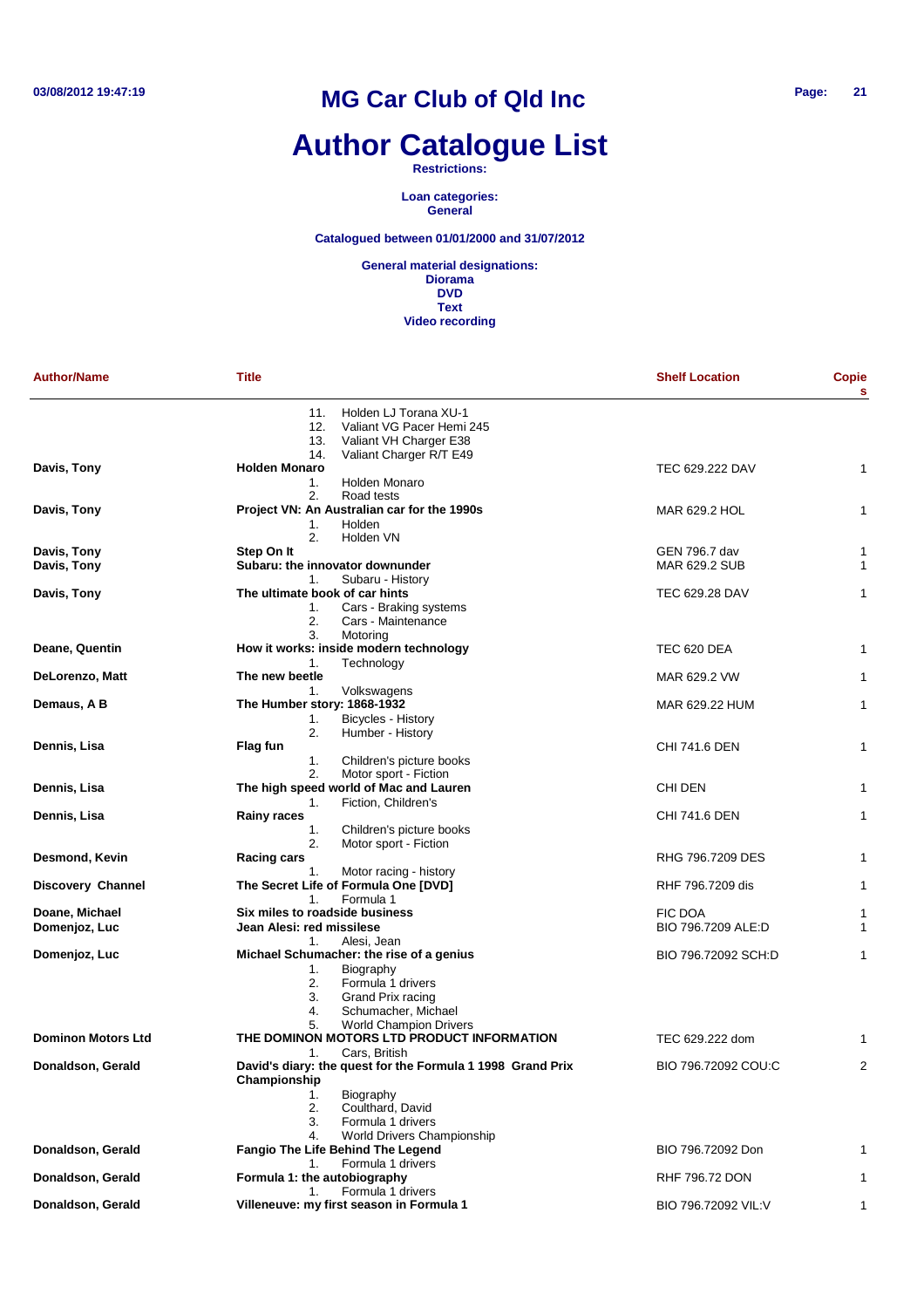# MG Car Club of Qld Inc

# Author Catalogue List

**Restrictions:**

**Loan categories:**
**General**

**Catalogued between 01/01/2000 and 31/07/2012**

**General material designations:**
**Diorama**
**DVD**
**Text**
**Video recording**

| Author/Name | Title | Shelf Location | Copies |
|---|---|---|---|
| | 11. Holden LJ Torana XU-1<br>12. Valiant VG Pacer Hemi 245<br>13. Valiant VH Charger E38<br>14. Valiant Charger R/T E49 | | |
| **Davis, Tony** | **Holden Monaro**<br>1. Holden Monaro<br>2. Road tests | TEC 629.222 DAV | 1 |
| **Davis, Tony** | **Project VN: An Australian car for the 1990s**<br>1. Holden<br>2. Holden VN | MAR 629.2 HOL | 1 |
| **Davis, Tony** | **Step On It** | GEN 796.7 dav | 1 |
| **Davis, Tony** | **Subaru: the innovator downunder**<br>1. Subaru - History | MAR 629.2 SUB | 1 |
| **Davis, Tony** | **The ultimate book of car hints**<br>1. Cars - Braking systems<br>2. Cars - Maintenance<br>3. Motoring | TEC 629.28 DAV | 1 |
| **Deane, Quentin** | **How it works: inside modern technology**<br>1. Technology | TEC 620 DEA | 1 |
| **DeLorenzo, Matt** | **The new beetle**<br>1. Volkswagens | MAR 629.2 VW | 1 |
| **Demaus, A B** | **The Humber story: 1868-1932**<br>1. Bicycles - History<br>2. Humber - History | MAR 629.22 HUM | 1 |
| **Dennis, Lisa** | **Flag fun**<br>1. Children's picture books<br>2. Motor sport - Fiction | CHI 741.6 DEN | 1 |
| **Dennis, Lisa** | **The high speed world of Mac and Lauren**<br>1. Fiction, Children's | CHI DEN | 1 |
| **Dennis, Lisa** | **Rainy races**<br>1. Children's picture books<br>2. Motor sport - Fiction | CHI 741.6 DEN | 1 |
| **Desmond, Kevin** | **Racing cars**<br>1. Motor racing - history | RHG 796.7209 DES | 1 |
| **Discovery Channel** | **The Secret Life of Formula One [DVD]**<br>1. Formula 1 | RHF 796.7209 dis | 1 |
| **Doane, Michael** | **Six miles to roadside business** | FIC DOA | 1 |
| **Domenjoz, Luc** | **Jean Alesi: red missilese**<br>1. Alesi, Jean | BIO 796.7209 ALE:D | 1 |
| **Domenjoz, Luc** | **Michael Schumacher: the rise of a genius**<br>1. Biography<br>2. Formula 1 drivers<br>3. Grand Prix racing<br>4. Schumacher, Michael<br>5. World Champion Drivers | BIO 796.72092 SCH:D | 1 |
| **Dominon Motors Ltd** | **THE DOMINON MOTORS LTD PRODUCT INFORMATION**<br>1. Cars, British | TEC 629.222 dom | 1 |
| **Donaldson, Gerald** | **David's diary: the quest for the Formula 1 1998 Grand Prix Championship**<br>1. Biography<br>2. Coulthard, David<br>3. Formula 1 drivers<br>4. World Drivers Championship | BIO 796.72092 COU:C | 2 |
| **Donaldson, Gerald** | **Fangio The Life Behind The Legend**<br>1. Formula 1 drivers | BIO 796.72092 Don | 1 |
| **Donaldson, Gerald** | **Formula 1: the autobiography**<br>1. Formula 1 drivers | RHF 796.72 DON | 1 |
| **Donaldson, Gerald** | **Villeneuve: my first season in Formula 1** | BIO 796.72092 VIL:V | 1 |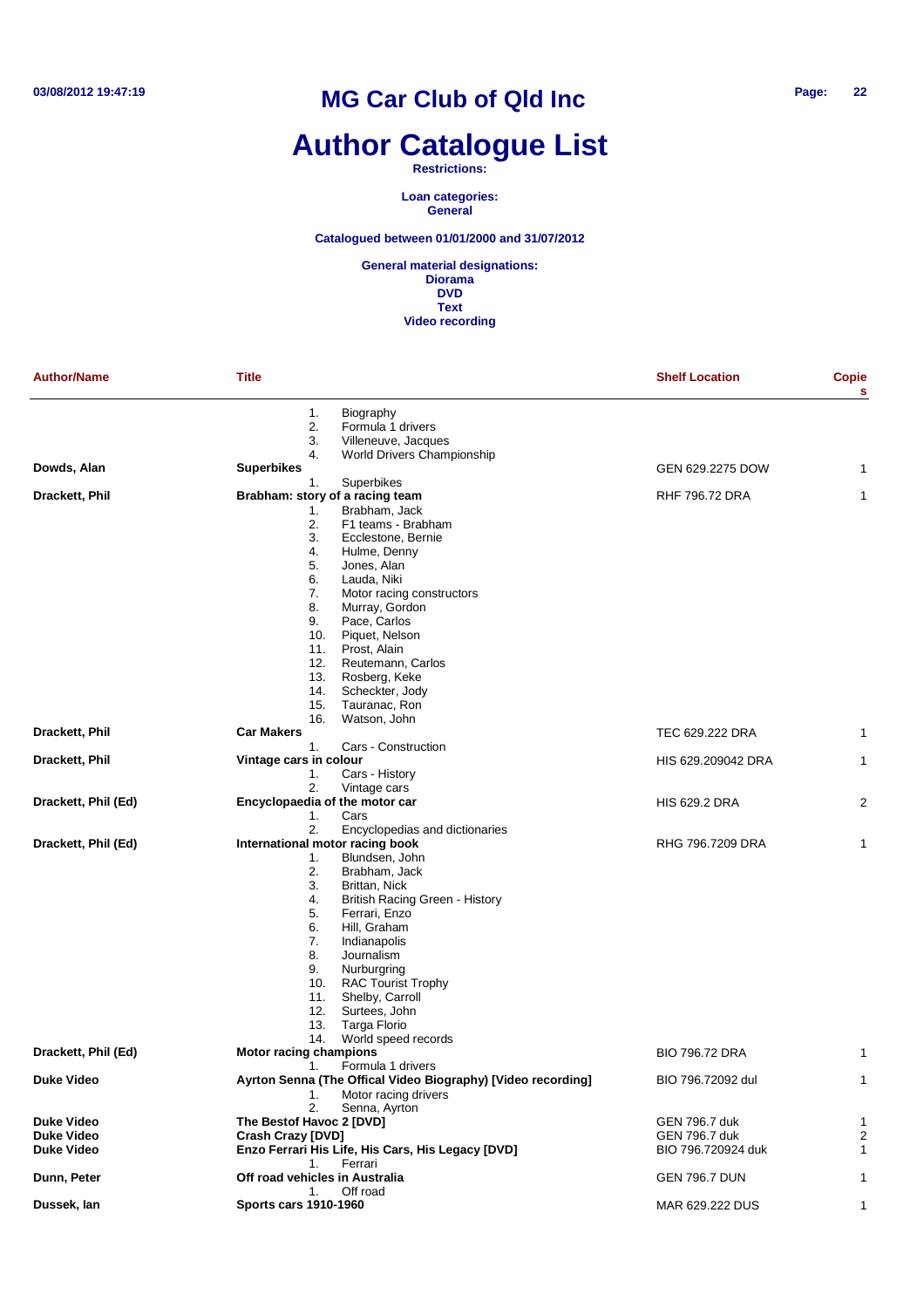# MG Car Club of Qld Inc

# Author Catalogue List

**Restrictions:**

**Loan categories:**
**General**

**Catalogued between 01/01/2000 and 31/07/2012**

**General material designations:**
**Diorama**
**DVD**
**Text**
**Video recording**

| Author/Name | Title | Shelf Location | Copies |
|---|---|---|---|
| | 1. Biography<br>2. Formula 1 drivers<br>3. Villeneuve, Jacques<br>4. World Drivers Championship | | |
| **Dowds, Alan** | **Superbikes**<br>1. Superbikes | GEN 629.2275 DOW | 1 |
| **Drackett, Phil** | **Brabham: story of a racing team**<br>1. Brabham, Jack<br>2. F1 teams - Brabham<br>3. Ecclestone, Bernie<br>4. Hulme, Denny<br>5. Jones, Alan<br>6. Lauda, Niki<br>7. Motor racing constructors<br>8. Murray, Gordon<br>9. Pace, Carlos<br>10. Piquet, Nelson<br>11. Prost, Alain<br>12. Reutemann, Carlos<br>13. Rosberg, Keke<br>14. Scheckter, Jody<br>15. Tauranac, Ron<br>16. Watson, John | RHF 796.72 DRA | 1 |
| **Drackett, Phil** | **Car Makers**<br>1. Cars - Construction | TEC 629.222 DRA | 1 |
| **Drackett, Phil** | **Vintage cars in colour**<br>1. Cars - History<br>2. Vintage cars | HIS 629.209042 DRA | 1 |
| **Drackett, Phil (Ed)** | **Encyclopaedia of the motor car**<br>1. Cars<br>2. Encyclopedias and dictionaries | HIS 629.2 DRA | 2 |
| **Drackett, Phil (Ed)** | **International motor racing book**<br>1. Blundsen, John<br>2. Brabham, Jack<br>3. Brittan, Nick<br>4. British Racing Green - History<br>5. Ferrari, Enzo<br>6. Hill, Graham<br>7. Indianapolis<br>8. Journalism<br>9. Nurburgring<br>10. RAC Tourist Trophy<br>11. Shelby, Carroll<br>12. Surtees, John<br>13. Targa Florio<br>14. World speed records | RHG 796.7209 DRA | 1 |
| **Drackett, Phil (Ed)** | **Motor racing champions**<br>1. Formula 1 drivers | BIO 796.72 DRA | 1 |
| **Duke Video** | **Ayrton Senna (The Offical Video Biography) [Video recording]**<br>1. Motor racing drivers<br>2. Senna, Ayrton | BIO 796.72092 dul | 1 |
| **Duke Video** | **The Bestof Havoc 2 [DVD]** | GEN 796.7 duk | 1 |
| **Duke Video** | **Crash Crazy [DVD]** | GEN 796.7 duk | 2 |
| **Duke Video** | **Enzo Ferrari His Life, His Cars, His Legacy [DVD]**<br>1. Ferrari | BIO 796.720924 duk | 1 |
| **Dunn, Peter** | **Off road vehicles in Australia**<br>1. Off road | GEN 796.7 DUN | 1 |
| **Dussek, Ian** | **Sports cars 1910-1960** | MAR 629.222 DUS | 1 |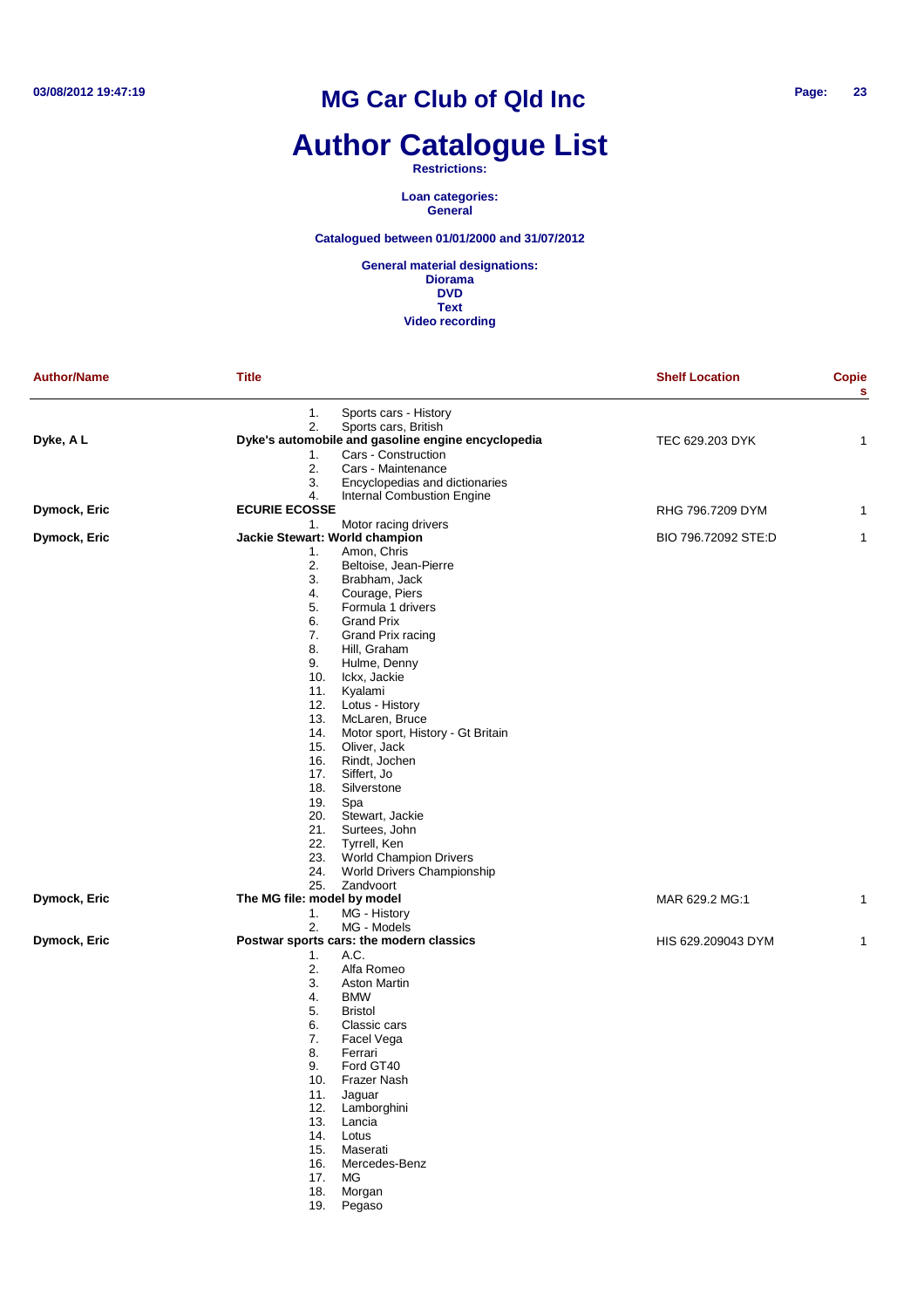# MG Car Club of Qld Inc

# Author Catalogue List

**Restrictions:**

**Loan categories:**
**General**

**Catalogued between 01/01/2000 and 31/07/2012**

**General material designations:**
**Diorama**
**DVD**
**Text**
**Video recording**

| Author/Name | Title | Shelf Location | Copies |
|---|---|---|---|
| | 1. Sports cars - History<br>2. Sports cars, British | | |
| **Dyke, A L** | **Dyke's automobile and gasoline engine encyclopedia**<br>1. Cars - Construction<br>2. Cars - Maintenance<br>3. Encyclopedias and dictionaries<br>4. Internal Combustion Engine | TEC 629.203 DYK | 1 |
| **Dymock, Eric** | **ECURIE ECOSSE**<br>1. Motor racing drivers | RHG 796.7209 DYM | 1 |
| **Dymock, Eric** | **Jackie Stewart: World champion**<br>1. Amon, Chris<br>2. Beltoise, Jean-Pierre<br>3. Brabham, Jack<br>4. Courage, Piers<br>5. Formula 1 drivers<br>6. Grand Prix<br>7. Grand Prix racing<br>8. Hill, Graham<br>9. Hulme, Denny<br>10. Ickx, Jackie<br>11. Kyalami<br>12. Lotus - History<br>13. McLaren, Bruce<br>14. Motor sport, History - Gt Britain<br>15. Oliver, Jack<br>16. Rindt, Jochen<br>17. Siffert, Jo<br>18. Silverstone<br>19. Spa<br>20. Stewart, Jackie<br>21. Surtees, John<br>22. Tyrrell, Ken<br>23. World Champion Drivers<br>24. World Drivers Championship<br>25. Zandvoort | BIO 796.72092 STE:D | 1 |
| **Dymock, Eric** | **The MG file: model by model**<br>1. MG - History<br>2. MG - Models | MAR 629.2 MG:1 | 1 |
| **Dymock, Eric** | **Postwar sports cars: the modern classics**<br>1. A.C.<br>2. Alfa Romeo<br>3. Aston Martin<br>4. BMW<br>5. Bristol<br>6. Classic cars<br>7. Facel Vega<br>8. Ferrari<br>9. Ford GT40<br>10. Frazer Nash<br>11. Jaguar<br>12. Lamborghini<br>13. Lancia<br>14. Lotus<br>15. Maserati<br>16. Mercedes-Benz<br>17. MG<br>18. Morgan<br>19. Pegaso | HIS 629.209043 DYM | 1 |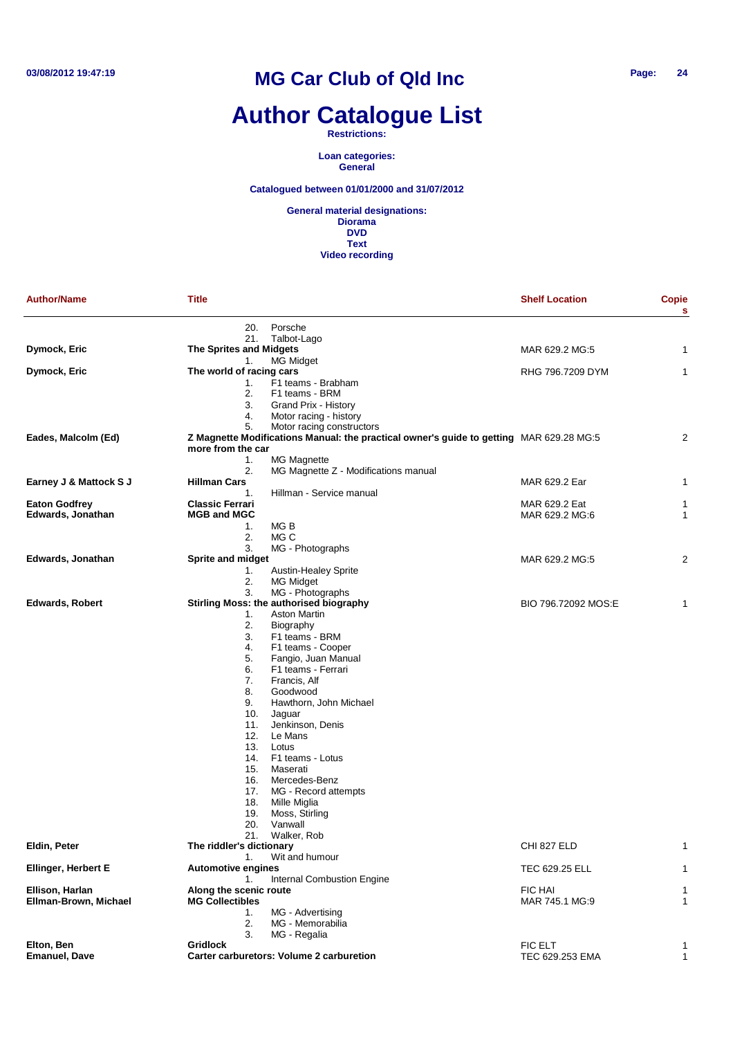# MG Car Club of Qld Inc

# Author Catalogue List

**Restrictions:**

**Loan categories:**
**General**

**Catalogued between 01/01/2000 and 31/07/2012**

**General material designations:**
**Diorama**
**DVD**
**Text**
**Video recording**

| Author/Name | Title | Shelf Location | Copies |
|---|---|---|---|
| | 20. Porsche<br>21. Talbot-Lago | | |
| **Dymock, Eric** | **The Sprites and Midgets**<br>1. MG Midget | MAR 629.2 MG:5 | 1 |
| **Dymock, Eric** | **The world of racing cars**<br>1. F1 teams - Brabham<br>2. F1 teams - BRM<br>3. Grand Prix - History<br>4. Motor racing - history<br>5. Motor racing constructors | RHG 796.7209 DYM | 1 |
| **Eades, Malcolm (Ed)** | **Z Magnette Modifications Manual: the practical owner's guide to getting more from the car**<br>1. MG Magnette<br>2. MG Magnette Z - Modifications manual | MAR 629.28 MG:5 | 2 |
| **Earney J & Mattock S J** | **Hillman Cars**<br>1. Hillman - Service manual | MAR 629.2 Ear | 1 |
| **Eaton Godfrey** | **Classic Ferrari** | MAR 629.2 Eat | 1 |
| **Edwards, Jonathan** | **MGB and MGC**<br>1. MG B<br>2. MG C<br>3. MG - Photographs | MAR 629.2 MG:6 | 1 |
| **Edwards, Jonathan** | **Sprite and midget**<br>1. Austin-Healey Sprite<br>2. MG Midget<br>3. MG - Photographs | MAR 629.2 MG:5 | 2 |
| **Edwards, Robert** | **Stirling Moss: the authorised biography**<br>1. Aston Martin<br>2. Biography<br>3. F1 teams - BRM<br>4. F1 teams - Cooper<br>5. Fangio, Juan Manual<br>6. F1 teams - Ferrari<br>7. Francis, Alf<br>8. Goodwood<br>9. Hawthorn, John Michael<br>10. Jaguar<br>11. Jenkinson, Denis<br>12. Le Mans<br>13. Lotus<br>14. F1 teams - Lotus<br>15. Maserati<br>16. Mercedes-Benz<br>17. MG - Record attempts<br>18. Mille Miglia<br>19. Moss, Stirling<br>20. Vanwall<br>21. Walker, Rob | BIO 796.72092 MOS:E | 1 |
| **Eldin, Peter** | **The riddler's dictionary**<br>1. Wit and humour | CHI 827 ELD | 1 |
| **Ellinger, Herbert E** | **Automotive engines**<br>1. Internal Combustion Engine | TEC 629.25 ELL | 1 |
| **Ellison, Harlan** | **Along the scenic route** | FIC HAI | 1 |
| **Ellman-Brown, Michael** | **MG Collectibles**<br>1. MG - Advertising<br>2. MG - Memorabilia<br>3. MG - Regalia | MAR 745.1 MG:9 | 1 |
| **Elton, Ben** | **Gridlock** | FIC ELT | 1 |
| **Emanuel, Dave** | **Carter carburetors: Volume 2 carburetion** | TEC 629.253 EMA | 1 |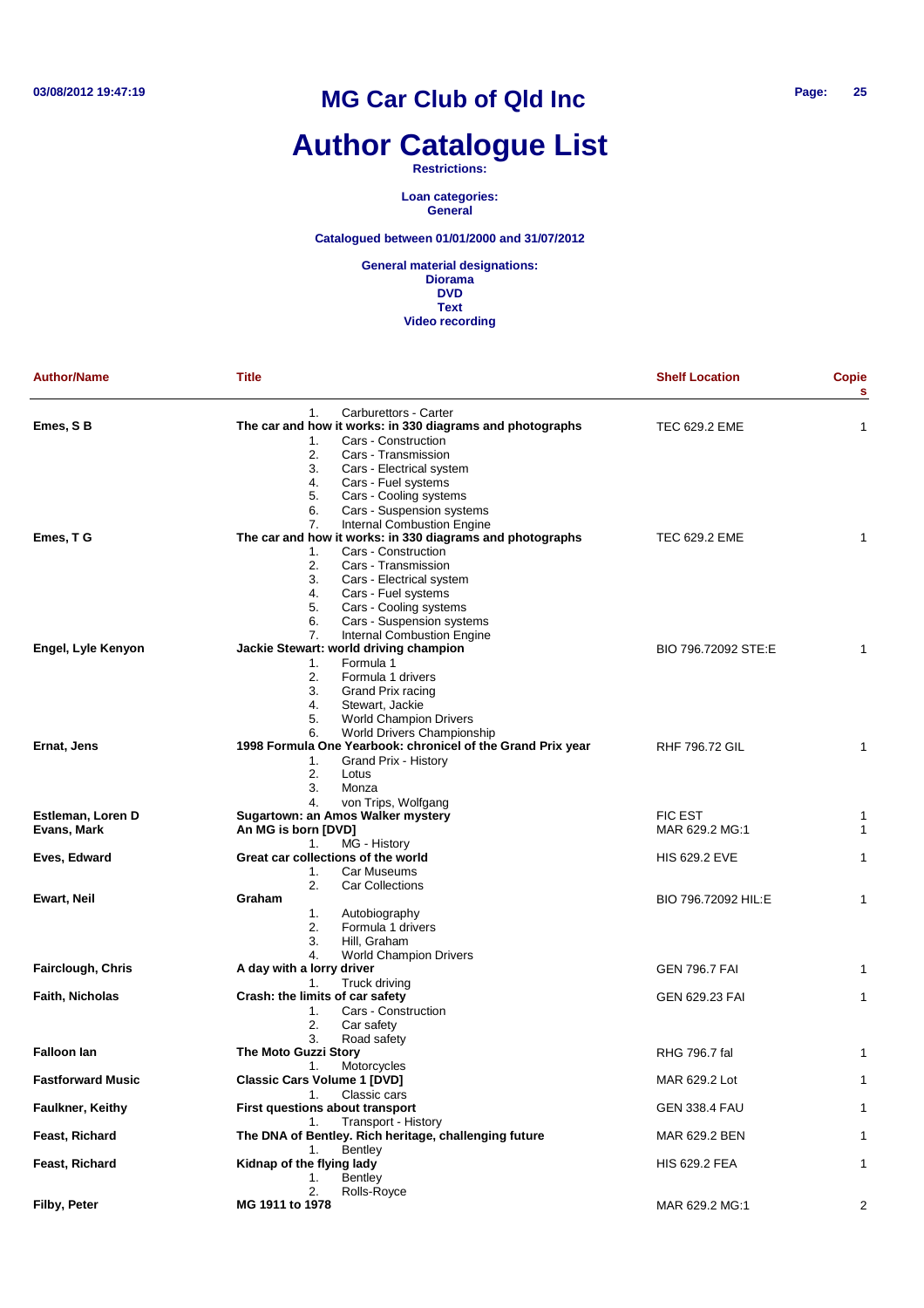# MG Car Club of Qld Inc

# Author Catalogue List

**Restrictions:**

**Loan categories:**
**General**

**Catalogued between 01/01/2000 and 31/07/2012**

**General material designations:**
**Diorama**
**DVD**
**Text**
**Video recording**

| Author/Name | Title | Shelf Location | Copies |
|---|---|---|---|
| | 1. Carburettors - Carter | | |
| **Emes, S B** | **The car and how it works: in 330 diagrams and photographs** | TEC 629.2 EME | 1 |
| | 1. Cars - Construction<br>2. Cars - Transmission<br>3. Cars - Electrical system<br>4. Cars - Fuel systems<br>5. Cars - Cooling systems<br>6. Cars - Suspension systems<br>7. Internal Combustion Engine | | |
| **Emes, T G** | **The car and how it works: in 330 diagrams and photographs** | TEC 629.2 EME | 1 |
| | 1. Cars - Construction<br>2. Cars - Transmission<br>3. Cars - Electrical system<br>4. Cars - Fuel systems<br>5. Cars - Cooling systems<br>6. Cars - Suspension systems<br>7. Internal Combustion Engine | | |
| **Engel, Lyle Kenyon** | **Jackie Stewart: world driving champion** | BIO 796.72092 STE:E | 1 |
| | 1. Formula 1<br>2. Formula 1 drivers<br>3. Grand Prix racing<br>4. Stewart, Jackie<br>5. World Champion Drivers<br>6. World Drivers Championship | | |
| **Ernat, Jens** | **1998 Formula One Yearbook: chronicel of the Grand Prix year** | RHF 796.72 GIL | 1 |
| | 1. Grand Prix - History<br>2. Lotus<br>3. Monza<br>4. von Trips, Wolfgang | | |
| **Estleman, Loren D** | **Sugartown: an Amos Walker mystery** | FIC EST | 1 |
| **Evans, Mark** | **An MG is born [DVD]** | MAR 629.2 MG:1 | 1 |
| | 1. MG - History | | |
| **Eves, Edward** | **Great car collections of the world** | HIS 629.2 EVE | 1 |
| | 1. Car Museums<br>2. Car Collections | | |
| **Ewart, Neil** | **Graham** | BIO 796.72092 HIL:E | 1 |
| | 1. Autobiography<br>2. Formula 1 drivers<br>3. Hill, Graham<br>4. World Champion Drivers | | |
| **Fairclough, Chris** | **A day with a lorry driver** | GEN 796.7 FAI | 1 |
| | 1. Truck driving | | |
| **Faith, Nicholas** | **Crash: the limits of car safety** | GEN 629.23 FAI | 1 |
| | 1. Cars - Construction<br>2. Car safety<br>3. Road safety | | |
| **Falloon Ian** | **The Moto Guzzi Story** | RHG 796.7 fal | 1 |
| | 1. Motorcycles | | |
| **Fastforward Music** | **Classic Cars Volume 1 [DVD]** | MAR 629.2 Lot | 1 |
| | 1. Classic cars | | |
| **Faulkner, Keithy** | **First questions about transport** | GEN 338.4 FAU | 1 |
| | 1. Transport - History | | |
| **Feast, Richard** | **The DNA of Bentley. Rich heritage, challenging future** | MAR 629.2 BEN | 1 |
| | 1. Bentley | | |
| **Feast, Richard** | **Kidnap of the flying lady** | HIS 629.2 FEA | 1 |
| | 1. Bentley<br>2. Rolls-Royce | | |
| **Filby, Peter** | **MG 1911 to 1978** | MAR 629.2 MG:1 | 2 |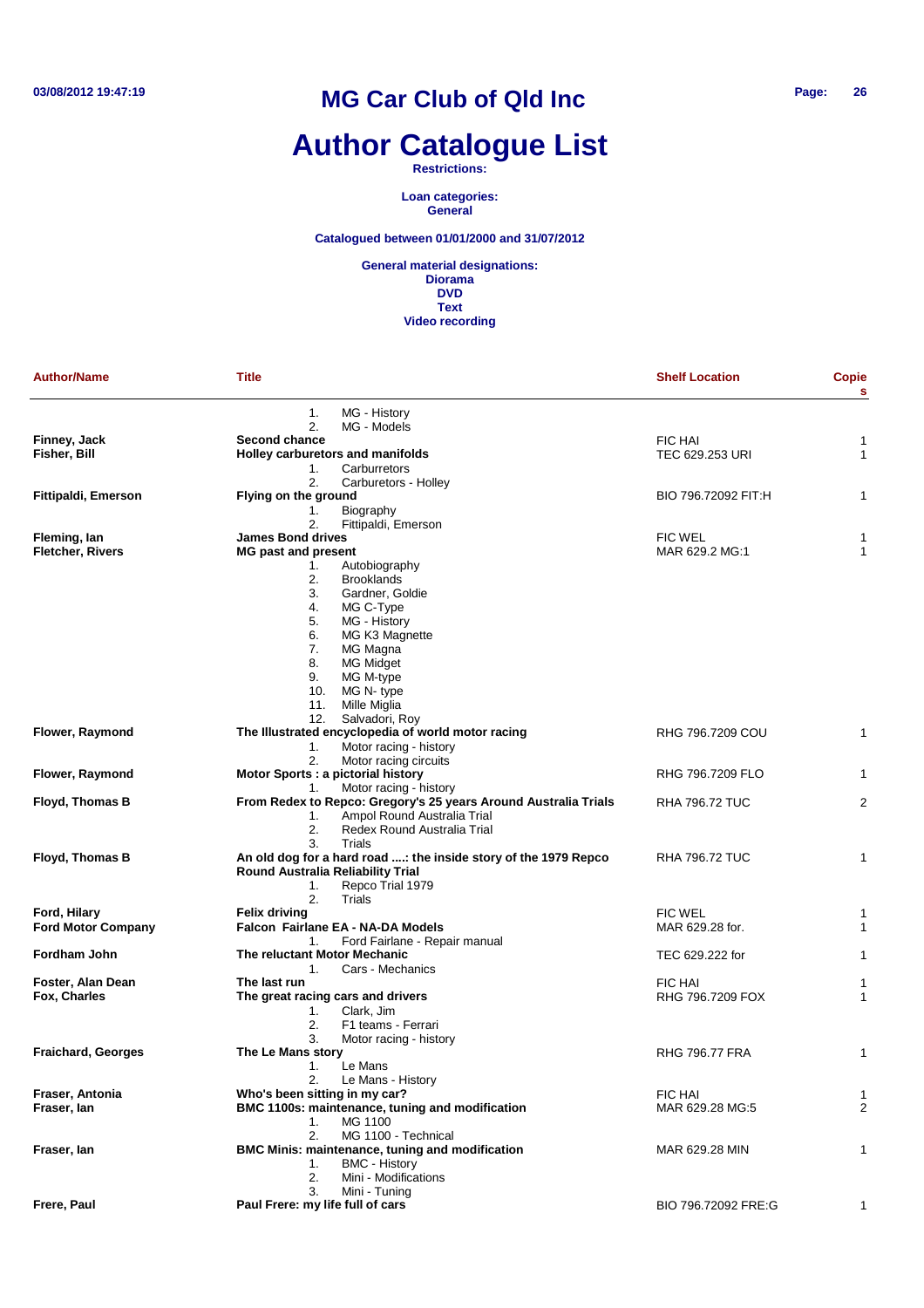# MG Car Club of Qld Inc

# Author Catalogue List

**Restrictions:**

**Loan categories:**
**General**

**Catalogued between 01/01/2000 and 31/07/2012**

**General material designations:**
**Diorama**
**DVD**
**Text**
**Video recording**

| Author/Name | Title | Shelf Location | Copies |
|---|---|---|---|
| | 1. MG - History<br>2. MG - Models | | |
| **Finney, Jack** | **Second chance** | FIC HAI | 1 |
| **Fisher, Bill** | **Holley carburetors and manifolds**<br>1. Carburretors<br>2. Carburetors - Holley | TEC 629.253 URI | 1 |
| **Fittipaldi, Emerson** | **Flying on the ground**<br>1. Biography<br>2. Fittipaldi, Emerson | BIO 796.72092 FIT:H | 1 |
| **Fleming, Ian** | **James Bond drives** | FIC WEL | 1 |
| **Fletcher, Rivers** | **MG past and present**<br>1. Autobiography<br>2. Brooklands<br>3. Gardner, Goldie<br>4. MG C-Type<br>5. MG - History<br>6. MG K3 Magnette<br>7. MG Magna<br>8. MG Midget<br>9. MG M-type<br>10. MG N- type<br>11. Mille Miglia<br>12. Salvadori, Roy | MAR 629.2 MG:1 | 1 |
| **Flower, Raymond** | **The Illustrated encyclopedia of world motor racing**<br>1. Motor racing - history<br>2. Motor racing circuits | RHG 796.7209 COU | 1 |
| **Flower, Raymond** | **Motor Sports : a pictorial history**<br>1. Motor racing - history | RHG 796.7209 FLO | 1 |
| **Floyd, Thomas B** | **From Redex to Repco: Gregory's 25 years Around Australia Trials**<br>1. Ampol Round Australia Trial<br>2. Redex Round Australia Trial<br>3. Trials | RHA 796.72 TUC | 2 |
| **Floyd, Thomas B** | **An old dog for a hard road ....: the inside story of the 1979 Repco Round Australia Reliability Trial**<br>1. Repco Trial 1979<br>2. Trials | RHA 796.72 TUC | 1 |
| **Ford, Hilary** | **Felix driving** | FIC WEL | 1 |
| **Ford Motor Company** | **Falcon Fairlane EA - NA-DA Models**<br>1. Ford Fairlane - Repair manual | MAR 629.28 for. | 1 |
| **Fordham John** | **The reluctant Motor Mechanic**<br>1. Cars - Mechanics | TEC 629.222 for | 1 |
| **Foster, Alan Dean** | **The last run** | FIC HAI | 1 |
| **Fox, Charles** | **The great racing cars and drivers**<br>1. Clark, Jim<br>2. F1 teams - Ferrari<br>3. Motor racing - history | RHG 796.7209 FOX | 1 |
| **Fraichard, Georges** | **The Le Mans story**<br>1. Le Mans<br>2. Le Mans - History | RHG 796.77 FRA | 1 |
| **Fraser, Antonia** | **Who's been sitting in my car?** | FIC HAI | 1 |
| **Fraser, Ian** | **BMC 1100s: maintenance, tuning and modification**<br>1. MG 1100<br>2. MG 1100 - Technical | MAR 629.28 MG:5 | 2 |
| **Fraser, Ian** | **BMC Minis: maintenance, tuning and modification**<br>1. BMC - History<br>2. Mini - Modifications<br>3. Mini - Tuning | MAR 629.28 MIN | 1 |
| **Frere, Paul** | **Paul Frere: my life full of cars** | BIO 796.72092 FRE:G | 1 |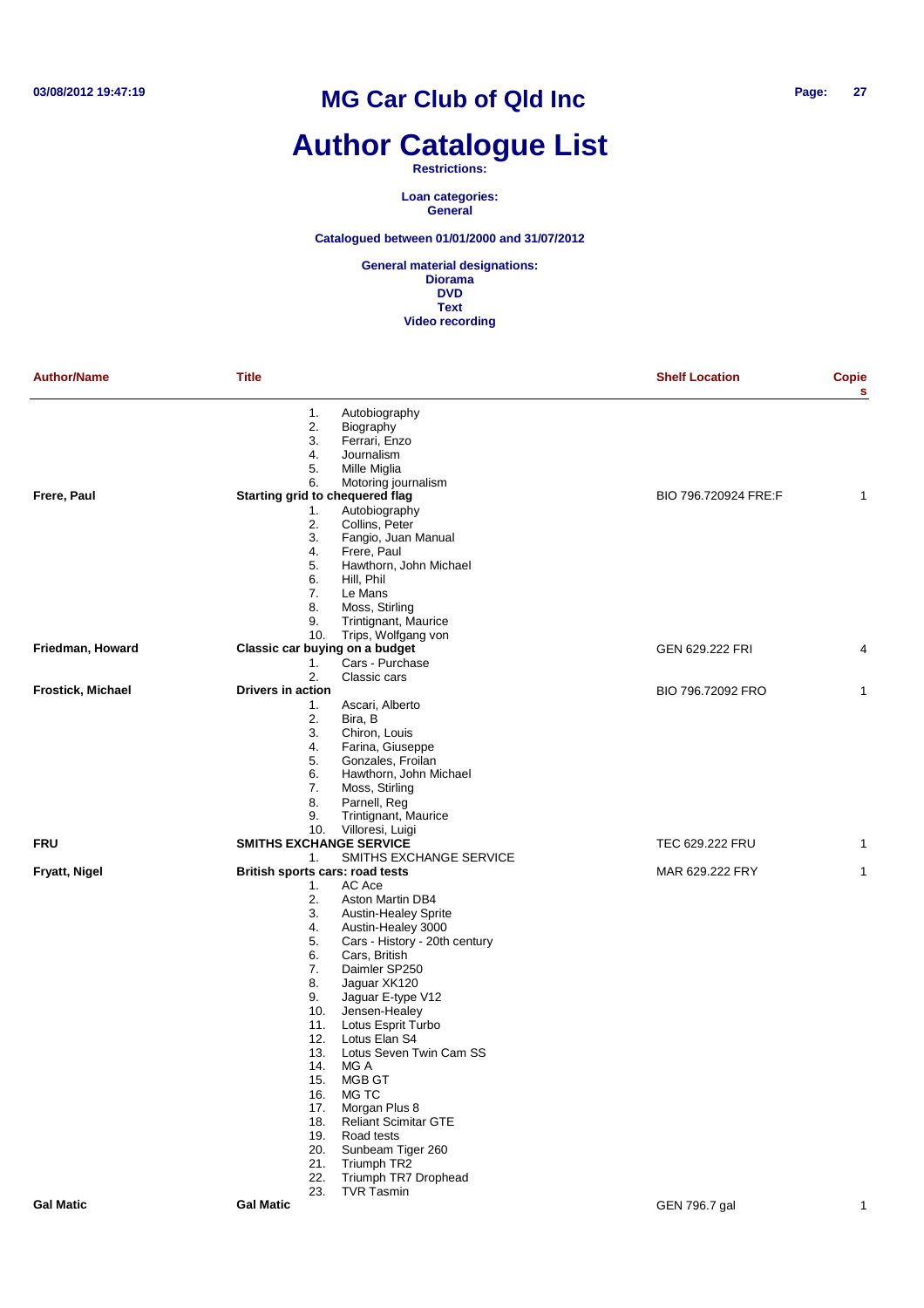# MG Car Club of Qld Inc

# Author Catalogue List

**Restrictions:**

**Loan categories:**
**General**

**Catalogued between 01/01/2000 and 31/07/2012**

**General material designations:**
**Diorama**
**DVD**
**Text**
**Video recording**

| Author/Name | Title | Shelf Location | Copies |
|---|---|---|---|
| | 1. Autobiography<br>2. Biography<br>3. Ferrari, Enzo<br>4. Journalism<br>5. Mille Miglia<br>6. Motoring journalism | | |
| **Frere, Paul** | **Starting grid to chequered flag**<br>1. Autobiography<br>2. Collins, Peter<br>3. Fangio, Juan Manual<br>4. Frere, Paul<br>5. Hawthorn, John Michael<br>6. Hill, Phil<br>7. Le Mans<br>8. Moss, Stirling<br>9. Trintignant, Maurice<br>10. Trips, Wolfgang von | BIO 796.720924 FRE:F | 1 |
| **Friedman, Howard** | **Classic car buying on a budget**<br>1. Cars - Purchase<br>2. Classic cars | GEN 629.222 FRI | 4 |
| **Frostick, Michael** | **Drivers in action**<br>1. Ascari, Alberto<br>2. Bira, B<br>3. Chiron, Louis<br>4. Farina, Giuseppe<br>5. Gonzales, Froilan<br>6. Hawthorn, John Michael<br>7. Moss, Stirling<br>8. Parnell, Reg<br>9. Trintignant, Maurice<br>10. Villoresi, Luigi | BIO 796.72092 FRO | 1 |
| **FRU** | **SMITHS EXCHANGE SERVICE**<br>1. SMITHS EXCHANGE SERVICE | TEC 629.222 FRU | 1 |
| **Fryatt, Nigel** | **British sports cars: road tests**<br>1. AC Ace<br>2. Aston Martin DB4<br>3. Austin-Healey Sprite<br>4. Austin-Healey 3000<br>5. Cars - History - 20th century<br>6. Cars, British<br>7. Daimler SP250<br>8. Jaguar XK120<br>9. Jaguar E-type V12<br>10. Jensen-Healey<br>11. Lotus Esprit Turbo<br>12. Lotus Elan S4<br>13. Lotus Seven Twin Cam SS<br>14. MG A<br>15. MGB GT<br>16. MG TC<br>17. Morgan Plus 8<br>18. Reliant Scimitar GTE<br>19. Road tests<br>20. Sunbeam Tiger 260<br>21. Triumph TR2<br>22. Triumph TR7 Drophead<br>23. TVR Tasmin | MAR 629.222 FRY | 1 |
| **Gal Matic** | **Gal Matic** | GEN 796.7 gal | 1 |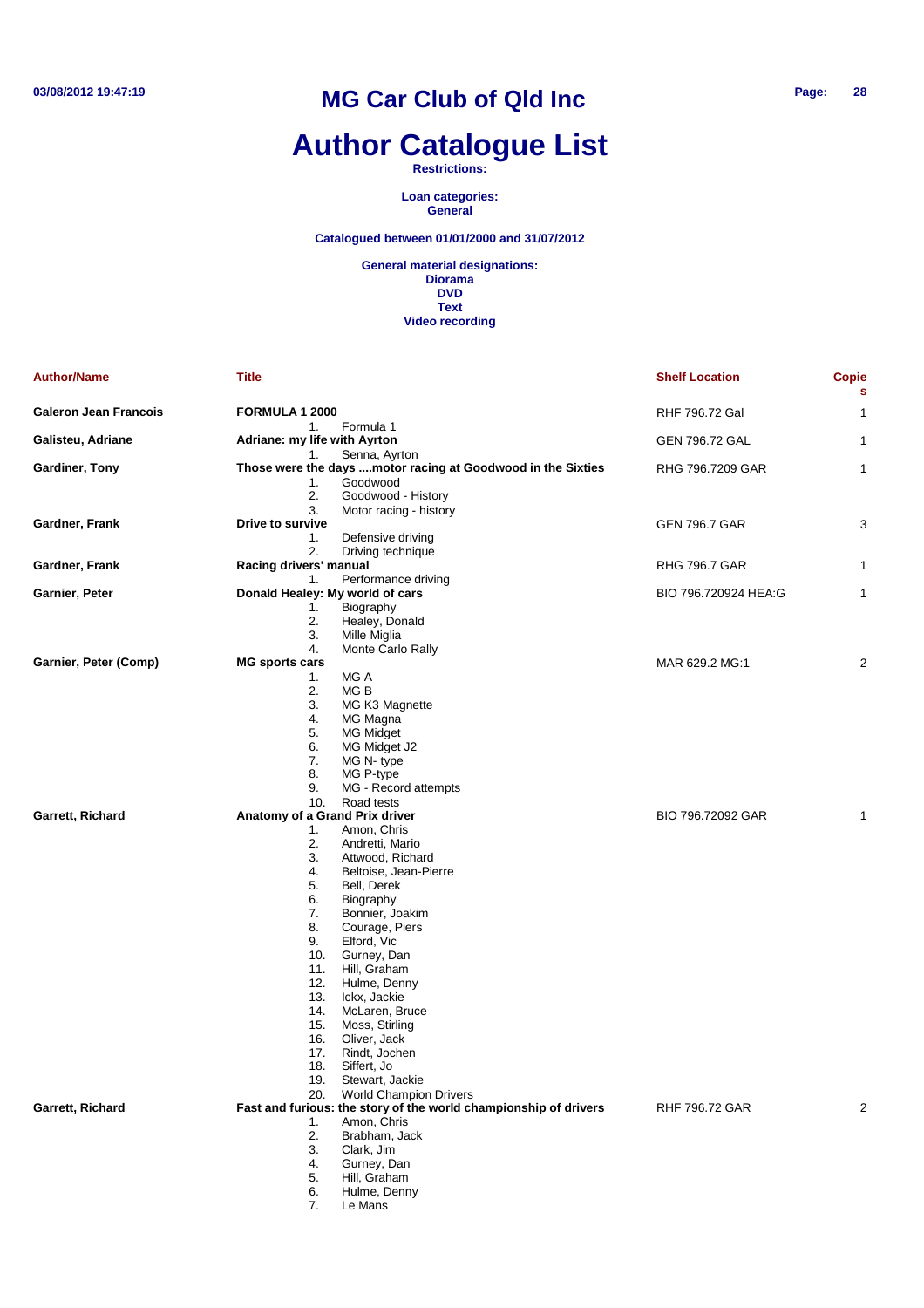# MG Car Club of Qld Inc

# Author Catalogue List

**Restrictions:**

**Loan categories:**
**General**

**Catalogued between 01/01/2000 and 31/07/2012**

**General material designations:**
**Diorama**
**DVD**
**Text**
**Video recording**

| Author/Name | Title | Shelf Location | Copies |
|---|---|---|---|
| **Galeron Jean Francois** | **FORMULA 1 2000**<br>1. Formula 1 | RHF 796.72 Gal | 1 |
| **Galisteu, Adriane** | **Adriane: my life with Ayrton**<br>1. Senna, Ayrton | GEN 796.72 GAL | 1 |
| **Gardiner, Tony** | **Those were the days ....motor racing at Goodwood in the Sixties**<br>1. Goodwood<br>2. Goodwood - History<br>3. Motor racing - history | RHG 796.7209 GAR | 1 |
| **Gardner, Frank** | **Drive to survive**<br>1. Defensive driving<br>2. Driving technique | GEN 796.7 GAR | 3 |
| **Gardner, Frank** | **Racing drivers' manual**<br>1. Performance driving | RHG 796.7 GAR | 1 |
| **Garnier, Peter** | **Donald Healey: My world of cars**<br>1. Biography<br>2. Healey, Donald<br>3. Mille Miglia<br>4. Monte Carlo Rally | BIO 796.720924 HEA:G | 1 |
| **Garnier, Peter (Comp)** | **MG sports cars**<br>1. MG A<br>2. MG B<br>3. MG K3 Magnette<br>4. MG Magna<br>5. MG Midget<br>6. MG Midget J2<br>7. MG N- type<br>8. MG P-type<br>9. MG - Record attempts<br>10. Road tests | MAR 629.2 MG:1 | 2 |
| **Garrett, Richard** | **Anatomy of a Grand Prix driver**<br>1. Amon, Chris<br>2. Andretti, Mario<br>3. Attwood, Richard<br>4. Beltoise, Jean-Pierre<br>5. Bell, Derek<br>6. Biography<br>7. Bonnier, Joakim<br>8. Courage, Piers<br>9. Elford, Vic<br>10. Gurney, Dan<br>11. Hill, Graham<br>12. Hulme, Denny<br>13. Ickx, Jackie<br>14. McLaren, Bruce<br>15. Moss, Stirling<br>16. Oliver, Jack<br>17. Rindt, Jochen<br>18. Siffert, Jo<br>19. Stewart, Jackie<br>20. World Champion Drivers | BIO 796.72092 GAR | 1 |
| **Garrett, Richard** | **Fast and furious: the story of the world championship of drivers**<br>1. Amon, Chris<br>2. Brabham, Jack<br>3. Clark, Jim<br>4. Gurney, Dan<br>5. Hill, Graham<br>6. Hulme, Denny<br>7. Le Mans | RHF 796.72 GAR | 2 |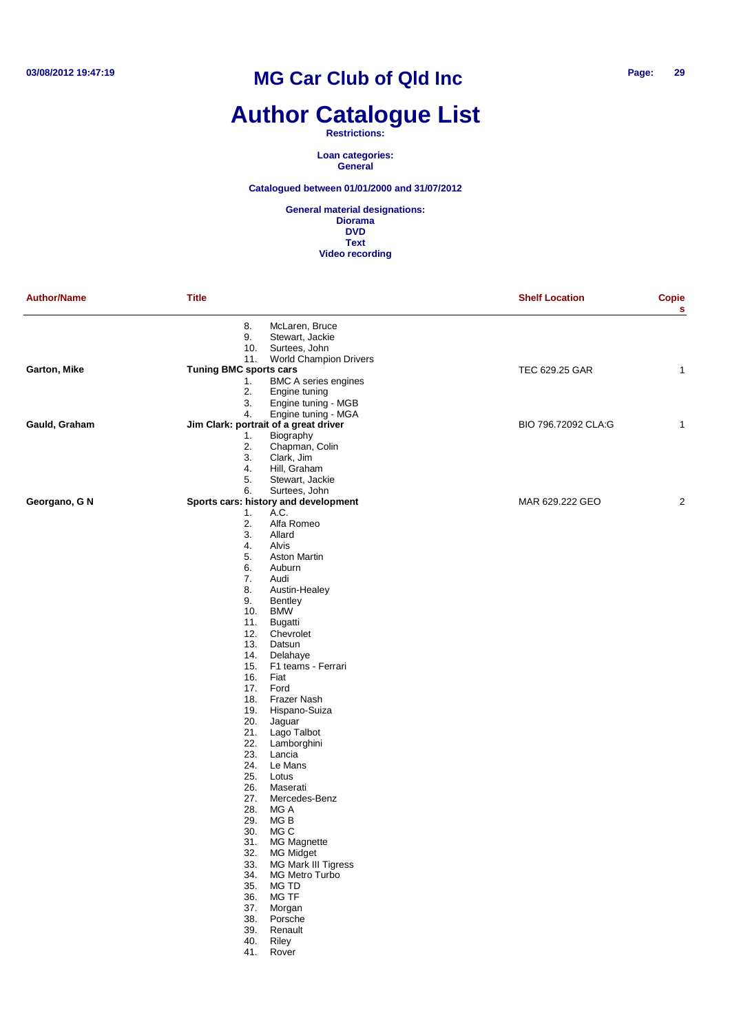# MG Car Club of Qld Inc

# Author Catalogue List

**Restrictions:**

**Loan categories:**
**General**

**Catalogued between 01/01/2000 and 31/07/2012**

**General material designations:**
**Diorama**
**DVD**
**Text**
**Video recording**

| Author/Name | Title | Shelf Location | Copies |
|---|---|---|---|
| | 8. McLaren, Bruce<br>9. Stewart, Jackie<br>10. Surtees, John<br>11. World Champion Drivers | | |
| **Garton, Mike** | **Tuning BMC sports cars**<br>1. BMC A series engines<br>2. Engine tuning<br>3. Engine tuning - MGB<br>4. Engine tuning - MGA | TEC 629.25 GAR | 1 |
| **Gauld, Graham** | **Jim Clark: portrait of a great driver**<br>1. Biography<br>2. Chapman, Colin<br>3. Clark, Jim<br>4. Hill, Graham<br>5. Stewart, Jackie<br>6. Surtees, John | BIO 796.72092 CLA:G | 1 |
| **Georgano, G N** | **Sports cars: history and development**<br>1. A.C.<br>2. Alfa Romeo<br>3. Allard<br>4. Alvis<br>5. Aston Martin<br>6. Auburn<br>7. Audi<br>8. Austin-Healey<br>9. Bentley<br>10. BMW<br>11. Bugatti<br>12. Chevrolet<br>13. Datsun<br>14. Delahaye<br>15. F1 teams - Ferrari<br>16. Fiat<br>17. Ford<br>18. Frazer Nash<br>19. Hispano-Suiza<br>20. Jaguar<br>21. Lago Talbot<br>22. Lamborghini<br>23. Lancia<br>24. Le Mans<br>25. Lotus<br>26. Maserati<br>27. Mercedes-Benz<br>28. MG A<br>29. MG B<br>30. MG C<br>31. MG Magnette<br>32. MG Midget<br>33. MG Mark III Tigress<br>34. MG Metro Turbo<br>35. MG TD<br>36. MG TF<br>37. Morgan<br>38. Porsche<br>39. Renault<br>40. Riley<br>41. Rover | MAR 629.222 GEO | 2 |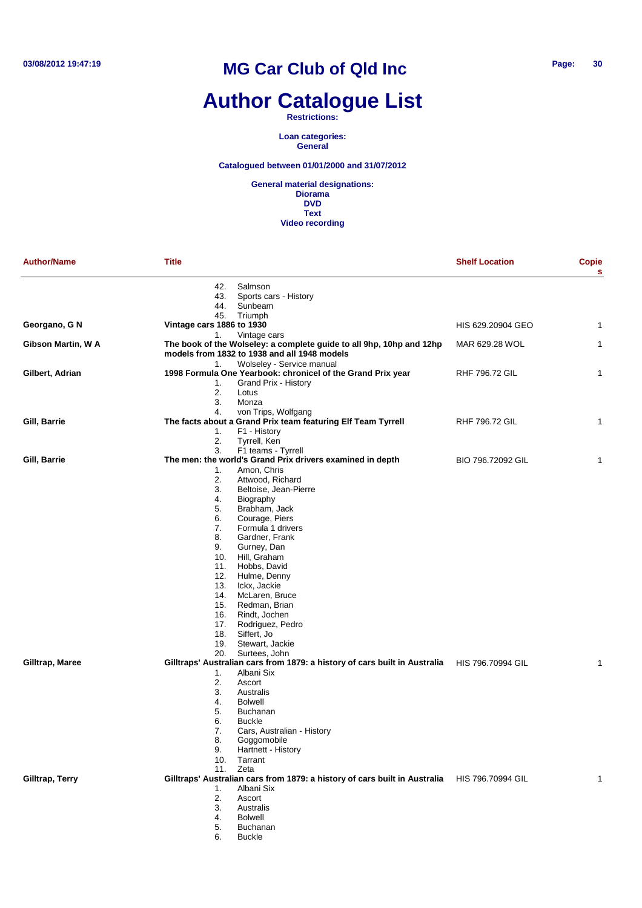# MG Car Club of Qld Inc

# Author Catalogue List

**Restrictions:**

**Loan categories:**
**General**

**Catalogued between 01/01/2000 and 31/07/2012**

**General material designations:**
**Diorama**
**DVD**
**Text**
**Video recording**

| Author/Name | Title | Shelf Location | Copies |
|---|---|---|---|
| | 42. Salmson<br>43. Sports cars - History<br>44. Sunbeam<br>45. Triumph | | |
| **Georgano, G N** | **Vintage cars 1886 to 1930**<br>1. Vintage cars | HIS 629.20904 GEO | 1 |
| **Gibson Martin, W A** | **The book of the Wolseley: a complete guide to all 9hp, 10hp and 12hp models from 1832 to 1938 and all 1948 models**<br>1. Wolseley - Service manual | MAR 629.28 WOL | 1 |
| **Gilbert, Adrian** | **1998 Formula One Yearbook: chronicel of the Grand Prix year**<br>1. Grand Prix - History<br>2. Lotus<br>3. Monza<br>4. von Trips, Wolfgang | RHF 796.72 GIL | 1 |
| **Gill, Barrie** | **The facts about a Grand Prix team featuring Elf Team Tyrrell**<br>1. F1 - History<br>2. Tyrrell, Ken<br>3. F1 teams - Tyrrell | RHF 796.72 GIL | 1 |
| **Gill, Barrie** | **The men: the world's Grand Prix drivers examined in depth**<br>1. Amon, Chris<br>2. Attwood, Richard<br>3. Beltoise, Jean-Pierre<br>4. Biography<br>5. Brabham, Jack<br>6. Courage, Piers<br>7. Formula 1 drivers<br>8. Gardner, Frank<br>9. Gurney, Dan<br>10. Hill, Graham<br>11. Hobbs, David<br>12. Hulme, Denny<br>13. Ickx, Jackie<br>14. McLaren, Bruce<br>15. Redman, Brian<br>16. Rindt, Jochen<br>17. Rodriguez, Pedro<br>18. Siffert, Jo<br>19. Stewart, Jackie<br>20. Surtees, John | BIO 796.72092 GIL | 1 |
| **Gilltrap, Maree** | **Gilltraps' Australian cars from 1879: a history of cars built in Australia**<br>1. Albani Six<br>2. Ascort<br>3. Australis<br>4. Bolwell<br>5. Buchanan<br>6. Buckle<br>7. Cars, Australian - History<br>8. Goggomobile<br>9. Hartnett - History<br>10. Tarrant<br>11. Zeta | HIS 796.70994 GIL | 1 |
| **Gilltrap, Terry** | **Gilltraps' Australian cars from 1879: a history of cars built in Australia**<br>1. Albani Six<br>2. Ascort<br>3. Australis<br>4. Bolwell<br>5. Buchanan<br>6. Buckle | HIS 796.70994 GIL | 1 |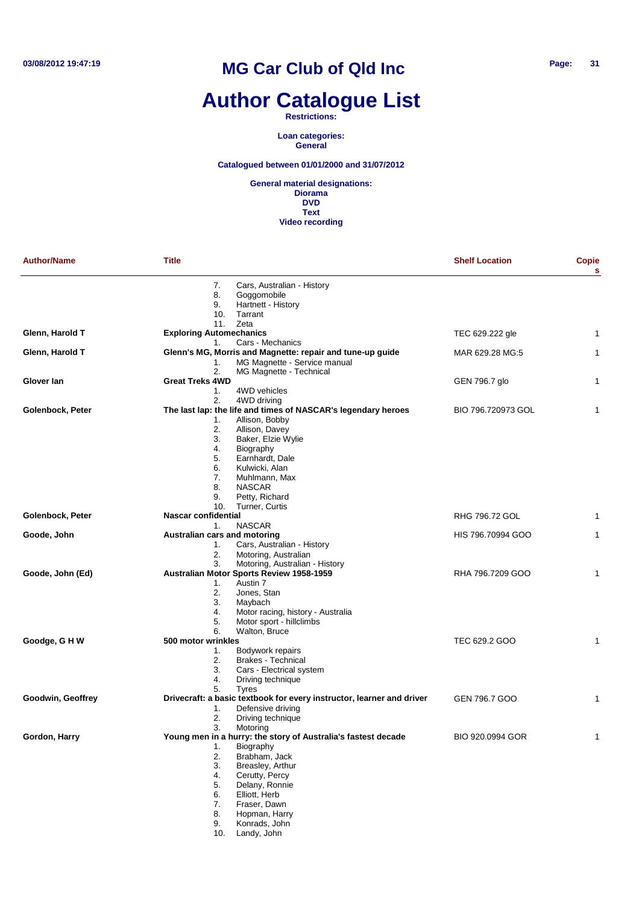# MG Car Club of Qld Inc

# Author Catalogue List

**Restrictions:**

**Loan categories:**
**General**

**Catalogued between 01/01/2000 and 31/07/2012**

**General material designations:**
**Diorama**
**DVD**
**Text**
**Video recording**

| Author/Name | Title | Shelf Location | Copies |
|---|---|---|---|
| | 7. Cars, Australian - History<br>8. Goggomobile<br>9. Hartnett - History<br>10. Tarrant<br>11. Zeta | | |
| **Glenn, Harold T** | **Exploring Automechanics**<br>1. Cars - Mechanics | TEC 629.222 gle | 1 |
| **Glenn, Harold T** | **Glenn's MG, Morris and Magnette: repair and tune-up guide**<br>1. MG Magnette - Service manual<br>2. MG Magnette - Technical | MAR 629.28 MG:5 | 1 |
| **Glover Ian** | **Great Treks 4WD**<br>1. 4WD vehicles<br>2. 4WD driving | GEN 796.7 glo | 1 |
| **Golenbock, Peter** | **The last lap: the life and times of NASCAR's legendary heroes**<br>1. Allison, Bobby<br>2. Allison, Davey<br>3. Baker, Elzie Wylie<br>4. Biography<br>5. Earnhardt, Dale<br>6. Kulwicki, Alan<br>7. Muhlmann, Max<br>8. NASCAR<br>9. Petty, Richard<br>10. Turner, Curtis | BIO 796.720973 GOL | 1 |
| **Golenbock, Peter** | **Nascar confidential**<br>1. NASCAR | RHG 796.72 GOL | 1 |
| **Goode, John** | **Australian cars and motoring**<br>1. Cars, Australian - History<br>2. Motoring, Australian<br>3. Motoring, Australian - History | HIS 796.70994 GOO | 1 |
| **Goode, John (Ed)** | **Australian Motor Sports Review 1958-1959**<br>1. Austin 7<br>2. Jones, Stan<br>3. Maybach<br>4. Motor racing, history - Australia<br>5. Motor sport - hillclimbs<br>6. Walton, Bruce | RHA 796.7209 GOO | 1 |
| **Goodge, G H W** | **500 motor wrinkles**<br>1. Bodywork repairs<br>2. Brakes - Technical<br>3. Cars - Electrical system<br>4. Driving technique<br>5. Tyres | TEC 629.2 GOO | 1 |
| **Goodwin, Geoffrey** | **Drivecraft: a basic textbook for every instructor, learner and driver**<br>1. Defensive driving<br>2. Driving technique<br>3. Motoring | GEN 796.7 GOO | 1 |
| **Gordon, Harry** | **Young men in a hurry: the story of Australia's fastest decade**<br>1. Biography<br>2. Brabham, Jack<br>3. Breasley, Arthur<br>4. Cerutty, Percy<br>5. Delany, Ronnie<br>6. Elliott, Herb<br>7. Fraser, Dawn<br>8. Hopman, Harry<br>9. Konrads, John<br>10. Landy, John | BIO 920.0994 GOR | 1 |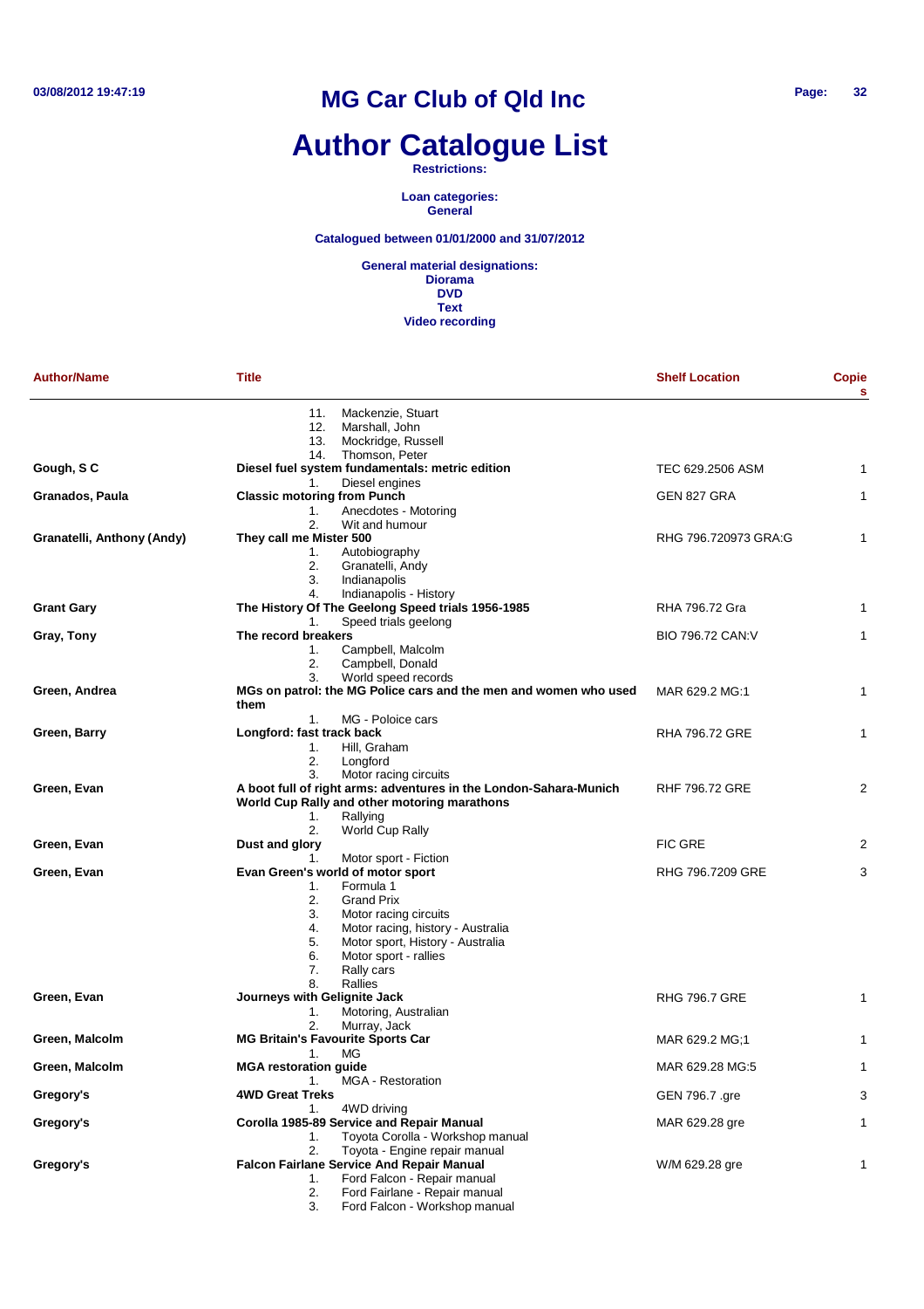# MG Car Club of Qld Inc

# Author Catalogue List

**Restrictions:**

**Loan categories:**
**General**

**Catalogued between 01/01/2000 and 31/07/2012**

**General material designations:**
**Diorama**
**DVD**
**Text**
**Video recording**

| Author/Name | Title | Shelf Location | Copies |
|---|---|---|---|
| | 11. Mackenzie, Stuart<br>12. Marshall, John<br>13. Mockridge, Russell<br>14. Thomson, Peter | | |
| **Gough, S C** | **Diesel fuel system fundamentals: metric edition**<br>1. Diesel engines | TEC 629.2506 ASM | 1 |
| **Granados, Paula** | **Classic motoring from Punch**<br>1. Anecdotes - Motoring<br>2. Wit and humour | GEN 827 GRA | 1 |
| **Granatelli, Anthony (Andy)** | **They call me Mister 500**<br>1. Autobiography<br>2. Granatelli, Andy<br>3. Indianapolis<br>4. Indianapolis - History | RHG 796.720973 GRA:G | 1 |
| **Grant Gary** | **The History Of The Geelong Speed trials 1956-1985**<br>1. Speed trials geelong | RHA 796.72 Gra | 1 |
| **Gray, Tony** | **The record breakers**<br>1. Campbell, Malcolm<br>2. Campbell, Donald<br>3. World speed records | BIO 796.72 CAN:V | 1 |
| **Green, Andrea** | **MGs on patrol: the MG Police cars and the men and women who used them**<br>1. MG - Poloice cars | MAR 629.2 MG:1 | 1 |
| **Green, Barry** | **Longford: fast track back**<br>1. Hill, Graham<br>2. Longford<br>3. Motor racing circuits | RHA 796.72 GRE | 1 |
| **Green, Evan** | **A boot full of right arms: adventures in the London-Sahara-Munich World Cup Rally and other motoring marathons**<br>1. Rallying<br>2. World Cup Rally | RHF 796.72 GRE | 2 |
| **Green, Evan** | **Dust and glory**<br>1. Motor sport - Fiction | FIC GRE | 2 |
| **Green, Evan** | **Evan Green's world of motor sport**<br>1. Formula 1<br>2. Grand Prix<br>3. Motor racing circuits<br>4. Motor racing, history - Australia<br>5. Motor sport, History - Australia<br>6. Motor sport - rallies<br>7. Rally cars<br>8. Rallies | RHG 796.7209 GRE | 3 |
| **Green, Evan** | **Journeys with Gelignite Jack**<br>1. Motoring, Australian<br>2. Murray, Jack | RHG 796.7 GRE | 1 |
| **Green, Malcolm** | **MG Britain's Favourite Sports Car**<br>1. MG | MAR 629.2 MG;1 | 1 |
| **Green, Malcolm** | **MGA restoration guide**<br>1. MGA - Restoration | MAR 629.28 MG:5 | 1 |
| **Gregory's** | **4WD Great Treks**<br>1. 4WD driving | GEN 796.7 .gre | 3 |
| **Gregory's** | **Corolla 1985-89 Service and Repair Manual**<br>1. Toyota Corolla - Workshop manual<br>2. Toyota - Engine repair manual | MAR 629.28 gre | 1 |
| **Gregory's** | **Falcon Fairlane Service And Repair Manual**<br>1. Ford Falcon - Repair manual<br>2. Ford Fairlane - Repair manual<br>3. Ford Falcon - Workshop manual | W/M 629.28 gre | 1 |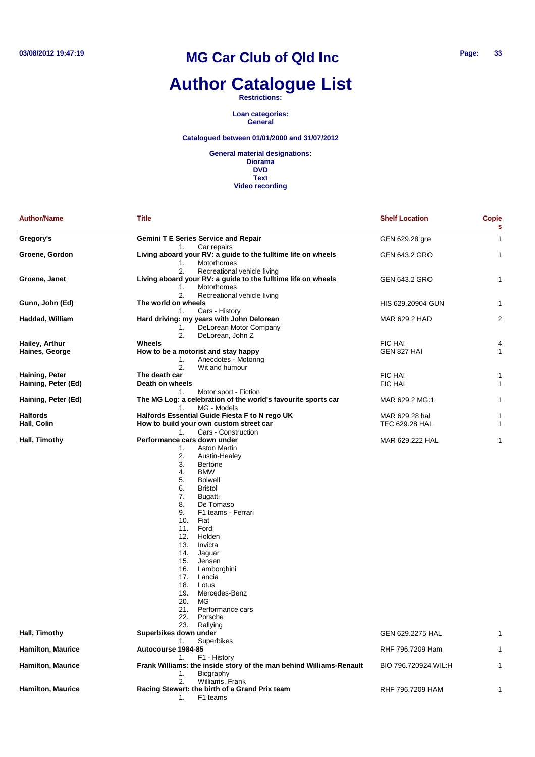# MG Car Club of Qld Inc

# Author Catalogue List

**Restrictions:**

**Loan categories:**
**General**

**Catalogued between 01/01/2000 and 31/07/2012**

**General material designations:**
**Diorama**
**DVD**
**Text**
**Video recording**

| Author/Name | Title | Shelf Location | Copies |
|---|---|---|---|
| **Gregory's** | **Gemini T E Series Service and Repair**<br>1. Car repairs | GEN 629.28 gre | 1 |
| **Groene, Gordon** | **Living aboard your RV: a guide to the fulltime life on wheels**<br>1. Motorhomes<br>2. Recreational vehicle living | GEN 643.2 GRO | 1 |
| **Groene, Janet** | **Living aboard your RV: a guide to the fulltime life on wheels**<br>1. Motorhomes<br>2. Recreational vehicle living | GEN 643.2 GRO | 1 |
| **Gunn, John (Ed)** | **The world on wheels**<br>1. Cars - History | HIS 629.20904 GUN | 1 |
| **Haddad, William** | **Hard driving: my years with John Delorean**<br>1. DeLorean Motor Company<br>2. DeLorean, John Z | MAR 629.2 HAD | 2 |
| **Hailey, Arthur** | **Wheels** | FIC HAI | 4 |
| **Haines, George** | **How to be a motorist and stay happy**<br>1. Anecdotes - Motoring<br>2. Wit and humour | GEN 827 HAI | 1 |
| **Haining, Peter** | **The death car** | FIC HAI | 1 |
| **Haining, Peter (Ed)** | **Death on wheels**<br>1. Motor sport - Fiction | FIC HAI | 1 |
| **Haining, Peter (Ed)** | **The MG Log: a celebration of the world's favourite sports car**<br>1. MG - Models | MAR 629.2 MG:1 | 1 |
| **Halfords** | **Halfords Essential Guide Fiesta F to N rego UK** | MAR 629.28 hal | 1 |
| **Hall, Colin** | **How to build your own custom street car**<br>1. Cars - Construction | TEC 629.28 HAL | 1 |
| **Hall, Timothy** | **Performance cars down under**<br>1. Aston Martin<br>2. Austin-Healey<br>3. Bertone<br>4. BMW<br>5. Bolwell<br>6. Bristol<br>7. Bugatti<br>8. De Tomaso<br>9. F1 teams - Ferrari<br>10. Fiat<br>11. Ford<br>12. Holden<br>13. Invicta<br>14. Jaguar<br>15. Jensen<br>16. Lamborghini<br>17. Lancia<br>18. Lotus<br>19. Mercedes-Benz<br>20. MG<br>21. Performance cars<br>22. Porsche<br>23. Rallying | MAR 629.222 HAL | 1 |
| **Hall, Timothy** | **Superbikes down under**<br>1. Superbikes | GEN 629.2275 HAL | 1 |
| **Hamilton, Maurice** | **Autocourse 1984-85**<br>1. F1 - History | RHF 796.7209 Ham | 1 |
| **Hamilton, Maurice** | **Frank Williams: the inside story of the man behind Williams-Renault**<br>1. Biography<br>2. Williams, Frank | BIO 796.720924 WIL:H | 1 |
| **Hamilton, Maurice** | **Racing Stewart: the birth of a Grand Prix team**<br>1. F1 teams | RHF 796.7209 HAM | 1 |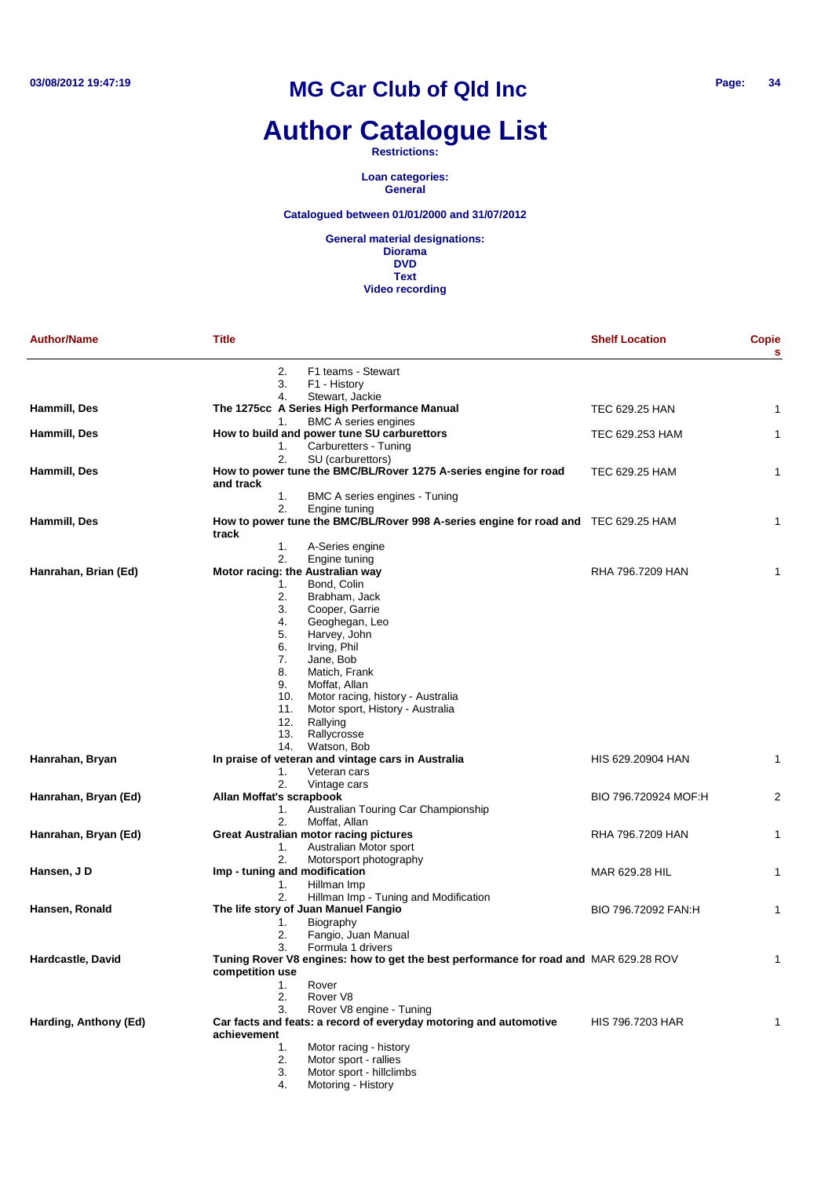# MG Car Club of Qld Inc

# Author Catalogue List

**Restrictions:**

**Loan categories:**
**General**

**Catalogued between 01/01/2000 and 31/07/2012**

**General material designations:**
**Diorama**
**DVD**
**Text**
**Video recording**

| Author/Name | Title | Shelf Location | Copies |
|---|---|---|---|
| | 2. F1 teams - Stewart<br>3. F1 - History<br>4. Stewart, Jackie | | |
| **Hammill, Des** | **The 1275cc A Series High Performance Manual**<br>1. BMC A series engines | TEC 629.25 HAN | 1 |
| **Hammill, Des** | **How to build and power tune SU carburettors**<br>1. Carburetters - Tuning<br>2. SU (carburettors) | TEC 629.253 HAM | 1 |
| **Hammill, Des** | **How to power tune the BMC/BL/Rover 1275 A-series engine for road and track**<br>1. BMC A series engines - Tuning<br>2. Engine tuning | TEC 629.25 HAM | 1 |
| **Hammill, Des** | **How to power tune the BMC/BL/Rover 998 A-series engine for road and track**<br>1. A-Series engine<br>2. Engine tuning | TEC 629.25 HAM | 1 |
| **Hanrahan, Brian (Ed)** | **Motor racing: the Australian way**<br>1. Bond, Colin<br>2. Brabham, Jack<br>3. Cooper, Garrie<br>4. Geoghegan, Leo<br>5. Harvey, John<br>6. Irving, Phil<br>7. Jane, Bob<br>8. Matich, Frank<br>9. Moffat, Allan<br>10. Motor racing, history - Australia<br>11. Motor sport, History - Australia<br>12. Rallying<br>13. Rallycrosse<br>14. Watson, Bob | RHA 796.7209 HAN | 1 |
| **Hanrahan, Bryan** | **In praise of veteran and vintage cars in Australia**<br>1. Veteran cars<br>2. Vintage cars | HIS 629.20904 HAN | 1 |
| **Hanrahan, Bryan (Ed)** | **Allan Moffat's scrapbook**<br>1. Australian Touring Car Championship<br>2. Moffat, Allan | BIO 796.720924 MOF:H | 2 |
| **Hanrahan, Bryan (Ed)** | **Great Australian motor racing pictures**<br>1. Australian Motor sport<br>2. Motorsport photography | RHA 796.7209 HAN | 1 |
| **Hansen, J D** | **Imp - tuning and modification**<br>1. Hillman Imp<br>2. Hillman Imp - Tuning and Modification | MAR 629.28 HIL | 1 |
| **Hansen, Ronald** | **The life story of Juan Manuel Fangio**<br>1. Biography<br>2. Fangio, Juan Manual<br>3. Formula 1 drivers | BIO 796.72092 FAN:H | 1 |
| **Hardcastle, David** | **Tuning Rover V8 engines: how to get the best performance for road and competition use**<br>1. Rover<br>2. Rover V8<br>3. Rover V8 engine - Tuning | MAR 629.28 ROV | 1 |
| **Harding, Anthony (Ed)** | **Car facts and feats: a record of everyday motoring and automotive achievement**<br>1. Motor racing - history<br>2. Motor sport - rallies<br>3. Motor sport - hillclimbs<br>4. Motoring - History | HIS 796.7203 HAR | 1 |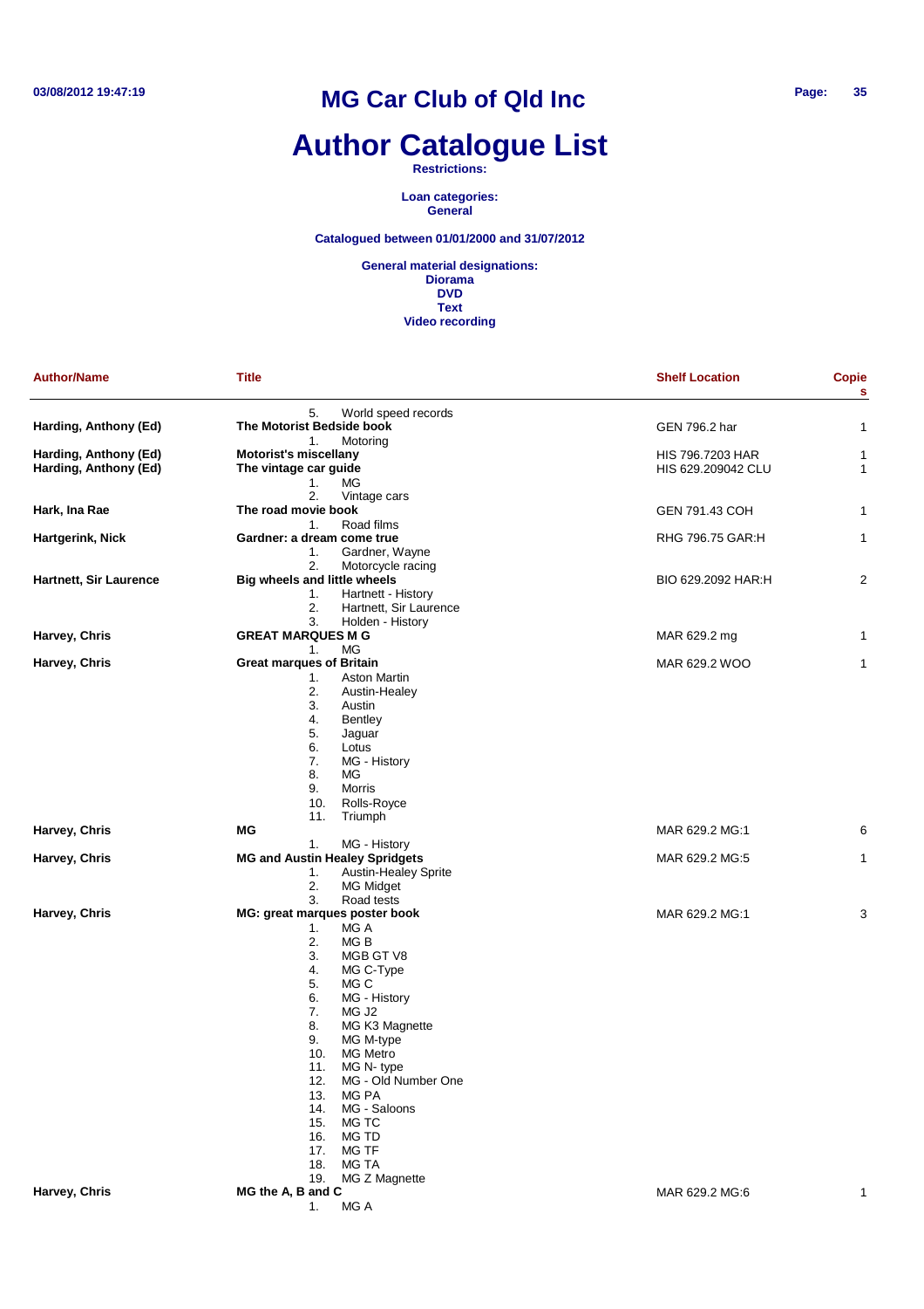# MG Car Club of Qld Inc

# Author Catalogue List

**Restrictions:**

**Loan categories:**
**General**

**Catalogued between 01/01/2000 and 31/07/2012**

**General material designations:**
**Diorama**
**DVD**
**Text**
**Video recording**

| Author/Name | Title | Shelf Location | Copies |
|---|---|---|---|
| | 5. World speed records | | |
| **Harding, Anthony (Ed)** | **The Motorist Bedside book** | GEN 796.2 har | 1 |
| | 1. Motoring | | |
| **Harding, Anthony (Ed)** | **Motorist's miscellany** | HIS 796.7203 HAR | 1 |
| **Harding, Anthony (Ed)** | **The vintage car guide** | HIS 629.209042 CLU | 1 |
| | 1. MG<br>2. Vintage cars | | |
| **Hark, Ina Rae** | **The road movie book** | GEN 791.43 COH | 1 |
| | 1. Road films | | |
| **Hartgerink, Nick** | **Gardner: a dream come true** | RHG 796.75 GAR:H | 1 |
| | 1. Gardner, Wayne<br>2. Motorcycle racing | | |
| **Hartnett, Sir Laurence** | **Big wheels and little wheels** | BIO 629.2092 HAR:H | 2 |
| | 1. Hartnett - History<br>2. Hartnett, Sir Laurence<br>3. Holden - History | | |
| **Harvey, Chris** | **GREAT MARQUES M G** | MAR 629.2 mg | 1 |
| | 1. MG | | |
| **Harvey, Chris** | **Great marques of Britain** | MAR 629.2 WOO | 1 |
| | 1. Aston Martin<br>2. Austin-Healey<br>3. Austin<br>4. Bentley<br>5. Jaguar<br>6. Lotus<br>7. MG - History<br>8. MG<br>9. Morris<br>10. Rolls-Royce<br>11. Triumph | | |
| **Harvey, Chris** | **MG** | MAR 629.2 MG:1 | 6 |
| | 1. MG - History | | |
| **Harvey, Chris** | **MG and Austin Healey Spridgets** | MAR 629.2 MG:5 | 1 |
| | 1. Austin-Healey Sprite<br>2. MG Midget<br>3. Road tests | | |
| **Harvey, Chris** | **MG: great marques poster book** | MAR 629.2 MG:1 | 3 |
| | 1. MG A<br>2. MG B<br>3. MGB GT V8<br>4. MG C-Type<br>5. MG C<br>6. MG - History<br>7. MG J2<br>8. MG K3 Magnette<br>9. MG M-type<br>10. MG Metro<br>11. MG N- type<br>12. MG - Old Number One<br>13. MG PA<br>14. MG - Saloons<br>15. MG TC<br>16. MG TD<br>17. MG TF<br>18. MG TA<br>19. MG Z Magnette | | |
| **Harvey, Chris** | **MG the A, B and C** | MAR 629.2 MG:6 | 1 |
| | 1. MG A | | |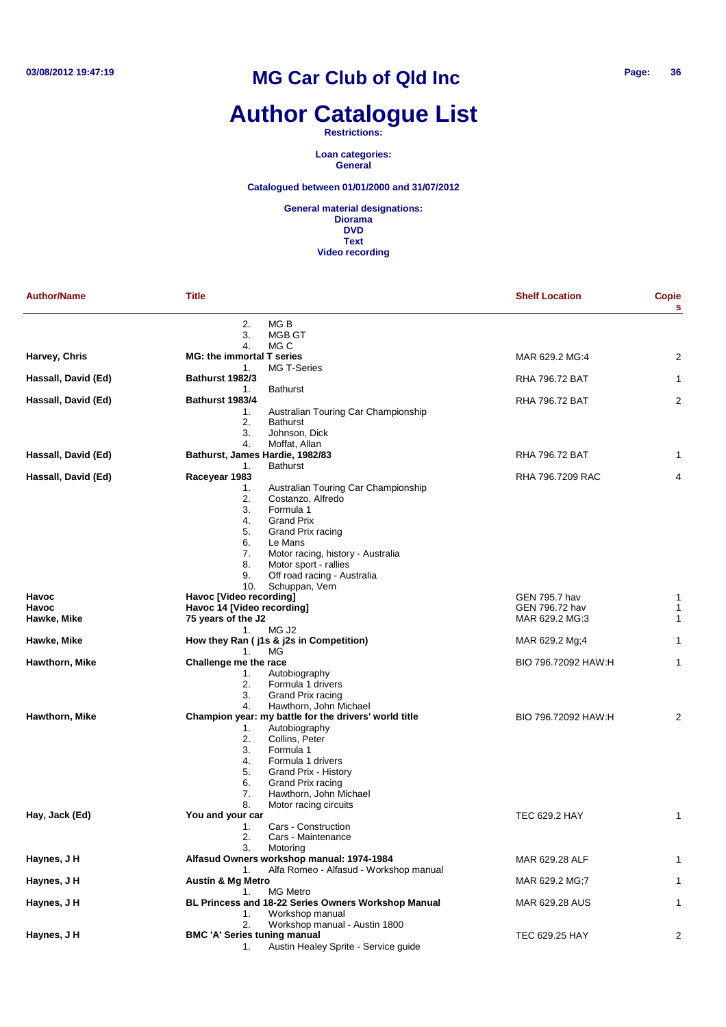# MG Car Club of Qld Inc

# Author Catalogue List

**Restrictions:**

**Loan categories:**
**General**

**Catalogued between 01/01/2000 and 31/07/2012**

**General material designations:**
**Diorama**
**DVD**
**Text**
**Video recording**

| Author/Name | Title | Shelf Location | Copies |
|---|---|---|---|
| | 2. MG B<br>3. MGB GT<br>4. MG C | | |
| **Harvey, Chris** | **MG: the immortal T series**<br>1. MG T-Series | MAR 629.2 MG:4 | 2 |
| **Hassall, David (Ed)** | **Bathurst 1982/3**<br>1. Bathurst | RHA 796.72 BAT | 1 |
| **Hassall, David (Ed)** | **Bathurst 1983/4**<br>1. Australian Touring Car Championship<br>2. Bathurst<br>3. Johnson, Dick<br>4. Moffat, Allan | RHA 796.72 BAT | 2 |
| **Hassall, David (Ed)** | **Bathurst, James Hardie, 1982/83**<br>1. Bathurst | RHA 796.72 BAT | 1 |
| **Hassall, David (Ed)** | **Raceyear 1983**<br>1. Australian Touring Car Championship<br>2. Costanzo, Alfredo<br>3. Formula 1<br>4. Grand Prix<br>5. Grand Prix racing<br>6. Le Mans<br>7. Motor racing, history - Australia<br>8. Motor sport - rallies<br>9. Off road racing - Australia<br>10. Schuppan, Vern | RHA 796.7209 RAC | 4 |
| **Havoc** | **Havoc [Video recording]** | GEN 795.7 hav | 1 |
| **Havoc** | **Havoc 14 [Video recording]** | GEN 796.72 hav | 1 |
| **Hawke, Mike** | **75 years of the J2**<br>1. MG J2 | MAR 629.2 MG:3 | 1 |
| **Hawke, Mike** | **How they Ran ( j1s & j2s in Competition)**<br>1. MG | MAR 629.2 Mg;4 | 1 |
| **Hawthorn, Mike** | **Challenge me the race**<br>1. Autobiography<br>2. Formula 1 drivers<br>3. Grand Prix racing<br>4. Hawthorn, John Michael | BIO 796.72092 HAW:H | 1 |
| **Hawthorn, Mike** | **Champion year: my battle for the drivers' world title**<br>1. Autobiography<br>2. Collins, Peter<br>3. Formula 1<br>4. Formula 1 drivers<br>5. Grand Prix - History<br>6. Grand Prix racing<br>7. Hawthorn, John Michael<br>8. Motor racing circuits | BIO 796.72092 HAW:H | 2 |
| **Hay, Jack (Ed)** | **You and your car**<br>1. Cars - Construction<br>2. Cars - Maintenance<br>3. Motoring | TEC 629.2 HAY | 1 |
| **Haynes, J H** | **Alfasud Owners workshop manual: 1974-1984**<br>1. Alfa Romeo - Alfasud - Workshop manual | MAR 629.28 ALF | 1 |
| **Haynes, J H** | **Austin & Mg Metro**<br>1. MG Metro | MAR 629.2 MG;7 | 1 |
| **Haynes, J H** | **BL Princess and 18-22 Series Owners Workshop Manual**<br>1. Workshop manual<br>2. Workshop manual - Austin 1800 | MAR 629.28 AUS | 1 |
| **Haynes, J H** | **BMC 'A' Series tuning manual**<br>1. Austin Healey Sprite - Service guide | TEC 629.25 HAY | 2 |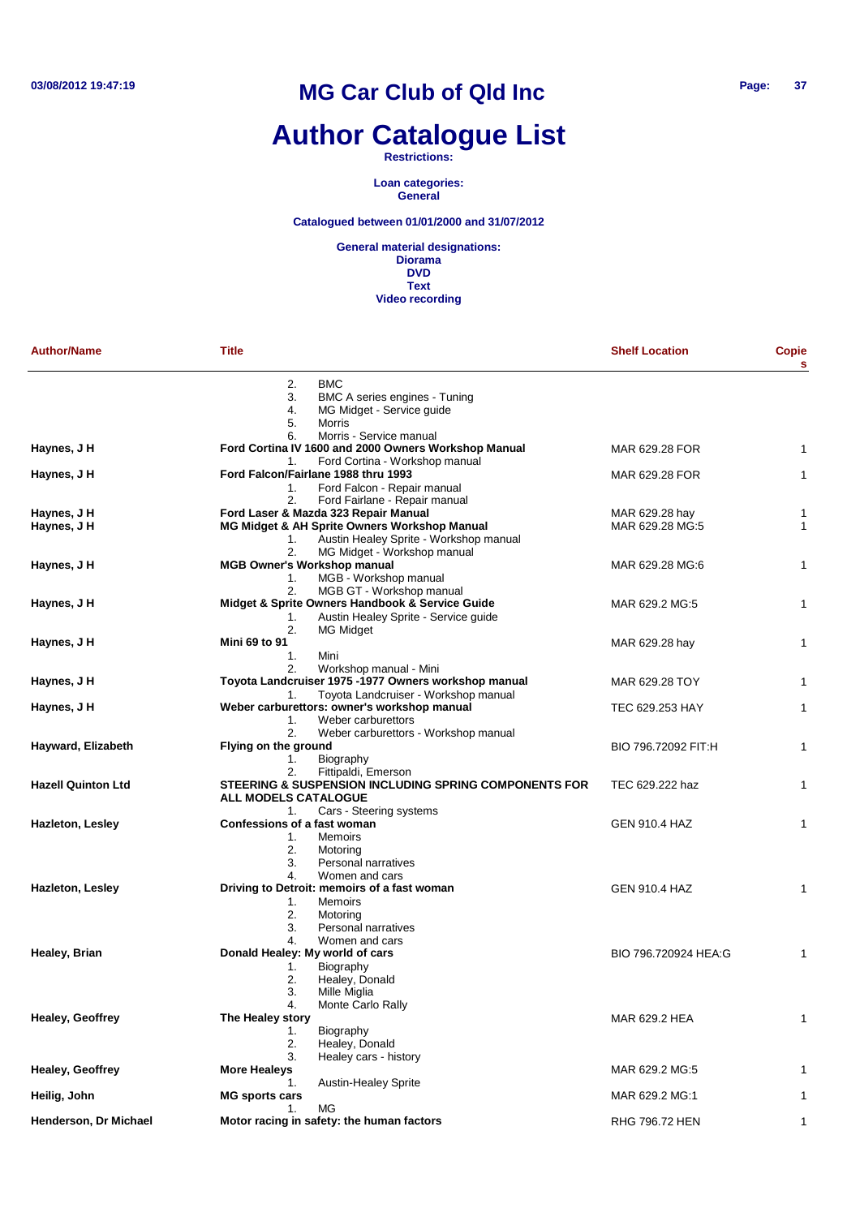# MG Car Club of Qld Inc

# Author Catalogue List

**Restrictions:**

**Loan categories:**
**General**

**Catalogued between 01/01/2000 and 31/07/2012**

**General material designations:**
**Diorama**
**DVD**
**Text**
**Video recording**

| Author/Name | Title | Shelf Location | Copies |
|---|---|---|---|
| | 2. BMC<br>3. BMC A series engines - Tuning<br>4. MG Midget - Service guide<br>5. Morris<br>6. Morris - Service manual | | |
| **Haynes, J H** | **Ford Cortina IV 1600 and 2000 Owners Workshop Manual**<br>1. Ford Cortina - Workshop manual | MAR 629.28 FOR | 1 |
| **Haynes, J H** | **Ford Falcon/Fairlane 1988 thru 1993**<br>1. Ford Falcon - Repair manual<br>2. Ford Fairlane - Repair manual | MAR 629.28 FOR | 1 |
| **Haynes, J H** | **Ford Laser & Mazda 323 Repair Manual** | MAR 629.28 hay | 1 |
| **Haynes, J H** | **MG Midget & AH Sprite Owners Workshop Manual**<br>1. Austin Healey Sprite - Workshop manual<br>2. MG Midget - Workshop manual | MAR 629.28 MG:5 | 1 |
| **Haynes, J H** | **MGB Owner's Workshop manual**<br>1. MGB - Workshop manual<br>2. MGB GT - Workshop manual | MAR 629.28 MG:6 | 1 |
| **Haynes, J H** | **Midget & Sprite Owners Handbook & Service Guide**<br>1. Austin Healey Sprite - Service guide<br>2. MG Midget | MAR 629.2 MG:5 | 1 |
| **Haynes, J H** | **Mini 69 to 91**<br>1. Mini<br>2. Workshop manual - Mini | MAR 629.28 hay | 1 |
| **Haynes, J H** | **Toyota Landcruiser 1975 -1977 Owners workshop manual**<br>1. Toyota Landcruiser - Workshop manual | MAR 629.28 TOY | 1 |
| **Haynes, J H** | **Weber carburettors: owner's workshop manual**<br>1. Weber carburettors<br>2. Weber carburettors - Workshop manual | TEC 629.253 HAY | 1 |
| **Hayward, Elizabeth** | **Flying on the ground**<br>1. Biography<br>2. Fittipaldi, Emerson | BIO 796.72092 FIT:H | 1 |
| **Hazell Quinton Ltd** | **STEERING & SUSPENSION INCLUDING SPRING COMPONENTS FOR ALL MODELS CATALOGUE**<br>1. Cars - Steering systems | TEC 629.222 haz | 1 |
| **Hazleton, Lesley** | **Confessions of a fast woman**<br>1. Memoirs<br>2. Motoring<br>3. Personal narratives<br>4. Women and cars | GEN 910.4 HAZ | 1 |
| **Hazleton, Lesley** | **Driving to Detroit: memoirs of a fast woman**<br>1. Memoirs<br>2. Motoring<br>3. Personal narratives<br>4. Women and cars | GEN 910.4 HAZ | 1 |
| **Healey, Brian** | **Donald Healey: My world of cars**<br>1. Biography<br>2. Healey, Donald<br>3. Mille Miglia<br>4. Monte Carlo Rally | BIO 796.720924 HEA:G | 1 |
| **Healey, Geoffrey** | **The Healey story**<br>1. Biography<br>2. Healey, Donald<br>3. Healey cars - history | MAR 629.2 HEA | 1 |
| **Healey, Geoffrey** | **More Healeys**<br>1. Austin-Healey Sprite | MAR 629.2 MG:5 | 1 |
| **Heilig, John** | **MG sports cars**<br>1. MG | MAR 629.2 MG:1 | 1 |
| **Henderson, Dr Michael** | **Motor racing in safety: the human factors** | RHG 796.72 HEN | 1 |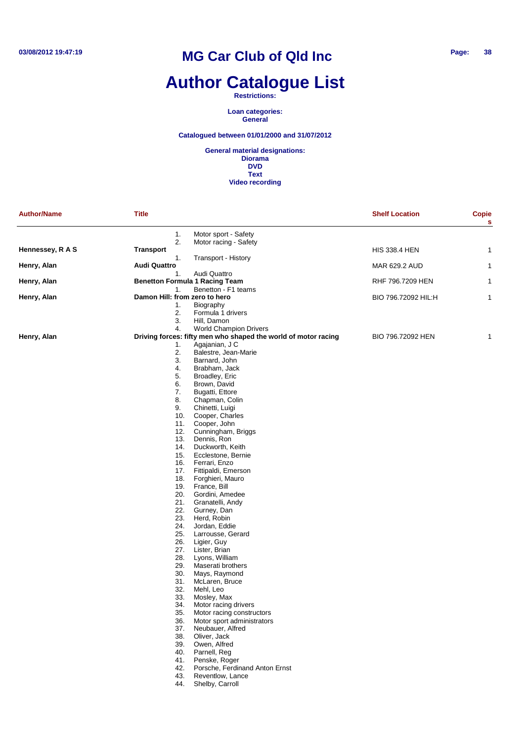# Author Catalogue List

**Restrictions:**

**Loan categories:**
**General**

**Catalogued between 01/01/2000 and 31/07/2012**

**General material designations:**
**Diorama**
**DVD**
**Text**
**Video recording**

| Author/Name | Title | Shelf Location | Copies |
|---|---|---|---|
| | 1. Motor sport - Safety<br>2. Motor racing - Safety | | |
| **Hennessey, R A S** | **Transport**<br>1. Transport - History | HIS 338.4 HEN | 1 |
| **Henry, Alan** | **Audi Quattro**<br>1. Audi Quattro | MAR 629.2 AUD | 1 |
| **Henry, Alan** | **Benetton Formula 1 Racing Team**<br>1. Benetton - F1 teams | RHF 796.7209 HEN | 1 |
| **Henry, Alan** | **Damon Hill: from zero to hero**<br>1. Biography<br>2. Formula 1 drivers<br>3. Hill, Damon<br>4. World Champion Drivers | BIO 796.72092 HIL:H | 1 |
| **Henry, Alan** | **Driving forces: fifty men who shaped the world of motor racing**<br>1. Agajanian, J C<br>2. Balestre, Jean-Marie<br>3. Barnard, John<br>4. Brabham, Jack<br>5. Broadley, Eric<br>6. Brown, David<br>7. Bugatti, Ettore<br>8. Chapman, Colin<br>9. Chinetti, Luigi<br>10. Cooper, Charles<br>11. Cooper, John<br>12. Cunningham, Briggs<br>13. Dennis, Ron<br>14. Duckworth, Keith<br>15. Ecclestone, Bernie<br>16. Ferrari, Enzo<br>17. Fittipaldi, Emerson<br>18. Forghieri, Mauro<br>19. France, Bill<br>20. Gordini, Amedee<br>21. Granatelli, Andy<br>22. Gurney, Dan<br>23. Herd, Robin<br>24. Jordan, Eddie<br>25. Larrousse, Gerard<br>26. Ligier, Guy<br>27. Lister, Brian<br>28. Lyons, William<br>29. Maserati brothers<br>30. Mays, Raymond<br>31. McLaren, Bruce<br>32. Mehl, Leo<br>33. Mosley, Max<br>34. Motor racing drivers<br>35. Motor racing constructors<br>36. Motor sport administrators<br>37. Neubauer, Alfred<br>38. Oliver, Jack<br>39. Owen, Alfred<br>40. Parnell, Reg<br>41. Penske, Roger<br>42. Porsche, Ferdinand Anton Ernst<br>43. Reventlow, Lance<br>44. Shelby, Carroll | BIO 796.72092 HEN | 1 |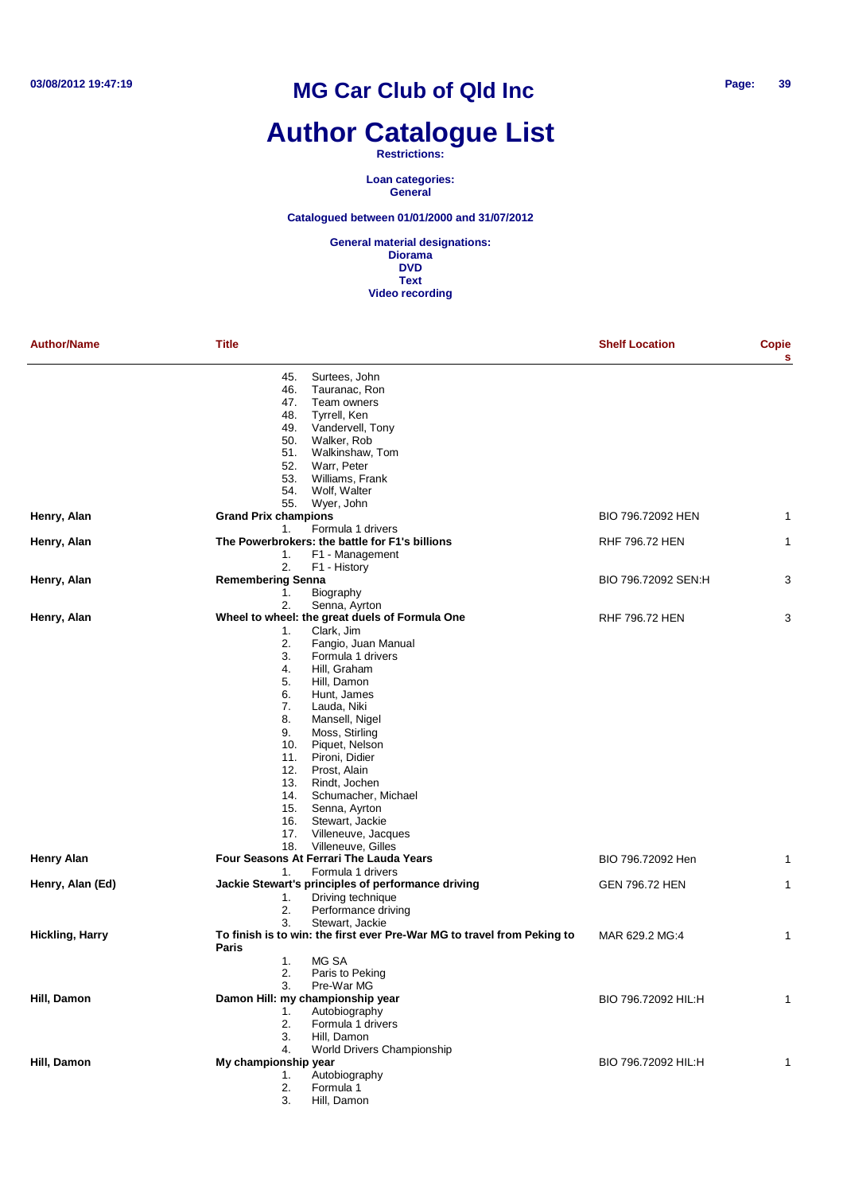# MG Car Club of Qld Inc

# Author Catalogue List

**Restrictions:**

**Loan categories:**
**General**

**Catalogued between 01/01/2000 and 31/07/2012**

**General material designations:**
**Diorama**
**DVD**
**Text**
**Video recording**

| Author/Name | Title | Shelf Location | Copies |
|---|---|---|---|
| | 45. Surtees, John<br>46. Tauranac, Ron<br>47. Team owners<br>48. Tyrrell, Ken<br>49. Vandervell, Tony<br>50. Walker, Rob<br>51. Walkinshaw, Tom<br>52. Warr, Peter<br>53. Williams, Frank<br>54. Wolf, Walter<br>55. Wyer, John | | |
| **Henry, Alan** | **Grand Prix champions**<br>1. Formula 1 drivers | BIO 796.72092 HEN | 1 |
| **Henry, Alan** | **The Powerbrokers: the battle for F1's billions**<br>1. F1 - Management<br>2. F1 - History | RHF 796.72 HEN | 1 |
| **Henry, Alan** | **Remembering Senna**<br>1. Biography<br>2. Senna, Ayrton | BIO 796.72092 SEN:H | 3 |
| **Henry, Alan** | **Wheel to wheel: the great duels of Formula One**<br>1. Clark, Jim<br>2. Fangio, Juan Manual<br>3. Formula 1 drivers<br>4. Hill, Graham<br>5. Hill, Damon<br>6. Hunt, James<br>7. Lauda, Niki<br>8. Mansell, Nigel<br>9. Moss, Stirling<br>10. Piquet, Nelson<br>11. Pironi, Didier<br>12. Prost, Alain<br>13. Rindt, Jochen<br>14. Schumacher, Michael<br>15. Senna, Ayrton<br>16. Stewart, Jackie<br>17. Villeneuve, Jacques<br>18. Villeneuve, Gilles | RHF 796.72 HEN | 3 |
| **Henry Alan** | **Four Seasons At Ferrari The Lauda Years**<br>1. Formula 1 drivers | BIO 796.72092 Hen | 1 |
| **Henry, Alan (Ed)** | **Jackie Stewart's principles of performance driving**<br>1. Driving technique<br>2. Performance driving<br>3. Stewart, Jackie | GEN 796.72 HEN | 1 |
| **Hickling, Harry** | **To finish is to win: the first ever Pre-War MG to travel from Peking to Paris**<br>1. MG SA<br>2. Paris to Peking<br>3. Pre-War MG | MAR 629.2 MG:4 | 1 |
| **Hill, Damon** | **Damon Hill: my championship year**<br>1. Autobiography<br>2. Formula 1 drivers<br>3. Hill, Damon<br>4. World Drivers Championship | BIO 796.72092 HIL:H | 1 |
| **Hill, Damon** | **My championship year**<br>1. Autobiography<br>2. Formula 1<br>3. Hill, Damon | BIO 796.72092 HIL:H | 1 |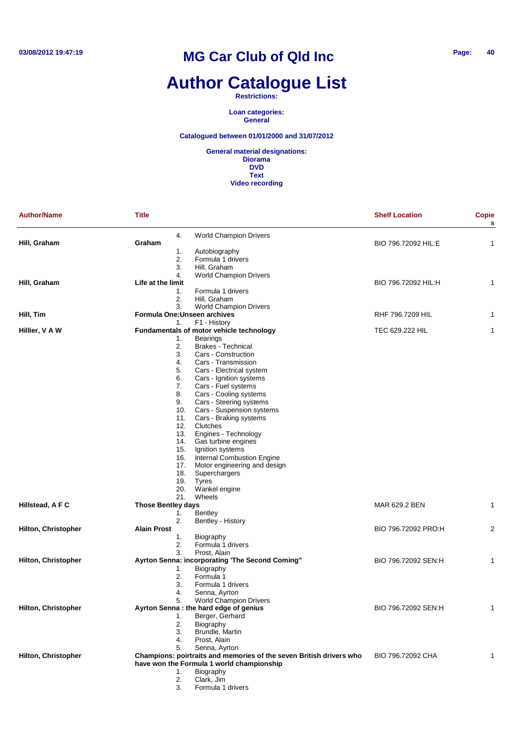# MG Car Club of Qld Inc

# Author Catalogue List

**Restrictions:**

**Loan categories:**
**General**

**Catalogued between 01/01/2000 and 31/07/2012**

**General material designations:**
**Diorama**
**DVD**
**Text**
**Video recording**

| Author/Name | Title | Shelf Location | Copies |
|---|---|---|---|
| | 4. World Champion Drivers | | |
| **Hill, Graham** | **Graham** | BIO 796.72092 HIL:E | 1 |
| | 1. Autobiography | | |
| | 2. Formula 1 drivers | | |
| | 3. Hill, Graham | | |
| | 4. World Champion Drivers | | |
| **Hill, Graham** | **Life at the limit** | BIO 796.72092 HIL:H | 1 |
| | 1. Formula 1 drivers | | |
| | 2. Hill, Graham | | |
| | 3. World Champion Drivers | | |
| **Hill, Tim** | **Formula One:Unseen archives** | RHF 796.7209 HIL | 1 |
| | 1. F1 - History | | |
| **Hillier, V A W** | **Fundamentals of motor vehicle technology** | TEC 629.222 HIL | 1 |
| | 1. Bearings | | |
| | 2. Brakes - Technical | | |
| | 3. Cars - Construction | | |
| | 4. Cars - Transmission | | |
| | 5. Cars - Electrical system | | |
| | 6. Cars - Ignition systems | | |
| | 7. Cars - Fuel systems | | |
| | 8. Cars - Cooling systems | | |
| | 9. Cars - Steering systems | | |
| | 10. Cars - Suspension systems | | |
| | 11. Cars - Braking systems | | |
| | 12. Clutches | | |
| | 13. Engines - Technology | | |
| | 14. Gas turbine engines | | |
| | 15. Ignition systems | | |
| | 16. Internal Combustion Engine | | |
| | 17. Motor engineering and design | | |
| | 18. Superchargers | | |
| | 19. Tyres | | |
| | 20. Wankel engine | | |
| | 21. Wheels | | |
| **Hillstead, A F C** | **Those Bentley days** | MAR 629.2 BEN | 1 |
| | 1. Bentley | | |
| | 2. Bentley - History | | |
| **Hilton, Christopher** | **Alain Prost** | BIO 796.72092 PRO:H | 2 |
| | 1. Biography | | |
| | 2. Formula 1 drivers | | |
| | 3. Prost, Alain | | |
| **Hilton, Christopher** | **Ayrton Senna: incorporating 'The Second Coming"** | BIO 796.72092 SEN:H | 1 |
| | 1. Biography | | |
| | 2. Formula 1 | | |
| | 3. Formula 1 drivers | | |
| | 4. Senna, Ayrton | | |
| | 5. World Champion Drivers | | |
| **Hilton, Christopher** | **Ayrton Senna : the hard edge of genius** | BIO 796.72092 SEN:H | 1 |
| | 1. Berger, Gerhard | | |
| | 2. Biography | | |
| | 3. Brundle, Martin | | |
| | 4. Prost, Alain | | |
| | 5. Senna, Ayrton | | |
| **Hilton, Christopher** | **Champions: poirtraits and memories of the seven British drivers who have won the Formula 1 world championship** | BIO 796.72092 CHA | 1 |
| | 1. Biography | | |
| | 2. Clark, Jim | | |
| | 3. Formula 1 drivers | | |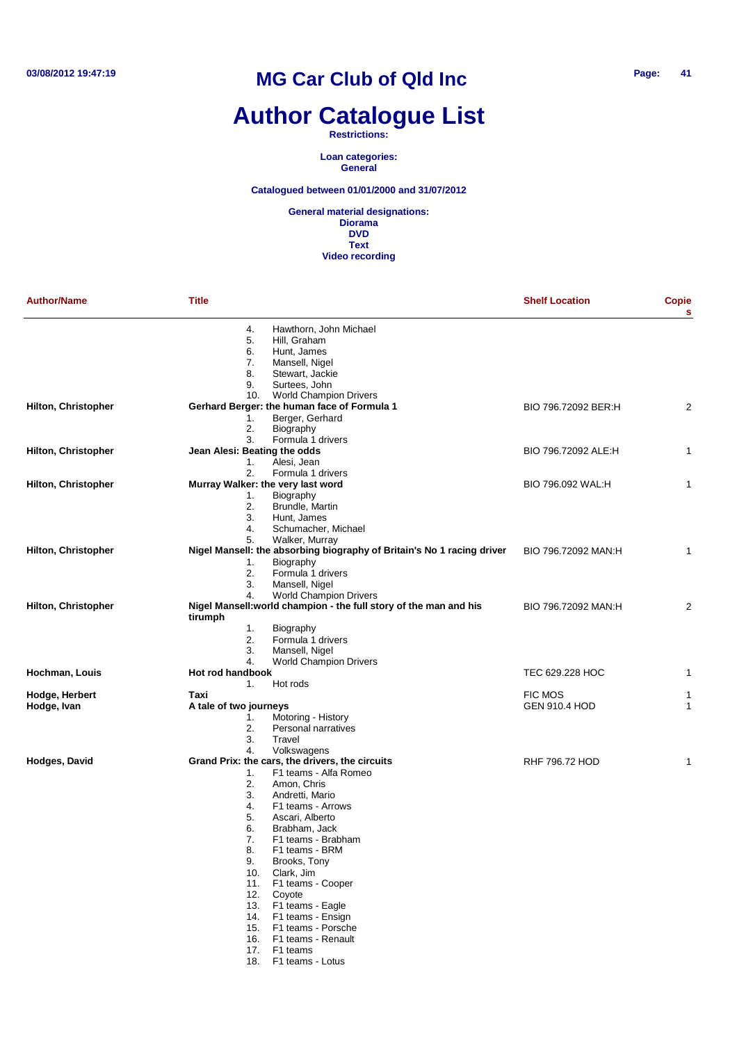# MG Car Club of Qld Inc

# Author Catalogue List

**Restrictions:**

**Loan categories:**
**General**

**Catalogued between 01/01/2000 and 31/07/2012**

**General material designations:**
**Diorama**
**DVD**
**Text**
**Video recording**

| Author/Name | Title | Shelf Location | Copies |
|---|---|---|---|
| | 4. Hawthorn, John Michael<br>5. Hill, Graham<br>6. Hunt, James<br>7. Mansell, Nigel<br>8. Stewart, Jackie<br>9. Surtees, John<br>10. World Champion Drivers | | |
| **Hilton, Christopher** | **Gerhard Berger: the human face of Formula 1**<br>1. Berger, Gerhard<br>2. Biography<br>3. Formula 1 drivers | BIO 796.72092 BER:H | 2 |
| **Hilton, Christopher** | **Jean Alesi: Beating the odds**<br>1. Alesi, Jean<br>2. Formula 1 drivers | BIO 796.72092 ALE:H | 1 |
| **Hilton, Christopher** | **Murray Walker: the very last word**<br>1. Biography<br>2. Brundle, Martin<br>3. Hunt, James<br>4. Schumacher, Michael<br>5. Walker, Murray | BIO 796.092 WAL:H | 1 |
| **Hilton, Christopher** | **Nigel Mansell: the absorbing biography of Britain's No 1 racing driver**<br>1. Biography<br>2. Formula 1 drivers<br>3. Mansell, Nigel<br>4. World Champion Drivers | BIO 796.72092 MAN:H | 1 |
| **Hilton, Christopher** | **Nigel Mansell:world champion - the full story of the man and his tirumph**<br>1. Biography<br>2. Formula 1 drivers<br>3. Mansell, Nigel<br>4. World Champion Drivers | BIO 796.72092 MAN:H | 2 |
| **Hochman, Louis** | **Hot rod handbook**<br>1. Hot rods | TEC 629.228 HOC | 1 |
| **Hodge, Herbert** | **Taxi** | FIC MOS | 1 |
| **Hodge, Ivan** | **A tale of two journeys**<br>1. Motoring - History<br>2. Personal narratives<br>3. Travel<br>4. Volkswagens | GEN 910.4 HOD | 1 |
| **Hodges, David** | **Grand Prix: the cars, the drivers, the circuits**<br>1. F1 teams - Alfa Romeo<br>2. Amon, Chris<br>3. Andretti, Mario<br>4. F1 teams - Arrows<br>5. Ascari, Alberto<br>6. Brabham, Jack<br>7. F1 teams - Brabham<br>8. F1 teams - BRM<br>9. Brooks, Tony<br>10. Clark, Jim<br>11. F1 teams - Cooper<br>12. Coyote<br>13. F1 teams - Eagle<br>14. F1 teams - Ensign<br>15. F1 teams - Porsche<br>16. F1 teams - Renault<br>17. F1 teams<br>18. F1 teams - Lotus | RHF 796.72 HOD | 1 |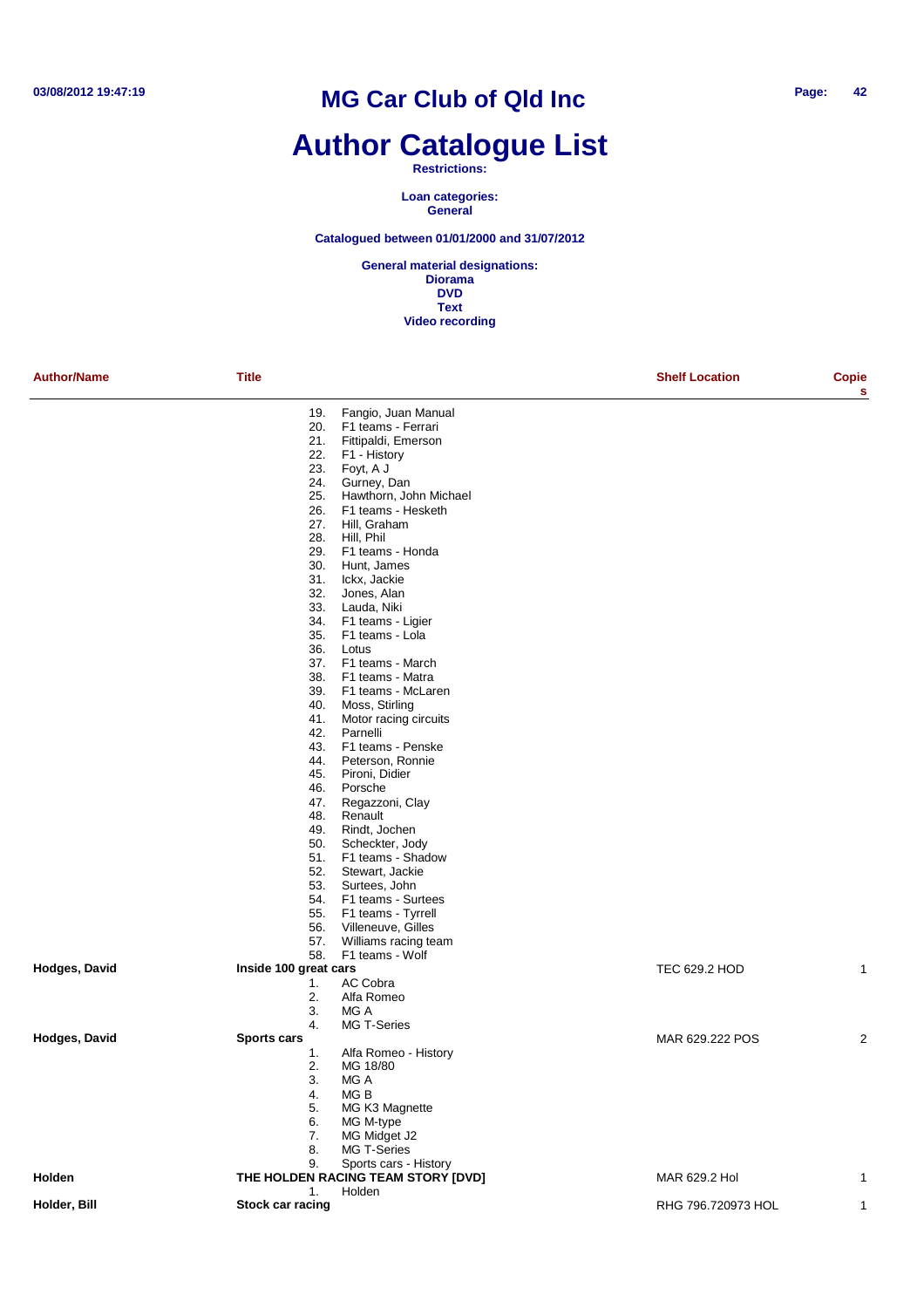# MG Car Club of Qld Inc

# Author Catalogue List

**Restrictions:**

**Loan categories:**
**General**

**Catalogued between 01/01/2000 and 31/07/2012**

**General material designations:**
**Diorama**
**DVD**
**Text**
**Video recording**

| Author/Name | Title | Shelf Location | Copies |
|---|---|---|---|
| | 19. Fangio, Juan Manual<br>20. F1 teams - Ferrari<br>21. Fittipaldi, Emerson<br>22. F1 - History<br>23. Foyt, A J<br>24. Gurney, Dan<br>25. Hawthorn, John Michael<br>26. F1 teams - Hesketh<br>27. Hill, Graham<br>28. Hill, Phil<br>29. F1 teams - Honda<br>30. Hunt, James<br>31. Ickx, Jackie<br>32. Jones, Alan<br>33. Lauda, Niki<br>34. F1 teams - Ligier<br>35. F1 teams - Lola<br>36. Lotus<br>37. F1 teams - March<br>38. F1 teams - Matra<br>39. F1 teams - McLaren<br>40. Moss, Stirling<br>41. Motor racing circuits<br>42. Parnelli<br>43. F1 teams - Penske<br>44. Peterson, Ronnie<br>45. Pironi, Didier<br>46. Porsche<br>47. Regazzoni, Clay<br>48. Renault<br>49. Rindt, Jochen<br>50. Scheckter, Jody<br>51. F1 teams - Shadow<br>52. Stewart, Jackie<br>53. Surtees, John<br>54. F1 teams - Surtees<br>55. F1 teams - Tyrrell<br>56. Villeneuve, Gilles<br>57. Williams racing team<br>58. F1 teams - Wolf | | |
| **Hodges, David** | **Inside 100 great cars**<br>1. AC Cobra<br>2. Alfa Romeo<br>3. MG A<br>4. MG T-Series | TEC 629.2 HOD | 1 |
| **Hodges, David** | **Sports cars**<br>1. Alfa Romeo - History<br>2. MG 18/80<br>3. MG A<br>4. MG B<br>5. MG K3 Magnette<br>6. MG M-type<br>7. MG Midget J2<br>8. MG T-Series<br>9. Sports cars - History | MAR 629.222 POS | 2 |
| **Holden** | **THE HOLDEN RACING TEAM STORY [DVD]**<br>1. Holden | MAR 629.2 Hol | 1 |
| **Holder, Bill** | **Stock car racing** | RHG 796.720973 HOL | 1 |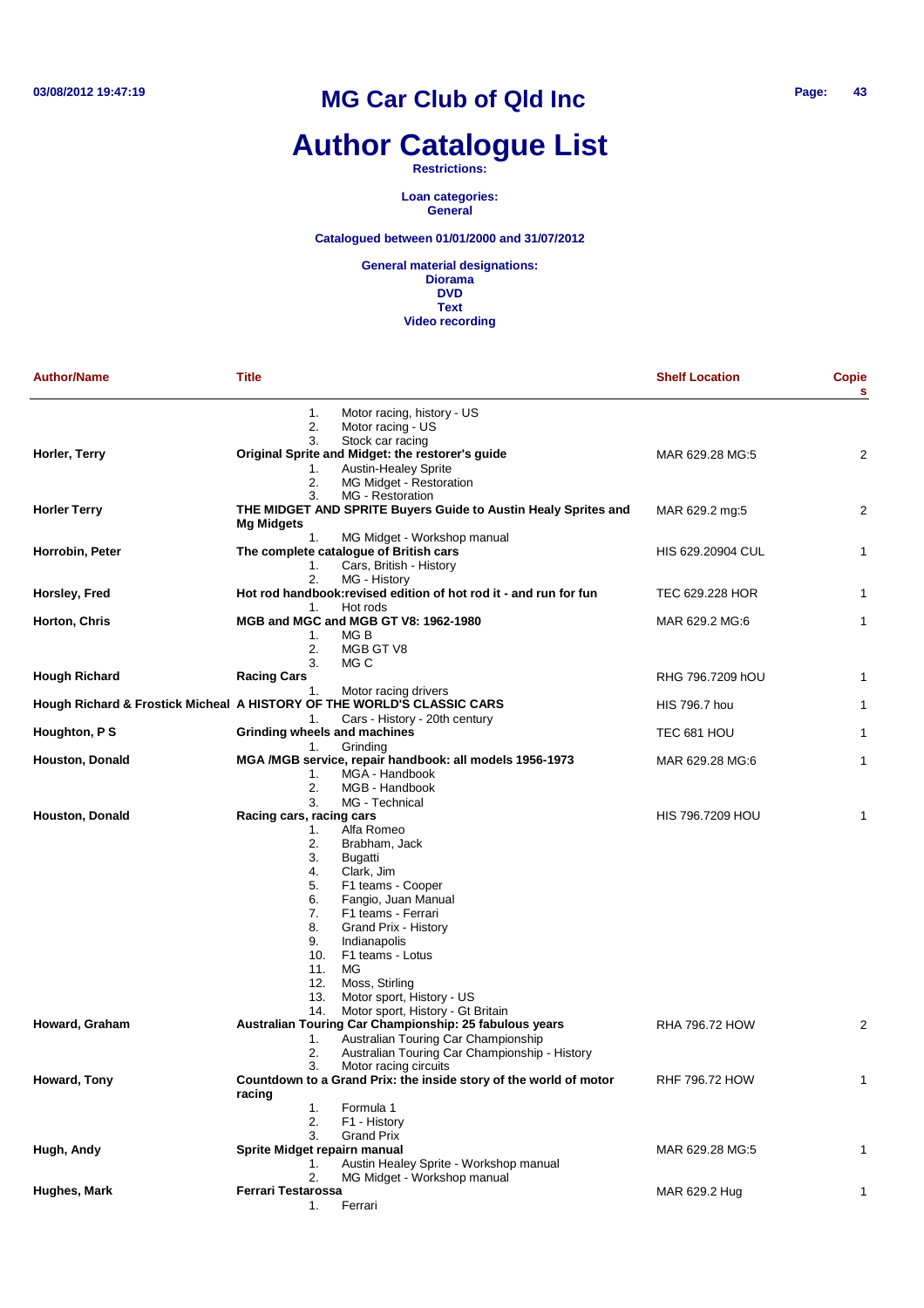# MG Car Club of Qld Inc

# Author Catalogue List

**Restrictions:**

**Loan categories:**
**General**

**Catalogued between 01/01/2000 and 31/07/2012**

**General material designations:**
**Diorama**
**DVD**
**Text**
**Video recording**

| Author/Name | Title | Shelf Location | Copies |
|---|---|---|---|
| | 1. Motor racing, history - US<br>2. Motor racing - US<br>3. Stock car racing | | |
| **Horler, Terry** | **Original Sprite and Midget: the restorer's guide**<br>1. Austin-Healey Sprite<br>2. MG Midget - Restoration<br>3. MG - Restoration | MAR 629.28 MG:5 | 2 |
| **Horler Terry** | **THE MIDGET AND SPRITE Buyers Guide to Austin Healy Sprites and Mg Midgets**<br>1. MG Midget - Workshop manual | MAR 629.2 mg:5 | 2 |
| **Horrobin, Peter** | **The complete catalogue of British cars**<br>1. Cars, British - History<br>2. MG - History | HIS 629.20904 CUL | 1 |
| **Horsley, Fred** | **Hot rod handbook:revised edition of hot rod it - and run for fun**<br>1. Hot rods | TEC 629.228 HOR | 1 |
| **Horton, Chris** | **MGB and MGC and MGB GT V8: 1962-1980**<br>1. MG B<br>2. MGB GT V8<br>3. MG C | MAR 629.2 MG:6 | 1 |
| **Hough Richard** | **Racing Cars**<br>1. Motor racing drivers | RHG 796.7209 hOU | 1 |
| **Hough Richard & Frostick Micheal** | **A HISTORY OF THE WORLD'S CLASSIC CARS**<br>1. Cars - History - 20th century | HIS 796.7 hou | 1 |
| **Houghton, P S** | **Grinding wheels and machines**<br>1. Grinding | TEC 681 HOU | 1 |
| **Houston, Donald** | **MGA /MGB service, repair handbook: all models 1956-1973**<br>1. MGA - Handbook<br>2. MGB - Handbook<br>3. MG - Technical | MAR 629.28 MG:6 | 1 |
| **Houston, Donald** | **Racing cars, racing cars**<br>1. Alfa Romeo<br>2. Brabham, Jack<br>3. Bugatti<br>4. Clark, Jim<br>5. F1 teams - Cooper<br>6. Fangio, Juan Manual<br>7. F1 teams - Ferrari<br>8. Grand Prix - History<br>9. Indianapolis<br>10. F1 teams - Lotus<br>11. MG<br>12. Moss, Stirling<br>13. Motor sport, History - US<br>14. Motor sport, History - Gt Britain | HIS 796.7209 HOU | 1 |
| **Howard, Graham** | **Australian Touring Car Championship: 25 fabulous years**<br>1. Australian Touring Car Championship<br>2. Australian Touring Car Championship - History<br>3. Motor racing circuits | RHA 796.72 HOW | 2 |
| **Howard, Tony** | **Countdown to a Grand Prix: the inside story of the world of motor racing**<br>1. Formula 1<br>2. F1 - History<br>3. Grand Prix | RHF 796.72 HOW | 1 |
| **Hugh, Andy** | **Sprite Midget repairn manual**<br>1. Austin Healey Sprite - Workshop manual<br>2. MG Midget - Workshop manual | MAR 629.28 MG:5 | 1 |
| **Hughes, Mark** | **Ferrari Testarossa**<br>1. Ferrari | MAR 629.2 Hug | 1 |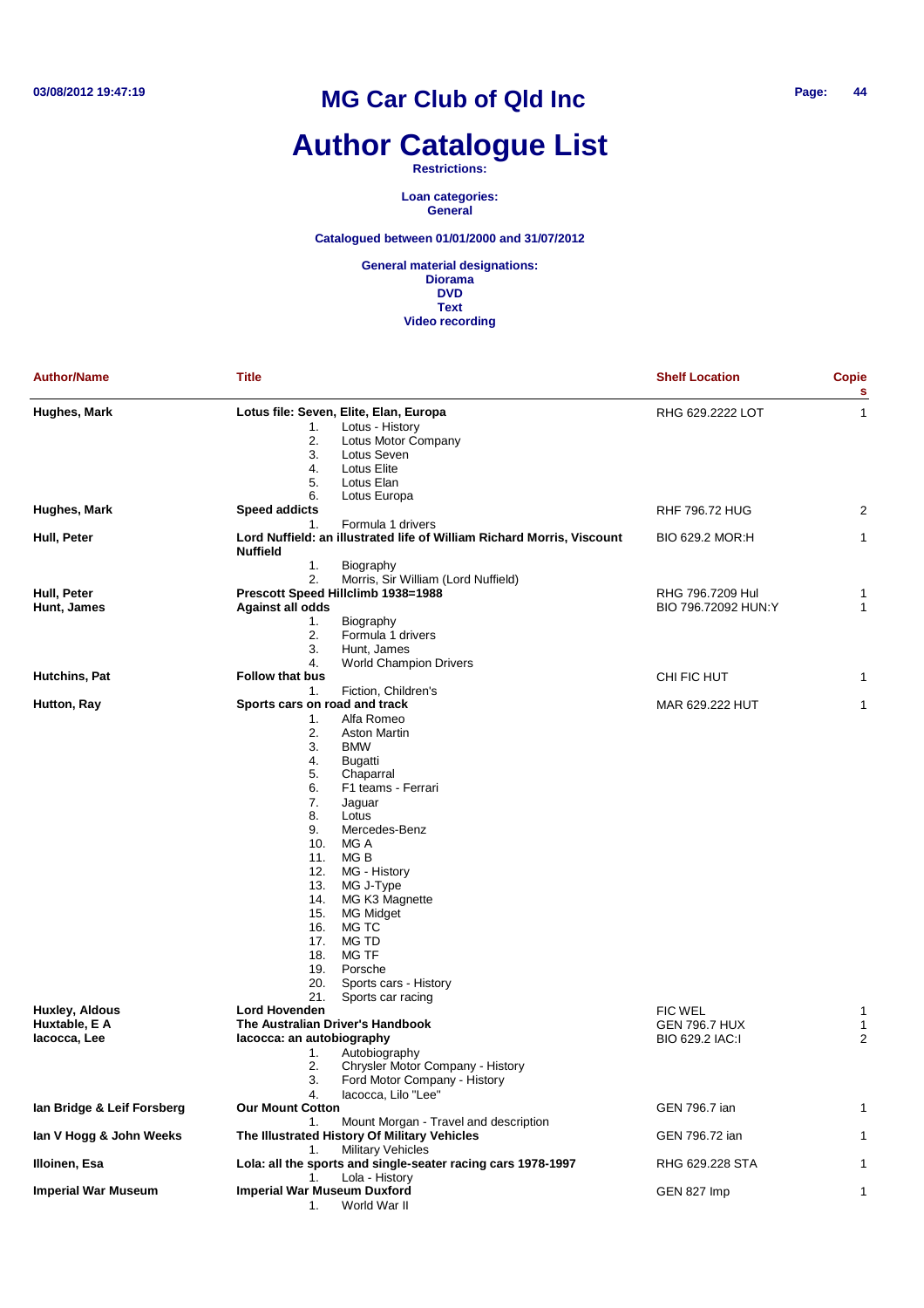# MG Car Club of Qld Inc

# Author Catalogue List

**Restrictions:**

**Loan categories:**
**General**

**Catalogued between 01/01/2000 and 31/07/2012**

**General material designations:**
**Diorama**
**DVD**
**Text**
**Video recording**

| Author/Name | Title | Shelf Location | Copies |
|---|---|---|---|
| **Hughes, Mark** | **Lotus file: Seven, Elite, Elan, Europa**<br>1. Lotus - History<br>2. Lotus Motor Company<br>3. Lotus Seven<br>4. Lotus Elite<br>5. Lotus Elan<br>6. Lotus Europa | RHG 629.2222 LOT | 1 |
| **Hughes, Mark** | **Speed addicts**<br>1. Formula 1 drivers | RHF 796.72 HUG | 2 |
| **Hull, Peter** | **Lord Nuffield: an illustrated life of William Richard Morris, Viscount Nuffield**<br>1. Biography<br>2. Morris, Sir William (Lord Nuffield) | BIO 629.2 MOR:H | 1 |
| **Hull, Peter** | **Prescott Speed Hillclimb 1938=1988** | RHG 796.7209 Hul | 1 |
| **Hunt, James** | **Against all odds**<br>1. Biography<br>2. Formula 1 drivers<br>3. Hunt, James<br>4. World Champion Drivers | BIO 796.72092 HUN:Y | 1 |
| **Hutchins, Pat** | **Follow that bus**<br>1. Fiction, Children's | CHI FIC HUT | 1 |
| **Hutton, Ray** | **Sports cars on road and track**<br>1. Alfa Romeo<br>2. Aston Martin<br>3. BMW<br>4. Bugatti<br>5. Chaparral<br>6. F1 teams - Ferrari<br>7. Jaguar<br>8. Lotus<br>9. Mercedes-Benz<br>10. MG A<br>11. MG B<br>12. MG - History<br>13. MG J-Type<br>14. MG K3 Magnette<br>15. MG Midget<br>16. MG TC<br>17. MG TD<br>18. MG TF<br>19. Porsche<br>20. Sports cars - History<br>21. Sports car racing | MAR 629.222 HUT | 1 |
| **Huxley, Aldous** | **Lord Hovenden** | FIC WEL | 1 |
| **Huxtable, E A** | **The Australian Driver's Handbook** | GEN 796.7 HUX | 1 |
| **Iacocca, Lee** | **Iacocca: an autobiography**<br>1. Autobiography<br>2. Chrysler Motor Company - History<br>3. Ford Motor Company - History<br>4. Iacocca, Lilo "Lee" | BIO 629.2 IAC:I | 2 |
| **Ian Bridge & Leif Forsberg** | **Our Mount Cotton**<br>1. Mount Morgan - Travel and description | GEN 796.7 ian | 1 |
| **Ian V Hogg & John Weeks** | **The Illustrated History Of Military Vehicles**<br>1. Military Vehicles | GEN 796.72 ian | 1 |
| **Illoinen, Esa** | **Lola: all the sports and single-seater racing cars 1978-1997**<br>1. Lola - History | RHG 629.228 STA | 1 |
| **Imperial War Museum** | **Imperial War Museum Duxford**<br>1. World War II | GEN 827 Imp | 1 |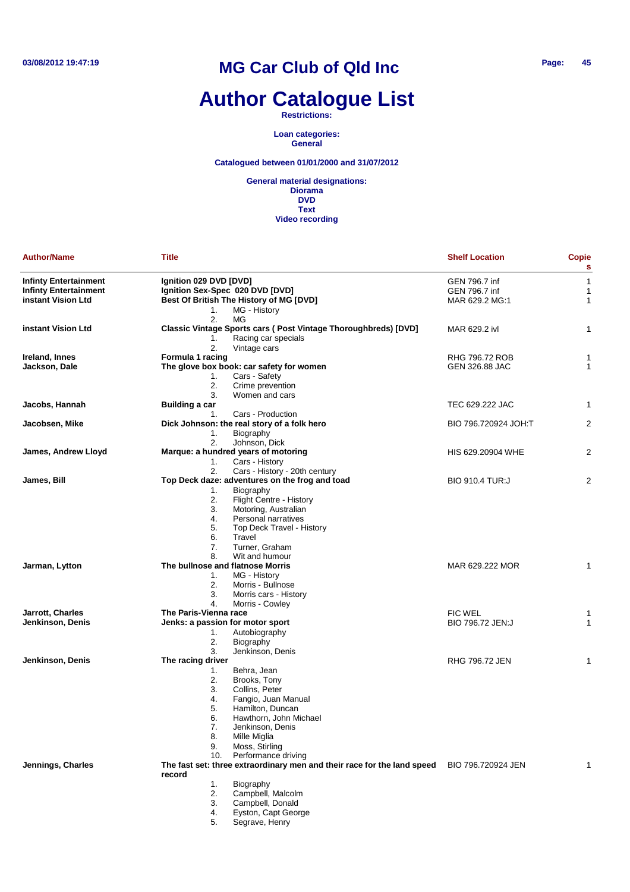# MG Car Club of Qld Inc

# Author Catalogue List

**Restrictions:**

**Loan categories:**
**General**

**Catalogued between 01/01/2000 and 31/07/2012**

**General material designations:**
**Diorama**
**DVD**
**Text**
**Video recording**

| Author/Name | Title | Shelf Location | Copies |
|---|---|---|---|
| **Infinty Entertainment** | **Ignition 029 DVD [DVD]** | GEN 796.7 inf | 1 |
| **Infinty Entertainment** | **Ignition Sex-Spec 020 DVD [DVD]** | GEN 796.7 inf | 1 |
| **instant Vision Ltd** | **Best Of British The History of MG [DVD]**<br>1. MG - History<br>2. MG | MAR 629.2 MG:1 | 1 |
| **instant Vision Ltd** | **Classic Vintage Sports cars ( Post Vintage Thoroughbreds) [DVD]**<br>1. Racing car specials<br>2. Vintage cars | MAR 629.2 ivl | 1 |
| **Ireland, Innes** | **Formula 1 racing** | RHG 796.72 ROB | 1 |
| **Jackson, Dale** | **The glove box book: car safety for women**<br>1. Cars - Safety<br>2. Crime prevention<br>3. Women and cars | GEN 326.88 JAC | 1 |
| **Jacobs, Hannah** | **Building a car**<br>1. Cars - Production | TEC 629.222 JAC | 1 |
| **Jacobsen, Mike** | **Dick Johnson: the real story of a folk hero**<br>1. Biography<br>2. Johnson, Dick | BIO 796.720924 JOH:T | 2 |
| **James, Andrew Lloyd** | **Marque: a hundred years of motoring**<br>1. Cars - History<br>2. Cars - History - 20th century | HIS 629.20904 WHE | 2 |
| **James, Bill** | **Top Deck daze: adventures on the frog and toad**<br>1. Biography<br>2. Flight Centre - History<br>3. Motoring, Australian<br>4. Personal narratives<br>5. Top Deck Travel - History<br>6. Travel<br>7. Turner, Graham<br>8. Wit and humour | BIO 910.4 TUR:J | 2 |
| **Jarman, Lytton** | **The bullnose and flatnose Morris**<br>1. MG - History<br>2. Morris - Bullnose<br>3. Morris cars - History<br>4. Morris - Cowley | MAR 629.222 MOR | 1 |
| **Jarrott, Charles** | **The Paris-Vienna race** | FIC WEL | 1 |
| **Jenkinson, Denis** | **Jenks: a passion for motor sport**<br>1. Autobiography<br>2. Biography<br>3. Jenkinson, Denis | BIO 796.72 JEN:J | 1 |
| **Jenkinson, Denis** | **The racing driver**<br>1. Behra, Jean<br>2. Brooks, Tony<br>3. Collins, Peter<br>4. Fangio, Juan Manual<br>5. Hamilton, Duncan<br>6. Hawthorn, John Michael<br>7. Jenkinson, Denis<br>8. Mille Miglia<br>9. Moss, Stirling<br>10. Performance driving | RHG 796.72 JEN | 1 |
| **Jennings, Charles** | **The fast set: three extraordinary men and their race for the land speed record**<br>1. Biography<br>2. Campbell, Malcolm<br>3. Campbell, Donald<br>4. Eyston, Capt George<br>5. Segrave, Henry | BIO 796.720924 JEN | 1 |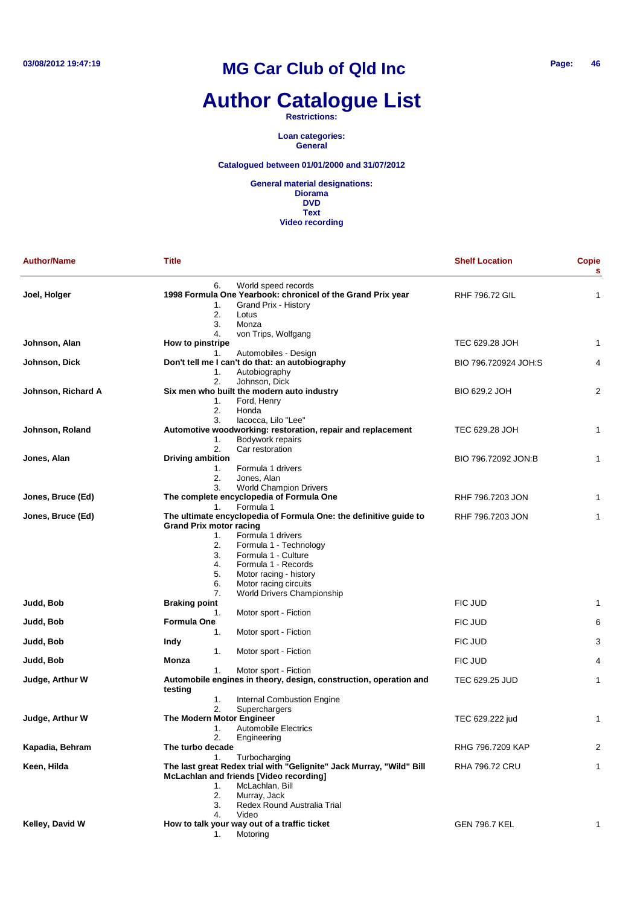# MG Car Club of Qld Inc

# Author Catalogue List

**Restrictions:**

**Loan categories:**
**General**

**Catalogued between 01/01/2000 and 31/07/2012**

**General material designations:**
**Diorama**
**DVD**
**Text**
**Video recording**

| Author/Name | Title | Shelf Location | Copies |
|---|---|---|---|
| | 6. World speed records | | |
| Joel, Holger | **1998 Formula One Yearbook: chronicel of the Grand Prix year**<br>1. Grand Prix - History<br>2. Lotus<br>3. Monza<br>4. von Trips, Wolfgang | RHF 796.72 GIL | 1 |
| Johnson, Alan | **How to pinstripe**<br>1. Automobiles - Design | TEC 629.28 JOH | 1 |
| Johnson, Dick | **Don't tell me I can't do that: an autobiography**<br>1. Autobiography<br>2. Johnson, Dick | BIO 796.720924 JOH:S | 4 |
| Johnson, Richard A | **Six men who built the modern auto industry**<br>1. Ford, Henry<br>2. Honda<br>3. Iacocca, Lilo "Lee" | BIO 629.2 JOH | 2 |
| Johnson, Roland | **Automotive woodworking: restoration, repair and replacement**<br>1. Bodywork repairs<br>2. Car restoration | TEC 629.28 JOH | 1 |
| Jones, Alan | **Driving ambition**<br>1. Formula 1 drivers<br>2. Jones, Alan<br>3. World Champion Drivers | BIO 796.72092 JON:B | 1 |
| Jones, Bruce (Ed) | **The complete encyclopedia of Formula One**<br>1. Formula 1 | RHF 796.7203 JON | 1 |
| Jones, Bruce (Ed) | **The ultimate encyclopedia of Formula One: the definitive guide to Grand Prix motor racing**<br>1. Formula 1 drivers<br>2. Formula 1 - Technology<br>3. Formula 1 - Culture<br>4. Formula 1 - Records<br>5. Motor racing - history<br>6. Motor racing circuits<br>7. World Drivers Championship | RHF 796.7203 JON | 1 |
| Judd, Bob | **Braking point**<br>1. Motor sport - Fiction | FIC JUD | 1 |
| Judd, Bob | **Formula One**<br>1. Motor sport - Fiction | FIC JUD | 6 |
| Judd, Bob | **Indy**<br>1. Motor sport - Fiction | FIC JUD | 3 |
| Judd, Bob | **Monza**<br>1. Motor sport - Fiction | FIC JUD | 4 |
| Judge, Arthur W | **Automobile engines in theory, design, construction, operation and testing**<br>1. Internal Combustion Engine<br>2. Superchargers | TEC 629.25 JUD | 1 |
| Judge, Arthur W | **The Modern Motor Engineer**<br>1. Automobile Electrics<br>2. Engineering | TEC 629.222 jud | 1 |
| Kapadia, Behram | **The turbo decade**<br>1. Turbocharging | RHG 796.7209 KAP | 2 |
| Keen, Hilda | **The last great Redex trial with "Gelignite" Jack Murray, "Wild" Bill McLachlan and friends [Video recording]**<br>1. McLachlan, Bill<br>2. Murray, Jack<br>3. Redex Round Australia Trial<br>4. Video | RHA 796.72 CRU | 1 |
| Kelley, David W | **How to talk your way out of a traffic ticket**<br>1. Motoring | GEN 796.7 KEL | 1 |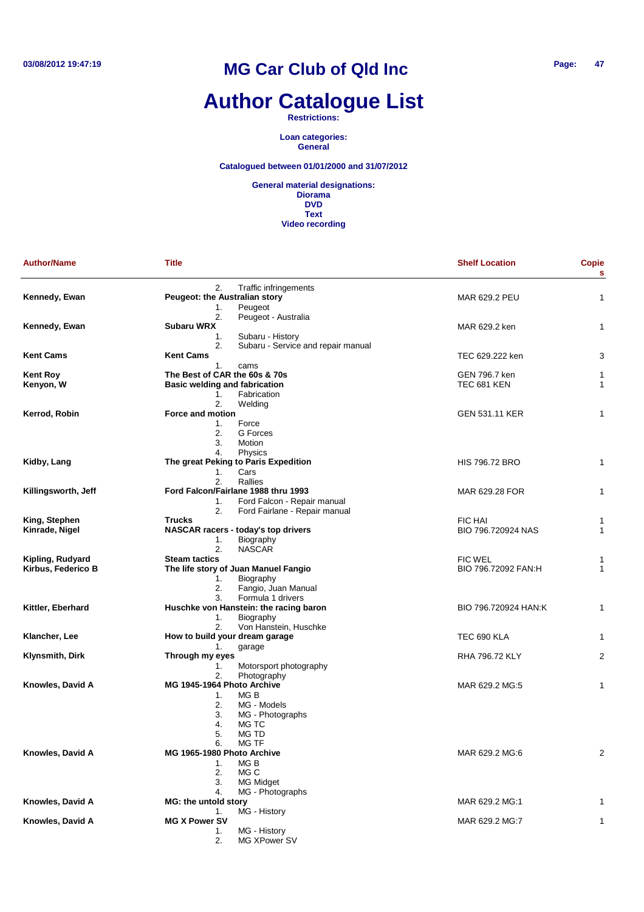# MG Car Club of Qld Inc

# Author Catalogue List

**Restrictions:**

**Loan categories:**
**General**

**Catalogued between 01/01/2000 and 31/07/2012**

**General material designations:**
**Diorama**
**DVD**
**Text**
**Video recording**

| Author/Name | Title | Shelf Location | Copies |
|---|---|---|---|
| | 2. Traffic infringements | | |
| **Kennedy, Ewan** | **Peugeot: the Australian story** | MAR 629.2 PEU | 1 |
| | 1. Peugeot<br>2. Peugeot - Australia | | |
| **Kennedy, Ewan** | **Subaru WRX** | MAR 629.2 ken | 1 |
| | 1. Subaru - History<br>2. Subaru - Service and repair manual | | |
| **Kent Cams** | **Kent Cams** | TEC 629.222 ken | 3 |
| | 1. cams | | |
| **Kent Roy** | **The Best of CAR the 60s & 70s** | GEN 796.7 ken | 1 |
| **Kenyon, W** | **Basic welding and fabrication** | TEC 681 KEN | 1 |
| | 1. Fabrication<br>2. Welding | | |
| **Kerrod, Robin** | **Force and motion** | GEN 531.11 KER | 1 |
| | 1. Force<br>2. G Forces<br>3. Motion<br>4. Physics | | |
| **Kidby, Lang** | **The great Peking to Paris Expedition** | HIS 796.72 BRO | 1 |
| | 1. Cars<br>2. Rallies | | |
| **Killingsworth, Jeff** | **Ford Falcon/Fairlane 1988 thru 1993** | MAR 629.28 FOR | 1 |
| | 1. Ford Falcon - Repair manual<br>2. Ford Fairlane - Repair manual | | |
| **King, Stephen** | **Trucks** | FIC HAI | 1 |
| **Kinrade, Nigel** | **NASCAR racers - today's top drivers** | BIO 796.720924 NAS | 1 |
| | 1. Biography<br>2. NASCAR | | |
| **Kipling, Rudyard** | **Steam tactics** | FIC WEL | 1 |
| **Kirbus, Federico B** | **The life story of Juan Manuel Fangio** | BIO 796.72092 FAN:H | 1 |
| | 1. Biography<br>2. Fangio, Juan Manual<br>3. Formula 1 drivers | | |
| **Kittler, Eberhard** | **Huschke von Hanstein: the racing baron** | BIO 796.720924 HAN:K | 1 |
| | 1. Biography<br>2. Von Hanstein, Huschke | | |
| **Klancher, Lee** | **How to build your dream garage** | TEC 690 KLA | 1 |
| | 1. garage | | |
| **Klynsmith, Dirk** | **Through my eyes** | RHA 796.72 KLY | 2 |
| | 1. Motorsport photography<br>2. Photography | | |
| **Knowles, David A** | **MG 1945-1964 Photo Archive** | MAR 629.2 MG:5 | 1 |
| | 1. MG B<br>2. MG - Models<br>3. MG - Photographs<br>4. MG TC<br>5. MG TD<br>6. MG TF | | |
| **Knowles, David A** | **MG 1965-1980 Photo Archive** | MAR 629.2 MG:6 | 2 |
| | 1. MG B<br>2. MG C<br>3. MG Midget<br>4. MG - Photographs | | |
| **Knowles, David A** | **MG: the untold story** | MAR 629.2 MG:1 | 1 |
| | 1. MG - History | | |
| **Knowles, David A** | **MG X Power SV** | MAR 629.2 MG:7 | 1 |
| | 1. MG - History<br>2. MG XPower SV | | |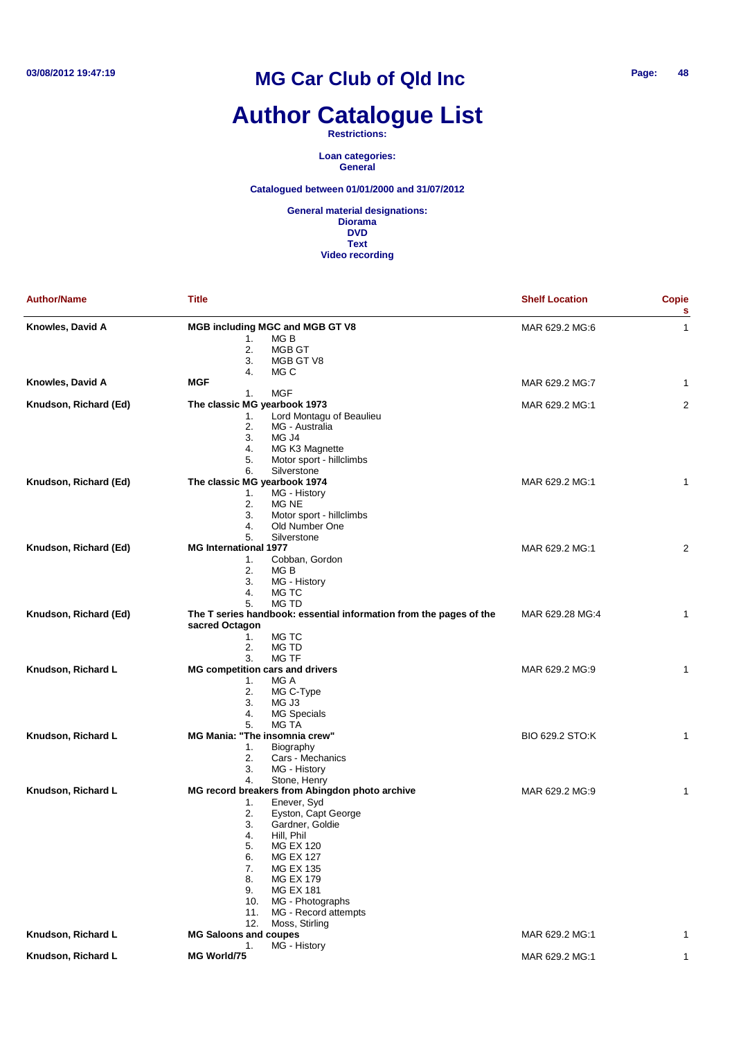# MG Car Club of Qld Inc

# Author Catalogue List

**Restrictions:**

**Loan categories:**
**General**

**Catalogued between 01/01/2000 and 31/07/2012**

**General material designations:**
**Diorama**
**DVD**
**Text**
**Video recording**

| Author/Name | Title | Shelf Location | Copies |
|---|---|---|---|
| **Knowles, David A** | **MGB including MGC and MGB GT V8**<br>1. MG B<br>2. MGB GT<br>3. MGB GT V8<br>4. MG C | MAR 629.2 MG:6 | 1 |
| **Knowles, David A** | **MGF**<br>1. MGF | MAR 629.2 MG:7 | 1 |
| **Knudson, Richard (Ed)** | **The classic MG yearbook 1973**<br>1. Lord Montagu of Beaulieu<br>2. MG - Australia<br>3. MG J4<br>4. MG K3 Magnette<br>5. Motor sport - hillclimbs<br>6. Silverstone | MAR 629.2 MG:1 | 2 |
| **Knudson, Richard (Ed)** | **The classic MG yearbook 1974**<br>1. MG - History<br>2. MG NE<br>3. Motor sport - hillclimbs<br>4. Old Number One<br>5. Silverstone | MAR 629.2 MG:1 | 1 |
| **Knudson, Richard (Ed)** | **MG International 1977**<br>1. Cobban, Gordon<br>2. MG B<br>3. MG - History<br>4. MG TC<br>5. MG TD | MAR 629.2 MG:1 | 2 |
| **Knudson, Richard (Ed)** | **The T series handbook: essential information from the pages of the sacred Octagon**<br>1. MG TC<br>2. MG TD<br>3. MG TF | MAR 629.28 MG:4 | 1 |
| **Knudson, Richard L** | **MG competition cars and drivers**<br>1. MG A<br>2. MG C-Type<br>3. MG J3<br>4. MG Specials<br>5. MG TA | MAR 629.2 MG:9 | 1 |
| **Knudson, Richard L** | **MG Mania: "The insomnia crew"**<br>1. Biography<br>2. Cars - Mechanics<br>3. MG - History<br>4. Stone, Henry | BIO 629.2 STO:K | 1 |
| **Knudson, Richard L** | **MG record breakers from Abingdon photo archive**<br>1. Enever, Syd<br>2. Eyston, Capt George<br>3. Gardner, Goldie<br>4. Hill, Phil<br>5. MG EX 120<br>6. MG EX 127<br>7. MG EX 135<br>8. MG EX 179<br>9. MG EX 181<br>10. MG - Photographs<br>11. MG - Record attempts<br>12. Moss, Stirling | MAR 629.2 MG:9 | 1 |
| **Knudson, Richard L** | **MG Saloons and coupes**<br>1. MG - History | MAR 629.2 MG:1 | 1 |
| **Knudson, Richard L** | **MG World/75** | MAR 629.2 MG:1 | 1 |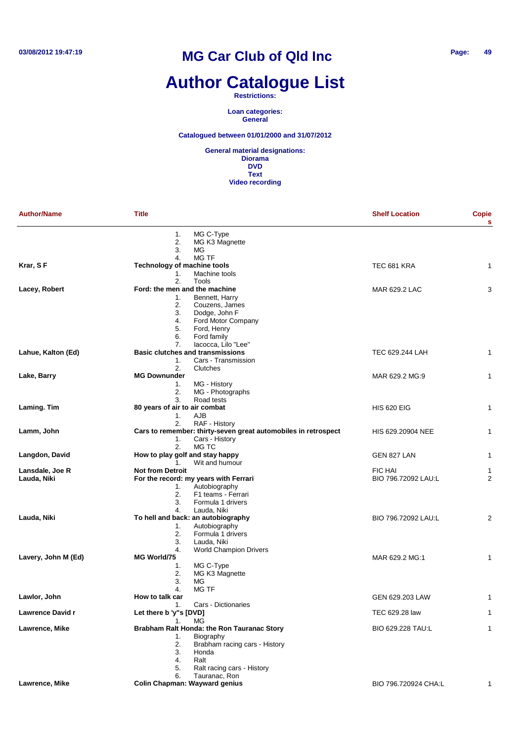# MG Car Club of Qld Inc

# Author Catalogue List

**Restrictions:**

**Loan categories:**
**General**

**Catalogued between 01/01/2000 and 31/07/2012**

**General material designations:**
**Diorama**
**DVD**
**Text**
**Video recording**

| Author/Name | Title | Shelf Location | Copies |
|---|---|---|---|
| | 1. MG C-Type<br>2. MG K3 Magnette<br>3. MG<br>4. MG TF | | |
| **Krar, S F** | **Technology of machine tools**<br>1. Machine tools<br>2. Tools | TEC 681 KRA | 1 |
| **Lacey, Robert** | **Ford: the men and the machine**<br>1. Bennett, Harry<br>2. Couzens, James<br>3. Dodge, John F<br>4. Ford Motor Company<br>5. Ford, Henry<br>6. Ford family<br>7. Iacocca, Lilo "Lee" | MAR 629.2 LAC | 3 |
| **Lahue, Kalton (Ed)** | **Basic clutches and transmissions**<br>1. Cars - Transmission<br>2. Clutches | TEC 629.244 LAH | 1 |
| **Lake, Barry** | **MG Downunder**<br>1. MG - History<br>2. MG - Photographs<br>3. Road tests | MAR 629.2 MG:9 | 1 |
| **Laming. Tim** | **80 years of air to air combat**<br>1. AJB<br>2. RAF - History | HIS 620 EIG | 1 |
| **Lamm, John** | **Cars to remember: thirty-seven great automobiles in retrospect**<br>1. Cars - History<br>2. MG TC | HIS 629.20904 NEE | 1 |
| **Langdon, David** | **How to play golf and stay happy**<br>1. Wit and humour | GEN 827 LAN | 1 |
| **Lansdale, Joe R** | **Not from Detroit** | FIC HAI | 1 |
| **Lauda, Niki** | **For the record: my years with Ferrari**<br>1. Autobiography<br>2. F1 teams - Ferrari<br>3. Formula 1 drivers<br>4. Lauda, Niki | BIO 796.72092 LAU:L | 2 |
| **Lauda, Niki** | **To hell and back: an autobiography**<br>1. Autobiography<br>2. Formula 1 drivers<br>3. Lauda, Niki<br>4. World Champion Drivers | BIO 796.72092 LAU:L | 2 |
| **Lavery, John M (Ed)** | **MG World/75**<br>1. MG C-Type<br>2. MG K3 Magnette<br>3. MG<br>4. MG TF | MAR 629.2 MG:1 | 1 |
| **Lawlor, John** | **How to talk car**<br>1. Cars - Dictionaries | GEN 629.203 LAW | 1 |
| **Lawrence David r** | **Let there b 'y"s [DVD]**<br>1. MG | TEC 629.28 law | 1 |
| **Lawrence, Mike** | **Brabham Ralt Honda: the Ron Tauranac Story**<br>1. Biography<br>2. Brabham racing cars - History<br>3. Honda<br>4. Ralt<br>5. Ralt racing cars - History<br>6. Tauranac, Ron | BIO 629.228 TAU:L | 1 |
| **Lawrence, Mike** | **Colin Chapman: Wayward genius** | BIO 796.720924 CHA:L | 1 |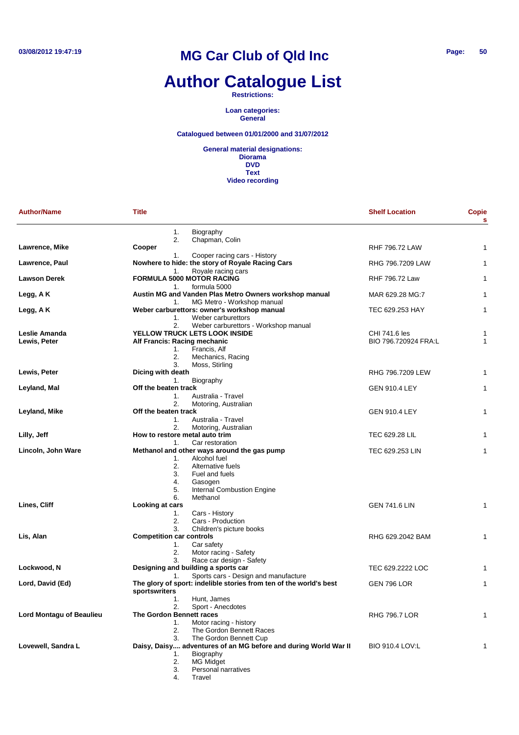# MG Car Club of Qld Inc

# Author Catalogue List

**Restrictions:**

**Loan categories:**
**General**

**Catalogued between 01/01/2000 and 31/07/2012**

**General material designations:**
**Diorama**
**DVD**
**Text**
**Video recording**

| Author/Name | Title | Shelf Location | Copies |
|---|---|---|---|
| | 1. Biography<br>2. Chapman, Colin | | |
| **Lawrence, Mike** | **Cooper**<br>1. Cooper racing cars - History | RHF 796.72 LAW | 1 |
| **Lawrence, Paul** | **Nowhere to hide: the story of Royale Racing Cars**<br>1. Royale racing cars | RHG 796.7209 LAW | 1 |
| **Lawson Derek** | **FORMULA 5000 MOTOR RACING**<br>1. formula 5000 | RHF 796.72 Law | 1 |
| **Legg, A K** | **Austin MG and Vanden Plas Metro Owners workshop manual**<br>1. MG Metro - Workshop manual | MAR 629.28 MG:7 | 1 |
| **Legg, A K** | **Weber carburettors: owner's workshop manual**<br>1. Weber carburettors<br>2. Weber carburettors - Workshop manual | TEC 629.253 HAY | 1 |
| **Leslie Amanda** | **YELLOW TRUCK LETS LOOK INSIDE** | CHI 741.6 les | 1 |
| **Lewis, Peter** | **Alf Francis: Racing mechanic**<br>1. Francis, Alf<br>2. Mechanics, Racing<br>3. Moss, Stirling | BIO 796.720924 FRA:L | 1 |
| **Lewis, Peter** | **Dicing with death**<br>1. Biography | RHG 796.7209 LEW | 1 |
| **Leyland, Mal** | **Off the beaten track**<br>1. Australia - Travel<br>2. Motoring, Australian | GEN 910.4 LEY | 1 |
| **Leyland, Mike** | **Off the beaten track**<br>1. Australia - Travel<br>2. Motoring, Australian | GEN 910.4 LEY | 1 |
| **Lilly, Jeff** | **How to restore metal auto trim**<br>1. Car restoration | TEC 629.28 LIL | 1 |
| **Lincoln, John Ware** | **Methanol and other ways around the gas pump**<br>1. Alcohol fuel<br>2. Alternative fuels<br>3. Fuel and fuels<br>4. Gasogen<br>5. Internal Combustion Engine<br>6. Methanol | TEC 629.253 LIN | 1 |
| **Lines, Cliff** | **Looking at cars**<br>1. Cars - History<br>2. Cars - Production<br>3. Children's picture books | GEN 741.6 LIN | 1 |
| **Lis, Alan** | **Competition car controls**<br>1. Car safety<br>2. Motor racing - Safety<br>3. Race car design - Safety | RHG 629.2042 BAM | 1 |
| **Lockwood, N** | **Designing and building a sports car**<br>1. Sports cars - Design and manufacture | TEC 629.2222 LOC | 1 |
| **Lord, David (Ed)** | **The glory of sport: indelible stories from ten of the world's best sportswriters**<br>1. Hunt, James<br>2. Sport - Anecdotes | GEN 796 LOR | 1 |
| **Lord Montagu of Beaulieu** | **The Gordon Bennett races**<br>1. Motor racing - history<br>2. The Gordon Bennett Races<br>3. The Gordon Bennett Cup | RHG 796.7 LOR | 1 |
| **Lovewell, Sandra L** | **Daisy, Daisy.... adventures of an MG before and during World War II**<br>1. Biography<br>2. MG Midget<br>3. Personal narratives<br>4. Travel | BIO 910.4 LOV:L | 1 |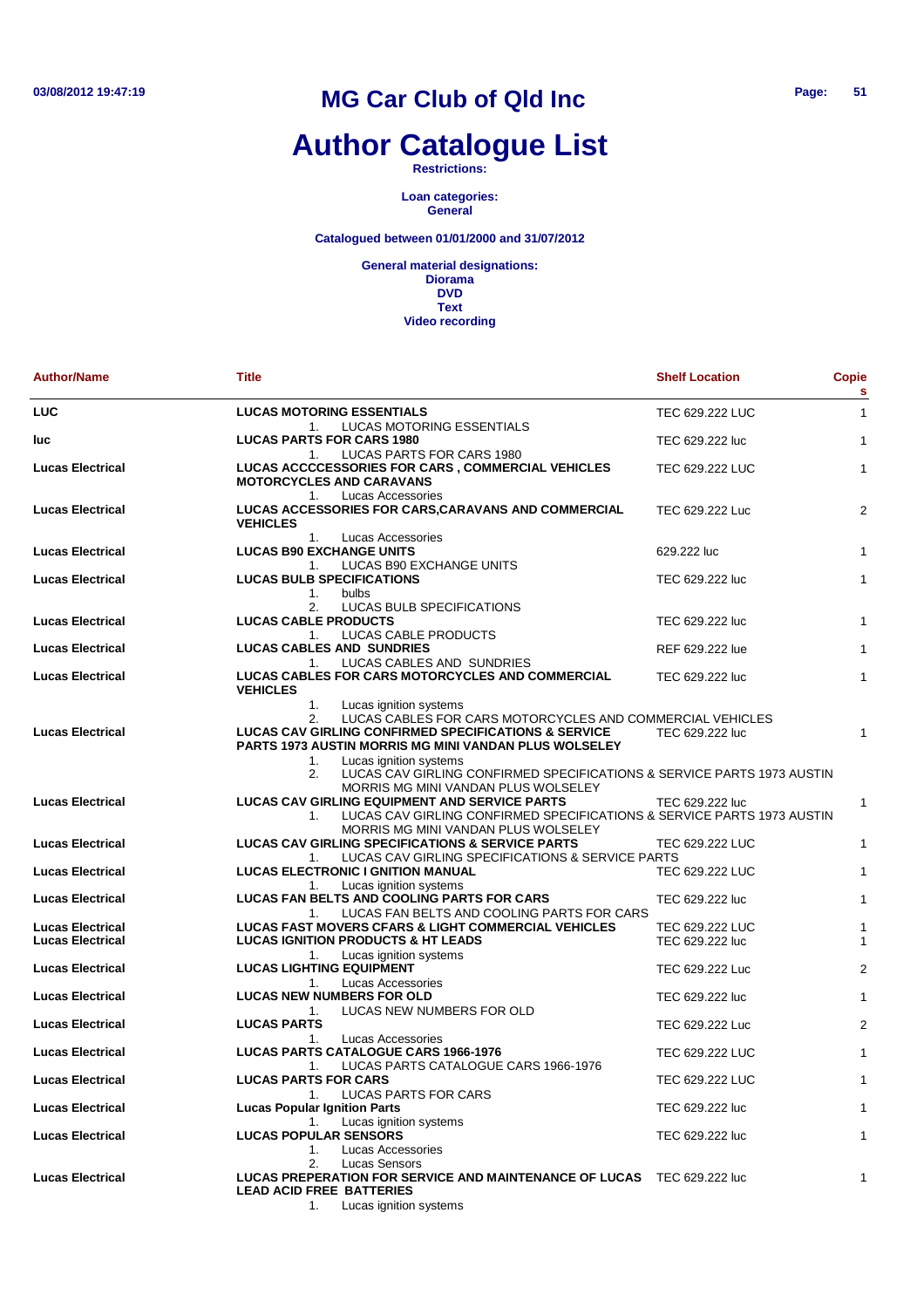# MG Car Club of Qld Inc

# Author Catalogue List

**Restrictions:**

**Loan categories:**
**General**

**Catalogued between 01/01/2000 and 31/07/2012**

**General material designations:**
**Diorama**
**DVD**
**Text**
**Video recording**

| Author/Name | Title | Shelf Location | Copies |
|---|---|---|---|
| **LUC** | **LUCAS MOTORING ESSENTIALS**<br>1. LUCAS MOTORING ESSENTIALS | TEC 629.222 LUC | 1 |
| **luc** | **LUCAS PARTS FOR CARS 1980**<br>1. LUCAS PARTS FOR CARS 1980 | TEC 629.222 luc | 1 |
| **Lucas Electrical** | **LUCAS ACCCCESSORIES FOR CARS , COMMERCIAL VEHICLES MOTORCYCLES AND CARAVANS**<br>1. Lucas Accessories | TEC 629.222 LUC | 1 |
| **Lucas Electrical** | **LUCAS ACCESSORIES FOR CARS,CARAVANS AND COMMERCIAL VEHICLES**<br>1. Lucas Accessories | TEC 629.222 Luc | 2 |
| **Lucas Electrical** | **LUCAS B90 EXCHANGE UNITS**<br>1. LUCAS B90 EXCHANGE UNITS | 629.222 luc | 1 |
| **Lucas Electrical** | **LUCAS BULB SPECIFICATIONS**<br>1. bulbs<br>2. LUCAS BULB SPECIFICATIONS | TEC 629.222 luc | 1 |
| **Lucas Electrical** | **LUCAS CABLE PRODUCTS**<br>1. LUCAS CABLE PRODUCTS | TEC 629.222 luc | 1 |
| **Lucas Electrical** | **LUCAS CABLES AND SUNDRIES**<br>1. LUCAS CABLES AND SUNDRIES | REF 629.222 lue | 1 |
| **Lucas Electrical** | **LUCAS CABLES FOR CARS MOTORCYCLES AND COMMERCIAL VEHICLES**<br>1. Lucas ignition systems<br>2. LUCAS CABLES FOR CARS MOTORCYCLES AND COMMERCIAL VEHICLES | TEC 629.222 luc | 1 |
| **Lucas Electrical** | **LUCAS CAV GIRLING CONFIRMED SPECIFICATIONS & SERVICE PARTS 1973 AUSTIN MORRIS MG MINI VANDAN PLUS WOLSELEY**<br>1. Lucas ignition systems<br>2. LUCAS CAV GIRLING CONFIRMED SPECIFICATIONS & SERVICE PARTS 1973 AUSTIN MORRIS MG MINI VANDAN PLUS WOLSELEY | TEC 629.222 luc | 1 |
| **Lucas Electrical** | **LUCAS CAV GIRLING EQUIPMENT AND SERVICE PARTS**<br>1. LUCAS CAV GIRLING CONFIRMED SPECIFICATIONS & SERVICE PARTS 1973 AUSTIN MORRIS MG MINI VANDAN PLUS WOLSELEY | TEC 629.222 luc | 1 |
| **Lucas Electrical** | **LUCAS CAV GIRLING SPECIFICATIONS & SERVICE PARTS**<br>1. LUCAS CAV GIRLING SPECIFICATIONS & SERVICE PARTS | TEC 629.222 LUC | 1 |
| **Lucas Electrical** | **LUCAS ELECTRONIC I GNITION MANUAL**<br>1. Lucas ignition systems | TEC 629.222 LUC | 1 |
| **Lucas Electrical** | **LUCAS FAN BELTS AND COOLING PARTS FOR CARS**<br>1. LUCAS FAN BELTS AND COOLING PARTS FOR CARS | TEC 629.222 luc | 1 |
| **Lucas Electrical** | **LUCAS FAST MOVERS CFARS & LIGHT COMMERCIAL VEHICLES** | TEC 629.222 LUC | 1 |
| **Lucas Electrical** | **LUCAS IGNITION PRODUCTS & HT LEADS**<br>1. Lucas ignition systems | TEC 629.222 luc | 1 |
| **Lucas Electrical** | **LUCAS LIGHTING EQUIPMENT**<br>1. Lucas Accessories | TEC 629.222 Luc | 2 |
| **Lucas Electrical** | **LUCAS NEW NUMBERS FOR OLD**<br>1. LUCAS NEW NUMBERS FOR OLD | TEC 629.222 luc | 1 |
| **Lucas Electrical** | **LUCAS PARTS**<br>1. Lucas Accessories | TEC 629.222 Luc | 2 |
| **Lucas Electrical** | **LUCAS PARTS CATALOGUE CARS 1966-1976**<br>1. LUCAS PARTS CATALOGUE CARS 1966-1976 | TEC 629.222 LUC | 1 |
| **Lucas Electrical** | **LUCAS PARTS FOR CARS**<br>1. LUCAS PARTS FOR CARS | TEC 629.222 LUC | 1 |
| **Lucas Electrical** | **Lucas Popular Ignition Parts**<br>1. Lucas ignition systems | TEC 629.222 luc | 1 |
| **Lucas Electrical** | **LUCAS POPULAR SENSORS**<br>1. Lucas Accessories<br>2. Lucas Sensors | TEC 629.222 luc | 1 |
| **Lucas Electrical** | **LUCAS PREPERATION FOR SERVICE AND MAINTENANCE OF LUCAS LEAD ACID FREE BATTERIES**<br>1. Lucas ignition systems | TEC 629.222 luc | 1 |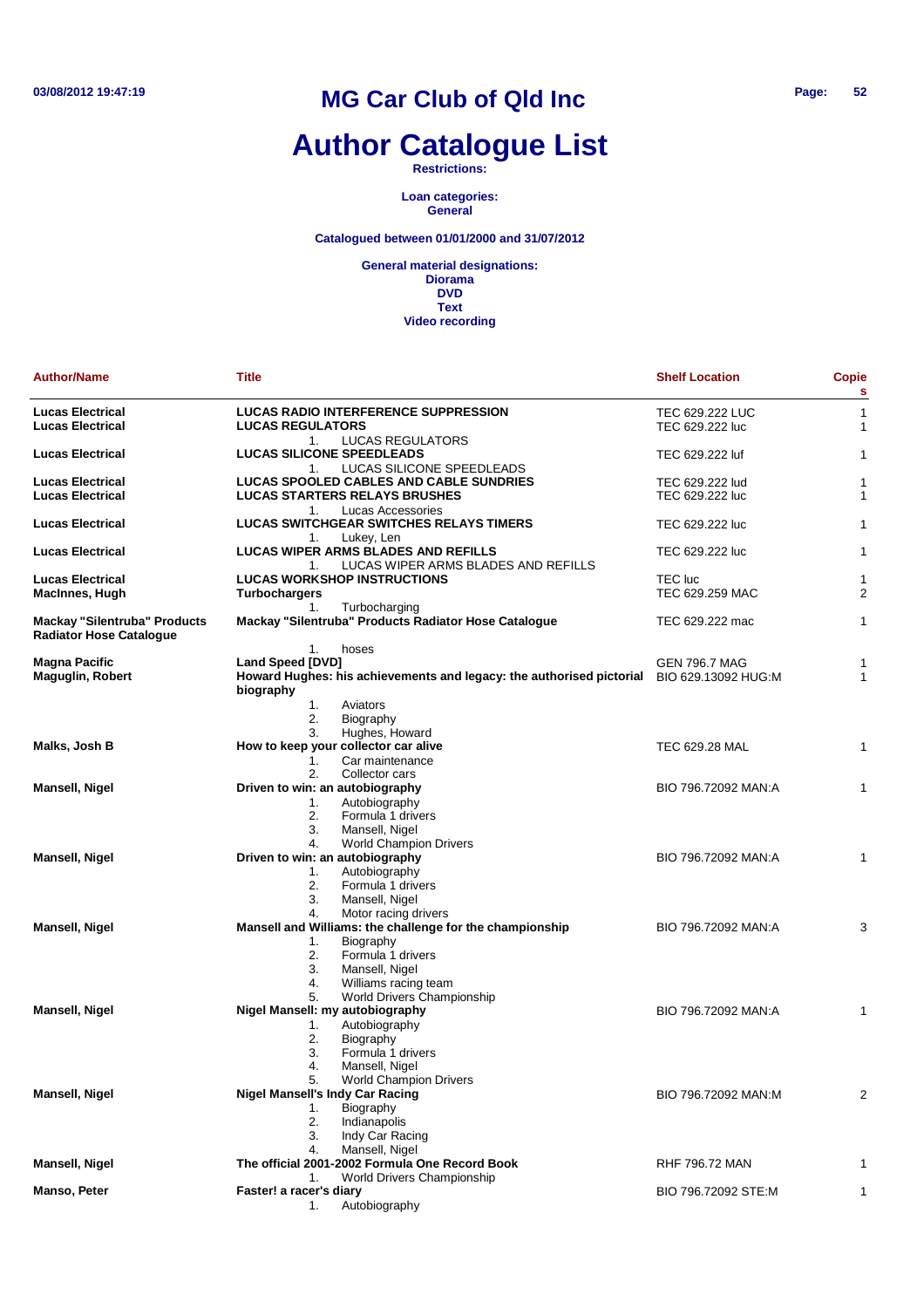# MG Car Club of Qld Inc

# Author Catalogue List

**Restrictions:**

**Loan categories:**
**General**

**Catalogued between 01/01/2000 and 31/07/2012**

**General material designations:**
**Diorama**
**DVD**
**Text**
**Video recording**

| Author/Name | Title | Shelf Location | Copies |
|---|---|---|---|
| **Lucas Electrical** | **LUCAS RADIO INTERFERENCE SUPPRESSION** | TEC 629.222 LUC | 1 |
| **Lucas Electrical** | **LUCAS REGULATORS**<br>1. LUCAS REGULATORS | TEC 629.222 luc | 1 |
| **Lucas Electrical** | **LUCAS SILICONE SPEEDLEADS**<br>1. LUCAS SILICONE SPEEDLEADS | TEC 629.222 luf | 1 |
| **Lucas Electrical** | **LUCAS SPOOLED CABLES AND CABLE SUNDRIES** | TEC 629.222 lud | 1 |
| **Lucas Electrical** | **LUCAS STARTERS RELAYS BRUSHES**<br>1. Lucas Accessories | TEC 629.222 luc | 1 |
| **Lucas Electrical** | **LUCAS SWITCHGEAR SWITCHES RELAYS TIMERS**<br>1. Lukey, Len | TEC 629.222 luc | 1 |
| **Lucas Electrical** | **LUCAS WIPER ARMS BLADES AND REFILLS**<br>1. LUCAS WIPER ARMS BLADES AND REFILLS | TEC 629.222 luc | 1 |
| **Lucas Electrical** | **LUCAS WORKSHOP INSTRUCTIONS** | TEC luc | 1 |
| **MacInnes, Hugh** | **Turbochargers**<br>1. Turbocharging | TEC 629.259 MAC | 2 |
| **Mackay "Silentruba" Products Radiator Hose Catalogue** | **Mackay "Silentruba" Products Radiator Hose Catalogue**<br>1. hoses | TEC 629.222 mac | 1 |
| **Magna Pacific** | **Land Speed [DVD]** | GEN 796.7 MAG | 1 |
| **Maguglin, Robert** | **Howard Hughes: his achievements and legacy: the authorised pictorial biography**<br>1. Aviators<br>2. Biography<br>3. Hughes, Howard | BIO 629.13092 HUG:M | 1 |
| **Malks, Josh B** | **How to keep your collector car alive**<br>1. Car maintenance<br>2. Collector cars | TEC 629.28 MAL | 1 |
| **Mansell, Nigel** | **Driven to win: an autobiography**<br>1. Autobiography<br>2. Formula 1 drivers<br>3. Mansell, Nigel<br>4. World Champion Drivers | BIO 796.72092 MAN:A | 1 |
| **Mansell, Nigel** | **Driven to win: an autobiography**<br>1. Autobiography<br>2. Formula 1 drivers<br>3. Mansell, Nigel<br>4. Motor racing drivers | BIO 796.72092 MAN:A | 1 |
| **Mansell, Nigel** | **Mansell and Williams: the challenge for the championship**<br>1. Biography<br>2. Formula 1 drivers<br>3. Mansell, Nigel<br>4. Williams racing team<br>5. World Drivers Championship | BIO 796.72092 MAN:A | 3 |
| **Mansell, Nigel** | **Nigel Mansell: my autobiography**<br>1. Autobiography<br>2. Biography<br>3. Formula 1 drivers<br>4. Mansell, Nigel<br>5. World Champion Drivers | BIO 796.72092 MAN:A | 1 |
| **Mansell, Nigel** | **Nigel Mansell's Indy Car Racing**<br>1. Biography<br>2. Indianapolis<br>3. Indy Car Racing<br>4. Mansell, Nigel | BIO 796.72092 MAN:M | 2 |
| **Mansell, Nigel** | **The official 2001-2002 Formula One Record Book**<br>1. World Drivers Championship | RHF 796.72 MAN | 1 |
| **Manso, Peter** | **Faster! a racer's diary**<br>1. Autobiography | BIO 796.72092 STE:M | 1 |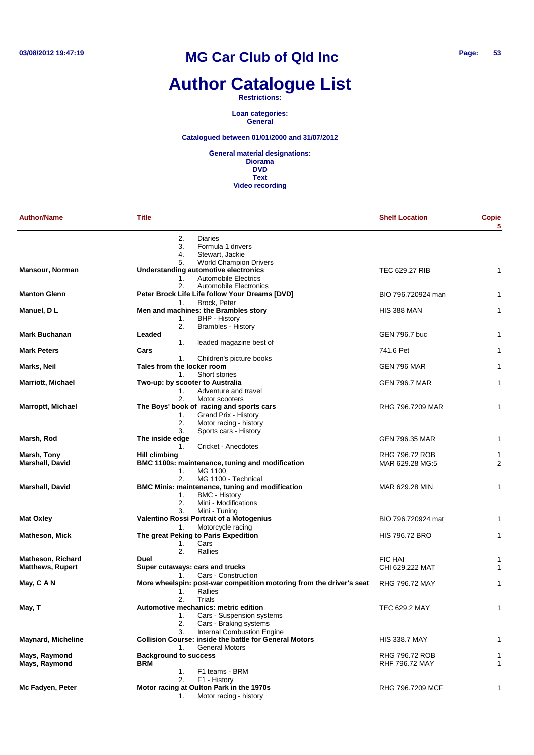# MG Car Club of Qld Inc

# Author Catalogue List

**Restrictions:**

**Loan categories:**
**General**

**Catalogued between 01/01/2000 and 31/07/2012**

**General material designations:**
**Diorama**
**DVD**
**Text**
**Video recording**

| Author/Name | Title | Shelf Location | Copies |
|---|---|---|---|
| | 2. Diaries<br>3. Formula 1 drivers<br>4. Stewart, Jackie<br>5. World Champion Drivers | | |
| **Mansour, Norman** | **Understanding automotive electronics**<br>1. Automobile Electrics<br>2. Automobile Electronics | TEC 629.27 RIB | 1 |
| **Manton Glenn** | **Peter Brock Life Life follow Your Dreams [DVD]**<br>1. Brock, Peter | BIO 796.720924 man | 1 |
| **Manuel, D L** | **Men and machines: the Brambles story**<br>1. BHP - History<br>2. Brambles - History | HIS 388 MAN | 1 |
| **Mark Buchanan** | **Leaded**<br>1. leaded magazine best of | GEN 796.7 buc | 1 |
| **Mark Peters** | **Cars**<br>1. Children's picture books | 741.6 Pet | 1 |
| **Marks, Neil** | **Tales from the locker room**<br>1. Short stories | GEN 796 MAR | 1 |
| **Marriott, Michael** | **Two-up: by scooter to Australia**<br>1. Adventure and travel<br>2. Motor scooters | GEN 796.7 MAR | 1 |
| **Marroptt, Michael** | **The Boys' book of racing and sports cars**<br>1. Grand Prix - History<br>2. Motor racing - history<br>3. Sports cars - History | RHG 796.7209 MAR | 1 |
| **Marsh, Rod** | **The inside edge**<br>1. Cricket - Anecdotes | GEN 796.35 MAR | 1 |
| **Marsh, Tony** | **Hill climbing** | RHG 796.72 ROB | 1 |
| **Marshall, David** | **BMC 1100s: maintenance, tuning and modification**<br>1. MG 1100<br>2. MG 1100 - Technical | MAR 629.28 MG:5 | 2 |
| **Marshall, David** | **BMC Minis: maintenance, tuning and modification**<br>1. BMC - History<br>2. Mini - Modifications<br>3. Mini - Tuning | MAR 629.28 MIN | 1 |
| **Mat Oxley** | **Valentino Rossi Portrait of a Motogenius**<br>1. Motorcycle racing | BIO 796.720924 mat | 1 |
| **Matheson, Mick** | **The great Peking to Paris Expedition**<br>1. Cars<br>2. Rallies | HIS 796.72 BRO | 1 |
| **Matheson, Richard** | **Duel** | FIC HAI | 1 |
| **Matthews, Rupert** | **Super cutaways: cars and trucks**<br>1. Cars - Construction | CHI 629.222 MAT | 1 |
| **May, C A N** | **More wheelspin: post-war competition motoring from the driver's seat**<br>1. Rallies<br>2. Trials | RHG 796.72 MAY | 1 |
| **May, T** | **Automotive mechanics: metric edition**<br>1. Cars - Suspension systems<br>2. Cars - Braking systems<br>3. Internal Combustion Engine | TEC 629.2 MAY | 1 |
| **Maynard, Micheline** | **Collision Course: inside the battle for General Motors**<br>1. General Motors | HIS 338.7 MAY | 1 |
| **Mays, Raymond** | **Background to success** | RHG 796.72 ROB | 1 |
| **Mays, Raymond** | **BRM**<br>1. F1 teams - BRM<br>2. F1 - History | RHF 796.72 MAY | 1 |
| **Mc Fadyen, Peter** | **Motor racing at Oulton Park in the 1970s**<br>1. Motor racing - history | RHG 796.7209 MCF | 1 |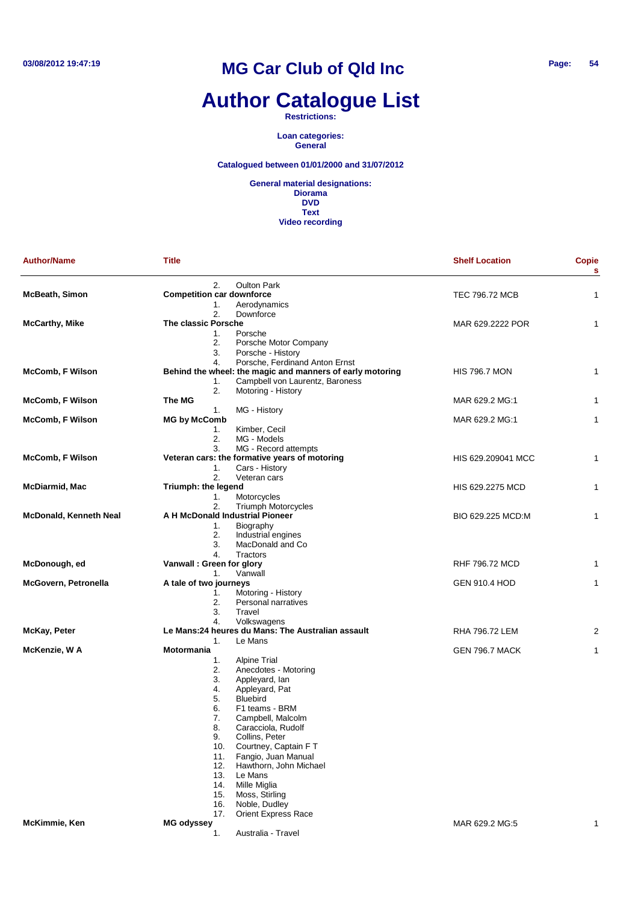# MG Car Club of Qld Inc

# Author Catalogue List

**Restrictions:**

**Loan categories:**
**General**

**Catalogued between 01/01/2000 and 31/07/2012**

**General material designations:**
**Diorama**
**DVD**
**Text**
**Video recording**

| Author/Name | Title | Shelf Location | Copies |
|---|---|---|---|
| | 2. Oulton Park | | |
| **McBeath, Simon** | **Competition car downforce** | TEC 796.72 MCB | 1 |
| | 1. Aerodynamics<br>2. Downforce | | |
| **McCarthy, Mike** | **The classic Porsche** | MAR 629.2222 POR | 1 |
| | 1. Porsche<br>2. Porsche Motor Company<br>3. Porsche - History<br>4. Porsche, Ferdinand Anton Ernst | | |
| **McComb, F Wilson** | **Behind the wheel: the magic and manners of early motoring** | HIS 796.7 MON | 1 |
| | 1. Campbell von Laurentz, Baroness<br>2. Motoring - History | | |
| **McComb, F Wilson** | **The MG** | MAR 629.2 MG:1 | 1 |
| | 1. MG - History | | |
| **McComb, F Wilson** | **MG by McComb** | MAR 629.2 MG:1 | 1 |
| | 1. Kimber, Cecil<br>2. MG - Models<br>3. MG - Record attempts | | |
| **McComb, F Wilson** | **Veteran cars: the formative years of motoring** | HIS 629.209041 MCC | 1 |
| | 1. Cars - History<br>2. Veteran cars | | |
| **McDiarmid, Mac** | **Triumph: the legend** | HIS 629.2275 MCD | 1 |
| | 1. Motorcycles<br>2. Triumph Motorcycles | | |
| **McDonald, Kenneth Neal** | **A H McDonald Industrial Pioneer** | BIO 629.225 MCD:M | 1 |
| | 1. Biography<br>2. Industrial engines<br>3. MacDonald and Co<br>4. Tractors | | |
| **McDonough, ed** | **Vanwall : Green for glory** | RHF 796.72 MCD | 1 |
| | 1. Vanwall | | |
| **McGovern, Petronella** | **A tale of two journeys** | GEN 910.4 HOD | 1 |
| | 1. Motoring - History<br>2. Personal narratives<br>3. Travel<br>4. Volkswagens | | |
| **McKay, Peter** | **Le Mans:24 heures du Mans: The Australian assault** | RHA 796.72 LEM | 2 |
| | 1. Le Mans | | |
| **McKenzie, W A** | **Motormania** | GEN 796.7 MACK | 1 |
| | 1. Alpine Trial<br>2. Anecdotes - Motoring<br>3. Appleyard, Ian<br>4. Appleyard, Pat<br>5. Bluebird<br>6. F1 teams - BRM<br>7. Campbell, Malcolm<br>8. Caracciola, Rudolf<br>9. Collins, Peter<br>10. Courtney, Captain F T<br>11. Fangio, Juan Manual<br>12. Hawthorn, John Michael<br>13. Le Mans<br>14. Mille Miglia<br>15. Moss, Stirling<br>16. Noble, Dudley<br>17. Orient Express Race | | |
| **McKimmie, Ken** | **MG odyssey** | MAR 629.2 MG:5 | 1 |
| | 1. Australia - Travel | | |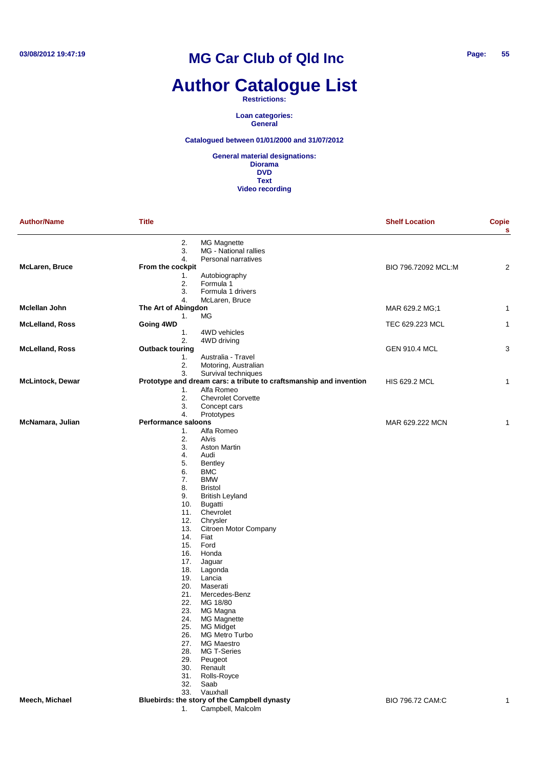# Author Catalogue List

**Restrictions:**

**Loan categories:**
**General**

**Catalogued between 01/01/2000 and 31/07/2012**

**General material designations:**
**Diorama**
**DVD**
**Text**
**Video recording**

| Author/Name | Title | Shelf Location | Copies |
|---|---|---|---|
| | 2. MG Magnette<br>3. MG - National rallies<br>4. Personal narratives | | |
| **McLaren, Bruce** | **From the cockpit**<br>1. Autobiography<br>2. Formula 1<br>3. Formula 1 drivers<br>4. McLaren, Bruce | BIO 796.72092 MCL:M | 2 |
| **Mclellan John** | **The Art of Abingdon**<br>1. MG | MAR 629.2 MG;1 | 1 |
| **McLelland, Ross** | **Going 4WD**<br>1. 4WD vehicles<br>2. 4WD driving | TEC 629.223 MCL | 1 |
| **McLelland, Ross** | **Outback touring**<br>1. Australia - Travel<br>2. Motoring, Australian<br>3. Survival techniques | GEN 910.4 MCL | 3 |
| **McLintock, Dewar** | **Prototype and dream cars: a tribute to craftsmanship and invention**<br>1. Alfa Romeo<br>2. Chevrolet Corvette<br>3. Concept cars<br>4. Prototypes | HIS 629.2 MCL | 1 |
| **McNamara, Julian** | **Performance saloons**<br>1. Alfa Romeo<br>2. Alvis<br>3. Aston Martin<br>4. Audi<br>5. Bentley<br>6. BMC<br>7. BMW<br>8. Bristol<br>9. British Leyland<br>10. Bugatti<br>11. Chevrolet<br>12. Chrysler<br>13. Citroen Motor Company<br>14. Fiat<br>15. Ford<br>16. Honda<br>17. Jaguar<br>18. Lagonda<br>19. Lancia<br>20. Maserati<br>21. Mercedes-Benz<br>22. MG 18/80<br>23. MG Magna<br>24. MG Magnette<br>25. MG Midget<br>26. MG Metro Turbo<br>27. MG Maestro<br>28. MG T-Series<br>29. Peugeot<br>30. Renault<br>31. Rolls-Royce<br>32. Saab<br>33. Vauxhall | MAR 629.222 MCN | 1 |
| **Meech, Michael** | **Bluebirds: the story of the Campbell dynasty**<br>1. Campbell, Malcolm | BIO 796.72 CAM:C | 1 |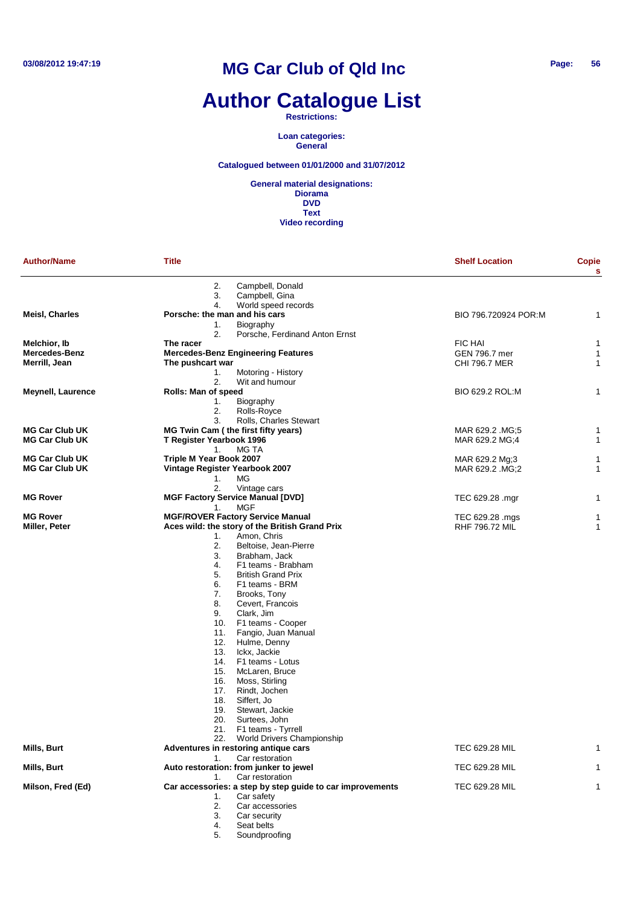# MG Car Club of Qld Inc

# Author Catalogue List

**Restrictions:**

**Loan categories:**
**General**

**Catalogued between 01/01/2000 and 31/07/2012**

**General material designations:**
**Diorama**
**DVD**
**Text**
**Video recording**

| Author/Name | Title | Shelf Location | Copies |
|---|---|---|---|
| | 2. Campbell, Donald<br>3. Campbell, Gina<br>4. World speed records | | |
| **Meisl, Charles** | **Porsche: the man and his cars**<br>1. Biography<br>2. Porsche, Ferdinand Anton Ernst | BIO 796.720924 POR:M | 1 |
| **Melchior, Ib** | **The racer** | FIC HAI | 1 |
| **Mercedes-Benz** | **Mercedes-Benz Engineering Features** | GEN 796.7 mer | 1 |
| **Merrill, Jean** | **The pushcart war**<br>1. Motoring - History<br>2. Wit and humour | CHI 796.7 MER | 1 |
| **Meynell, Laurence** | **Rolls: Man of speed**<br>1. Biography<br>2. Rolls-Royce<br>3. Rolls, Charles Stewart | BIO 629.2 ROL:M | 1 |
| **MG Car Club UK** | **MG Twin Cam ( the first fifty years)** | MAR 629.2 .MG;5 | 1 |
| **MG Car Club UK** | **T Register Yearbook 1996**<br>1. MG TA | MAR 629.2 MG;4 | 1 |
| **MG Car Club UK** | **Triple M Year Book 2007** | MAR 629.2 Mg;3 | 1 |
| **MG Car Club UK** | **Vintage Register Yearbook 2007**<br>1. MG<br>2. Vintage cars | MAR 629.2 .MG;2 | 1 |
| **MG Rover** | **MGF Factory Service Manual [DVD]**<br>1. MGF | TEC 629.28 .mgr | 1 |
| **MG Rover** | **MGF/ROVER Factory Service Manual** | TEC 629.28 .mgs | 1 |
| **Miller, Peter** | **Aces wild: the story of the British Grand Prix**<br>1. Amon, Chris<br>2. Beltoise, Jean-Pierre<br>3. Brabham, Jack<br>4. F1 teams - Brabham<br>5. British Grand Prix<br>6. F1 teams - BRM<br>7. Brooks, Tony<br>8. Cevert, Francois<br>9. Clark, Jim<br>10. F1 teams - Cooper<br>11. Fangio, Juan Manual<br>12. Hulme, Denny<br>13. Ickx, Jackie<br>14. F1 teams - Lotus<br>15. McLaren, Bruce<br>16. Moss, Stirling<br>17. Rindt, Jochen<br>18. Siffert, Jo<br>19. Stewart, Jackie<br>20. Surtees, John<br>21. F1 teams - Tyrrell<br>22. World Drivers Championship | RHF 796.72 MIL | 1 |
| **Mills, Burt** | **Adventures in restoring antique cars**<br>1. Car restoration | TEC 629.28 MIL | 1 |
| **Mills, Burt** | **Auto restoration: from junker to jewel**<br>1. Car restoration | TEC 629.28 MIL | 1 |
| **Milson, Fred (Ed)** | **Car accessories: a step by step guide to car improvements**<br>1. Car safety<br>2. Car accessories<br>3. Car security<br>4. Seat belts<br>5. Soundproofing | TEC 629.28 MIL | 1 |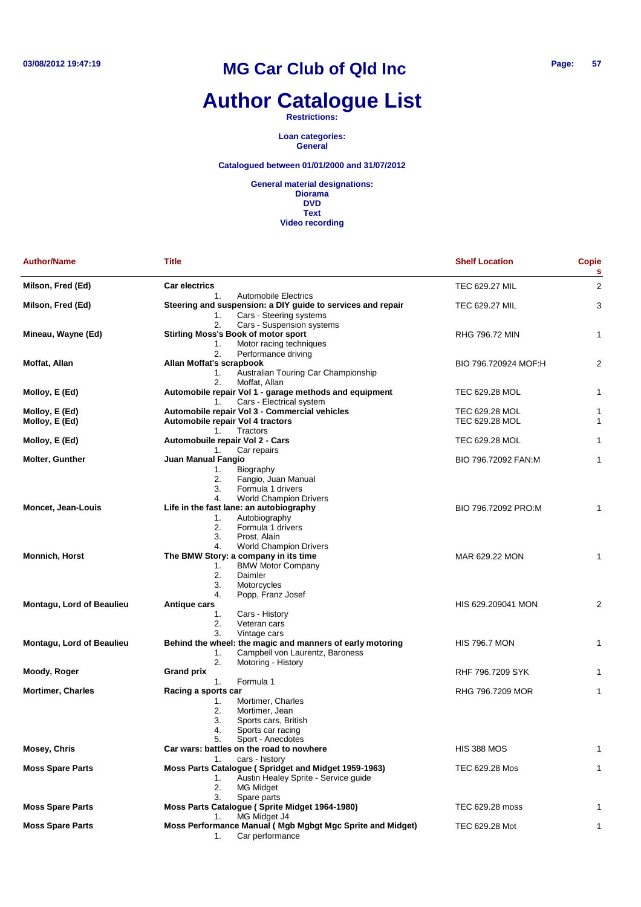# MG Car Club of Qld Inc

# Author Catalogue List

**Restrictions:**

**Loan categories:**
**General**

**Catalogued between 01/01/2000 and 31/07/2012**

**General material designations:**
**Diorama**
**DVD**
**Text**
**Video recording**

| Author/Name | Title | Shelf Location | Copies |
|---|---|---|---|
| **Milson, Fred (Ed)** | **Car electrics**<br>1. Automobile Electrics | TEC 629.27 MIL | 2 |
| **Milson, Fred (Ed)** | **Steering and suspension: a DIY guide to services and repair**<br>1. Cars - Steering systems<br>2. Cars - Suspension systems | TEC 629.27 MIL | 3 |
| **Mineau, Wayne (Ed)** | **Stirling Moss's Book of motor sport**<br>1. Motor racing techniques<br>2. Performance driving | RHG 796.72 MIN | 1 |
| **Moffat, Allan** | **Allan Moffat's scrapbook**<br>1. Australian Touring Car Championship<br>2. Moffat, Allan | BIO 796.720924 MOF:H | 2 |
| **Molloy, E (Ed)** | **Automobile repair Vol 1 - garage methods and equipment**<br>1. Cars - Electrical system | TEC 629.28 MOL | 1 |
| **Molloy, E (Ed)** | **Automobile repair Vol 3 - Commercial vehicles** | TEC 629.28 MOL | 1 |
| **Molloy, E (Ed)** | **Automobile repair Vol 4 tractors**<br>1. Tractors | TEC 629.28 MOL | 1 |
| **Molloy, E (Ed)** | **Automobuile repair Vol 2 - Cars**<br>1. Car repairs | TEC 629.28 MOL | 1 |
| **Molter, Gunther** | **Juan Manual Fangio**<br>1. Biography<br>2. Fangio, Juan Manual<br>3. Formula 1 drivers<br>4. World Champion Drivers | BIO 796.72092 FAN:M | 1 |
| **Moncet, Jean-Louis** | **Life in the fast lane: an autobiography**<br>1. Autobiography<br>2. Formula 1 drivers<br>3. Prost, Alain<br>4. World Champion Drivers | BIO 796.72092 PRO:M | 1 |
| **Monnich, Horst** | **The BMW Story: a company in its time**<br>1. BMW Motor Company<br>2. Daimler<br>3. Motorcycles<br>4. Popp, Franz Josef | MAR 629.22 MON | 1 |
| **Montagu, Lord of Beaulieu** | **Antique cars**<br>1. Cars - History<br>2. Veteran cars<br>3. Vintage cars | HIS 629.209041 MON | 2 |
| **Montagu, Lord of Beaulieu** | **Behind the wheel: the magic and manners of early motoring**<br>1. Campbell von Laurentz, Baroness<br>2. Motoring - History | HIS 796.7 MON | 1 |
| **Moody, Roger** | **Grand prix**<br>1. Formula 1 | RHF 796.7209 SYK | 1 |
| **Mortimer, Charles** | **Racing a sports car**<br>1. Mortimer, Charles<br>2. Mortimer, Jean<br>3. Sports cars, British<br>4. Sports car racing<br>5. Sport - Anecdotes | RHG 796.7209 MOR | 1 |
| **Mosey, Chris** | **Car wars: battles on the road to nowhere**<br>1. cars - history | HIS 388 MOS | 1 |
| **Moss Spare Parts** | **Moss Parts Catalogue ( Spridget and Midget 1959-1963)**<br>1. Austin Healey Sprite - Service guide<br>2. MG Midget<br>3. Spare parts | TEC 629.28 Mos | 1 |
| **Moss Spare Parts** | **Moss Parts Catalogue ( Sprite Midget 1964-1980)**<br>1. MG Midget J4 | TEC 629.28 moss | 1 |
| **Moss Spare Parts** | **Moss Performance Manual ( Mgb Mgbgt Mgc Sprite and Midget)**<br>1. Car performance | TEC 629.28 Mot | 1 |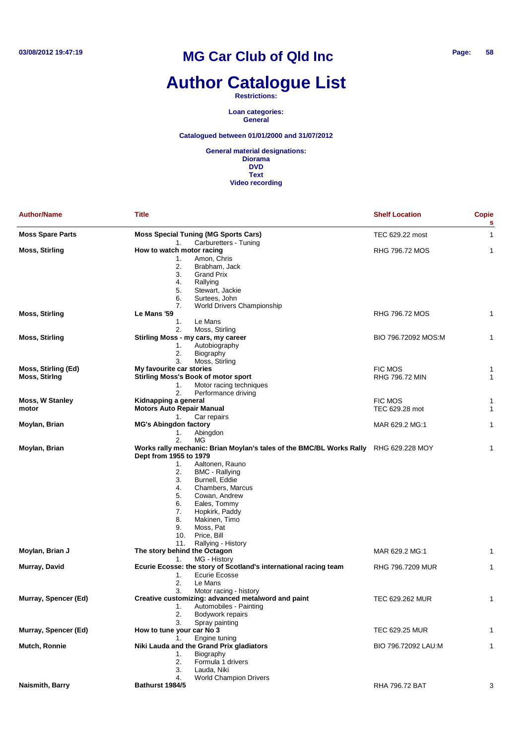# MG Car Club of Qld Inc

# Author Catalogue List

**Restrictions:**

**Loan categories:**
**General**

**Catalogued between 01/01/2000 and 31/07/2012**

**General material designations:**
**Diorama**
**DVD**
**Text**
**Video recording**

| Author/Name | Title | Shelf Location | Copies |
|---|---|---|---|
| **Moss Spare Parts** | **Moss Special Tuning (MG Sports Cars)**<br>1. Carburetters - Tuning | TEC 629.22 most | 1 |
| **Moss, Stirling** | **How to watch motor racing**<br>1. Amon, Chris<br>2. Brabham, Jack<br>3. Grand Prix<br>4. Rallying<br>5. Stewart, Jackie<br>6. Surtees, John<br>7. World Drivers Championship | RHG 796.72 MOS | 1 |
| **Moss, Stirling** | **Le Mans '59**<br>1. Le Mans<br>2. Moss, Stirling | RHG 796.72 MOS | 1 |
| **Moss, Stirling** | **Stirling Moss - my cars, my career**<br>1. Autobiography<br>2. Biography<br>3. Moss, Stirling | BIO 796.72092 MOS:M | 1 |
| **Moss, Stirling (Ed)** | **My favourite car stories** | FIC MOS | 1 |
| **Moss, Stirlng** | **Stirling Moss's Book of motor sport**<br>1. Motor racing techniques<br>2. Performance driving | RHG 796.72 MIN | 1 |
| **Moss, W Stanley** | **Kidnapping a general** | FIC MOS | 1 |
| **motor** | **Motors Auto Repair Manual**<br>1. Car repairs | TEC 629.28 mot | 1 |
| **Moylan, Brian** | **MG's Abingdon factory**<br>1. Abingdon<br>2. MG | MAR 629.2 MG:1 | 1 |
| **Moylan, Brian** | **Works rally mechanic: Brian Moylan's tales of the BMC/BL Works Rally Dept from 1955 to 1979**<br>1. Aaltonen, Rauno<br>2. BMC - Rallying<br>3. Burnell, Eddie<br>4. Chambers, Marcus<br>5. Cowan, Andrew<br>6. Eales, Tommy<br>7. Hopkirk, Paddy<br>8. Makinen, Timo<br>9. Moss, Pat<br>10. Price, Bill<br>11. Rallying - History | RHG 629.228 MOY | 1 |
| **Moylan, Brian J** | **The story behind the Octagon**<br>1. MG - History | MAR 629.2 MG:1 | 1 |
| **Murray, David** | **Ecurie Ecosse: the story of Scotland's international racing team**<br>1. Ecurie Ecosse<br>2. Le Mans<br>3. Motor racing - history | RHG 796.7209 MUR | 1 |
| **Murray, Spencer (Ed)** | **Creative customizing: advanced metalword and paint**<br>1. Automobiles - Painting<br>2. Bodywork repairs<br>3. Spray painting | TEC 629.262 MUR | 1 |
| **Murray, Spencer (Ed)** | **How to tune your car No 3**<br>1. Engine tuning | TEC 629.25 MUR | 1 |
| **Mutch, Ronnie** | **Niki Lauda and the Grand Prix gladiators**<br>1. Biography<br>2. Formula 1 drivers<br>3. Lauda, Niki<br>4. World Champion Drivers | BIO 796.72092 LAU:M | 1 |
| **Naismith, Barry** | **Bathurst 1984/5** | RHA 796.72 BAT | 3 |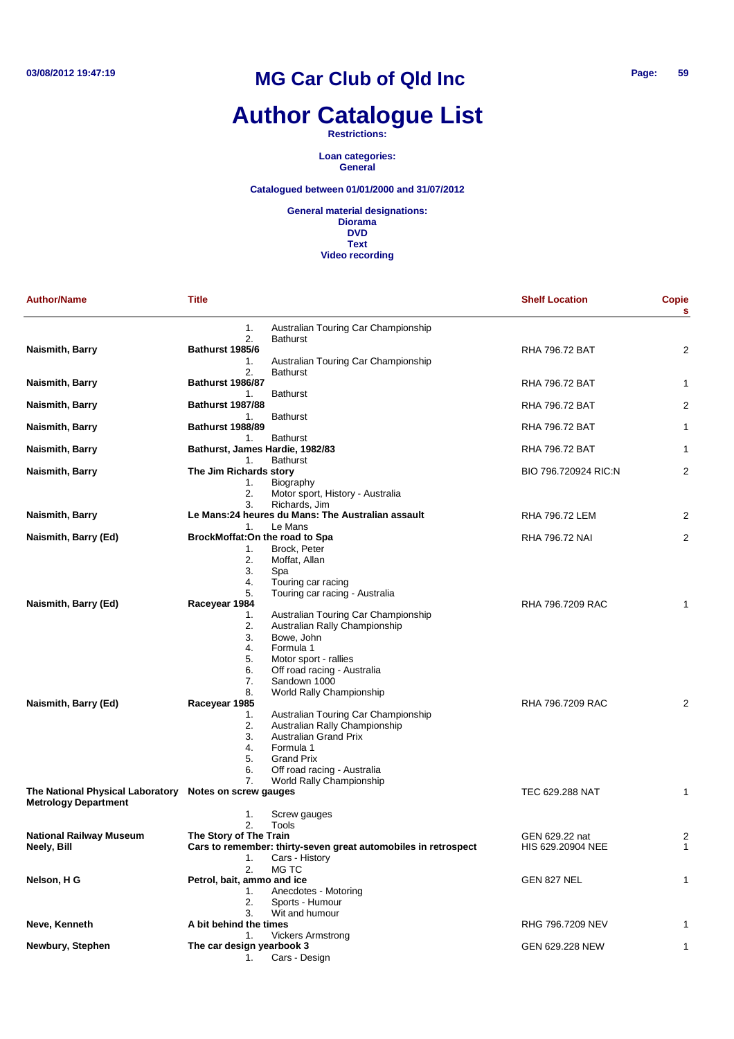# MG Car Club of Qld Inc

# Author Catalogue List

**Restrictions:**

**Loan categories:**
**General**

**Catalogued between 01/01/2000 and 31/07/2012**

**General material designations:**
**Diorama**
**DVD**
**Text**
**Video recording**

| Author/Name | Title | Shelf Location | Copies |
|---|---|---|---|
| | 1. Australian Touring Car Championship<br>2. Bathurst | | |
| **Naismith, Barry** | **Bathurst 1985/6**<br>1. Australian Touring Car Championship<br>2. Bathurst | RHA 796.72 BAT | 2 |
| **Naismith, Barry** | **Bathurst 1986/87**<br>1. Bathurst | RHA 796.72 BAT | 1 |
| **Naismith, Barry** | **Bathurst 1987/88**<br>1. Bathurst | RHA 796.72 BAT | 2 |
| **Naismith, Barry** | **Bathurst 1988/89**<br>1. Bathurst | RHA 796.72 BAT | 1 |
| **Naismith, Barry** | **Bathurst, James Hardie, 1982/83**<br>1. Bathurst | RHA 796.72 BAT | 1 |
| **Naismith, Barry** | **The Jim Richards story**<br>1. Biography<br>2. Motor sport, History - Australia<br>3. Richards, Jim | BIO 796.720924 RIC:N | 2 |
| **Naismith, Barry** | **Le Mans:24 heures du Mans: The Australian assault**<br>1. Le Mans | RHA 796.72 LEM | 2 |
| **Naismith, Barry (Ed)** | **BrockMoffat:On the road to Spa**<br>1. Brock, Peter<br>2. Moffat, Allan<br>3. Spa<br>4. Touring car racing<br>5. Touring car racing - Australia | RHA 796.72 NAI | 2 |
| **Naismith, Barry (Ed)** | **Raceyear 1984**<br>1. Australian Touring Car Championship<br>2. Australian Rally Championship<br>3. Bowe, John<br>4. Formula 1<br>5. Motor sport - rallies<br>6. Off road racing - Australia<br>7. Sandown 1000<br>8. World Rally Championship | RHA 796.7209 RAC | 1 |
| **Naismith, Barry (Ed)** | **Raceyear 1985**<br>1. Australian Touring Car Championship<br>2. Australian Rally Championship<br>3. Australian Grand Prix<br>4. Formula 1<br>5. Grand Prix<br>6. Off road racing - Australia<br>7. World Rally Championship | RHA 796.7209 RAC | 2 |
| **The National Physical Laboratory Metrology Department** | **Notes on screw gauges**<br>1. Screw gauges<br>2. Tools | TEC 629.288 NAT | 1 |
| **National Railway Museum** | **The Story of The Train** | GEN 629.22 nat | 2 |
| **Neely, Bill** | **Cars to remember: thirty-seven great automobiles in retrospect**<br>1. Cars - History<br>2. MG TC | HIS 629.20904 NEE | 1 |
| **Nelson, H G** | **Petrol, bait, ammo and ice**<br>1. Anecdotes - Motoring<br>2. Sports - Humour<br>3. Wit and humour | GEN 827 NEL | 1 |
| **Neve, Kenneth** | **A bit behind the times**<br>1. Vickers Armstrong | RHG 796.7209 NEV | 1 |
| **Newbury, Stephen** | **The car design yearbook 3**<br>1. Cars - Design | GEN 629.228 NEW | 1 |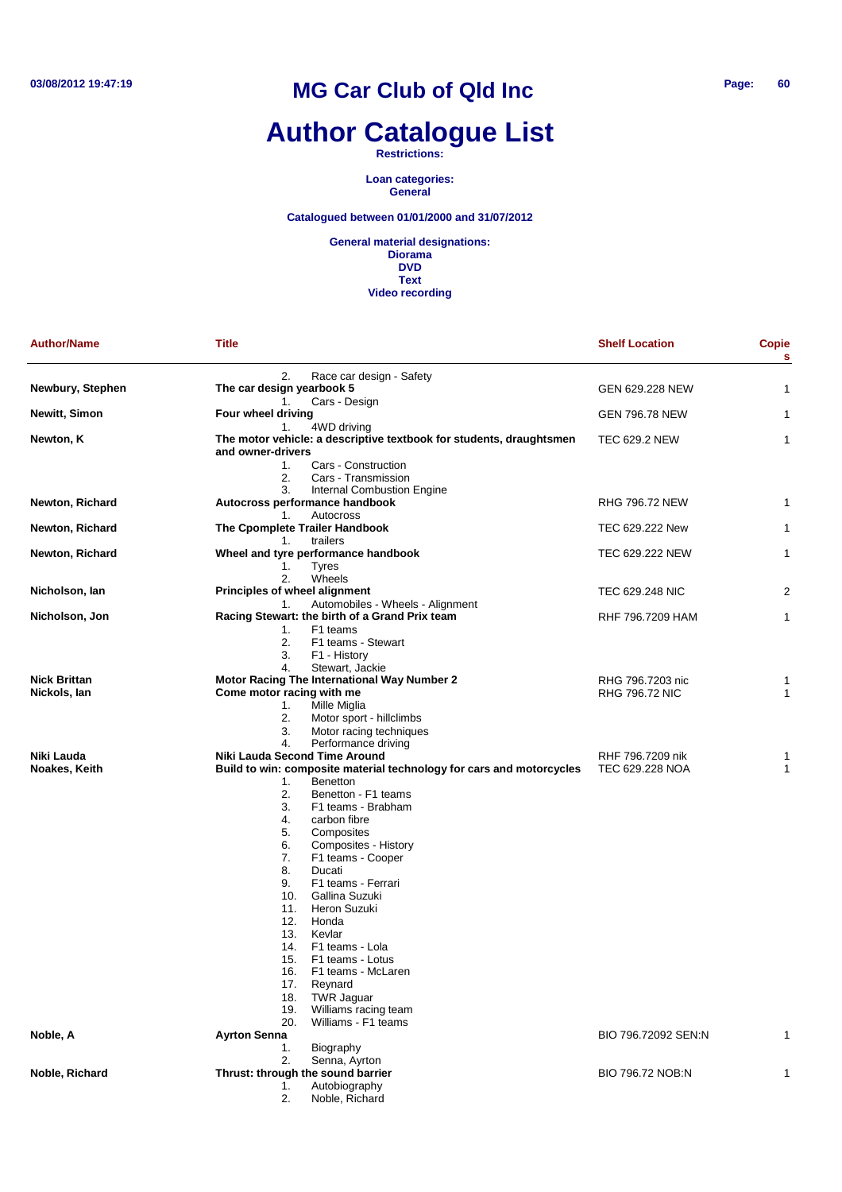# MG Car Club of Qld Inc

# Author Catalogue List

**Restrictions:**

**Loan categories:**
**General**

**Catalogued between 01/01/2000 and 31/07/2012**

**General material designations:**
**Diorama**
**DVD**
**Text**
**Video recording**

| Author/Name | Title | Shelf Location | Copies |
|---|---|---|---|
| | 2. Race car design - Safety | | |
| **Newbury, Stephen** | **The car design yearbook 5** | GEN 629.228 NEW | 1 |
| | 1. Cars - Design | | |
| **Newitt, Simon** | **Four wheel driving** | GEN 796.78 NEW | 1 |
| | 1. 4WD driving | | |
| **Newton, K** | **The motor vehicle: a descriptive textbook for students, draughtsmen and owner-drivers** | TEC 629.2 NEW | 1 |
| | 1. Cars - Construction | | |
| | 2. Cars - Transmission | | |
| | 3. Internal Combustion Engine | | |
| **Newton, Richard** | **Autocross performance handbook** | RHG 796.72 NEW | 1 |
| | 1. Autocross | | |
| **Newton, Richard** | **The Cpomplete Trailer Handbook** | TEC 629.222 New | 1 |
| | 1. trailers | | |
| **Newton, Richard** | **Wheel and tyre performance handbook** | TEC 629.222 NEW | 1 |
| | 1. Tyres | | |
| | 2. Wheels | | |
| **Nicholson, Ian** | **Principles of wheel alignment** | TEC 629.248 NIC | 2 |
| | 1. Automobiles - Wheels - Alignment | | |
| **Nicholson, Jon** | **Racing Stewart: the birth of a Grand Prix team** | RHF 796.7209 HAM | 1 |
| | 1. F1 teams | | |
| | 2. F1 teams - Stewart | | |
| | 3. F1 - History | | |
| | 4. Stewart, Jackie | | |
| **Nick Brittan** | **Motor Racing The International Way Number 2** | RHG 796.7203 nic | 1 |
| **Nickols, Ian** | **Come motor racing with me** | RHG 796.72 NIC | 1 |
| | 1. Mille Miglia | | |
| | 2. Motor sport - hillclimbs | | |
| | 3. Motor racing techniques | | |
| | 4. Performance driving | | |
| **Niki Lauda** | **Niki Lauda Second Time Around** | RHF 796.7209 nik | 1 |
| **Noakes, Keith** | **Build to win: composite material technology for cars and motorcycles** | TEC 629.228 NOA | 1 |
| | 1. Benetton | | |
| | 2. Benetton - F1 teams | | |
| | 3. F1 teams - Brabham | | |
| | 4. carbon fibre | | |
| | 5. Composites | | |
| | 6. Composites - History | | |
| | 7. F1 teams - Cooper | | |
| | 8. Ducati | | |
| | 9. F1 teams - Ferrari | | |
| | 10. Gallina Suzuki | | |
| | 11. Heron Suzuki | | |
| | 12. Honda | | |
| | 13. Kevlar | | |
| | 14. F1 teams - Lola | | |
| | 15. F1 teams - Lotus | | |
| | 16. F1 teams - McLaren | | |
| | 17. Reynard | | |
| | 18. TWR Jaguar | | |
| | 19. Williams racing team | | |
| | 20. Williams - F1 teams | | |
| **Noble, A** | **Ayrton Senna** | BIO 796.72092 SEN:N | 1 |
| | 1. Biography | | |
| | 2. Senna, Ayrton | | |
| **Noble, Richard** | **Thrust: through the sound barrier** | BIO 796.72 NOB:N | 1 |
| | 1. Autobiography | | |
| | 2. Noble, Richard | | |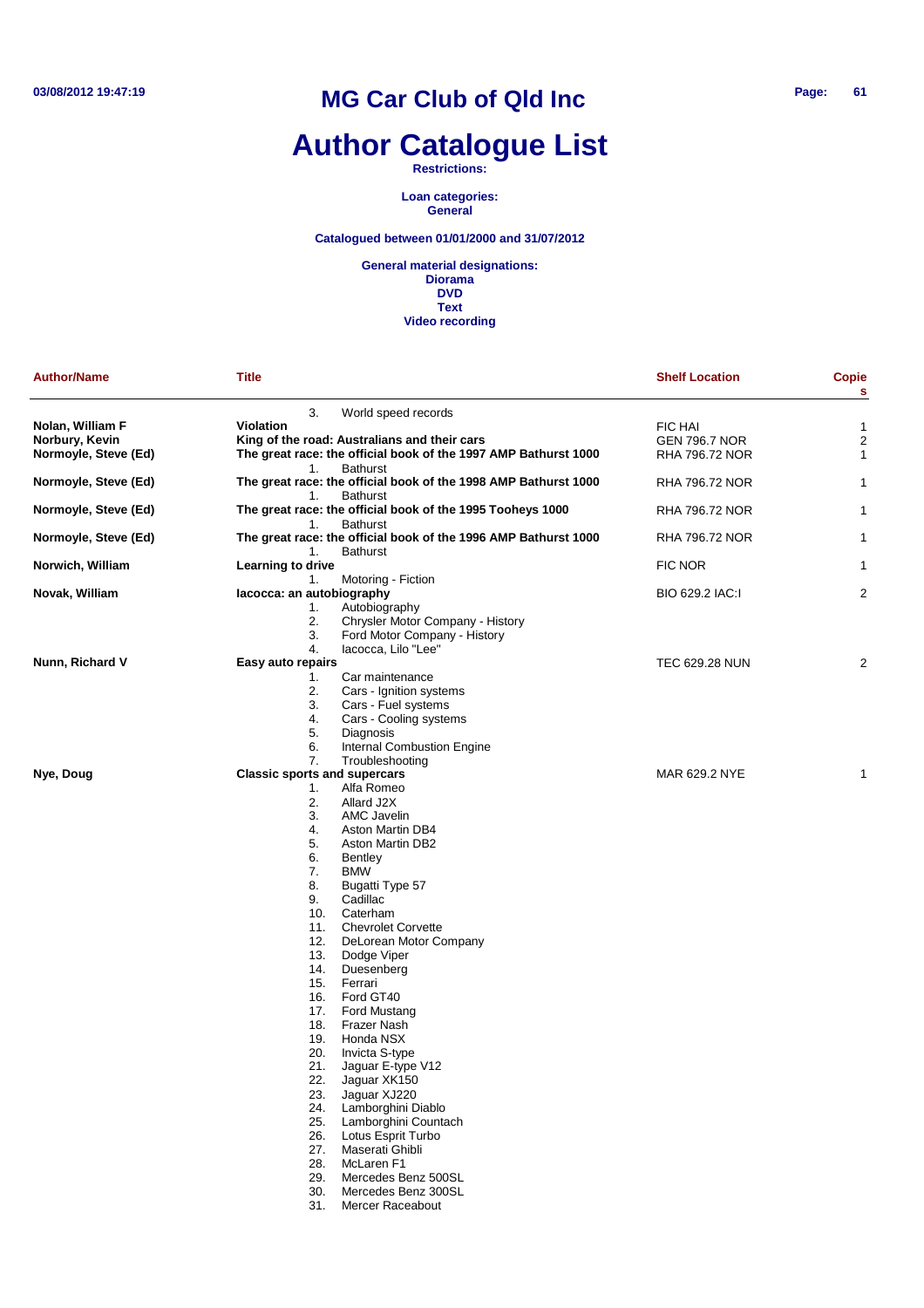# MG Car Club of Qld Inc

# Author Catalogue List

**Restrictions:**

**Loan categories:**
**General**

**Catalogued between 01/01/2000 and 31/07/2012**

**General material designations:**
**Diorama**
**DVD**
**Text**
**Video recording**

| Author/Name | Title | Shelf Location | Copies |
|---|---|---|---|
| | 3. World speed records | | |
| **Nolan, William F** | **Violation** | FIC HAI | 1 |
| **Norbury, Kevin** | **King of the road: Australians and their cars** | GEN 796.7 NOR | 2 |
| **Normoyle, Steve (Ed)** | **The great race: the official book of the 1997 AMP Bathurst 1000** | RHA 796.72 NOR | 1 |
| | 1. Bathurst | | |
| **Normoyle, Steve (Ed)** | **The great race: the official book of the 1998 AMP Bathurst 1000** | RHA 796.72 NOR | 1 |
| | 1. Bathurst | | |
| **Normoyle, Steve (Ed)** | **The great race: the official book of the 1995 Tooheys 1000** | RHA 796.72 NOR | 1 |
| | 1. Bathurst | | |
| **Normoyle, Steve (Ed)** | **The great race: the official book of the 1996 AMP Bathurst 1000** | RHA 796.72 NOR | 1 |
| | 1. Bathurst | | |
| **Norwich, William** | **Learning to drive** | FIC NOR | 1 |
| | 1. Motoring - Fiction | | |
| **Novak, William** | **Iacocca: an autobiography** | BIO 629.2 IAC:I | 2 |
| | 1. Autobiography<br>2. Chrysler Motor Company - History<br>3. Ford Motor Company - History<br>4. Iacocca, Lilo "Lee" | | |
| **Nunn, Richard V** | **Easy auto repairs** | TEC 629.28 NUN | 2 |
| | 1. Car maintenance<br>2. Cars - Ignition systems<br>3. Cars - Fuel systems<br>4. Cars - Cooling systems<br>5. Diagnosis<br>6. Internal Combustion Engine<br>7. Troubleshooting | | |
| **Nye, Doug** | **Classic sports and supercars** | MAR 629.2 NYE | 1 |
| | 1. Alfa Romeo<br>2. Allard J2X<br>3. AMC Javelin<br>4. Aston Martin DB4<br>5. Aston Martin DB2<br>6. Bentley<br>7. BMW<br>8. Bugatti Type 57<br>9. Cadillac<br>10. Caterham<br>11. Chevrolet Corvette<br>12. DeLorean Motor Company<br>13. Dodge Viper<br>14. Duesenberg<br>15. Ferrari<br>16. Ford GT40<br>17. Ford Mustang<br>18. Frazer Nash<br>19. Honda NSX<br>20. Invicta S-type<br>21. Jaguar E-type V12<br>22. Jaguar XK150<br>23. Jaguar XJ220<br>24. Lamborghini Diablo<br>25. Lamborghini Countach<br>26. Lotus Esprit Turbo<br>27. Maserati Ghibli<br>28. McLaren F1<br>29. Mercedes Benz 500SL<br>30. Mercedes Benz 300SL<br>31. Mercer Raceabout | | |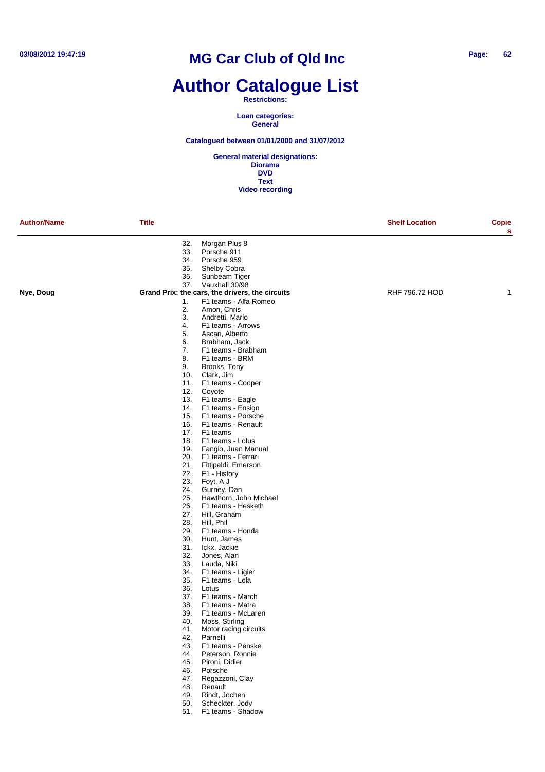# MG Car Club of Qld Inc

# Author Catalogue List

**Restrictions:**

**Loan categories:**
**General**

**Catalogued between 01/01/2000 and 31/07/2012**

**General material designations:**
**Diorama**
**DVD**
**Text**
**Video recording**

| Author/Name | Title | Shelf Location | Copies |
|---|---|---|---|
| | 32. Morgan Plus 8<br>33. Porsche 911<br>34. Porsche 959<br>35. Shelby Cobra<br>36. Sunbeam Tiger<br>37. Vauxhall 30/98 | | |
| **Nye, Doug** | **Grand Prix: the cars, the drivers, the circuits**<br>1. F1 teams - Alfa Romeo<br>2. Amon, Chris<br>3. Andretti, Mario<br>4. F1 teams - Arrows<br>5. Ascari, Alberto<br>6. Brabham, Jack<br>7. F1 teams - Brabham<br>8. F1 teams - BRM<br>9. Brooks, Tony<br>10. Clark, Jim<br>11. F1 teams - Cooper<br>12. Coyote<br>13. F1 teams - Eagle<br>14. F1 teams - Ensign<br>15. F1 teams - Porsche<br>16. F1 teams - Renault<br>17. F1 teams<br>18. F1 teams - Lotus<br>19. Fangio, Juan Manual<br>20. F1 teams - Ferrari<br>21. Fittipaldi, Emerson<br>22. F1 - History<br>23. Foyt, A J<br>24. Gurney, Dan<br>25. Hawthorn, John Michael<br>26. F1 teams - Hesketh<br>27. Hill, Graham<br>28. Hill, Phil<br>29. F1 teams - Honda<br>30. Hunt, James<br>31. Ickx, Jackie<br>32. Jones, Alan<br>33. Lauda, Niki<br>34. F1 teams - Ligier<br>35. F1 teams - Lola<br>36. Lotus<br>37. F1 teams - March<br>38. F1 teams - Matra<br>39. F1 teams - McLaren<br>40. Moss, Stirling<br>41. Motor racing circuits<br>42. Parnelli<br>43. F1 teams - Penske<br>44. Peterson, Ronnie<br>45. Pironi, Didier<br>46. Porsche<br>47. Regazzoni, Clay<br>48. Renault<br>49. Rindt, Jochen<br>50. Scheckter, Jody<br>51. F1 teams - Shadow | RHF 796.72 HOD | 1 |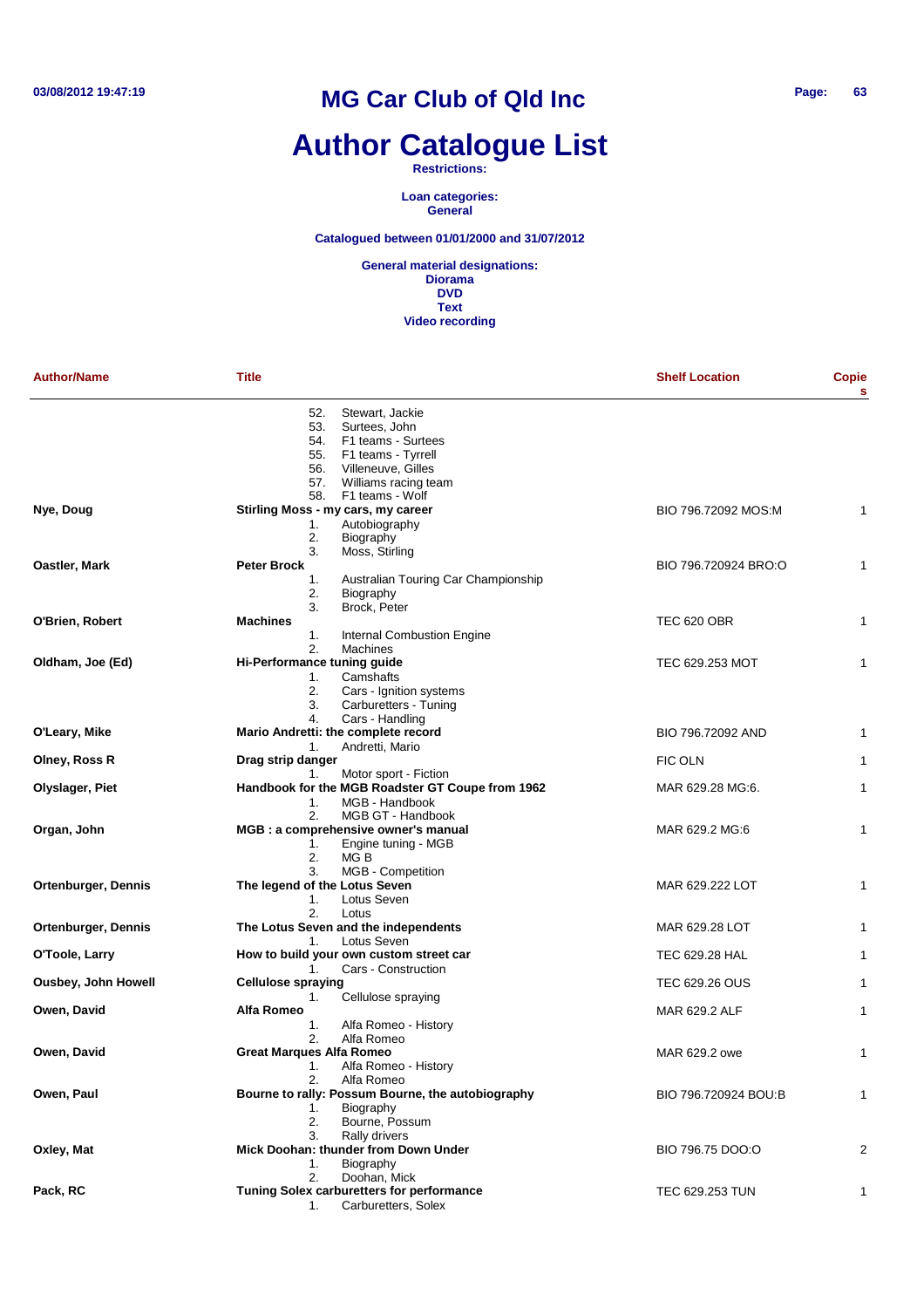# MG Car Club of Qld Inc

# Author Catalogue List

**Restrictions:**

**Loan categories:**
**General**

**Catalogued between 01/01/2000 and 31/07/2012**

**General material designations:**
**Diorama**
**DVD**
**Text**
**Video recording**

| Author/Name | Title | Shelf Location | Copies |
|---|---|---|---|
| | 52. Stewart, Jackie<br>53. Surtees, John<br>54. F1 teams - Surtees<br>55. F1 teams - Tyrrell<br>56. Villeneuve, Gilles<br>57. Williams racing team<br>58. F1 teams - Wolf | | |
| **Nye, Doug** | **Stirling Moss - my cars, my career**<br>1. Autobiography<br>2. Biography<br>3. Moss, Stirling | BIO 796.72092 MOS:M | 1 |
| **Oastler, Mark** | **Peter Brock**<br>1. Australian Touring Car Championship<br>2. Biography<br>3. Brock, Peter | BIO 796.720924 BRO:O | 1 |
| **O'Brien, Robert** | **Machines**<br>1. Internal Combustion Engine<br>2. Machines | TEC 620 OBR | 1 |
| **Oldham, Joe (Ed)** | **Hi-Performance tuning guide**<br>1. Camshafts<br>2. Cars - Ignition systems<br>3. Carburetters - Tuning<br>4. Cars - Handling | TEC 629.253 MOT | 1 |
| **O'Leary, Mike** | **Mario Andretti: the complete record**<br>1. Andretti, Mario | BIO 796.72092 AND | 1 |
| **Olney, Ross R** | **Drag strip danger**<br>1. Motor sport - Fiction | FIC OLN | 1 |
| **Olyslager, Piet** | **Handbook for the MGB Roadster GT Coupe from 1962**<br>1. MGB - Handbook<br>2. MGB GT - Handbook | MAR 629.28 MG:6. | 1 |
| **Organ, John** | **MGB : a comprehensive owner's manual**<br>1. Engine tuning - MGB<br>2. MG B<br>3. MGB - Competition | MAR 629.2 MG:6 | 1 |
| **Ortenburger, Dennis** | **The legend of the Lotus Seven**<br>1. Lotus Seven<br>2. Lotus | MAR 629.222 LOT | 1 |
| **Ortenburger, Dennis** | **The Lotus Seven and the independents**<br>1. Lotus Seven | MAR 629.28 LOT | 1 |
| **O'Toole, Larry** | **How to build your own custom street car**<br>1. Cars - Construction | TEC 629.28 HAL | 1 |
| **Ousbey, John Howell** | **Cellulose spraying**<br>1. Cellulose spraying | TEC 629.26 OUS | 1 |
| **Owen, David** | **Alfa Romeo**<br>1. Alfa Romeo - History<br>2. Alfa Romeo | MAR 629.2 ALF | 1 |
| **Owen, David** | **Great Marques Alfa Romeo**<br>1. Alfa Romeo - History<br>2. Alfa Romeo | MAR 629.2 owe | 1 |
| **Owen, Paul** | **Bourne to rally: Possum Bourne, the autobiography**<br>1. Biography<br>2. Bourne, Possum<br>3. Rally drivers | BIO 796.720924 BOU:B | 1 |
| **Oxley, Mat** | **Mick Doohan: thunder from Down Under**<br>1. Biography<br>2. Doohan, Mick | BIO 796.75 DOO:O | 2 |
| **Pack, RC** | **Tuning Solex carburetters for performance**<br>1. Carburetters, Solex | TEC 629.253 TUN | 1 |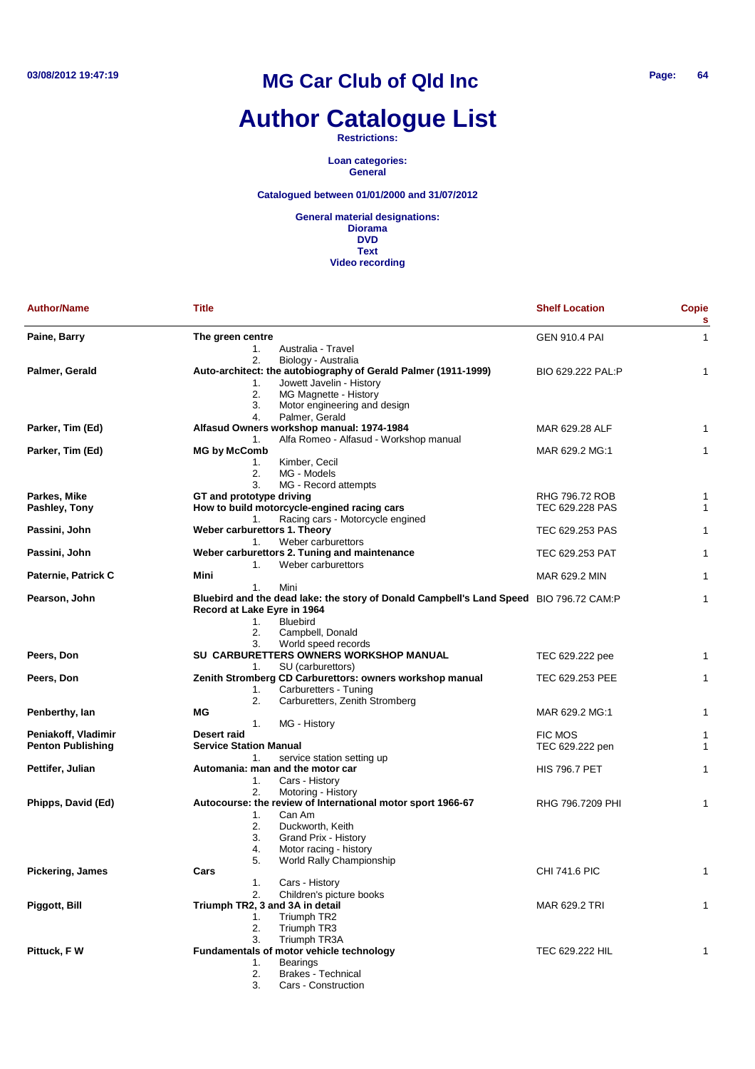# MG Car Club of Qld Inc

# Author Catalogue List

**Restrictions:**

**Loan categories:**
**General**

**Catalogued between 01/01/2000 and 31/07/2012**

**General material designations:**
**Diorama**
**DVD**
**Text**
**Video recording**

| Author/Name | Title | Shelf Location | Copies |
|---|---|---|---|
| **Paine, Barry** | **The green centre**<br>1. Australia - Travel<br>2. Biology - Australia | GEN 910.4 PAI | 1 |
| **Palmer, Gerald** | **Auto-architect: the autobiography of Gerald Palmer (1911-1999)**<br>1. Jowett Javelin - History<br>2. MG Magnette - History<br>3. Motor engineering and design<br>4. Palmer, Gerald | BIO 629.222 PAL:P | 1 |
| **Parker, Tim (Ed)** | **Alfasud Owners workshop manual: 1974-1984**<br>1. Alfa Romeo - Alfasud - Workshop manual | MAR 629.28 ALF | 1 |
| **Parker, Tim (Ed)** | **MG by McComb**<br>1. Kimber, Cecil<br>2. MG - Models<br>3. MG - Record attempts | MAR 629.2 MG:1 | 1 |
| **Parkes, Mike** | **GT and prototype driving** | RHG 796.72 ROB | 1 |
| **Pashley, Tony** | **How to build motorcycle-engined racing cars**<br>1. Racing cars - Motorcycle engined | TEC 629.228 PAS | 1 |
| **Passini, John** | **Weber carburettors 1. Theory**<br>1. Weber carburettors | TEC 629.253 PAS | 1 |
| **Passini, John** | **Weber carburettors 2. Tuning and maintenance**<br>1. Weber carburettors | TEC 629.253 PAT | 1 |
| **Paternie, Patrick C** | **Mini**<br>1. Mini | MAR 629.2 MIN | 1 |
| **Pearson, John** | **Bluebird and the dead lake: the story of Donald Campbell's Land Speed Record at Lake Eyre in 1964**<br>1. Bluebird<br>2. Campbell, Donald<br>3. World speed records | BIO 796.72 CAM:P | 1 |
| **Peers, Don** | **SU CARBURETTERS OWNERS WORKSHOP MANUAL**<br>1. SU (carburettors) | TEC 629.222 pee | 1 |
| **Peers, Don** | **Zenith Stromberg CD Carburettors: owners workshop manual**<br>1. Carburetters - Tuning<br>2. Carburetters, Zenith Stromberg | TEC 629.253 PEE | 1 |
| **Penberthy, Ian** | **MG**<br>1. MG - History | MAR 629.2 MG:1 | 1 |
| **Peniakoff, Vladimir** | **Desert raid** | FIC MOS | 1 |
| **Penton Publishing** | **Service Station Manual**<br>1. service station setting up | TEC 629.222 pen | 1 |
| **Pettifer, Julian** | **Automania: man and the motor car**<br>1. Cars - History<br>2. Motoring - History | HIS 796.7 PET | 1 |
| **Phipps, David (Ed)** | **Autocourse: the review of International motor sport 1966-67**<br>1. Can Am<br>2. Duckworth, Keith<br>3. Grand Prix - History<br>4. Motor racing - history<br>5. World Rally Championship | RHG 796.7209 PHI | 1 |
| **Pickering, James** | **Cars**<br>1. Cars - History<br>2. Children's picture books | CHI 741.6 PIC | 1 |
| **Piggott, Bill** | **Triumph TR2, 3 and 3A in detail**<br>1. Triumph TR2<br>2. Triumph TR3<br>3. Triumph TR3A | MAR 629.2 TRI | 1 |
| **Pittuck, F W** | **Fundamentals of motor vehicle technology**<br>1. Bearings<br>2. Brakes - Technical<br>3. Cars - Construction | TEC 629.222 HIL | 1 |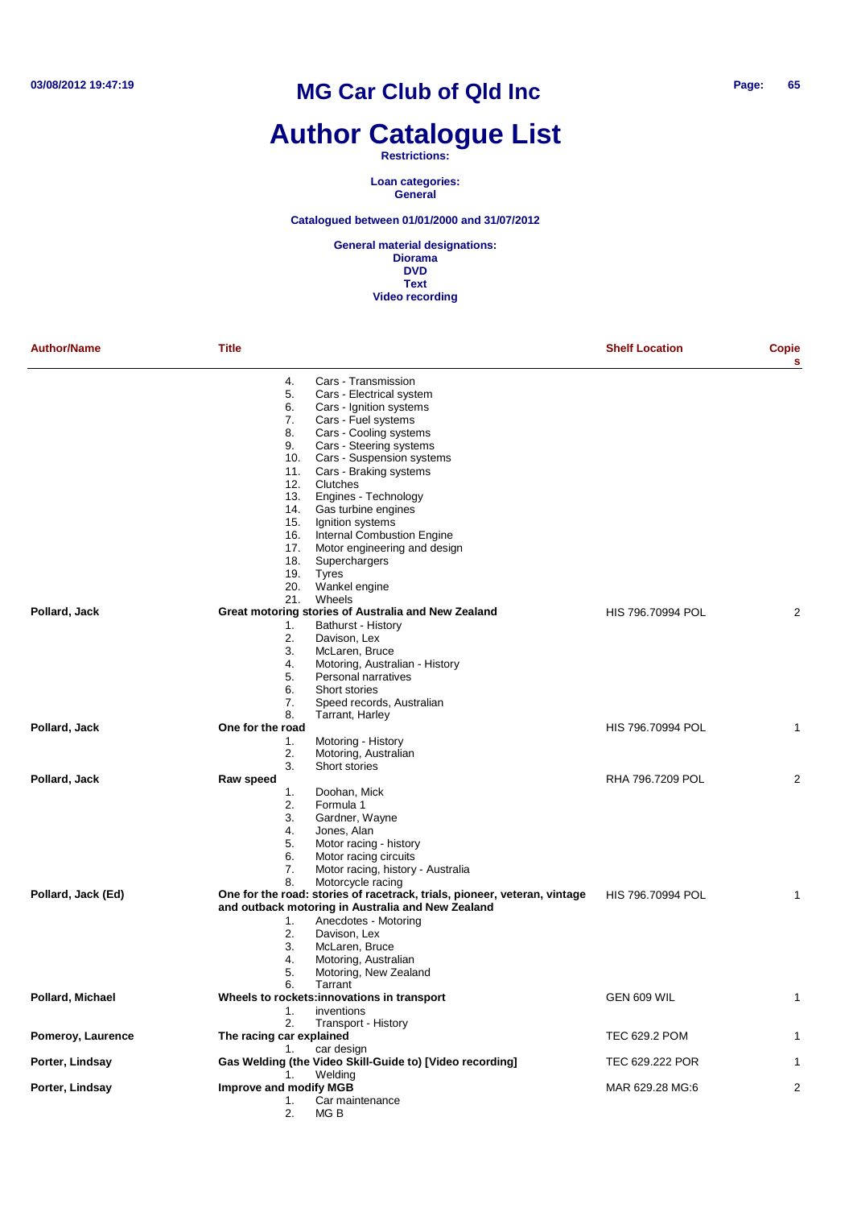# MG Car Club of Qld Inc

# Author Catalogue List

**Restrictions:**

**Loan categories:**
**General**

**Catalogued between 01/01/2000 and 31/07/2012**

**General material designations:**
**Diorama**
**DVD**
**Text**
**Video recording**

| Author/Name | Title | Shelf Location | Copies |
|---|---|---|---|
| | 4. Cars - Transmission<br>5. Cars - Electrical system<br>6. Cars - Ignition systems<br>7. Cars - Fuel systems<br>8. Cars - Cooling systems<br>9. Cars - Steering systems<br>10. Cars - Suspension systems<br>11. Cars - Braking systems<br>12. Clutches<br>13. Engines - Technology<br>14. Gas turbine engines<br>15. Ignition systems<br>16. Internal Combustion Engine<br>17. Motor engineering and design<br>18. Superchargers<br>19. Tyres<br>20. Wankel engine<br>21. Wheels | | |
| **Pollard, Jack** | **Great motoring stories of Australia and New Zealand**<br>1. Bathurst - History<br>2. Davison, Lex<br>3. McLaren, Bruce<br>4. Motoring, Australian - History<br>5. Personal narratives<br>6. Short stories<br>7. Speed records, Australian<br>8. Tarrant, Harley | HIS 796.70994 POL | 2 |
| **Pollard, Jack** | **One for the road**<br>1. Motoring - History<br>2. Motoring, Australian<br>3. Short stories | HIS 796.70994 POL | 1 |
| **Pollard, Jack** | **Raw speed**<br>1. Doohan, Mick<br>2. Formula 1<br>3. Gardner, Wayne<br>4. Jones, Alan<br>5. Motor racing - history<br>6. Motor racing circuits<br>7. Motor racing, history - Australia<br>8. Motorcycle racing | RHA 796.7209 POL | 2 |
| **Pollard, Jack (Ed)** | **One for the road: stories of racetrack, trials, pioneer, veteran, vintage and outback motoring in Australia and New Zealand**<br>1. Anecdotes - Motoring<br>2. Davison, Lex<br>3. McLaren, Bruce<br>4. Motoring, Australian<br>5. Motoring, New Zealand<br>6. Tarrant | HIS 796.70994 POL | 1 |
| **Pollard, Michael** | **Wheels to rockets:innovations in transport**<br>1. inventions<br>2. Transport - History | GEN 609 WIL | 1 |
| **Pomeroy, Laurence** | **The racing car explained**<br>1. car design | TEC 629.2 POM | 1 |
| **Porter, Lindsay** | **Gas Welding (the Video Skill-Guide to) [Video recording]**<br>1. Welding | TEC 629.222 POR | 1 |
| **Porter, Lindsay** | **Improve and modify MGB**<br>1. Car maintenance<br>2. MG B | MAR 629.28 MG:6 | 2 |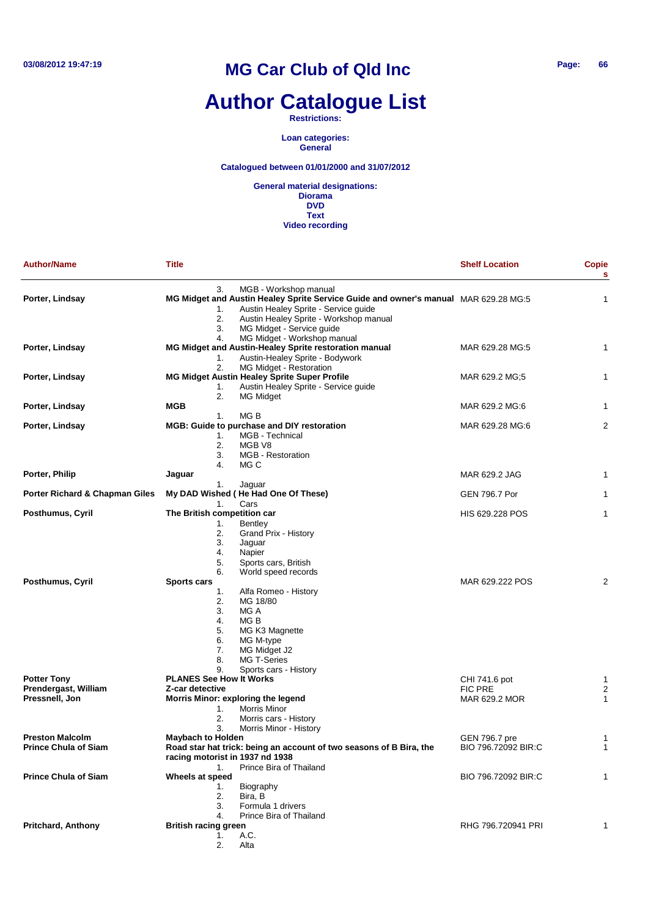# MG Car Club of Qld Inc

# Author Catalogue List

**Restrictions:**

**Loan categories:**
**General**

**Catalogued between 01/01/2000 and 31/07/2012**

**General material designations:**
**Diorama**
**DVD**
**Text**
**Video recording**

| Author/Name | Title | Shelf Location | Copies |
|---|---|---|---|
| | 3. MGB - Workshop manual | | |
| **Porter, Lindsay** | **MG Midget and Austin Healey Sprite Service Guide and owner's manual** | MAR 629.28 MG:5 | 1 |
| | 1. Austin Healey Sprite - Service guide<br>2. Austin Healey Sprite - Workshop manual<br>3. MG Midget - Service guide<br>4. MG Midget - Workshop manual | | |
| **Porter, Lindsay** | **MG Midget and Austin-Healey Sprite restoration manual** | MAR 629.28 MG:5 | 1 |
| | 1. Austin-Healey Sprite - Bodywork<br>2. MG Midget - Restoration | | |
| **Porter, Lindsay** | **MG Midget Austin Healey Sprite Super Profile** | MAR 629.2 MG;5 | 1 |
| | 1. Austin Healey Sprite - Service guide<br>2. MG Midget | | |
| **Porter, Lindsay** | **MGB** | MAR 629.2 MG:6 | 1 |
| | 1. MG B | | |
| **Porter, Lindsay** | **MGB: Guide to purchase and DIY restoration** | MAR 629.28 MG:6 | 2 |
| | 1. MGB - Technical<br>2. MGB V8<br>3. MGB - Restoration<br>4. MG C | | |
| **Porter, Philip** | **Jaguar** | MAR 629.2 JAG | 1 |
| | 1. Jaguar | | |
| **Porter Richard & Chapman Giles** | **My DAD Wished ( He Had One Of These)** | GEN 796.7 Por | 1 |
| | 1. Cars | | |
| **Posthumus, Cyril** | **The British competition car** | HIS 629.228 POS | 1 |
| | 1. Bentley<br>2. Grand Prix - History<br>3. Jaguar<br>4. Napier<br>5. Sports cars, British<br>6. World speed records | | |
| **Posthumus, Cyril** | **Sports cars** | MAR 629.222 POS | 2 |
| | 1. Alfa Romeo - History<br>2. MG 18/80<br>3. MG A<br>4. MG B<br>5. MG K3 Magnette<br>6. MG M-type<br>7. MG Midget J2<br>8. MG T-Series<br>9. Sports cars - History | | |
| **Potter Tony** | **PLANES See How It Works** | CHI 741.6 pot | 1 |
| **Prendergast, William** | **Z-car detective** | FIC PRE | 2 |
| **Pressnell, Jon** | **Morris Minor: exploring the legend** | MAR 629.2 MOR | 1 |
| | 1. Morris Minor<br>2. Morris cars - History<br>3. Morris Minor - History | | |
| **Preston Malcolm** | **Maybach to Holden** | GEN 796.7 pre | 1 |
| **Prince Chula of Siam** | **Road star hat trick: being an account of two seasons of B Bira, the racing motorist in 1937 nd 1938** | BIO 796.72092 BIR:C | 1 |
| | 1. Prince Bira of Thailand | | |
| **Prince Chula of Siam** | **Wheels at speed** | BIO 796.72092 BIR:C | 1 |
| | 1. Biography<br>2. Bira, B<br>3. Formula 1 drivers<br>4. Prince Bira of Thailand | | |
| **Pritchard, Anthony** | **British racing green** | RHG 796.720941 PRI | 1 |
| | 1. A.C.<br>2. Alta | | |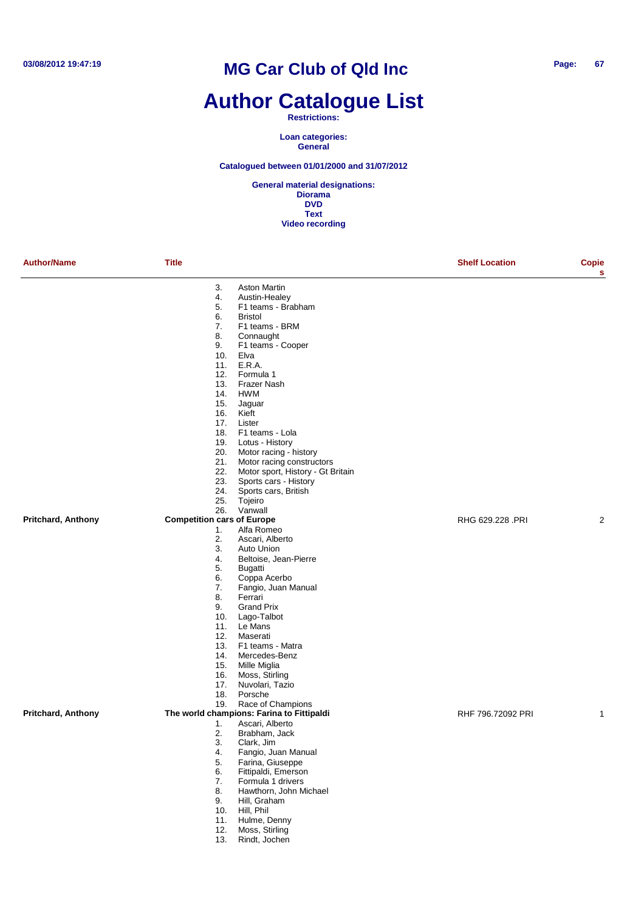# MG Car Club of Qld Inc

# Author Catalogue List

**Restrictions:**

**Loan categories:**
**General**

**Catalogued between 01/01/2000 and 31/07/2012**

**General material designations:**
**Diorama**
**DVD**
**Text**
**Video recording**

| Author/Name | Title | Shelf Location | Copies |
|---|---|---|---|
| | 3. Aston Martin<br>4. Austin-Healey<br>5. F1 teams - Brabham<br>6. Bristol<br>7. F1 teams - BRM<br>8. Connaught<br>9. F1 teams - Cooper<br>10. Elva<br>11. E.R.A.<br>12. Formula 1<br>13. Frazer Nash<br>14. HWM<br>15. Jaguar<br>16. Kieft<br>17. Lister<br>18. F1 teams - Lola<br>19. Lotus - History<br>20. Motor racing - history<br>21. Motor racing constructors<br>22. Motor sport, History - Gt Britain<br>23. Sports cars - History<br>24. Sports cars, British<br>25. Tojeiro<br>26. Vanwall | | |
| **Pritchard, Anthony** | **Competition cars of Europe**<br>1. Alfa Romeo<br>2. Ascari, Alberto<br>3. Auto Union<br>4. Beltoise, Jean-Pierre<br>5. Bugatti<br>6. Coppa Acerbo<br>7. Fangio, Juan Manual<br>8. Ferrari<br>9. Grand Prix<br>10. Lago-Talbot<br>11. Le Mans<br>12. Maserati<br>13. F1 teams - Matra<br>14. Mercedes-Benz<br>15. Mille Miglia<br>16. Moss, Stirling<br>17. Nuvolari, Tazio<br>18. Porsche<br>19. Race of Champions | RHG 629.228 .PRI | 2 |
| **Pritchard, Anthony** | **The world champions: Farina to Fittipaldi**<br>1. Ascari, Alberto<br>2. Brabham, Jack<br>3. Clark, Jim<br>4. Fangio, Juan Manual<br>5. Farina, Giuseppe<br>6. Fittipaldi, Emerson<br>7. Formula 1 drivers<br>8. Hawthorn, John Michael<br>9. Hill, Graham<br>10. Hill, Phil<br>11. Hulme, Denny<br>12. Moss, Stirling<br>13. Rindt, Jochen | RHF 796.72092 PRI | 1 |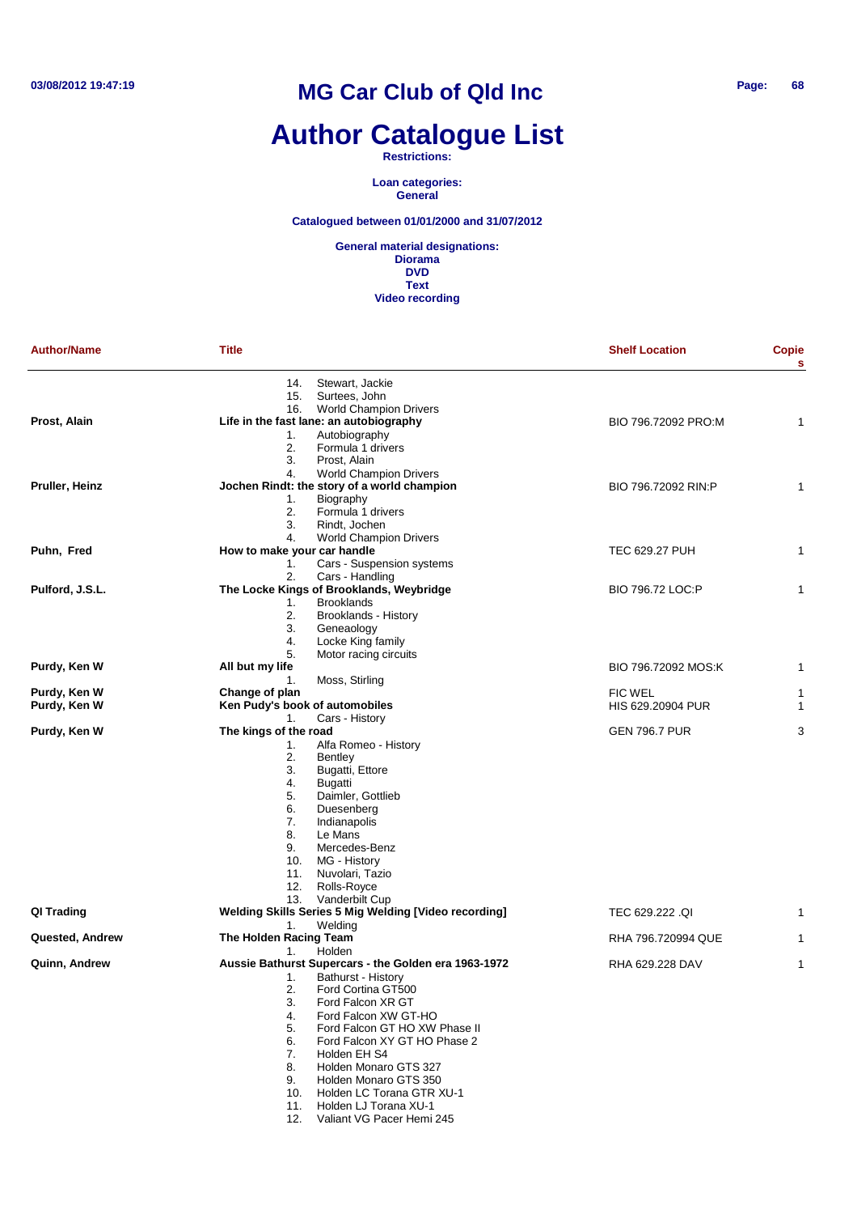# Author Catalogue List

**Restrictions:**

**Loan categories:**
**General**

**Catalogued between 01/01/2000 and 31/07/2012**

**General material designations:**
**Diorama**
**DVD**
**Text**
**Video recording**

| Author/Name | Title | Shelf Location | Copies |
|---|---|---|---|
| | 14. Stewart, Jackie<br>15. Surtees, John<br>16. World Champion Drivers | | |
| **Prost, Alain** | **Life in the fast lane: an autobiography**<br>1. Autobiography<br>2. Formula 1 drivers<br>3. Prost, Alain<br>4. World Champion Drivers | BIO 796.72092 PRO:M | 1 |
| **Pruller, Heinz** | **Jochen Rindt: the story of a world champion**<br>1. Biography<br>2. Formula 1 drivers<br>3. Rindt, Jochen<br>4. World Champion Drivers | BIO 796.72092 RIN:P | 1 |
| **Puhn, Fred** | **How to make your car handle**<br>1. Cars - Suspension systems<br>2. Cars - Handling | TEC 629.27 PUH | 1 |
| **Pulford, J.S.L.** | **The Locke Kings of Brooklands, Weybridge**<br>1. Brooklands<br>2. Brooklands - History<br>3. Geneaology<br>4. Locke King family<br>5. Motor racing circuits | BIO 796.72 LOC:P | 1 |
| **Purdy, Ken W** | **All but my life**<br>1. Moss, Stirling | BIO 796.72092 MOS:K | 1 |
| **Purdy, Ken W** | **Change of plan** | FIC WEL | 1 |
| **Purdy, Ken W** | **Ken Pudy's book of automobiles**<br>1. Cars - History | HIS 629.20904 PUR | 1 |
| **Purdy, Ken W** | **The kings of the road**<br>1. Alfa Romeo - History<br>2. Bentley<br>3. Bugatti, Ettore<br>4. Bugatti<br>5. Daimler, Gottlieb<br>6. Duesenberg<br>7. Indianapolis<br>8. Le Mans<br>9. Mercedes-Benz<br>10. MG - History<br>11. Nuvolari, Tazio<br>12. Rolls-Royce<br>13. Vanderbilt Cup | GEN 796.7 PUR | 3 |
| **QI Trading** | **Welding Skills Series 5 Mig Welding [Video recording]**<br>1. Welding | TEC 629.222 .QI | 1 |
| **Quested, Andrew** | **The Holden Racing Team**<br>1. Holden | RHA 796.720994 QUE | 1 |
| **Quinn, Andrew** | **Aussie Bathurst Supercars - the Golden era 1963-1972**<br>1. Bathurst - History<br>2. Ford Cortina GT500<br>3. Ford Falcon XR GT<br>4. Ford Falcon XW GT-HO<br>5. Ford Falcon GT HO XW Phase II<br>6. Ford Falcon XY GT HO Phase 2<br>7. Holden EH S4<br>8. Holden Monaro GTS 327<br>9. Holden Monaro GTS 350<br>10. Holden LC Torana GTR XU-1<br>11. Holden LJ Torana XU-1<br>12. Valiant VG Pacer Hemi 245 | RHA 629.228 DAV | 1 |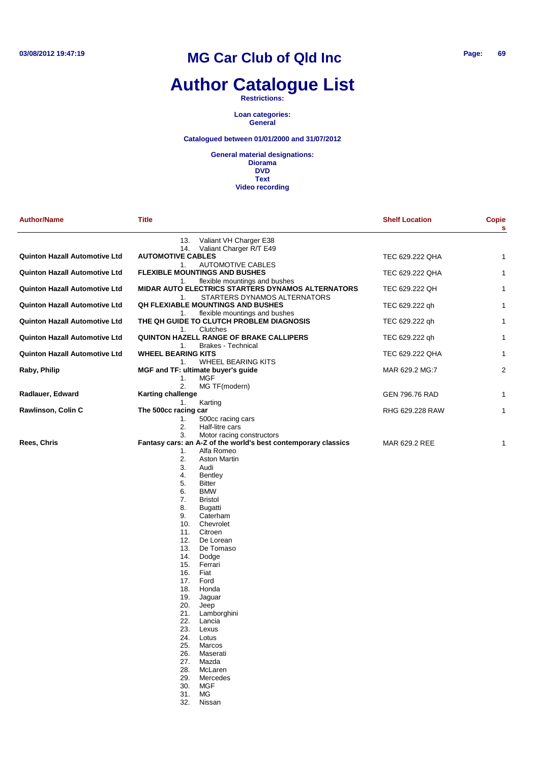# MG Car Club of Qld Inc

# Author Catalogue List

**Restrictions:**

**Loan categories:**
**General**

**Catalogued between 01/01/2000 and 31/07/2012**

**General material designations:**
**Diorama**
**DVD**
**Text**
**Video recording**

| Author/Name | Title | Shelf Location | Copies |
|---|---|---|---|
| | 13. Valiant VH Charger E38<br>14. Valiant Charger R/T E49 | | |
| **Quinton Hazall Automotive Ltd** | **AUTOMOTIVE CABLES**<br>1. AUTOMOTIVE CABLES | TEC 629.222 QHA | 1 |
| **Quinton Hazall Automotive Ltd** | **FLEXIBLE MOUNTINGS AND BUSHES**<br>1. flexible mountings and bushes | TEC 629.222 QHA | 1 |
| **Quinton Hazall Automotive Ltd** | **MIDAR AUTO ELECTRICS STARTERS DYNAMOS ALTERNATORS**<br>1. STARTERS DYNAMOS ALTERNATORS | TEC 629.222 QH | 1 |
| **Quinton Hazall Automotive Ltd** | **QH FLEXIABLE MOUNTINGS AND BUSHES**<br>1. flexible mountings and bushes | TEC 629.222 qh | 1 |
| **Quinton Hazall Automotive Ltd** | **THE QH GUIDE TO CLUTCH PROBLEM DIAGNOSIS**<br>1. Clutches | TEC 629.222 qh | 1 |
| **Quinton Hazall Automotive Ltd** | **QUINTON HAZELL RANGE OF BRAKE CALLIPERS**<br>1. Brakes - Technical | TEC 629.222 qh | 1 |
| **Quinton Hazall Automotive Ltd** | **WHEEL BEARING KITS**<br>1. WHEEL BEARING KITS | TEC 629.222 QHA | 1 |
| **Raby, Philip** | **MGF and TF: ultimate buyer's guide**<br>1. MGF<br>2. MG TF(modern) | MAR 629.2 MG:7 | 2 |
| **Radlauer, Edward** | **Karting challenge**<br>1. Karting | GEN 796.76 RAD | 1 |
| **Rawlinson, Colin C** | **The 500cc racing car**<br>1. 500cc racing cars<br>2. Half-litre cars<br>3. Motor racing constructors | RHG 629.228 RAW | 1 |
| **Rees, Chris** | **Fantasy cars: an A-Z of the world's best contemporary classics**<br>1. Alfa Romeo<br>2. Aston Martin<br>3. Audi<br>4. Bentley<br>5. Bitter<br>6. BMW<br>7. Bristol<br>8. Bugatti<br>9. Caterham<br>10. Chevrolet<br>11. Citroen<br>12. De Lorean<br>13. De Tomaso<br>14. Dodge<br>15. Ferrari<br>16. Fiat<br>17. Ford<br>18. Honda<br>19. Jaguar<br>20. Jeep<br>21. Lamborghini<br>22. Lancia<br>23. Lexus<br>24. Lotus<br>25. Marcos<br>26. Maserati<br>27. Mazda<br>28. McLaren<br>29. Mercedes<br>30. MGF<br>31. MG<br>32. Nissan | MAR 629.2 REE | 1 |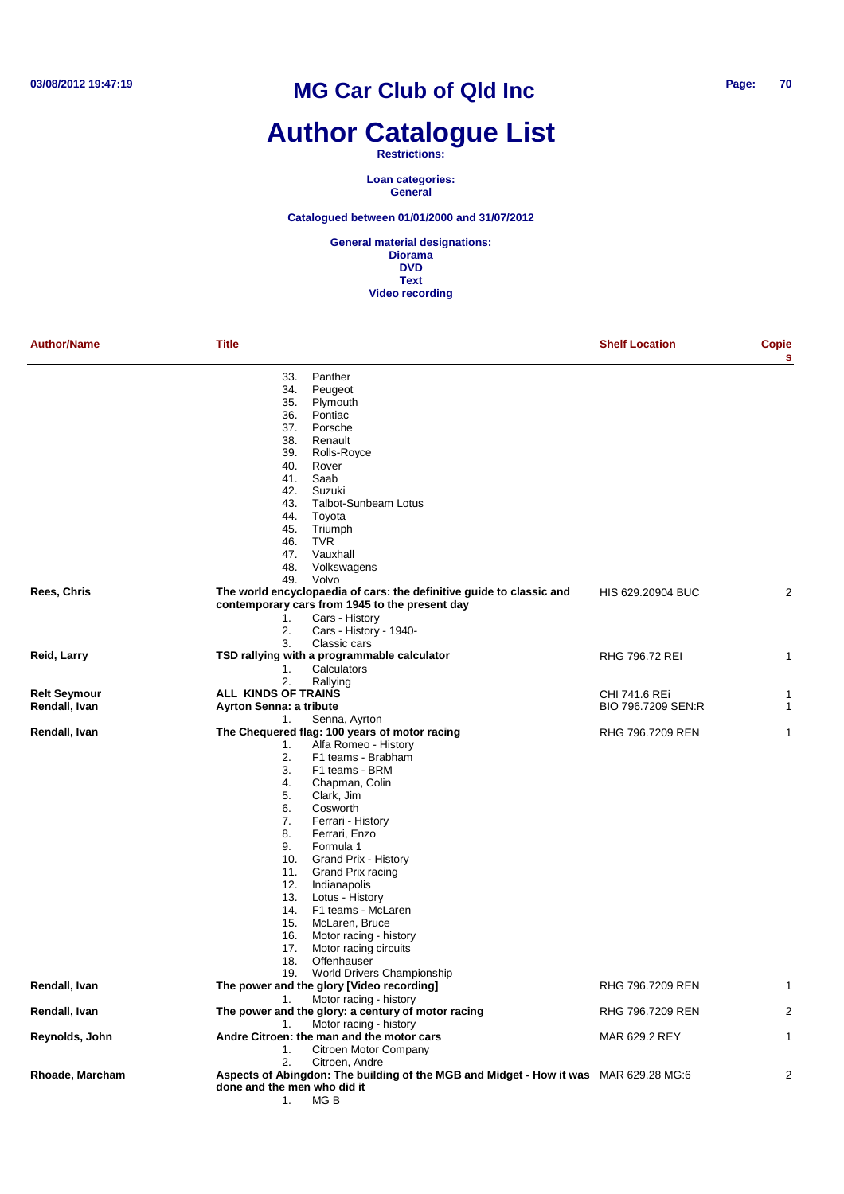# Author Catalogue List

**Restrictions:**

**Loan categories:**
**General**

**Catalogued between 01/01/2000 and 31/07/2012**

**General material designations:**
**Diorama**
**DVD**
**Text**
**Video recording**

| Author/Name | Title | Shelf Location | Copies |
|---|---|---|---|
| | 33. Panther<br>34. Peugeot<br>35. Plymouth<br>36. Pontiac<br>37. Porsche<br>38. Renault<br>39. Rolls-Royce<br>40. Rover<br>41. Saab<br>42. Suzuki<br>43. Talbot-Sunbeam Lotus<br>44. Toyota<br>45. Triumph<br>46. TVR<br>47. Vauxhall<br>48. Volkswagens<br>49. Volvo | | |
| **Rees, Chris** | **The world encyclopaedia of cars: the definitive guide to classic and contemporary cars from 1945 to the present day**<br>1. Cars - History<br>2. Cars - History - 1940-<br>3. Classic cars | HIS 629.20904 BUC | 2 |
| **Reid, Larry** | **TSD rallying with a programmable calculator**<br>1. Calculators<br>2. Rallying | RHG 796.72 REI | 1 |
| **Relt Seymour** | **ALL KINDS OF TRAINS** | CHI 741.6 REi | 1 |
| **Rendall, Ivan** | **Ayrton Senna: a tribute**<br>1. Senna, Ayrton | BIO 796.7209 SEN:R | 1 |
| **Rendall, Ivan** | **The Chequered flag: 100 years of motor racing**<br>1. Alfa Romeo - History<br>2. F1 teams - Brabham<br>3. F1 teams - BRM<br>4. Chapman, Colin<br>5. Clark, Jim<br>6. Cosworth<br>7. Ferrari - History<br>8. Ferrari, Enzo<br>9. Formula 1<br>10. Grand Prix - History<br>11. Grand Prix racing<br>12. Indianapolis<br>13. Lotus - History<br>14. F1 teams - McLaren<br>15. McLaren, Bruce<br>16. Motor racing - history<br>17. Motor racing circuits<br>18. Offenhauser<br>19. World Drivers Championship | RHG 796.7209 REN | 1 |
| **Rendall, Ivan** | **The power and the glory [Video recording]**<br>1. Motor racing - history | RHG 796.7209 REN | 1 |
| **Rendall, Ivan** | **The power and the glory: a century of motor racing**<br>1. Motor racing - history | RHG 796.7209 REN | 2 |
| **Reynolds, John** | **Andre Citroen: the man and the motor cars**<br>1. Citroen Motor Company<br>2. Citroen, Andre | MAR 629.2 REY | 1 |
| **Rhoade, Marcham** | **Aspects of Abingdon: The building of the MGB and Midget - How it was done and the men who did it**<br>1. MG B | MAR 629.28 MG:6 | 2 |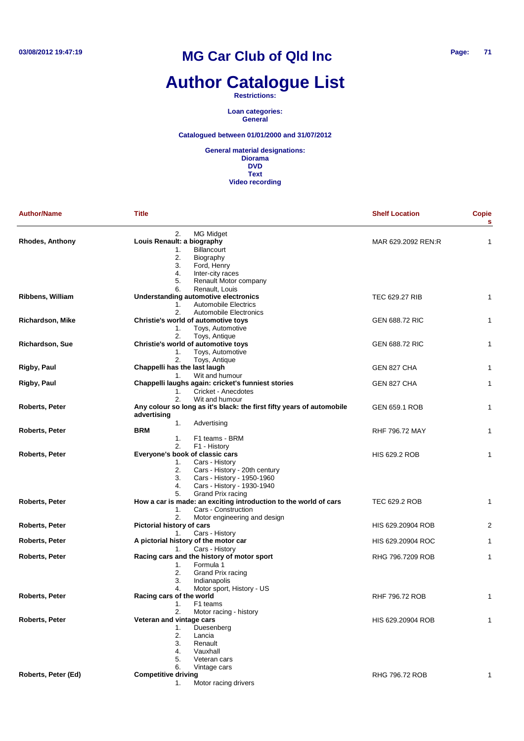# MG Car Club of Qld Inc

# Author Catalogue List

**Restrictions:**

**Loan categories:**
**General**

**Catalogued between 01/01/2000 and 31/07/2012**

**General material designations:**
**Diorama**
**DVD**
**Text**
**Video recording**

| Author/Name | Title | Shelf Location | Copies |
|---|---|---|---|
| | 2. MG Midget | | |
| **Rhodes, Anthony** | **Louis Renault: a biography** | MAR 629.2092 REN:R | 1 |
| | 1. Billancourt<br>2. Biography<br>3. Ford, Henry<br>4. Inter-city races<br>5. Renault Motor company<br>6. Renault, Louis | | |
| **Ribbens, William** | **Understanding automotive electronics** | TEC 629.27 RIB | 1 |
| | 1. Automobile Electrics<br>2. Automobile Electronics | | |
| **Richardson, Mike** | **Christie's world of automotive toys** | GEN 688.72 RIC | 1 |
| | 1. Toys, Automotive<br>2. Toys, Antique | | |
| **Richardson, Sue** | **Christie's world of automotive toys** | GEN 688.72 RIC | 1 |
| | 1. Toys, Automotive<br>2. Toys, Antique | | |
| **Rigby, Paul** | **Chappelli has the last laugh** | GEN 827 CHA | 1 |
| | 1. Wit and humour | | |
| **Rigby, Paul** | **Chappelli laughs again: cricket's funniest stories** | GEN 827 CHA | 1 |
| | 1. Cricket - Anecdotes<br>2. Wit and humour | | |
| **Roberts, Peter** | **Any colour so long as it's black: the first fifty years of automobile advertising** | GEN 659.1 ROB | 1 |
| | 1. Advertising | | |
| **Roberts, Peter** | **BRM** | RHF 796.72 MAY | 1 |
| | 1. F1 teams - BRM<br>2. F1 - History | | |
| **Roberts, Peter** | **Everyone's book of classic cars** | HIS 629.2 ROB | 1 |
| | 1. Cars - History<br>2. Cars - History - 20th century<br>3. Cars - History - 1950-1960<br>4. Cars - History - 1930-1940<br>5. Grand Prix racing | | |
| **Roberts, Peter** | **How a car is made: an exciting introduction to the world of cars** | TEC 629.2 ROB | 1 |
| | 1. Cars - Construction<br>2. Motor engineering and design | | |
| **Roberts, Peter** | **Pictorial history of cars** | HIS 629.20904 ROB | 2 |
| | 1. Cars - History | | |
| **Roberts, Peter** | **A pictorial history of the motor car** | HIS 629.20904 ROC | 1 |
| | 1. Cars - History | | |
| **Roberts, Peter** | **Racing cars and the history of motor sport** | RHG 796.7209 ROB | 1 |
| | 1. Formula 1<br>2. Grand Prix racing<br>3. Indianapolis<br>4. Motor sport, History - US | | |
| **Roberts, Peter** | **Racing cars of the world** | RHF 796.72 ROB | 1 |
| | 1. F1 teams<br>2. Motor racing - history | | |
| **Roberts, Peter** | **Veteran and vintage cars** | HIS 629.20904 ROB | 1 |
| | 1. Duesenberg<br>2. Lancia<br>3. Renault<br>4. Vauxhall<br>5. Veteran cars<br>6. Vintage cars | | |
| **Roberts, Peter (Ed)** | **Competitive driving** | RHG 796.72 ROB | 1 |
| | 1. Motor racing drivers | | |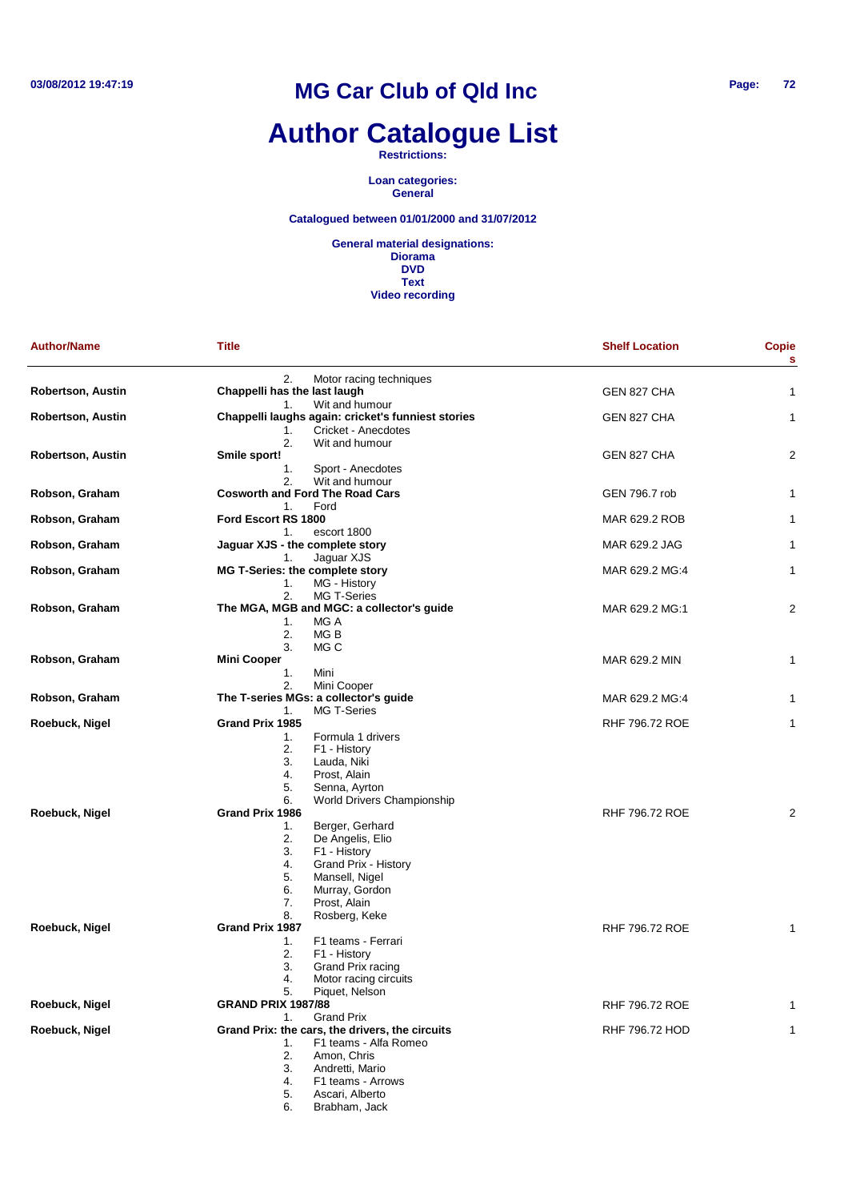# MG Car Club of Qld Inc

# Author Catalogue List

**Restrictions:**

**Loan categories:**
**General**

**Catalogued between 01/01/2000 and 31/07/2012**

**General material designations:**
**Diorama**
**DVD**
**Text**
**Video recording**

| Author/Name | Title | Shelf Location | Copies |
|---|---|---|---|
| | 2. Motor racing techniques | | |
| **Robertson, Austin** | **Chappelli has the last laugh** | GEN 827 CHA | 1 |
| | 1. Wit and humour | | |
| **Robertson, Austin** | **Chappelli laughs again: cricket's funniest stories** | GEN 827 CHA | 1 |
| | 1. Cricket - Anecdotes<br>2. Wit and humour | | |
| **Robertson, Austin** | **Smile sport!** | GEN 827 CHA | 2 |
| | 1. Sport - Anecdotes<br>2. Wit and humour | | |
| **Robson, Graham** | **Cosworth and Ford The Road Cars** | GEN 796.7 rob | 1 |
| | 1. Ford | | |
| **Robson, Graham** | **Ford Escort RS 1800** | MAR 629.2 ROB | 1 |
| | 1. escort 1800 | | |
| **Robson, Graham** | **Jaguar XJS - the complete story** | MAR 629.2 JAG | 1 |
| | 1. Jaguar XJS | | |
| **Robson, Graham** | **MG T-Series: the complete story** | MAR 629.2 MG:4 | 1 |
| | 1. MG - History<br>2. MG T-Series | | |
| **Robson, Graham** | **The MGA, MGB and MGC: a collector's guide** | MAR 629.2 MG:1 | 2 |
| | 1. MG A<br>2. MG B<br>3. MG C | | |
| **Robson, Graham** | **Mini Cooper** | MAR 629.2 MIN | 1 |
| | 1. Mini<br>2. Mini Cooper | | |
| **Robson, Graham** | **The T-series MGs: a collector's guide** | MAR 629.2 MG:4 | 1 |
| | 1. MG T-Series | | |
| **Roebuck, Nigel** | **Grand Prix 1985** | RHF 796.72 ROE | 1 |
| | 1. Formula 1 drivers<br>2. F1 - History<br>3. Lauda, Niki<br>4. Prost, Alain<br>5. Senna, Ayrton<br>6. World Drivers Championship | | |
| **Roebuck, Nigel** | **Grand Prix 1986** | RHF 796.72 ROE | 2 |
| | 1. Berger, Gerhard<br>2. De Angelis, Elio<br>3. F1 - History<br>4. Grand Prix - History<br>5. Mansell, Nigel<br>6. Murray, Gordon<br>7. Prost, Alain<br>8. Rosberg, Keke | | |
| **Roebuck, Nigel** | **Grand Prix 1987** | RHF 796.72 ROE | 1 |
| | 1. F1 teams - Ferrari<br>2. F1 - History<br>3. Grand Prix racing<br>4. Motor racing circuits<br>5. Piquet, Nelson | | |
| **Roebuck, Nigel** | **GRAND PRIX 1987/88** | RHF 796.72 ROE | 1 |
| | 1. Grand Prix | | |
| **Roebuck, Nigel** | **Grand Prix: the cars, the drivers, the circuits** | RHF 796.72 HOD | 1 |
| | 1. F1 teams - Alfa Romeo<br>2. Amon, Chris<br>3. Andretti, Mario<br>4. F1 teams - Arrows<br>5. Ascari, Alberto<br>6. Brabham, Jack | | |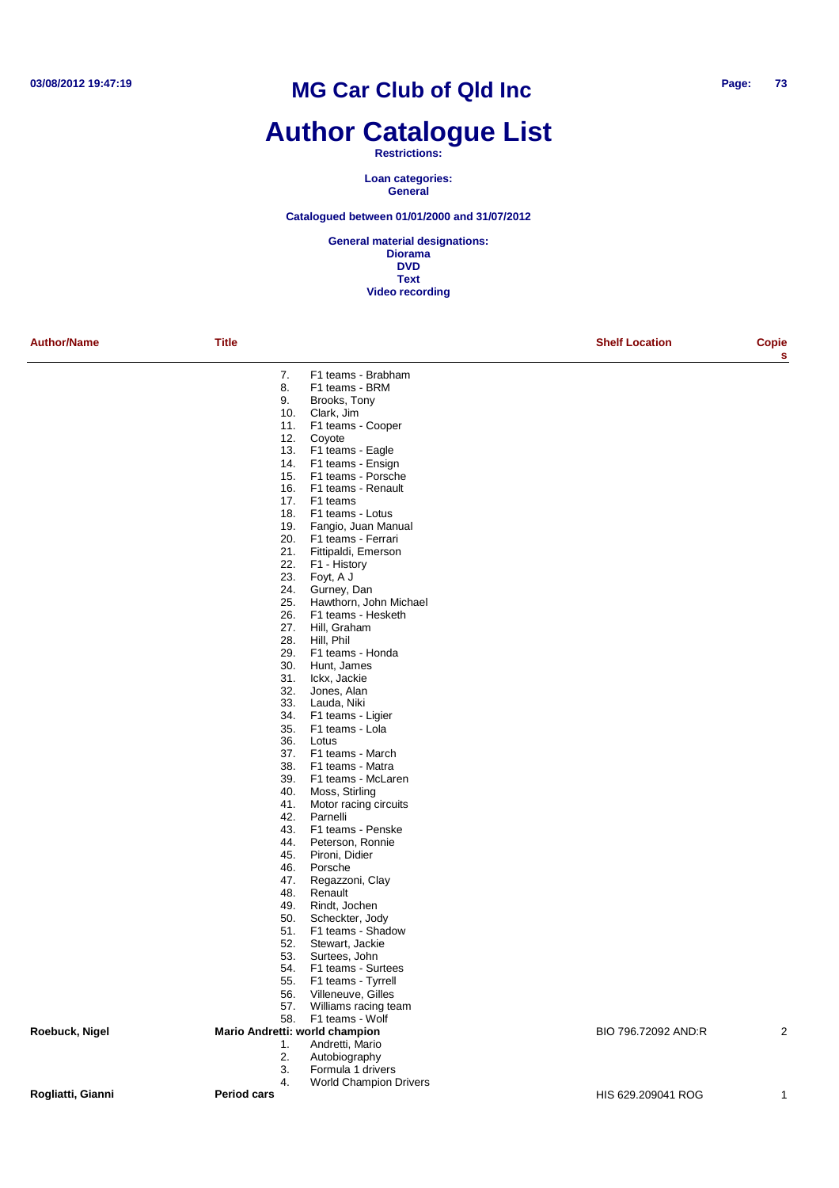# MG Car Club of Qld Inc

# Author Catalogue List

**Restrictions:**

**Loan categories:**
**General**

**Catalogued between 01/01/2000 and 31/07/2012**

**General material designations:**
**Diorama**
**DVD**
**Text**
**Video recording**

| Author/Name | Title | Shelf Location | Copies |
|---|---|---|---|
| | 7. F1 teams - Brabham<br>8. F1 teams - BRM<br>9. Brooks, Tony<br>10. Clark, Jim<br>11. F1 teams - Cooper<br>12. Coyote<br>13. F1 teams - Eagle<br>14. F1 teams - Ensign<br>15. F1 teams - Porsche<br>16. F1 teams - Renault<br>17. F1 teams<br>18. F1 teams - Lotus<br>19. Fangio, Juan Manual<br>20. F1 teams - Ferrari<br>21. Fittipaldi, Emerson<br>22. F1 - History<br>23. Foyt, A J<br>24. Gurney, Dan<br>25. Hawthorn, John Michael<br>26. F1 teams - Hesketh<br>27. Hill, Graham<br>28. Hill, Phil<br>29. F1 teams - Honda<br>30. Hunt, James<br>31. Ickx, Jackie<br>32. Jones, Alan<br>33. Lauda, Niki<br>34. F1 teams - Ligier<br>35. F1 teams - Lola<br>36. Lotus<br>37. F1 teams - March<br>38. F1 teams - Matra<br>39. F1 teams - McLaren<br>40. Moss, Stirling<br>41. Motor racing circuits<br>42. Parnelli<br>43. F1 teams - Penske<br>44. Peterson, Ronnie<br>45. Pironi, Didier<br>46. Porsche<br>47. Regazzoni, Clay<br>48. Renault<br>49. Rindt, Jochen<br>50. Scheckter, Jody<br>51. F1 teams - Shadow<br>52. Stewart, Jackie<br>53. Surtees, John<br>54. F1 teams - Surtees<br>55. F1 teams - Tyrrell<br>56. Villeneuve, Gilles<br>57. Williams racing team<br>58. F1 teams - Wolf | | |
| **Roebuck, Nigel** | **Mario Andretti: world champion**<br>1. Andretti, Mario<br>2. Autobiography<br>3. Formula 1 drivers<br>4. World Champion Drivers | BIO 796.72092 AND:R | 2 |
| **Rogliatti, Gianni** | **Period cars** | HIS 629.209041 ROG | 1 |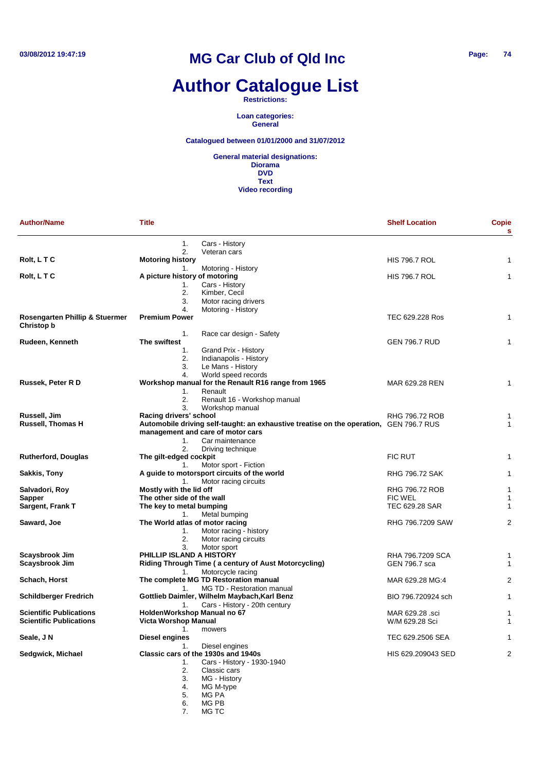# MG Car Club of Qld Inc

# Author Catalogue List

**Restrictions:**

**Loan categories:**
**General**

**Catalogued between 01/01/2000 and 31/07/2012**

**General material designations:**
**Diorama**
**DVD**
**Text**
**Video recording**

| Author/Name | Title | Shelf Location | Copies |
|---|---|---|---|
| | 1. Cars - History<br>2. Veteran cars | | |
| **Rolt, L T C** | **Motoring history** | HIS 796.7 ROL | 1 |
| | 1. Motoring - History | | |
| **Rolt, L T C** | **A picture history of motoring** | HIS 796.7 ROL | 1 |
| | 1. Cars - History<br>2. Kimber, Cecil<br>3. Motor racing drivers<br>4. Motoring - History | | |
| **Rosengarten Phillip & Stuermer Christop b** | **Premium Power** | TEC 629.228 Ros | 1 |
| | 1. Race car design - Safety | | |
| **Rudeen, Kenneth** | **The swiftest** | GEN 796.7 RUD | 1 |
| | 1. Grand Prix - History<br>2. Indianapolis - History<br>3. Le Mans - History<br>4. World speed records | | |
| **Russek, Peter R D** | **Workshop manual for the Renault R16 range from 1965** | MAR 629.28 REN | 1 |
| | 1. Renault<br>2. Renault 16 - Workshop manual<br>3. Workshop manual | | |
| **Russell, Jim** | **Racing drivers' school** | RHG 796.72 ROB | 1 |
| **Russell, Thomas H** | **Automobile driving self-taught: an exhaustive treatise on the operation, management and care of motor cars** | GEN 796.7 RUS | 1 |
| | 1. Car maintenance<br>2. Driving technique | | |
| **Rutherford, Douglas** | **The gilt-edged cockpit** | FIC RUT | 1 |
| | 1. Motor sport - Fiction | | |
| **Sakkis, Tony** | **A guide to motorsport circuits of the world** | RHG 796.72 SAK | 1 |
| | 1. Motor racing circuits | | |
| **Salvadori, Roy** | **Mostly with the lid off** | RHG 796.72 ROB | 1 |
| **Sapper** | **The other side of the wall** | FIC WEL | 1 |
| **Sargent, Frank T** | **The key to metal bumping** | TEC 629.28 SAR | 1 |
| | 1. Metal bumping | | |
| **Saward, Joe** | **The World atlas of motor racing** | RHG 796.7209 SAW | 2 |
| | 1. Motor racing - history<br>2. Motor racing circuits<br>3. Motor sport | | |
| **Scaysbrook Jim** | **PHILLIP ISLAND A HISTORY** | RHA 796.7209 SCA | 1 |
| **Scaysbrook Jim** | **Riding Through Time ( a century of Aust Motorcycling)** | GEN 796.7 sca | 1 |
| | 1. Motorcycle racing | | |
| **Schach, Horst** | **The complete MG TD Restoration manual** | MAR 629.28 MG:4 | 2 |
| | 1. MG TD - Restoration manual | | |
| **Schildberger Fredrich** | **Gottlieb Daimler, Wilhelm Maybach,Karl Benz** | BIO 796.720924 sch | 1 |
| | 1. Cars - History - 20th century | | |
| **Scientific Publications** | **HoldenWorkshop Manual no 67** | MAR 629.28 .sci | 1 |
| **Scientific Publications** | **Victa Worshop Manual** | W/M 629.28 Sci | 1 |
| | 1. mowers | | |
| **Seale, J N** | **Diesel engines** | TEC 629.2506 SEA | 1 |
| | 1. Diesel engines | | |
| **Sedgwick, Michael** | **Classic cars of the 1930s and 1940s** | HIS 629.209043 SED | 2 |
| | 1. Cars - History - 1930-1940<br>2. Classic cars<br>3. MG - History<br>4. MG M-type<br>5. MG PA<br>6. MG PB<br>7. MG TC | | |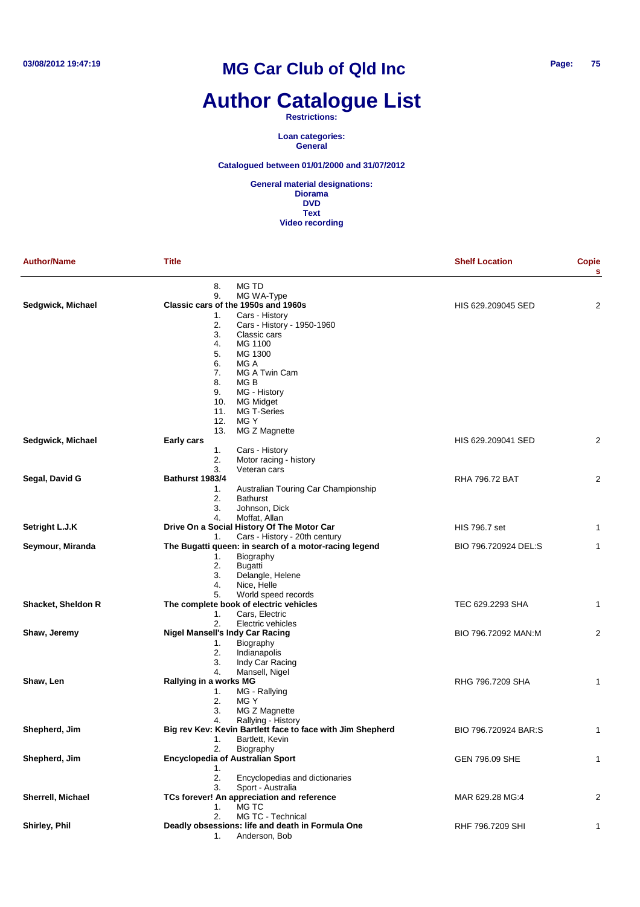# MG Car Club of Qld Inc

# Author Catalogue List

**Restrictions:**

**Loan categories:**
**General**

**Catalogued between 01/01/2000 and 31/07/2012**

**General material designations:**
**Diorama**
**DVD**
**Text**
**Video recording**

| Author/Name | Title | Shelf Location | Copies |
|---|---|---|---|
| | 8. MG TD<br>9. MG WA-Type | | |
| **Sedgwick, Michael** | **Classic cars of the 1950s and 1960s**<br>1. Cars - History<br>2. Cars - History - 1950-1960<br>3. Classic cars<br>4. MG 1100<br>5. MG 1300<br>6. MG A<br>7. MG A Twin Cam<br>8. MG B<br>9. MG - History<br>10. MG Midget<br>11. MG T-Series<br>12. MG Y<br>13. MG Z Magnette | HIS 629.209045 SED | 2 |
| **Sedgwick, Michael** | **Early cars**<br>1. Cars - History<br>2. Motor racing - history<br>3. Veteran cars | HIS 629.209041 SED | 2 |
| **Segal, David G** | **Bathurst 1983/4**<br>1. Australian Touring Car Championship<br>2. Bathurst<br>3. Johnson, Dick<br>4. Moffat, Allan | RHA 796.72 BAT | 2 |
| **Setright L.J.K** | **Drive On a Social History Of The Motor Car**<br>1. Cars - History - 20th century | HIS 796.7 set | 1 |
| **Seymour, Miranda** | **The Bugatti queen: in search of a motor-racing legend**<br>1. Biography<br>2. Bugatti<br>3. Delangle, Helene<br>4. Nice, Helle<br>5. World speed records | BIO 796.720924 DEL:S | 1 |
| **Shacket, Sheldon R** | **The complete book of electric vehicles**<br>1. Cars, Electric<br>2. Electric vehicles | TEC 629.2293 SHA | 1 |
| **Shaw, Jeremy** | **Nigel Mansell's Indy Car Racing**<br>1. Biography<br>2. Indianapolis<br>3. Indy Car Racing<br>4. Mansell, Nigel | BIO 796.72092 MAN:M | 2 |
| **Shaw, Len** | **Rallying in a works MG**<br>1. MG - Rallying<br>2. MG Y<br>3. MG Z Magnette<br>4. Rallying - History | RHG 796.7209 SHA | 1 |
| **Shepherd, Jim** | **Big rev Kev: Kevin Bartlett face to face with Jim Shepherd**<br>1. Bartlett, Kevin<br>2. Biography | BIO 796.720924 BAR:S | 1 |
| **Shepherd, Jim** | **Encyclopedia of Australian Sport**<br>1.<br>2. Encyclopedias and dictionaries<br>3. Sport - Australia | GEN 796.09 SHE | 1 |
| **Sherrell, Michael** | **TCs forever! An appreciation and reference**<br>1. MG TC<br>2. MG TC - Technical | MAR 629.28 MG:4 | 2 |
| **Shirley, Phil** | **Deadly obsessions: life and death in Formula One**<br>1. Anderson, Bob | RHF 796.7209 SHI | 1 |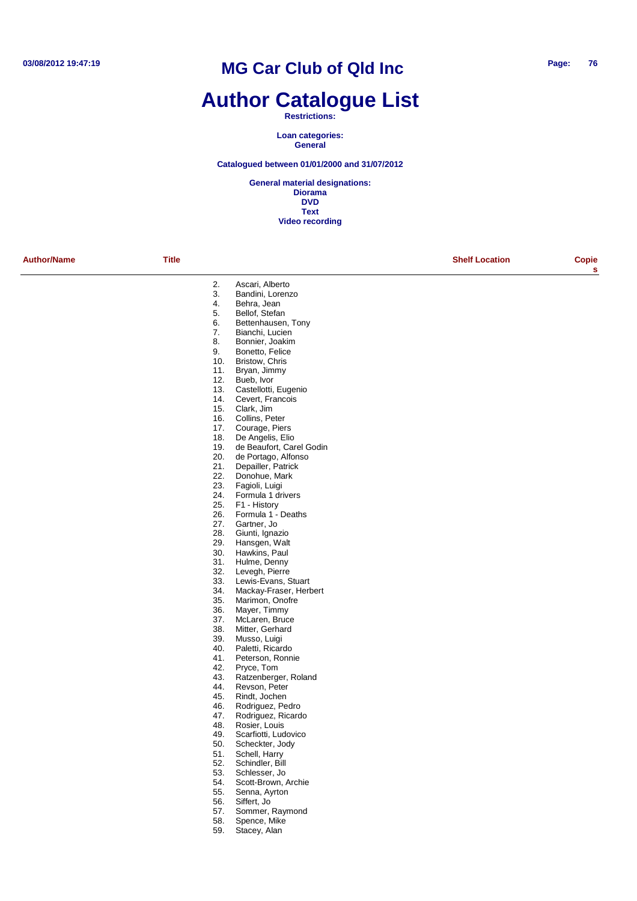# MG Car Club of Qld Inc

# Author Catalogue List

**Restrictions:**

**Loan categories:**
**General**

**Catalogued between 01/01/2000 and 31/07/2012**

**General material designations:**
**Diorama**
**DVD**
**Text**
**Video recording**

| Author/Name | Title | Shelf Location | Copies |
|---|---|---|---|

2. Ascari, Alberto
3. Bandini, Lorenzo
4. Behra, Jean
5. Bellof, Stefan
6. Bettenhausen, Tony
7. Bianchi, Lucien
8. Bonnier, Joakim
9. Bonetto, Felice
10. Bristow, Chris
11. Bryan, Jimmy
12. Bueb, Ivor
13. Castellotti, Eugenio
14. Cevert, Francois
15. Clark, Jim
16. Collins, Peter
17. Courage, Piers
18. De Angelis, Elio
19. de Beaufort, Carel Godin
20. de Portago, Alfonso
21. Depailler, Patrick
22. Donohue, Mark
23. Fagioli, Luigi
24. Formula 1 drivers
25. F1 - History
26. Formula 1 - Deaths
27. Gartner, Jo
28. Giunti, Ignazio
29. Hansgen, Walt
30. Hawkins, Paul
31. Hulme, Denny
32. Levegh, Pierre
33. Lewis-Evans, Stuart
34. Mackay-Fraser, Herbert
35. Marimon, Onofre
36. Mayer, Timmy
37. McLaren, Bruce
38. Mitter, Gerhard
39. Musso, Luigi
40. Paletti, Ricardo
41. Peterson, Ronnie
42. Pryce, Tom
43. Ratzenberger, Roland
44. Revson, Peter
45. Rindt, Jochen
46. Rodriguez, Pedro
47. Rodriguez, Ricardo
48. Rosier, Louis
49. Scarfiotti, Ludovico
50. Scheckter, Jody
51. Schell, Harry
52. Schindler, Bill
53. Schlesser, Jo
54. Scott-Brown, Archie
55. Senna, Ayrton
56. Siffert, Jo
57. Sommer, Raymond
58. Spence, Mike
59. Stacey, Alan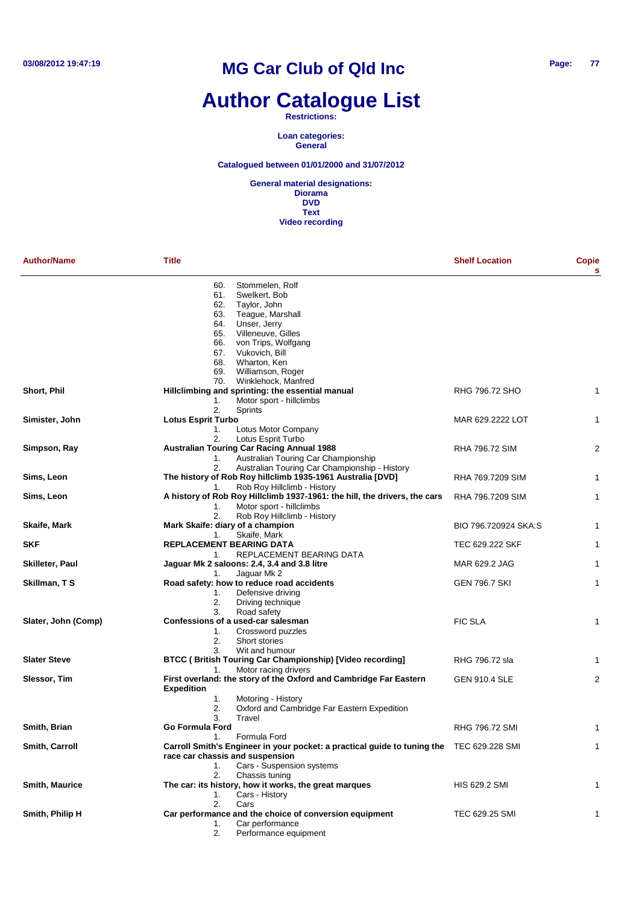# MG Car Club of Qld Inc

# Author Catalogue List

**Restrictions:**

**Loan categories:**
**General**

**Catalogued between 01/01/2000 and 31/07/2012**

**General material designations:**
**Diorama**
**DVD**
**Text**
**Video recording**

| Author/Name | Title | Shelf Location | Copies |
|---|---|---|---|
| | 60. Stommelen, Rolf<br>61. Swelkert, Bob<br>62. Taylor, John<br>63. Teague, Marshall<br>64. Unser, Jerry<br>65. Villeneuve, Gilles<br>66. von Trips, Wolfgang<br>67. Vukovich, Bill<br>68. Wharton, Ken<br>69. Williamson, Roger<br>70. Winklehock, Manfred | | |
| **Short, Phil** | **Hillclimbing and sprinting: the essential manual**<br>1. Motor sport - hillclimbs<br>2. Sprints | RHG 796.72 SHO | 1 |
| **Simister, John** | **Lotus Esprit Turbo**<br>1. Lotus Motor Company<br>2. Lotus Esprit Turbo | MAR 629.2222 LOT | 1 |
| **Simpson, Ray** | **Australian Touring Car Racing Annual 1988**<br>1. Australian Touring Car Championship<br>2. Australian Touring Car Championship - History | RHA 796.72 SIM | 2 |
| **Sims, Leon** | **The history of Rob Roy hillclimb 1935-1961 Australia [DVD]**<br>1. Rob Roy Hillclimb - History | RHA 769.7209 SIM | 1 |
| **Sims, Leon** | **A history of Rob Roy Hillclimb 1937-1961: the hill, the drivers, the cars**<br>1. Motor sport - hillclimbs<br>2. Rob Roy Hillclimb - History | RHA 796.7209 SIM | 1 |
| **Skaife, Mark** | **Mark Skaife: diary of a champion**<br>1. Skaife, Mark | BIO 796.720924 SKA:S | 1 |
| **SKF** | **REPLACEMENT BEARING DATA**<br>1. REPLACEMENT BEARING DATA | TEC 629.222 SKF | 1 |
| **Skilleter, Paul** | **Jaguar Mk 2 saloons: 2.4, 3.4 and 3.8 litre**<br>1. Jaguar Mk 2 | MAR 629.2 JAG | 1 |
| **Skillman, T S** | **Road safety: how to reduce road accidents**<br>1. Defensive driving<br>2. Driving technique<br>3. Road safety | GEN 796.7 SKI | 1 |
| **Slater, John (Comp)** | **Confessions of a used-car salesman**<br>1. Crossword puzzles<br>2. Short stories<br>3. Wit and humour | FIC SLA | 1 |
| **Slater Steve** | **BTCC ( British Touring Car Championship) [Video recording]**<br>1. Motor racing drivers | RHG 796.72 sla | 1 |
| **Slessor, Tim** | **First overland: the story of the Oxford and Cambridge Far Eastern Expedition**<br>1. Motoring - History<br>2. Oxford and Cambridge Far Eastern Expedition<br>3. Travel | GEN 910.4 SLE | 2 |
| **Smith, Brian** | **Go Formula Ford**<br>1. Formula Ford | RHG 796.72 SMI | 1 |
| **Smith, Carroll** | **Carroll Smith's Engineer in your pocket: a practical guide to tuning the race car chassis and suspension**<br>1. Cars - Suspension systems<br>2. Chassis tuning | TEC 629.228 SMI | 1 |
| **Smith, Maurice** | **The car: its history, how it works, the great marques**<br>1. Cars - History<br>2. Cars | HIS 629.2 SMI | 1 |
| **Smith, Philip H** | **Car performance and the choice of conversion equipment**<br>1. Car performance<br>2. Performance equipment | TEC 629.25 SMI | 1 |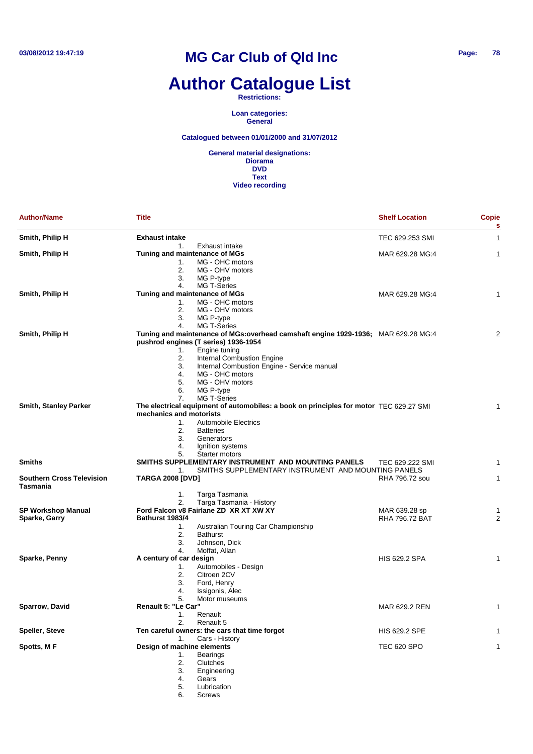# MG Car Club of Qld Inc

# Author Catalogue List

**Restrictions:**

**Loan categories:**
**General**

**Catalogued between 01/01/2000 and 31/07/2012**

**General material designations:**
**Diorama**
**DVD**
**Text**
**Video recording**

| Author/Name | Title | Shelf Location | Copies |
|---|---|---|---|
| **Smith, Philip H** | **Exhaust intake**<br>1. Exhaust intake | TEC 629.253 SMI | 1 |
| **Smith, Philip H** | **Tuning and maintenance of MGs**<br>1. MG - OHC motors<br>2. MG - OHV motors<br>3. MG P-type<br>4. MG T-Series | MAR 629.28 MG:4 | 1 |
| **Smith, Philip H** | **Tuning and maintenance of MGs**<br>1. MG - OHC motors<br>2. MG - OHV motors<br>3. MG P-type<br>4. MG T-Series | MAR 629.28 MG:4 | 1 |
| **Smith, Philip H** | **Tuning and maintenance of MGs:overhead camshaft engine 1929-1936; pushrod engines (T series) 1936-1954**<br>1. Engine tuning<br>2. Internal Combustion Engine<br>3. Internal Combustion Engine - Service manual<br>4. MG - OHC motors<br>5. MG - OHV motors<br>6. MG P-type<br>7. MG T-Series | MAR 629.28 MG:4 | 2 |
| **Smith, Stanley Parker** | **The electrical equipment of automobiles: a book on principles for motor mechanics and motorists**<br>1. Automobile Electrics<br>2. Batteries<br>3. Generators<br>4. Ignition systems<br>5. Starter motors | TEC 629.27 SMI | 1 |
| **Smiths** | **SMITHS SUPPLEMENTARY INSTRUMENT AND MOUNTING PANELS**<br>1. SMITHS SUPPLEMENTARY INSTRUMENT AND MOUNTING PANELS | TEC 629.222 SMI | 1 |
| **Southern Cross Television Tasmania** | **TARGA 2008 [DVD]**<br>1. Targa Tasmania<br>2. Targa Tasmania - History | RHA 796.72 sou | 1 |
| **SP Workshop Manual** | **Ford Falcon v8 Fairlane ZD XR XT XW XY** | MAR 639.28 sp | 1 |
| **Sparke, Garry** | **Bathurst 1983/4**<br>1. Australian Touring Car Championship<br>2. Bathurst<br>3. Johnson, Dick<br>4. Moffat, Allan | RHA 796.72 BAT | 2 |
| **Sparke, Penny** | **A century of car design**<br>1. Automobiles - Design<br>2. Citroen 2CV<br>3. Ford, Henry<br>4. Issigonis, Alec<br>5. Motor museums | HIS 629.2 SPA | 1 |
| **Sparrow, David** | **Renault 5: "Le Car"**<br>1. Renault<br>2. Renault 5 | MAR 629.2 REN | 1 |
| **Speller, Steve** | **Ten careful owners: the cars that time forgot**<br>1. Cars - History | HIS 629.2 SPE | 1 |
| **Spotts, M F** | **Design of machine elements**<br>1. Bearings<br>2. Clutches<br>3. Engineering<br>4. Gears<br>5. Lubrication<br>6. Screws | TEC 620 SPO | 1 |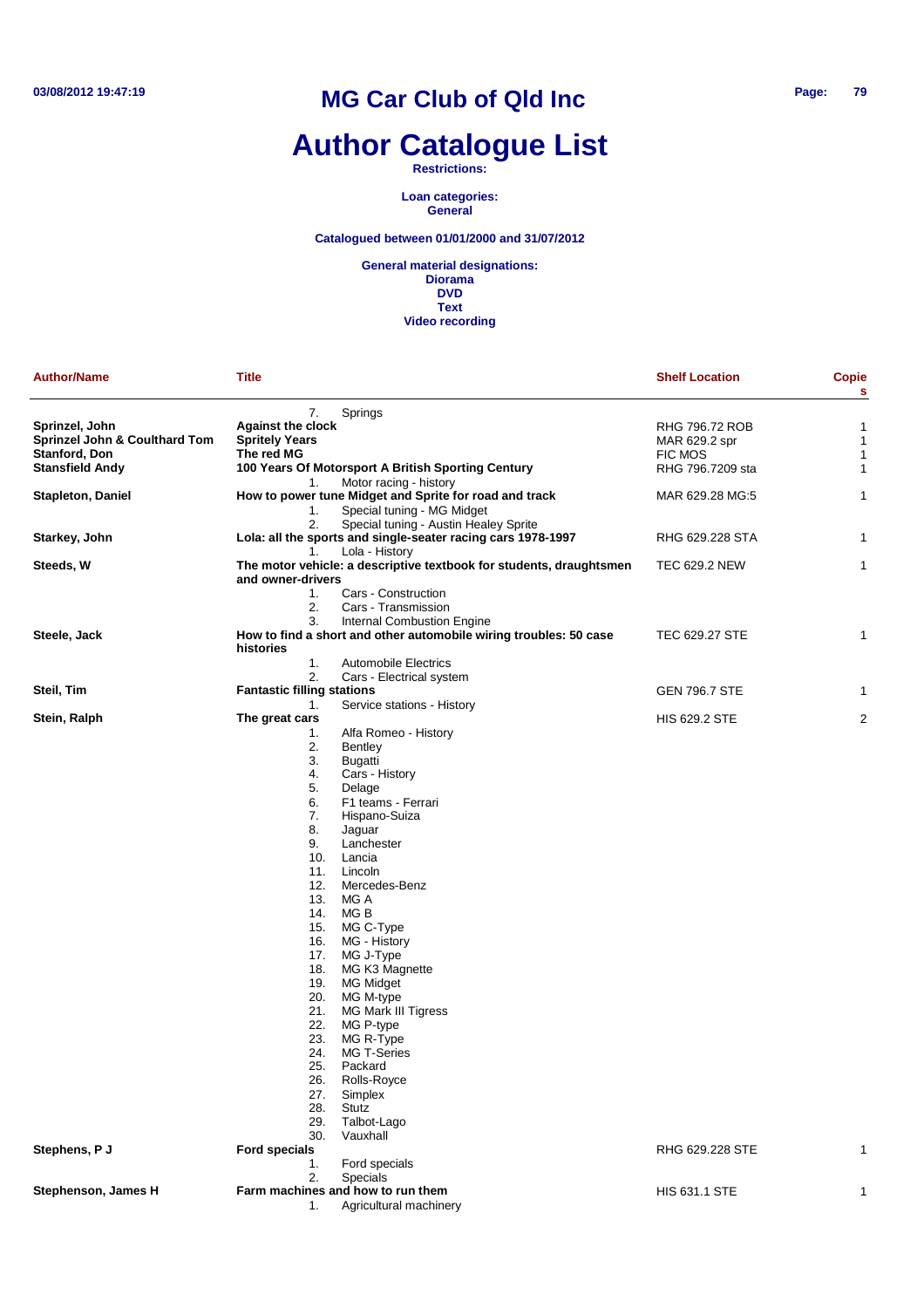# MG Car Club of Qld Inc

# Author Catalogue List

**Restrictions:**

**Loan categories:**
**General**

**Catalogued between 01/01/2000 and 31/07/2012**

**General material designations:**
**Diorama**
**DVD**
**Text**
**Video recording**

| Author/Name | Title | Shelf Location | Copies |
|---|---|---|---|
| | 7. Springs | | |
| **Sprinzel, John** | **Against the clock** | RHG 796.72 ROB | 1 |
| **Sprinzel John & Coulthard Tom** | **Spritely Years** | MAR 629.2 spr | 1 |
| **Stanford, Don** | **The red MG** | FIC MOS | 1 |
| **Stansfield Andy** | **100 Years Of Motorsport A British Sporting Century** | RHG 796.7209 sta | 1 |
| | 1. Motor racing - history | | |
| **Stapleton, Daniel** | **How to power tune Midget and Sprite for road and track** | MAR 629.28 MG:5 | 1 |
| | 1. Special tuning - MG Midget | | |
| | 2. Special tuning - Austin Healey Sprite | | |
| **Starkey, John** | **Lola: all the sports and single-seater racing cars 1978-1997** | RHG 629.228 STA | 1 |
| | 1. Lola - History | | |
| **Steeds, W** | **The motor vehicle: a descriptive textbook for students, draughtsmen and owner-drivers** | TEC 629.2 NEW | 1 |
| | 1. Cars - Construction | | |
| | 2. Cars - Transmission | | |
| | 3. Internal Combustion Engine | | |
| **Steele, Jack** | **How to find a short and other automobile wiring troubles: 50 case histories** | TEC 629.27 STE | 1 |
| | 1. Automobile Electrics | | |
| | 2. Cars - Electrical system | | |
| **Steil, Tim** | **Fantastic filling stations** | GEN 796.7 STE | 1 |
| | 1. Service stations - History | | |
| **Stein, Ralph** | **The great cars** | HIS 629.2 STE | 2 |
| | 1. Alfa Romeo - History | | |
| | 2. Bentley | | |
| | 3. Bugatti | | |
| | 4. Cars - History | | |
| | 5. Delage | | |
| | 6. F1 teams - Ferrari | | |
| | 7. Hispano-Suiza | | |
| | 8. Jaguar | | |
| | 9. Lanchester | | |
| | 10. Lancia | | |
| | 11. Lincoln | | |
| | 12. Mercedes-Benz | | |
| | 13. MG A | | |
| | 14. MG B | | |
| | 15. MG C-Type | | |
| | 16. MG - History | | |
| | 17. MG J-Type | | |
| | 18. MG K3 Magnette | | |
| | 19. MG Midget | | |
| | 20. MG M-type | | |
| | 21. MG Mark III Tigress | | |
| | 22. MG P-type | | |
| | 23. MG R-Type | | |
| | 24. MG T-Series | | |
| | 25. Packard | | |
| | 26. Rolls-Royce | | |
| | 27. Simplex | | |
| | 28. Stutz | | |
| | 29. Talbot-Lago | | |
| | 30. Vauxhall | | |
| **Stephens, P J** | **Ford specials** | RHG 629.228 STE | 1 |
| | 1. Ford specials | | |
| | 2. Specials | | |
| **Stephenson, James H** | **Farm machines and how to run them** | HIS 631.1 STE | 1 |
| | 1. Agricultural machinery | | |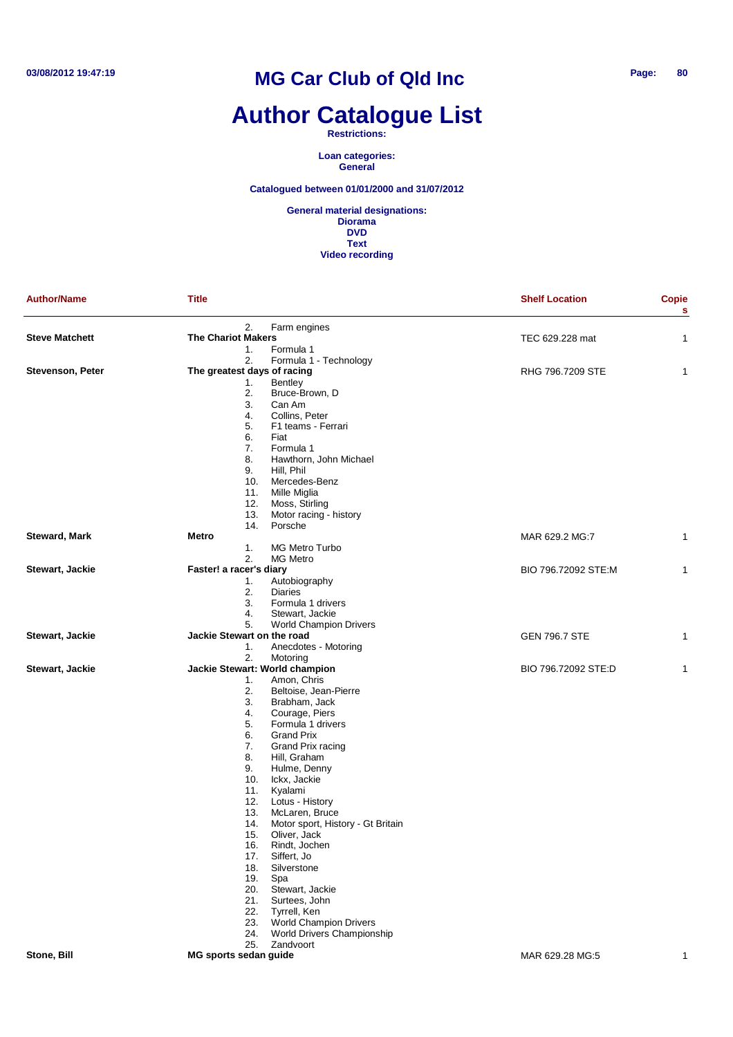# Author Catalogue List

**Restrictions:**

**Loan categories:**
**General**

**Catalogued between 01/01/2000 and 31/07/2012**

**General material designations:**
**Diorama**
**DVD**
**Text**
**Video recording**

| Author/Name | Title | Shelf Location | Copies |
|---|---|---|---|
| | 2. Farm engines | | |
| **Steve Matchett** | **The Chariot Makers** | TEC 629.228 mat | 1 |
| | 1. Formula 1<br>2. Formula 1 - Technology | | |
| **Stevenson, Peter** | **The greatest days of racing** | RHG 796.7209 STE | 1 |
| | 1. Bentley<br>2. Bruce-Brown, D<br>3. Can Am<br>4. Collins, Peter<br>5. F1 teams - Ferrari<br>6. Fiat<br>7. Formula 1<br>8. Hawthorn, John Michael<br>9. Hill, Phil<br>10. Mercedes-Benz<br>11. Mille Miglia<br>12. Moss, Stirling<br>13. Motor racing - history<br>14. Porsche | | |
| **Steward, Mark** | **Metro** | MAR 629.2 MG:7 | 1 |
| | 1. MG Metro Turbo<br>2. MG Metro | | |
| **Stewart, Jackie** | **Faster! a racer's diary** | BIO 796.72092 STE:M | 1 |
| | 1. Autobiography<br>2. Diaries<br>3. Formula 1 drivers<br>4. Stewart, Jackie<br>5. World Champion Drivers | | |
| **Stewart, Jackie** | **Jackie Stewart on the road** | GEN 796.7 STE | 1 |
| | 1. Anecdotes - Motoring<br>2. Motoring | | |
| **Stewart, Jackie** | **Jackie Stewart: World champion** | BIO 796.72092 STE:D | 1 |
| | 1. Amon, Chris<br>2. Beltoise, Jean-Pierre<br>3. Brabham, Jack<br>4. Courage, Piers<br>5. Formula 1 drivers<br>6. Grand Prix<br>7. Grand Prix racing<br>8. Hill, Graham<br>9. Hulme, Denny<br>10. Ickx, Jackie<br>11. Kyalami<br>12. Lotus - History<br>13. McLaren, Bruce<br>14. Motor sport, History - Gt Britain<br>15. Oliver, Jack<br>16. Rindt, Jochen<br>17. Siffert, Jo<br>18. Silverstone<br>19. Spa<br>20. Stewart, Jackie<br>21. Surtees, John<br>22. Tyrrell, Ken<br>23. World Champion Drivers<br>24. World Drivers Championship<br>25. Zandvoort | | |
| **Stone, Bill** | **MG sports sedan guide** | MAR 629.28 MG:5 | 1 |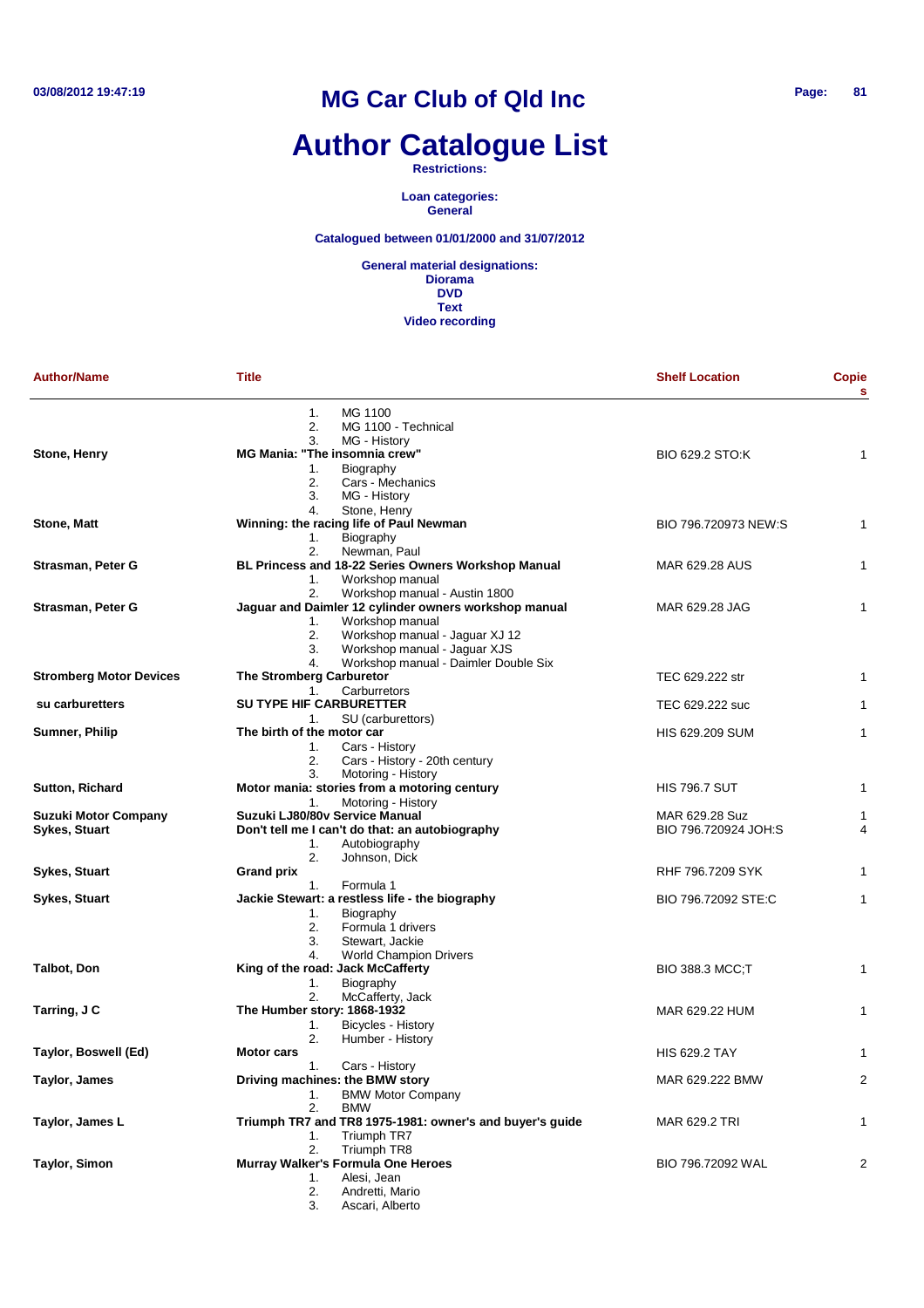# MG Car Club of Qld Inc

# Author Catalogue List

**Restrictions:**

**Loan categories:**
**General**

**Catalogued between 01/01/2000 and 31/07/2012**

**General material designations:**
**Diorama**
**DVD**
**Text**
**Video recording**

| Author/Name | Title | Shelf Location | Copies |
|---|---|---|---|
| | 1. MG 1100<br>2. MG 1100 - Technical<br>3. MG - History | | |
| **Stone, Henry** | **MG Mania: "The insomnia crew"**<br>1. Biography<br>2. Cars - Mechanics<br>3. MG - History<br>4. Stone, Henry | BIO 629.2 STO:K | 1 |
| **Stone, Matt** | **Winning: the racing life of Paul Newman**<br>1. Biography<br>2. Newman, Paul | BIO 796.720973 NEW:S | 1 |
| **Strasman, Peter G** | **BL Princess and 18-22 Series Owners Workshop Manual**<br>1. Workshop manual<br>2. Workshop manual - Austin 1800 | MAR 629.28 AUS | 1 |
| **Strasman, Peter G** | **Jaguar and Daimler 12 cylinder owners workshop manual**<br>1. Workshop manual<br>2. Workshop manual - Jaguar XJ 12<br>3. Workshop manual - Jaguar XJS<br>4. Workshop manual - Daimler Double Six | MAR 629.28 JAG | 1 |
| **Stromberg Motor Devices** | **The Stromberg Carburetor**<br>1. Carburretors | TEC 629.222 str | 1 |
| **su carburetters** | **SU TYPE HIF CARBURETTER**<br>1. SU (carburettors) | TEC 629.222 suc | 1 |
| **Sumner, Philip** | **The birth of the motor car**<br>1. Cars - History<br>2. Cars - History - 20th century<br>3. Motoring - History | HIS 629.209 SUM | 1 |
| **Sutton, Richard** | **Motor mania: stories from a motoring century**<br>1. Motoring - History | HIS 796.7 SUT | 1 |
| **Suzuki Motor Company** | **Suzuki LJ80/80v Service Manual** | MAR 629.28 Suz | 1 |
| **Sykes, Stuart** | **Don't tell me I can't do that: an autobiography**<br>1. Autobiography<br>2. Johnson, Dick | BIO 796.720924 JOH:S | 4 |
| **Sykes, Stuart** | **Grand prix**<br>1. Formula 1 | RHF 796.7209 SYK | 1 |
| **Sykes, Stuart** | **Jackie Stewart: a restless life - the biography**<br>1. Biography<br>2. Formula 1 drivers<br>3. Stewart, Jackie<br>4. World Champion Drivers | BIO 796.72092 STE:C | 1 |
| **Talbot, Don** | **King of the road: Jack McCafferty**<br>1. Biography<br>2. McCafferty, Jack | BIO 388.3 MCC;T | 1 |
| **Tarring, J C** | **The Humber story: 1868-1932**<br>1. Bicycles - History<br>2. Humber - History | MAR 629.22 HUM | 1 |
| **Taylor, Boswell (Ed)** | **Motor cars**<br>1. Cars - History | HIS 629.2 TAY | 1 |
| **Taylor, James** | **Driving machines: the BMW story**<br>1. BMW Motor Company<br>2. BMW | MAR 629.222 BMW | 2 |
| **Taylor, James L** | **Triumph TR7 and TR8 1975-1981: owner's and buyer's guide**<br>1. Triumph TR7<br>2. Triumph TR8 | MAR 629.2 TRI | 1 |
| **Taylor, Simon** | **Murray Walker's Formula One Heroes**<br>1. Alesi, Jean<br>2. Andretti, Mario<br>3. Ascari, Alberto | BIO 796.72092 WAL | 2 |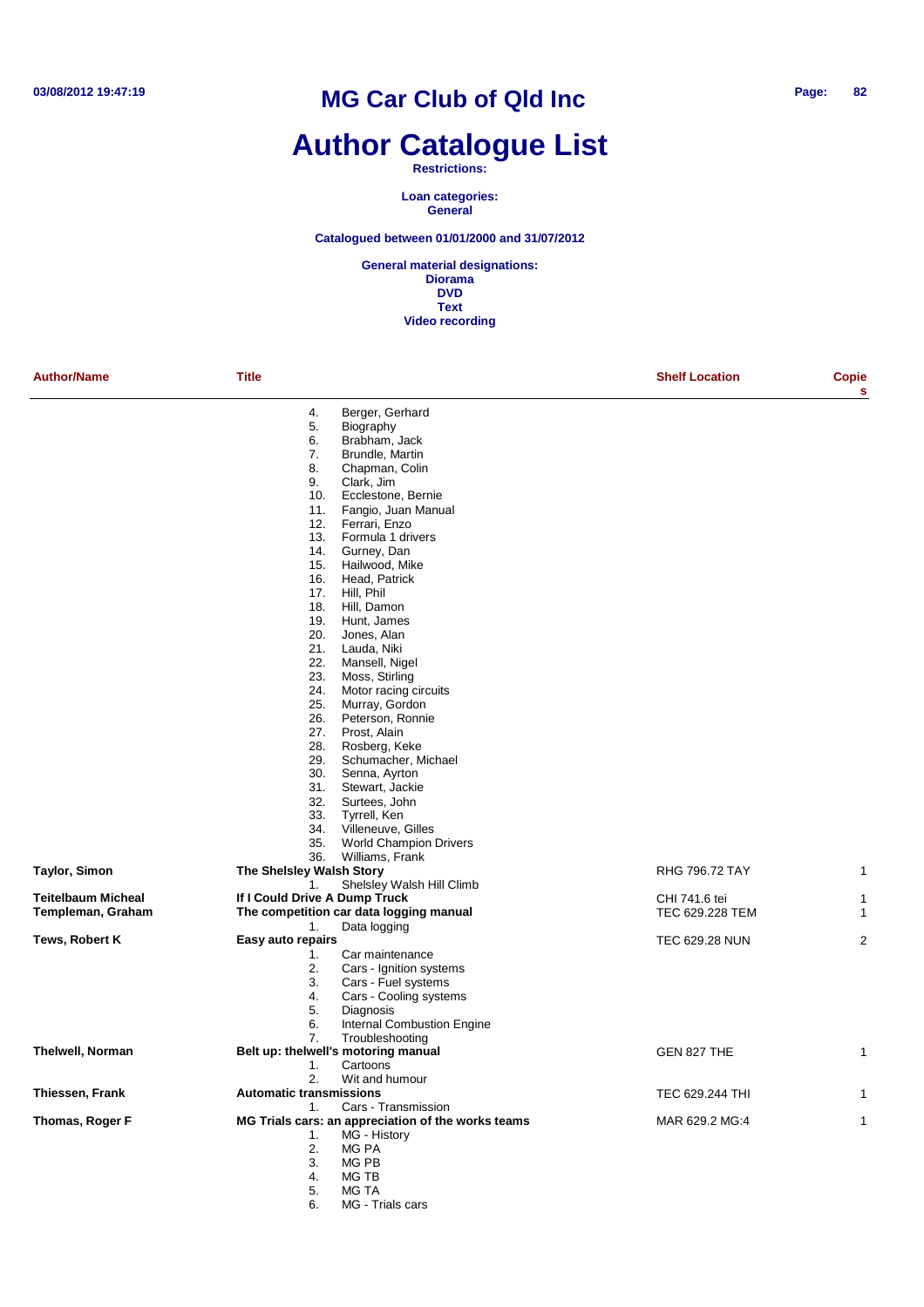# MG Car Club of Qld Inc

# Author Catalogue List

**Restrictions:**

**Loan categories:**
**General**

**Catalogued between 01/01/2000 and 31/07/2012**

**General material designations:**
**Diorama**
**DVD**
**Text**
**Video recording**

| Author/Name | Title | Shelf Location | Copies |
|---|---|---|---|
| | 4. Berger, Gerhard<br>5. Biography<br>6. Brabham, Jack<br>7. Brundle, Martin<br>8. Chapman, Colin<br>9. Clark, Jim<br>10. Ecclestone, Bernie<br>11. Fangio, Juan Manual<br>12. Ferrari, Enzo<br>13. Formula 1 drivers<br>14. Gurney, Dan<br>15. Hailwood, Mike<br>16. Head, Patrick<br>17. Hill, Phil<br>18. Hill, Damon<br>19. Hunt, James<br>20. Jones, Alan<br>21. Lauda, Niki<br>22. Mansell, Nigel<br>23. Moss, Stirling<br>24. Motor racing circuits<br>25. Murray, Gordon<br>26. Peterson, Ronnie<br>27. Prost, Alain<br>28. Rosberg, Keke<br>29. Schumacher, Michael<br>30. Senna, Ayrton<br>31. Stewart, Jackie<br>32. Surtees, John<br>33. Tyrrell, Ken<br>34. Villeneuve, Gilles<br>35. World Champion Drivers<br>36. Williams, Frank | | |
| **Taylor, Simon** | **The Shelsley Walsh Story**<br>1. Shelsley Walsh Hill Climb | RHG 796.72 TAY | 1 |
| **Teitelbaum Micheal** | **If I Could Drive A Dump Truck** | CHI 741.6 tei | 1 |
| **Templeman, Graham** | **The competition car data logging manual**<br>1. Data logging | TEC 629.228 TEM | 1 |
| **Tews, Robert K** | **Easy auto repairs**<br>1. Car maintenance<br>2. Cars - Ignition systems<br>3. Cars - Fuel systems<br>4. Cars - Cooling systems<br>5. Diagnosis<br>6. Internal Combustion Engine<br>7. Troubleshooting | TEC 629.28 NUN | 2 |
| **Thelwell, Norman** | **Belt up: thelwell's motoring manual**<br>1. Cartoons<br>2. Wit and humour | GEN 827 THE | 1 |
| **Thiessen, Frank** | **Automatic transmissions**<br>1. Cars - Transmission | TEC 629.244 THI | 1 |
| **Thomas, Roger F** | **MG Trials cars: an appreciation of the works teams**<br>1. MG - History<br>2. MG PA<br>3. MG PB<br>4. MG TB<br>5. MG TA<br>6. MG - Trials cars | MAR 629.2 MG:4 | 1 |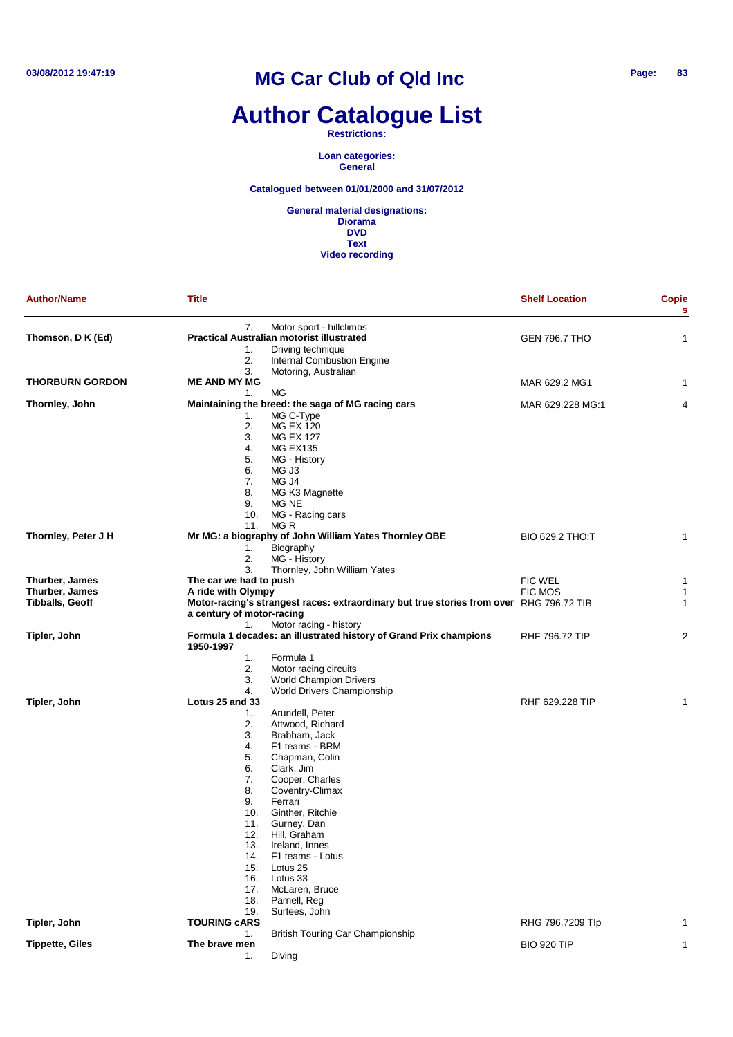# Author Catalogue List

**Restrictions:**

**Loan categories:**
**General**

**Catalogued between 01/01/2000 and 31/07/2012**

**General material designations:**
**Diorama**
**DVD**
**Text**
**Video recording**

| Author/Name | Title | Shelf Location | Copies |
|---|---|---|---|
| | 7. Motor sport - hillclimbs | | |
| **Thomson, D K (Ed)** | **Practical Australian motorist illustrated** | GEN 796.7 THO | 1 |
| | 1. Driving technique<br>2. Internal Combustion Engine<br>3. Motoring, Australian | | |
| **THORBURN GORDON** | **ME AND MY MG** | MAR 629.2 MG1 | 1 |
| | 1. MG | | |
| **Thornley, John** | **Maintaining the breed: the saga of MG racing cars** | MAR 629.228 MG:1 | 4 |
| | 1. MG C-Type<br>2. MG EX 120<br>3. MG EX 127<br>4. MG EX135<br>5. MG - History<br>6. MG J3<br>7. MG J4<br>8. MG K3 Magnette<br>9. MG NE<br>10. MG - Racing cars<br>11. MG R | | |
| **Thornley, Peter J H** | **Mr MG: a biography of John William Yates Thornley OBE** | BIO 629.2 THO:T | 1 |
| | 1. Biography<br>2. MG - History<br>3. Thornley, John William Yates | | |
| **Thurber, James** | **The car we had to push** | FIC WEL | 1 |
| **Thurber, James** | **A ride with Olympy** | FIC MOS | 1 |
| **Tibballs, Geoff** | **Motor-racing's strangest races: extraordinary but true stories from over a century of motor-racing** | RHG 796.72 TIB | 1 |
| | 1. Motor racing - history | | |
| **Tipler, John** | **Formula 1 decades: an illustrated history of Grand Prix champions 1950-1997** | RHF 796.72 TIP | 2 |
| | 1. Formula 1<br>2. Motor racing circuits<br>3. World Champion Drivers<br>4. World Drivers Championship | | |
| **Tipler, John** | **Lotus 25 and 33** | RHF 629.228 TIP | 1 |
| | 1. Arundell, Peter<br>2. Attwood, Richard<br>3. Brabham, Jack<br>4. F1 teams - BRM<br>5. Chapman, Colin<br>6. Clark, Jim<br>7. Cooper, Charles<br>8. Coventry-Climax<br>9. Ferrari<br>10. Ginther, Ritchie<br>11. Gurney, Dan<br>12. Hill, Graham<br>13. Ireland, Innes<br>14. F1 teams - Lotus<br>15. Lotus 25<br>16. Lotus 33<br>17. McLaren, Bruce<br>18. Parnell, Reg<br>19. Surtees, John | | |
| **Tipler, John** | **TOURING cARS** | RHG 796.7209 TIp | 1 |
| | 1. British Touring Car Championship | | |
| **Tippette, Giles** | **The brave men** | BIO 920 TIP | 1 |
| | 1. Diving | | |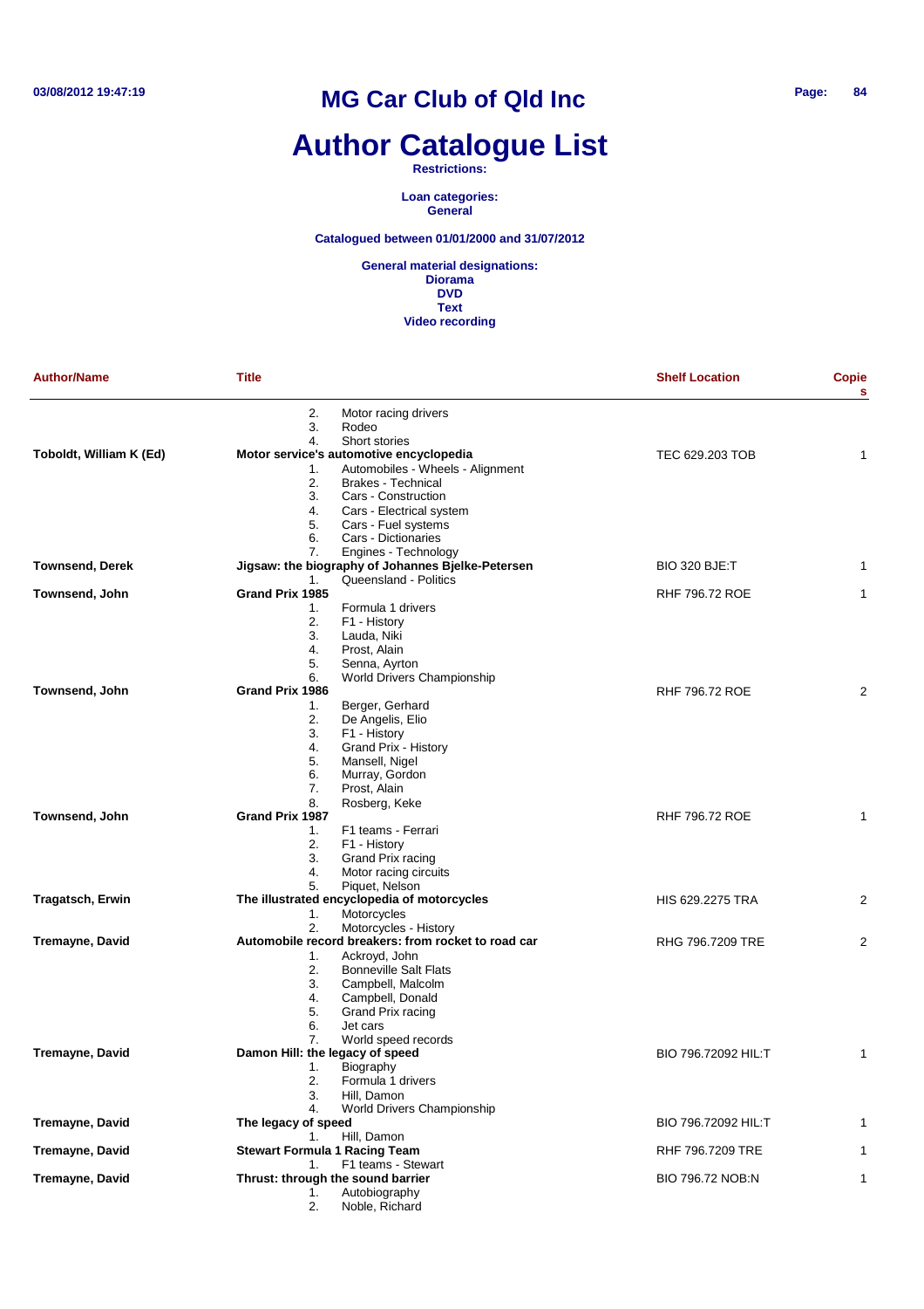# MG Car Club of Qld Inc

# Author Catalogue List

**Restrictions:**

**Loan categories:**
**General**

**Catalogued between 01/01/2000 and 31/07/2012**

**General material designations:**
**Diorama**
**DVD**
**Text**
**Video recording**

| Author/Name | Title | Shelf Location | Copies |
|---|---|---|---|
| | 2. Motor racing drivers<br>3. Rodeo<br>4. Short stories | | |
| **Toboldt, William K (Ed)** | **Motor service's automotive encyclopedia**<br>1. Automobiles - Wheels - Alignment<br>2. Brakes - Technical<br>3. Cars - Construction<br>4. Cars - Electrical system<br>5. Cars - Fuel systems<br>6. Cars - Dictionaries<br>7. Engines - Technology | TEC 629.203 TOB | 1 |
| **Townsend, Derek** | **Jigsaw: the biography of Johannes Bjelke-Petersen**<br>1. Queensland - Politics | BIO 320 BJE:T | 1 |
| **Townsend, John** | **Grand Prix 1985**<br>1. Formula 1 drivers<br>2. F1 - History<br>3. Lauda, Niki<br>4. Prost, Alain<br>5. Senna, Ayrton<br>6. World Drivers Championship | RHF 796.72 ROE | 1 |
| **Townsend, John** | **Grand Prix 1986**<br>1. Berger, Gerhard<br>2. De Angelis, Elio<br>3. F1 - History<br>4. Grand Prix - History<br>5. Mansell, Nigel<br>6. Murray, Gordon<br>7. Prost, Alain<br>8. Rosberg, Keke | RHF 796.72 ROE | 2 |
| **Townsend, John** | **Grand Prix 1987**<br>1. F1 teams - Ferrari<br>2. F1 - History<br>3. Grand Prix racing<br>4. Motor racing circuits<br>5. Piquet, Nelson | RHF 796.72 ROE | 1 |
| **Tragatsch, Erwin** | **The illustrated encyclopedia of motorcycles**<br>1. Motorcycles<br>2. Motorcycles - History | HIS 629.2275 TRA | 2 |
| **Tremayne, David** | **Automobile record breakers: from rocket to road car**<br>1. Ackroyd, John<br>2. Bonneville Salt Flats<br>3. Campbell, Malcolm<br>4. Campbell, Donald<br>5. Grand Prix racing<br>6. Jet cars<br>7. World speed records | RHG 796.7209 TRE | 2 |
| **Tremayne, David** | **Damon Hill: the legacy of speed**<br>1. Biography<br>2. Formula 1 drivers<br>3. Hill, Damon<br>4. World Drivers Championship | BIO 796.72092 HIL:T | 1 |
| **Tremayne, David** | **The legacy of speed**<br>1. Hill, Damon | BIO 796.72092 HIL:T | 1 |
| **Tremayne, David** | **Stewart Formula 1 Racing Team**<br>1. F1 teams - Stewart | RHF 796.7209 TRE | 1 |
| **Tremayne, David** | **Thrust: through the sound barrier**<br>1. Autobiography<br>2. Noble, Richard | BIO 796.72 NOB:N | 1 |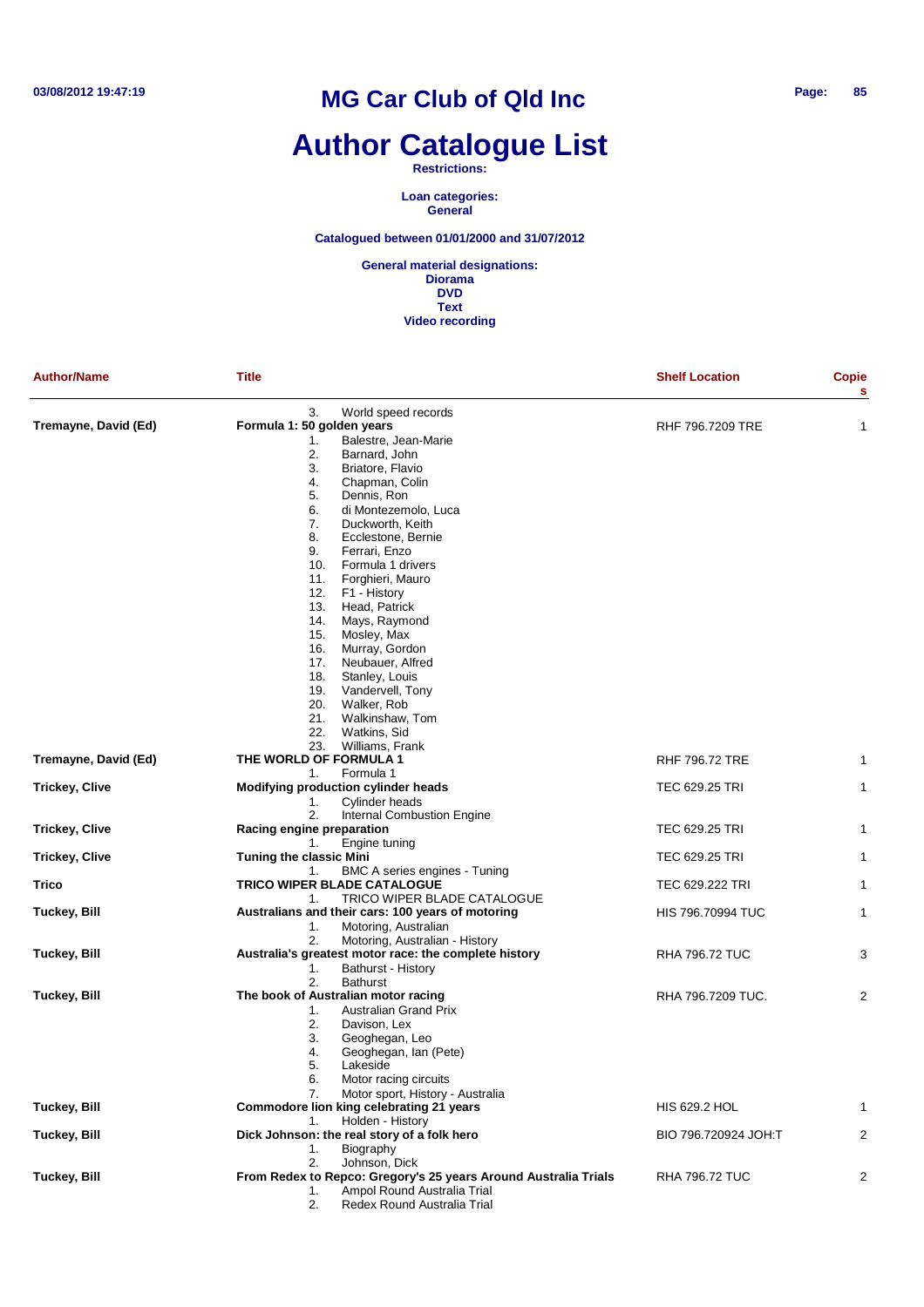# MG Car Club of Qld Inc

# Author Catalogue List

**Restrictions:**

**Loan categories:**
**General**

**Catalogued between 01/01/2000 and 31/07/2012**

**General material designations:**
**Diorama**
**DVD**
**Text**
**Video recording**

| Author/Name | Title | Shelf Location | Copies |
|---|---|---|---|
| | 3. World speed records | | |
| **Tremayne, David (Ed)** | **Formula 1: 50 golden years** | RHF 796.7209 TRE | 1 |
| | 1. Balestre, Jean-Marie<br>2. Barnard, John<br>3. Briatore, Flavio<br>4. Chapman, Colin<br>5. Dennis, Ron<br>6. di Montezemolo, Luca<br>7. Duckworth, Keith<br>8. Ecclestone, Bernie<br>9. Ferrari, Enzo<br>10. Formula 1 drivers<br>11. Forghieri, Mauro<br>12. F1 - History<br>13. Head, Patrick<br>14. Mays, Raymond<br>15. Mosley, Max<br>16. Murray, Gordon<br>17. Neubauer, Alfred<br>18. Stanley, Louis<br>19. Vandervell, Tony<br>20. Walker, Rob<br>21. Walkinshaw, Tom<br>22. Watkins, Sid<br>23. Williams, Frank | | |
| **Tremayne, David (Ed)** | **THE WORLD OF FORMULA 1** | RHF 796.72 TRE | 1 |
| | 1. Formula 1 | | |
| **Trickey, Clive** | **Modifying production cylinder heads** | TEC 629.25 TRI | 1 |
| | 1. Cylinder heads<br>2. Internal Combustion Engine | | |
| **Trickey, Clive** | **Racing engine preparation** | TEC 629.25 TRI | 1 |
| | 1. Engine tuning | | |
| **Trickey, Clive** | **Tuning the classic Mini** | TEC 629.25 TRI | 1 |
| | 1. BMC A series engines - Tuning | | |
| **Trico** | **TRICO WIPER BLADE CATALOGUE** | TEC 629.222 TRI | 1 |
| | 1. TRICO WIPER BLADE CATALOGUE | | |
| **Tuckey, Bill** | **Australians and their cars: 100 years of motoring** | HIS 796.70994 TUC | 1 |
| | 1. Motoring, Australian<br>2. Motoring, Australian - History | | |
| **Tuckey, Bill** | **Australia's greatest motor race: the complete history** | RHA 796.72 TUC | 3 |
| | 1. Bathurst - History<br>2. Bathurst | | |
| **Tuckey, Bill** | **The book of Australian motor racing** | RHA 796.7209 TUC. | 2 |
| | 1. Australian Grand Prix<br>2. Davison, Lex<br>3. Geoghegan, Leo<br>4. Geoghegan, Ian (Pete)<br>5. Lakeside<br>6. Motor racing circuits<br>7. Motor sport, History - Australia | | |
| **Tuckey, Bill** | **Commodore lion king celebrating 21 years** | HIS 629.2 HOL | 1 |
| | 1. Holden - History | | |
| **Tuckey, Bill** | **Dick Johnson: the real story of a folk hero** | BIO 796.720924 JOH:T | 2 |
| | 1. Biography<br>2. Johnson, Dick | | |
| **Tuckey, Bill** | **From Redex to Repco: Gregory's 25 years Around Australia Trials** | RHA 796.72 TUC | 2 |
| | 1. Ampol Round Australia Trial<br>2. Redex Round Australia Trial | | |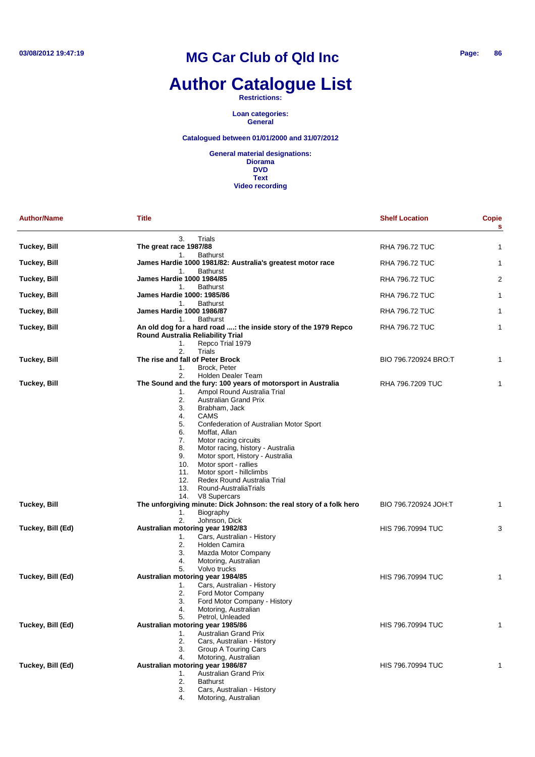# MG Car Club of Qld Inc

# Author Catalogue List

**Restrictions:**

**Loan categories:**
**General**

**Catalogued between 01/01/2000 and 31/07/2012**

**General material designations:**
**Diorama**
**DVD**
**Text**
**Video recording**

| Author/Name | Title | Shelf Location | Copies |
|---|---|---|---|
| | 3. Trials | | |
| Tuckey, Bill | **The great race 1987/88**<br>1. Bathurst | RHA 796.72 TUC | 1 |
| Tuckey, Bill | **James Hardie 1000 1981/82: Australia's greatest motor race**<br>1. Bathurst | RHA 796.72 TUC | 1 |
| Tuckey, Bill | **James Hardie 1000 1984/85**<br>1. Bathurst | RHA 796.72 TUC | 2 |
| Tuckey, Bill | **James Hardie 1000: 1985/86**<br>1. Bathurst | RHA 796.72 TUC | 1 |
| Tuckey, Bill | **James Hardie 1000 1986/87**<br>1. Bathurst | RHA 796.72 TUC | 1 |
| Tuckey, Bill | **An old dog for a hard road ....: the inside story of the 1979 Repco Round Australia Reliability Trial**<br>1. Repco Trial 1979<br>2. Trials | RHA 796.72 TUC | 1 |
| Tuckey, Bill | **The rise and fall of Peter Brock**<br>1. Brock, Peter<br>2. Holden Dealer Team | BIO 796.720924 BRO:T | 1 |
| Tuckey, Bill | **The Sound and the fury: 100 years of motorsport in Australia**<br>1. Ampol Round Australia Trial<br>2. Australian Grand Prix<br>3. Brabham, Jack<br>4. CAMS<br>5. Confederation of Australian Motor Sport<br>6. Moffat, Allan<br>7. Motor racing circuits<br>8. Motor racing, history - Australia<br>9. Motor sport, History - Australia<br>10. Motor sport - rallies<br>11. Motor sport - hillclimbs<br>12. Redex Round Australia Trial<br>13. Round-AustraliaTrials<br>14. V8 Supercars | RHA 796.7209 TUC | 1 |
| Tuckey, Bill | **The unforgiving minute: Dick Johnson: the real story of a folk hero**<br>1. Biography<br>2. Johnson, Dick | BIO 796.720924 JOH:T | 1 |
| Tuckey, Bill (Ed) | **Australian motoring year 1982/83**<br>1. Cars, Australian - History<br>2. Holden Camira<br>3. Mazda Motor Company<br>4. Motoring, Australian<br>5. Volvo trucks | HIS 796.70994 TUC | 3 |
| Tuckey, Bill (Ed) | **Australian motoring year 1984/85**<br>1. Cars, Australian - History<br>2. Ford Motor Company<br>3. Ford Motor Company - History<br>4. Motoring, Australian<br>5. Petrol, Unleaded | HIS 796.70994 TUC | 1 |
| Tuckey, Bill (Ed) | **Australian motoring year 1985/86**<br>1. Australian Grand Prix<br>2. Cars, Australian - History<br>3. Group A Touring Cars<br>4. Motoring, Australian | HIS 796.70994 TUC | 1 |
| Tuckey, Bill (Ed) | **Australian motoring year 1986/87**<br>1. Australian Grand Prix<br>2. Bathurst<br>3. Cars, Australian - History<br>4. Motoring, Australian | HIS 796.70994 TUC | 1 |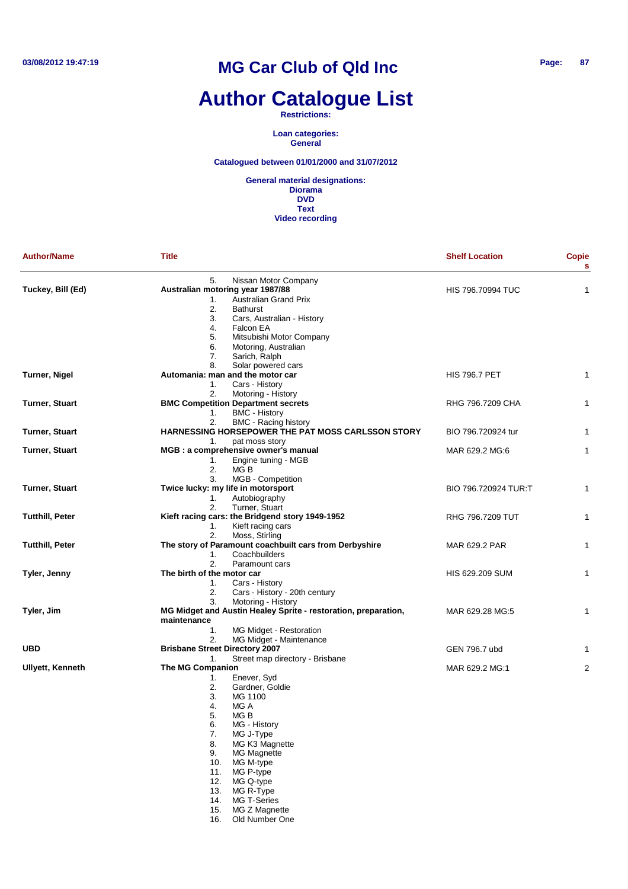# MG Car Club of Qld Inc

# Author Catalogue List

**Restrictions:**

**Loan categories:**
**General**

**Catalogued between 01/01/2000 and 31/07/2012**

**General material designations:**
**Diorama**
**DVD**
**Text**
**Video recording**

| Author/Name | Title | Shelf Location | Copies |
|---|---|---|---|
| | 5. Nissan Motor Company | | |
| **Tuckey, Bill (Ed)** | **Australian motoring year 1987/88** | HIS 796.70994 TUC | 1 |
| | 1. Australian Grand Prix<br>2. Bathurst<br>3. Cars, Australian - History<br>4. Falcon EA<br>5. Mitsubishi Motor Company<br>6. Motoring, Australian<br>7. Sarich, Ralph<br>8. Solar powered cars | | |
| **Turner, Nigel** | **Automania: man and the motor car** | HIS 796.7 PET | 1 |
| | 1. Cars - History<br>2. Motoring - History | | |
| **Turner, Stuart** | **BMC Competition Department secrets** | RHG 796.7209 CHA | 1 |
| | 1. BMC - History<br>2. BMC - Racing history | | |
| **Turner, Stuart** | **HARNESSING HORSEPOWER THE PAT MOSS CARLSSON STORY** | BIO 796.720924 tur | 1 |
| | 1. pat moss story | | |
| **Turner, Stuart** | **MGB : a comprehensive owner's manual** | MAR 629.2 MG:6 | 1 |
| | 1. Engine tuning - MGB<br>2. MG B<br>3. MGB - Competition | | |
| **Turner, Stuart** | **Twice lucky: my life in motorsport** | BIO 796.720924 TUR:T | 1 |
| | 1. Autobiography<br>2. Turner, Stuart | | |
| **Tutthill, Peter** | **Kieft racing cars: the Bridgend story 1949-1952** | RHG 796.7209 TUT | 1 |
| | 1. Kieft racing cars<br>2. Moss, Stirling | | |
| **Tutthill, Peter** | **The story of Paramount coachbuilt cars from Derbyshire** | MAR 629.2 PAR | 1 |
| | 1. Coachbuilders<br>2. Paramount cars | | |
| **Tyler, Jenny** | **The birth of the motor car** | HIS 629.209 SUM | 1 |
| | 1. Cars - History<br>2. Cars - History - 20th century<br>3. Motoring - History | | |
| **Tyler, Jim** | **MG Midget and Austin Healey Sprite - restoration, preparation, maintenance** | MAR 629.28 MG:5 | 1 |
| | 1. MG Midget - Restoration<br>2. MG Midget - Maintenance | | |
| **UBD** | **Brisbane Street Directory 2007** | GEN 796.7 ubd | 1 |
| | 1. Street map directory - Brisbane | | |
| **Ullyett, Kenneth** | **The MG Companion** | MAR 629.2 MG:1 | 2 |
| | 1. Enever, Syd<br>2. Gardner, Goldie<br>3. MG 1100<br>4. MG A<br>5. MG B<br>6. MG - History<br>7. MG J-Type<br>8. MG K3 Magnette<br>9. MG Magnette<br>10. MG M-type<br>11. MG P-type<br>12. MG Q-type<br>13. MG R-Type<br>14. MG T-Series<br>15. MG Z Magnette<br>16. Old Number One | | |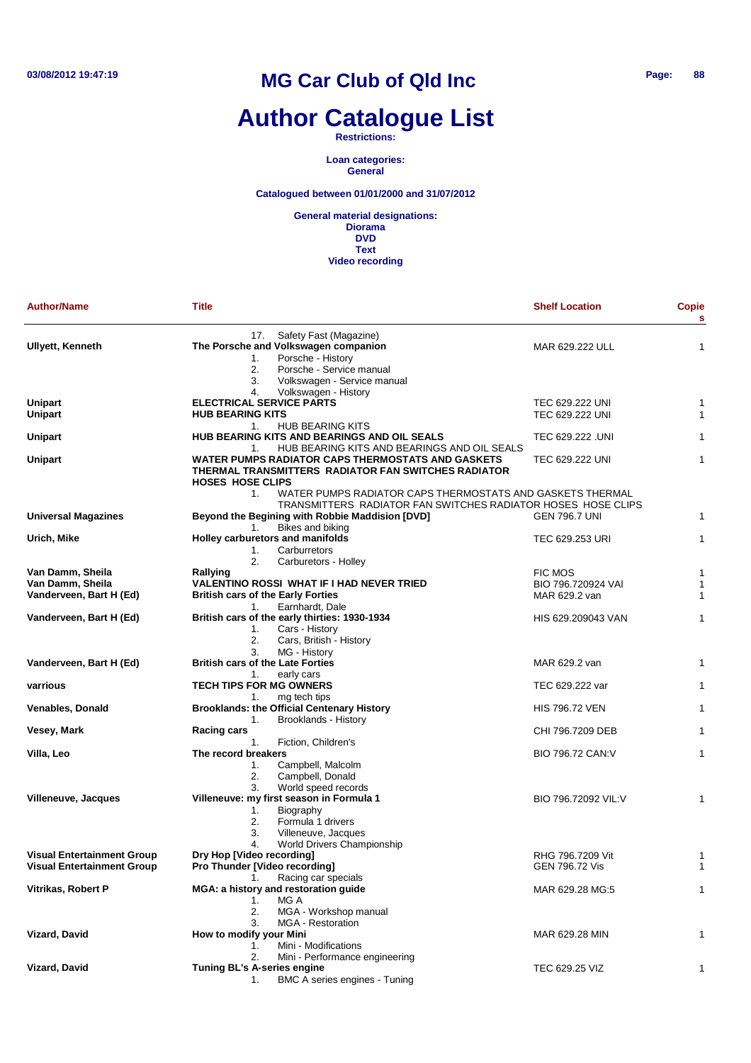# MG Car Club of Qld Inc

# Author Catalogue List

**Restrictions:**

**Loan categories:**
**General**

**Catalogued between 01/01/2000 and 31/07/2012**

**General material designations:**
**Diorama**
**DVD**
**Text**
**Video recording**

| Author/Name | Title | Shelf Location | Copies |
|---|---|---|---|
| | 17. Safety Fast (Magazine) | | |
| **Ullyett, Kenneth** | **The Porsche and Volkswagen companion** | MAR 629.222 ULL | 1 |
| | 1. Porsche - History<br>2. Porsche - Service manual<br>3. Volkswagen - Service manual<br>4. Volkswagen - History | | |
| **Unipart** | **ELECTRICAL SERVICE PARTS** | TEC 629.222 UNI | 1 |
| **Unipart** | **HUB BEARING KITS** | TEC 629.222 UNI | 1 |
| | 1. HUB BEARING KITS | | |
| **Unipart** | **HUB BEARING KITS AND BEARINGS AND OIL SEALS** | TEC 629.222 .UNI | 1 |
| | 1. HUB BEARING KITS AND BEARINGS AND OIL SEALS | | |
| **Unipart** | **WATER PUMPS RADIATOR CAPS THERMOSTATS AND GASKETS THERMAL TRANSMITTERS RADIATOR FAN SWITCHES RADIATOR HOSES HOSE CLIPS** | TEC 629.222 UNI | 1 |
| | 1. WATER PUMPS RADIATOR CAPS THERMOSTATS AND GASKETS THERMAL TRANSMITTERS RADIATOR FAN SWITCHES RADIATOR HOSES HOSE CLIPS | | |
| **Universal Magazines** | **Beyond the Begining with Robbie Maddision [DVD]** | GEN 796.7 UNI | 1 |
| | 1. Bikes and biking | | |
| **Urich, Mike** | **Holley carburetors and manifolds** | TEC 629.253 URI | 1 |
| | 1. Carburretors<br>2. Carburetors - Holley | | |
| **Van Damm, Sheila** | **Rallying** | FIC MOS | 1 |
| **Van Damm, Sheila** | **VALENTINO ROSSI WHAT IF I HAD NEVER TRIED** | BIO 796.720924 VAI | 1 |
| **Vanderveen, Bart H (Ed)** | **British cars of the Early Forties** | MAR 629.2 van | 1 |
| | 1. Earnhardt, Dale | | |
| **Vanderveen, Bart H (Ed)** | **British cars of the early thirties: 1930-1934** | HIS 629.209043 VAN | 1 |
| | 1. Cars - History<br>2. Cars, British - History<br>3. MG - History | | |
| **Vanderveen, Bart H (Ed)** | **British cars of the Late Forties** | MAR 629.2 van | 1 |
| | 1. early cars | | |
| **varrious** | **TECH TIPS FOR MG OWNERS** | TEC 629.222 var | 1 |
| | 1. mg tech tips | | |
| **Venables, Donald** | **Brooklands: the Official Centenary History** | HIS 796.72 VEN | 1 |
| | 1. Brooklands - History | | |
| **Vesey, Mark** | **Racing cars** | CHI 796.7209 DEB | 1 |
| | 1. Fiction, Children's | | |
| **Villa, Leo** | **The record breakers** | BIO 796.72 CAN:V | 1 |
| | 1. Campbell, Malcolm<br>2. Campbell, Donald<br>3. World speed records | | |
| **Villeneuve, Jacques** | **Villeneuve: my first season in Formula 1** | BIO 796.72092 VIL:V | 1 |
| | 1. Biography<br>2. Formula 1 drivers<br>3. Villeneuve, Jacques<br>4. World Drivers Championship | | |
| **Visual Entertainment Group** | **Dry Hop [Video recording]** | RHG 796.7209 Vit | 1 |
| **Visual Entertainment Group** | **Pro Thunder [Video recording]** | GEN 796.72 Vis | 1 |
| | 1. Racing car specials | | |
| **Vitrikas, Robert P** | **MGA: a history and restoration guide** | MAR 629.28 MG:5 | 1 |
| | 1. MG A<br>2. MGA - Workshop manual<br>3. MGA - Restoration | | |
| **Vizard, David** | **How to modify your Mini** | MAR 629.28 MIN | 1 |
| | 1. Mini - Modifications<br>2. Mini - Performance engineering | | |
| **Vizard, David** | **Tuning BL's A-series engine** | TEC 629.25 VIZ | 1 |
| | 1. BMC A series engines - Tuning | | |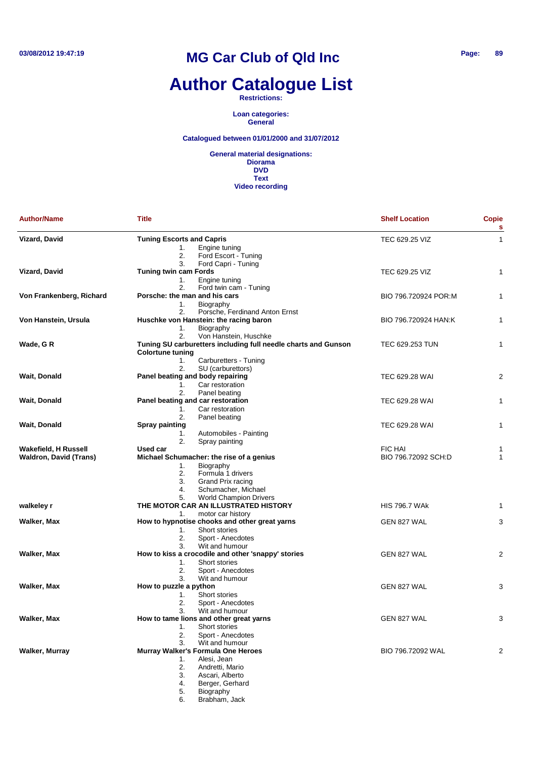# MG Car Club of Qld Inc

# Author Catalogue List

**Restrictions:**

**Loan categories:**
**General**

**Catalogued between 01/01/2000 and 31/07/2012**

**General material designations:**
**Diorama**
**DVD**
**Text**
**Video recording**

| Author/Name | Title | Shelf Location | Copies |
|---|---|---|---|
| **Vizard, David** | **Tuning Escorts and Capris**<br>1. Engine tuning<br>2. Ford Escort - Tuning<br>3. Ford Capri - Tuning | TEC 629.25 VIZ | 1 |
| **Vizard, David** | **Tuning twin cam Fords**<br>1. Engine tuning<br>2. Ford twin cam - Tuning | TEC 629.25 VIZ | 1 |
| **Von Frankenberg, Richard** | **Porsche: the man and his cars**<br>1. Biography<br>2. Porsche, Ferdinand Anton Ernst | BIO 796.720924 POR:M | 1 |
| **Von Hanstein, Ursula** | **Huschke von Hanstein: the racing baron**<br>1. Biography<br>2. Von Hanstein, Huschke | BIO 796.720924 HAN:K | 1 |
| **Wade, G R** | **Tuning SU carburetters including full needle charts and Gunson Colortune tuning**<br>1. Carburetters - Tuning<br>2. SU (carburettors) | TEC 629.253 TUN | 1 |
| **Wait, Donald** | **Panel beating and body repairing**<br>1. Car restoration<br>2. Panel beating | TEC 629.28 WAI | 2 |
| **Wait, Donald** | **Panel beating and car restoration**<br>1. Car restoration<br>2. Panel beating | TEC 629.28 WAI | 1 |
| **Wait, Donald** | **Spray painting**<br>1. Automobiles - Painting<br>2. Spray painting | TEC 629.28 WAI | 1 |
| **Wakefield, H Russell** | **Used car** | FIC HAI | 1 |
| **Waldron, David (Trans)** | **Michael Schumacher: the rise of a genius**<br>1. Biography<br>2. Formula 1 drivers<br>3. Grand Prix racing<br>4. Schumacher, Michael<br>5. World Champion Drivers | BIO 796.72092 SCH:D | 1 |
| **walkeley r** | **THE MOTOR CAR AN ILLUSTRATED HISTORY**<br>1. motor car history | HIS 796.7 WAk | 1 |
| **Walker, Max** | **How to hypnotise chooks and other great yarns**<br>1. Short stories<br>2. Sport - Anecdotes<br>3. Wit and humour | GEN 827 WAL | 3 |
| **Walker, Max** | **How to kiss a crocodile and other 'snappy' stories**<br>1. Short stories<br>2. Sport - Anecdotes<br>3. Wit and humour | GEN 827 WAL | 2 |
| **Walker, Max** | **How to puzzle a python**<br>1. Short stories<br>2. Sport - Anecdotes<br>3. Wit and humour | GEN 827 WAL | 3 |
| **Walker, Max** | **How to tame lions and other great yarns**<br>1. Short stories<br>2. Sport - Anecdotes<br>3. Wit and humour | GEN 827 WAL | 3 |
| **Walker, Murray** | **Murray Walker's Formula One Heroes**<br>1. Alesi, Jean<br>2. Andretti, Mario<br>3. Ascari, Alberto<br>4. Berger, Gerhard<br>5. Biography<br>6. Brabham, Jack | BIO 796.72092 WAL | 2 |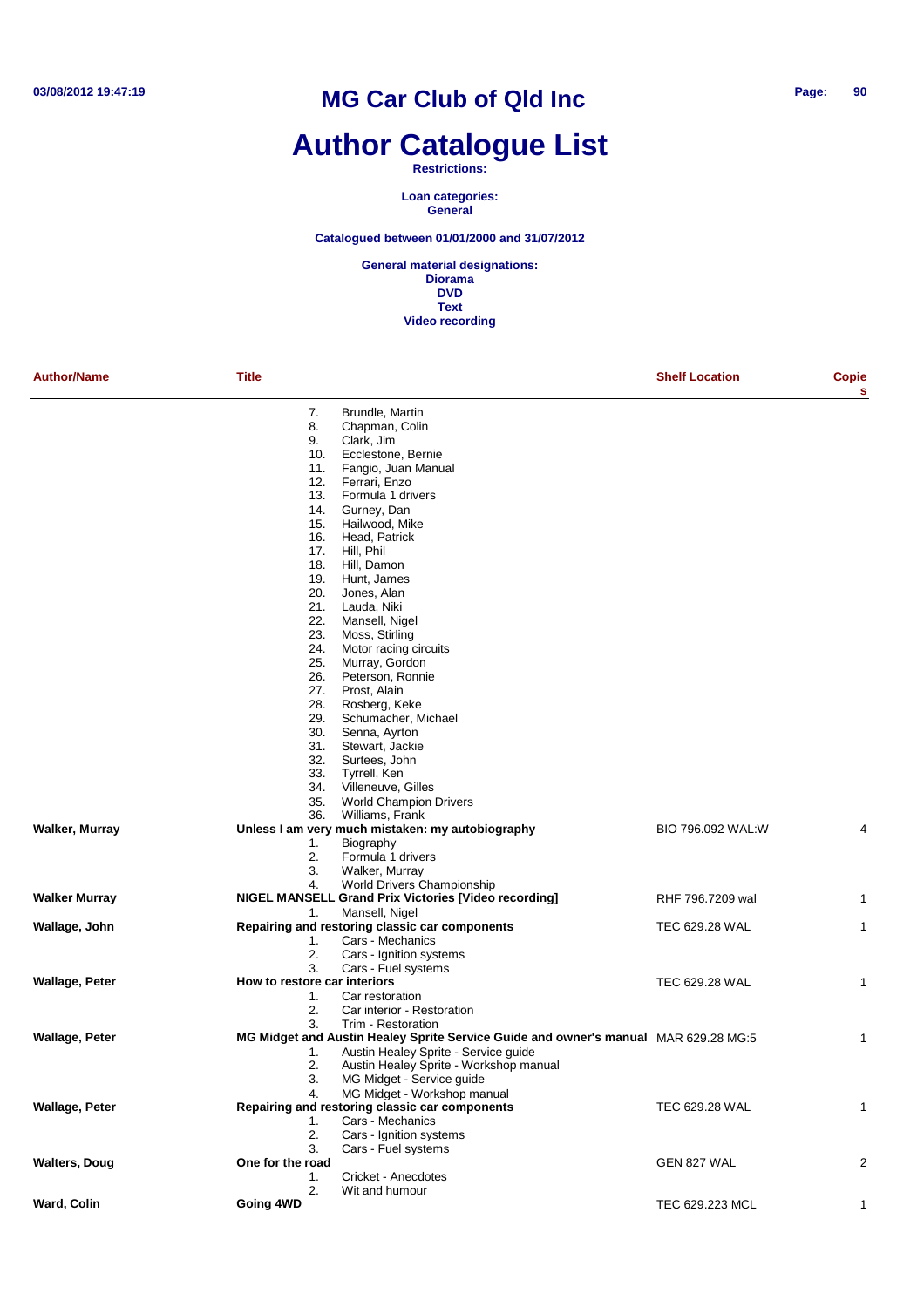# MG Car Club of Qld Inc

# Author Catalogue List

**Restrictions:**

**Loan categories:**
**General**

**Catalogued between 01/01/2000 and 31/07/2012**

**General material designations:**
**Diorama**
**DVD**
**Text**
**Video recording**

| Author/Name | Title | Shelf Location | Copies |
|---|---|---|---|
| | 7. Brundle, Martin<br>8. Chapman, Colin<br>9. Clark, Jim<br>10. Ecclestone, Bernie<br>11. Fangio, Juan Manual<br>12. Ferrari, Enzo<br>13. Formula 1 drivers<br>14. Gurney, Dan<br>15. Hailwood, Mike<br>16. Head, Patrick<br>17. Hill, Phil<br>18. Hill, Damon<br>19. Hunt, James<br>20. Jones, Alan<br>21. Lauda, Niki<br>22. Mansell, Nigel<br>23. Moss, Stirling<br>24. Motor racing circuits<br>25. Murray, Gordon<br>26. Peterson, Ronnie<br>27. Prost, Alain<br>28. Rosberg, Keke<br>29. Schumacher, Michael<br>30. Senna, Ayrton<br>31. Stewart, Jackie<br>32. Surtees, John<br>33. Tyrrell, Ken<br>34. Villeneuve, Gilles<br>35. World Champion Drivers<br>36. Williams, Frank | | |
| **Walker, Murray** | **Unless I am very much mistaken: my autobiography**<br>1. Biography<br>2. Formula 1 drivers<br>3. Walker, Murray<br>4. World Drivers Championship | BIO 796.092 WAL:W | 4 |
| **Walker Murray** | **NIGEL MANSELL Grand Prix Victories [Video recording]**<br>1. Mansell, Nigel | RHF 796.7209 wal | 1 |
| **Wallage, John** | **Repairing and restoring classic car components**<br>1. Cars - Mechanics<br>2. Cars - Ignition systems<br>3. Cars - Fuel systems | TEC 629.28 WAL | 1 |
| **Wallage, Peter** | **How to restore car interiors**<br>1. Car restoration<br>2. Car interior - Restoration<br>3. Trim - Restoration | TEC 629.28 WAL | 1 |
| **Wallage, Peter** | **MG Midget and Austin Healey Sprite Service Guide and owner's manual**<br>1. Austin Healey Sprite - Service guide<br>2. Austin Healey Sprite - Workshop manual<br>3. MG Midget - Service guide<br>4. MG Midget - Workshop manual | MAR 629.28 MG:5 | 1 |
| **Wallage, Peter** | **Repairing and restoring classic car components**<br>1. Cars - Mechanics<br>2. Cars - Ignition systems<br>3. Cars - Fuel systems | TEC 629.28 WAL | 1 |
| **Walters, Doug** | **One for the road**<br>1. Cricket - Anecdotes<br>2. Wit and humour | GEN 827 WAL | 2 |
| **Ward, Colin** | **Going 4WD** | TEC 629.223 MCL | 1 |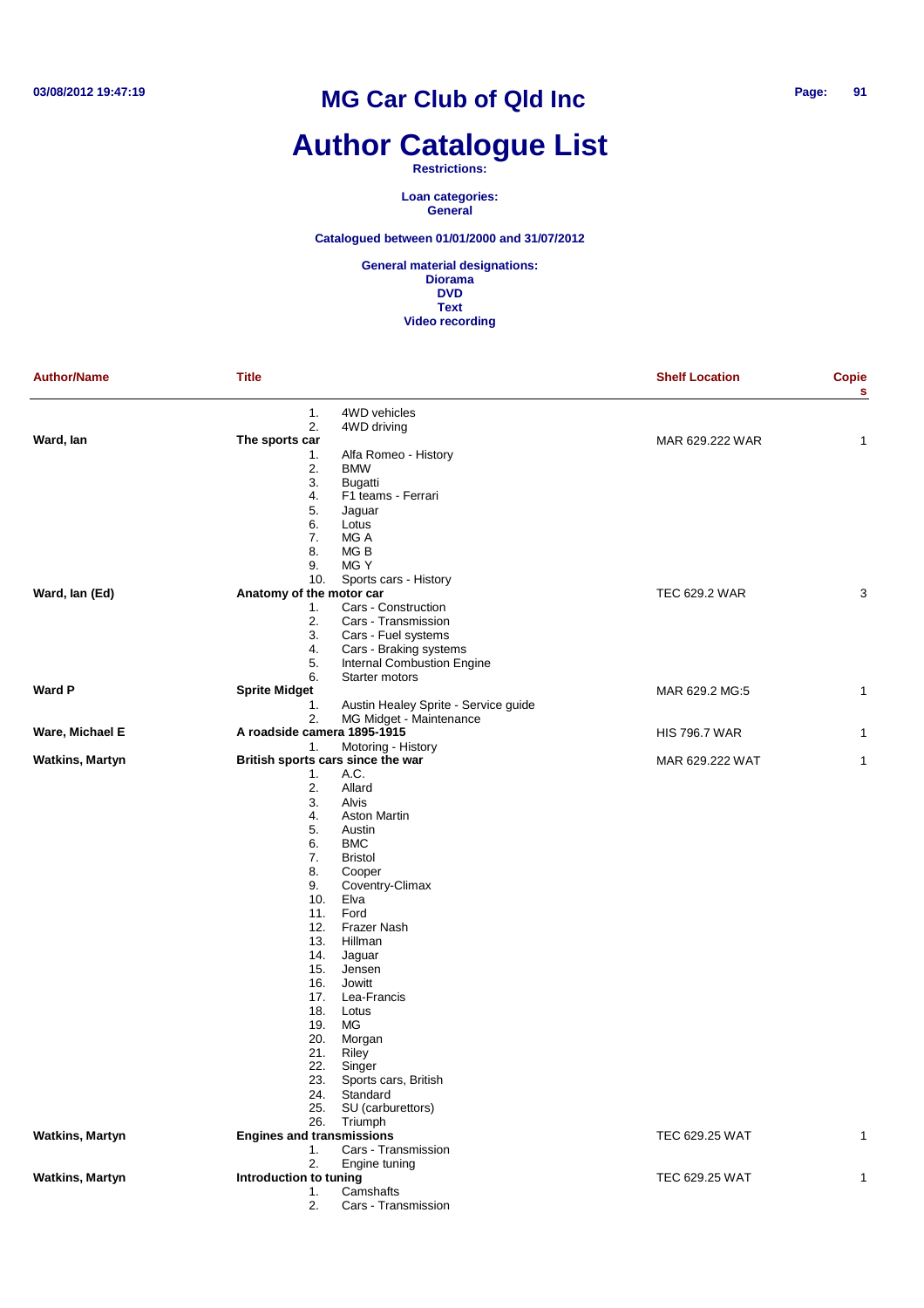# MG Car Club of Qld Inc

# Author Catalogue List

**Restrictions:**

**Loan categories:**
**General**

**Catalogued between 01/01/2000 and 31/07/2012**

**General material designations:**
**Diorama**
**DVD**
**Text**
**Video recording**

| Author/Name | Title | Shelf Location | Copies |
|---|---|---|---|
| | 1. 4WD vehicles<br>2. 4WD driving | | |
| **Ward, Ian** | **The sports car**<br>1. Alfa Romeo - History<br>2. BMW<br>3. Bugatti<br>4. F1 teams - Ferrari<br>5. Jaguar<br>6. Lotus<br>7. MG A<br>8. MG B<br>9. MG Y<br>10. Sports cars - History | MAR 629.222 WAR | 1 |
| **Ward, Ian (Ed)** | **Anatomy of the motor car**<br>1. Cars - Construction<br>2. Cars - Transmission<br>3. Cars - Fuel systems<br>4. Cars - Braking systems<br>5. Internal Combustion Engine<br>6. Starter motors | TEC 629.2 WAR | 3 |
| **Ward P** | **Sprite Midget**<br>1. Austin Healey Sprite - Service guide<br>2. MG Midget - Maintenance | MAR 629.2 MG:5 | 1 |
| **Ware, Michael E** | **A roadside camera 1895-1915**<br>1. Motoring - History | HIS 796.7 WAR | 1 |
| **Watkins, Martyn** | **British sports cars since the war**<br>1. A.C.<br>2. Allard<br>3. Alvis<br>4. Aston Martin<br>5. Austin<br>6. BMC<br>7. Bristol<br>8. Cooper<br>9. Coventry-Climax<br>10. Elva<br>11. Ford<br>12. Frazer Nash<br>13. Hillman<br>14. Jaguar<br>15. Jensen<br>16. Jowitt<br>17. Lea-Francis<br>18. Lotus<br>19. MG<br>20. Morgan<br>21. Riley<br>22. Singer<br>23. Sports cars, British<br>24. Standard<br>25. SU (carburettors)<br>26. Triumph | MAR 629.222 WAT | 1 |
| **Watkins, Martyn** | **Engines and transmissions**<br>1. Cars - Transmission<br>2. Engine tuning | TEC 629.25 WAT | 1 |
| **Watkins, Martyn** | **Introduction to tuning**<br>1. Camshafts<br>2. Cars - Transmission | TEC 629.25 WAT | 1 |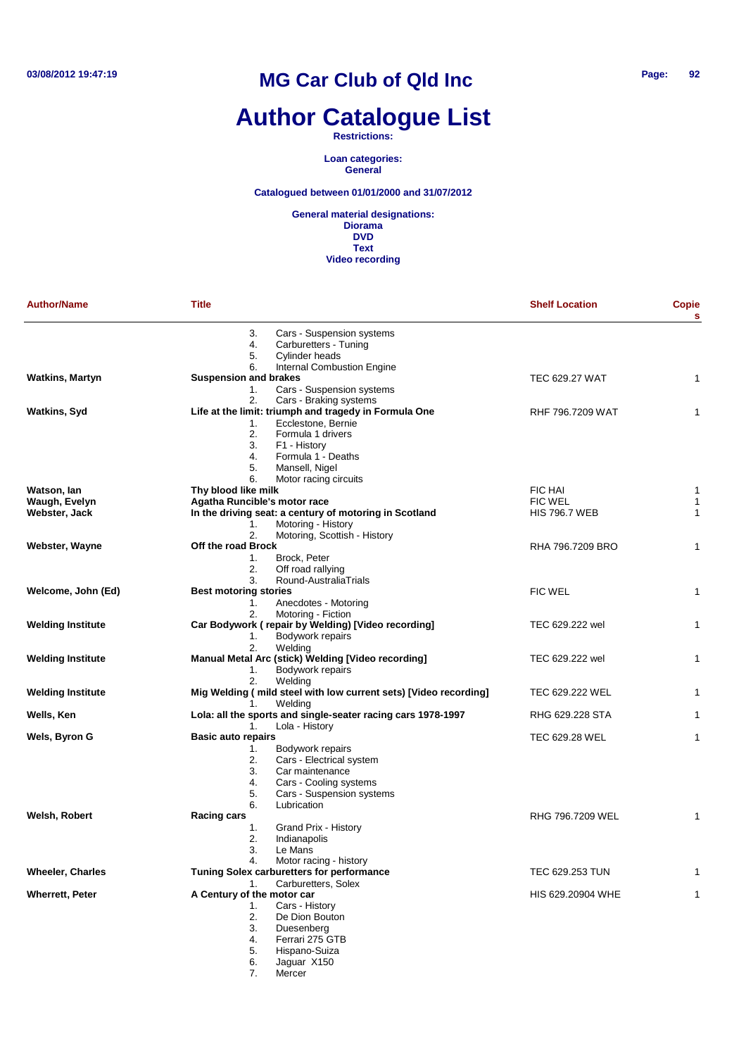# MG Car Club of Qld Inc

# Author Catalogue List

**Restrictions:**

**Loan categories:**
**General**

**Catalogued between 01/01/2000 and 31/07/2012**

**General material designations:**
**Diorama**
**DVD**
**Text**
**Video recording**

| Author/Name | Title | Shelf Location | Copies |
|---|---|---|---|
| | 3. Cars - Suspension systems<br>4. Carburetters - Tuning<br>5. Cylinder heads<br>6. Internal Combustion Engine | | |
| **Watkins, Martyn** | **Suspension and brakes**<br>1. Cars - Suspension systems<br>2. Cars - Braking systems | TEC 629.27 WAT | 1 |
| **Watkins, Syd** | **Life at the limit: triumph and tragedy in Formula One**<br>1. Ecclestone, Bernie<br>2. Formula 1 drivers<br>3. F1 - History<br>4. Formula 1 - Deaths<br>5. Mansell, Nigel<br>6. Motor racing circuits | RHF 796.7209 WAT | 1 |
| **Watson, Ian** | **Thy blood like milk** | FIC HAI | 1 |
| **Waugh, Evelyn** | **Agatha Runcible's motor race** | FIC WEL | 1 |
| **Webster, Jack** | **In the driving seat: a century of motoring in Scotland**<br>1. Motoring - History<br>2. Motoring, Scottish - History | HIS 796.7 WEB | 1 |
| **Webster, Wayne** | **Off the road Brock**<br>1. Brock, Peter<br>2. Off road rallying<br>3. Round-AustraliaTrials | RHA 796.7209 BRO | 1 |
| **Welcome, John (Ed)** | **Best motoring stories**<br>1. Anecdotes - Motoring<br>2. Motoring - Fiction | FIC WEL | 1 |
| **Welding Institute** | **Car Bodywork ( repair by Welding) [Video recording]**<br>1. Bodywork repairs<br>2. Welding | TEC 629.222 wel | 1 |
| **Welding Institute** | **Manual Metal Arc (stick) Welding [Video recording]**<br>1. Bodywork repairs<br>2. Welding | TEC 629.222 wel | 1 |
| **Welding Institute** | **Mig Welding ( mild steel with low current sets) [Video recording]**<br>1. Welding | TEC 629.222 WEL | 1 |
| **Wells, Ken** | **Lola: all the sports and single-seater racing cars 1978-1997**<br>1. Lola - History | RHG 629.228 STA | 1 |
| **Wels, Byron G** | **Basic auto repairs**<br>1. Bodywork repairs<br>2. Cars - Electrical system<br>3. Car maintenance<br>4. Cars - Cooling systems<br>5. Cars - Suspension systems<br>6. Lubrication | TEC 629.28 WEL | 1 |
| **Welsh, Robert** | **Racing cars**<br>1. Grand Prix - History<br>2. Indianapolis<br>3. Le Mans<br>4. Motor racing - history | RHG 796.7209 WEL | 1 |
| **Wheeler, Charles** | **Tuning Solex carburetters for performance**<br>1. Carburetters, Solex | TEC 629.253 TUN | 1 |
| **Wherrett, Peter** | **A Century of the motor car**<br>1. Cars - History<br>2. De Dion Bouton<br>3. Duesenberg<br>4. Ferrari 275 GTB<br>5. Hispano-Suiza<br>6. Jaguar X150<br>7. Mercer | HIS 629.20904 WHE | 1 |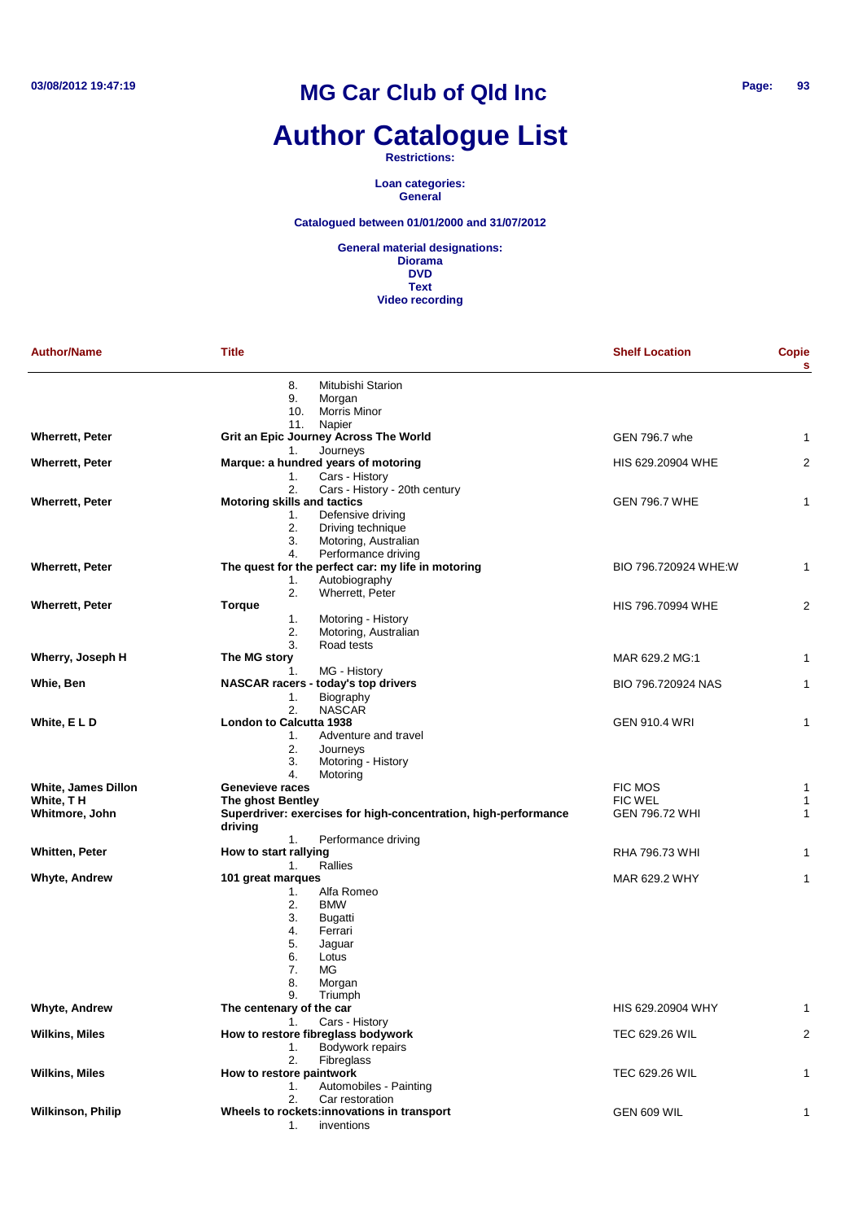# MG Car Club of Qld Inc

# Author Catalogue List

**Restrictions:**

**Loan categories:**
**General**

**Catalogued between 01/01/2000 and 31/07/2012**

**General material designations:**
**Diorama**
**DVD**
**Text**
**Video recording**

| Author/Name | Title | Shelf Location | Copies |
|---|---|---|---|
| | 8. Mitubishi Starion<br>9. Morgan<br>10. Morris Minor<br>11. Napier | | |
| **Wherrett, Peter** | **Grit an Epic Journey Across The World**<br>1. Journeys | GEN 796.7 whe | 1 |
| **Wherrett, Peter** | **Marque: a hundred years of motoring**<br>1. Cars - History<br>2. Cars - History - 20th century | HIS 629.20904 WHE | 2 |
| **Wherrett, Peter** | **Motoring skills and tactics**<br>1. Defensive driving<br>2. Driving technique<br>3. Motoring, Australian<br>4. Performance driving | GEN 796.7 WHE | 1 |
| **Wherrett, Peter** | **The quest for the perfect car: my life in motoring**<br>1. Autobiography<br>2. Wherrett, Peter | BIO 796.720924 WHE:W | 1 |
| **Wherrett, Peter** | **Torque**<br>1. Motoring - History<br>2. Motoring, Australian<br>3. Road tests | HIS 796.70994 WHE | 2 |
| **Wherry, Joseph H** | **The MG story**<br>1. MG - History | MAR 629.2 MG:1 | 1 |
| **Whie, Ben** | **NASCAR racers - today's top drivers**<br>1. Biography<br>2. NASCAR | BIO 796.720924 NAS | 1 |
| **White, E L D** | **London to Calcutta 1938**<br>1. Adventure and travel<br>2. Journeys<br>3. Motoring - History<br>4. Motoring | GEN 910.4 WRI | 1 |
| **White, James Dillon** | **Genevieve races** | FIC MOS | 1 |
| **White, T H** | **The ghost Bentley** | FIC WEL | 1 |
| **Whitmore, John** | **Superdriver: exercises for high-concentration, high-performance driving**<br>1. Performance driving | GEN 796.72 WHI | 1 |
| **Whitten, Peter** | **How to start rallying**<br>1. Rallies | RHA 796.73 WHI | 1 |
| **Whyte, Andrew** | **101 great marques**<br>1. Alfa Romeo<br>2. BMW<br>3. Bugatti<br>4. Ferrari<br>5. Jaguar<br>6. Lotus<br>7. MG<br>8. Morgan<br>9. Triumph | MAR 629.2 WHY | 1 |
| **Whyte, Andrew** | **The centenary of the car**<br>1. Cars - History | HIS 629.20904 WHY | 1 |
| **Wilkins, Miles** | **How to restore fibreglass bodywork**<br>1. Bodywork repairs<br>2. Fibreglass | TEC 629.26 WIL | 2 |
| **Wilkins, Miles** | **How to restore paintwork**<br>1. Automobiles - Painting<br>2. Car restoration | TEC 629.26 WIL | 1 |
| **Wilkinson, Philip** | **Wheels to rockets:innovations in transport**<br>1. inventions | GEN 609 WIL | 1 |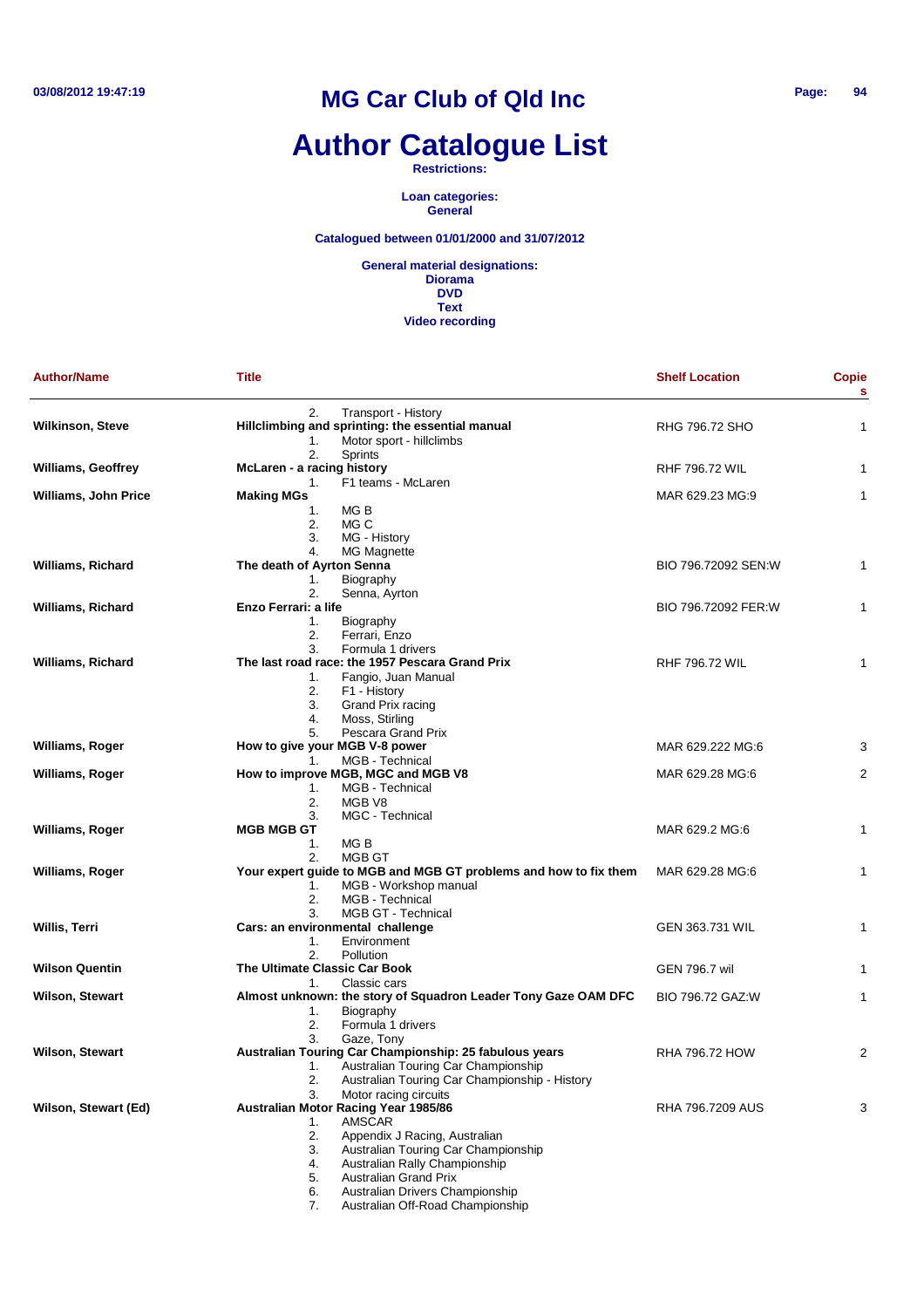# MG Car Club of Qld Inc

# Author Catalogue List

**Restrictions:**

**Loan categories:**
**General**

**Catalogued between 01/01/2000 and 31/07/2012**

**General material designations:**
**Diorama**
**DVD**
**Text**
**Video recording**

| Author/Name | Title | Shelf Location | Copies |
|---|---|---|---|
| | 2. Transport - History | | |
| **Wilkinson, Steve** | **Hillclimbing and sprinting: the essential manual** | RHG 796.72 SHO | 1 |
| | 1. Motor sport - hillclimbs<br>2. Sprints | | |
| **Williams, Geoffrey** | **McLaren - a racing history** | RHF 796.72 WIL | 1 |
| | 1. F1 teams - McLaren | | |
| **Williams, John Price** | **Making MGs** | MAR 629.23 MG:9 | 1 |
| | 1. MG B<br>2. MG C<br>3. MG - History<br>4. MG Magnette | | |
| **Williams, Richard** | **The death of Ayrton Senna** | BIO 796.72092 SEN:W | 1 |
| | 1. Biography<br>2. Senna, Ayrton | | |
| **Williams, Richard** | **Enzo Ferrari: a life** | BIO 796.72092 FER:W | 1 |
| | 1. Biography<br>2. Ferrari, Enzo<br>3. Formula 1 drivers | | |
| **Williams, Richard** | **The last road race: the 1957 Pescara Grand Prix** | RHF 796.72 WIL | 1 |
| | 1. Fangio, Juan Manual<br>2. F1 - History<br>3. Grand Prix racing<br>4. Moss, Stirling<br>5. Pescara Grand Prix | | |
| **Williams, Roger** | **How to give your MGB V-8 power** | MAR 629.222 MG:6 | 3 |
| | 1. MGB - Technical | | |
| **Williams, Roger** | **How to improve MGB, MGC and MGB V8** | MAR 629.28 MG:6 | 2 |
| | 1. MGB - Technical<br>2. MGB V8<br>3. MGC - Technical | | |
| **Williams, Roger** | **MGB MGB GT** | MAR 629.2 MG:6 | 1 |
| | 1. MG B<br>2. MGB GT | | |
| **Williams, Roger** | **Your expert guide to MGB and MGB GT problems and how to fix them** | MAR 629.28 MG:6 | 1 |
| | 1. MGB - Workshop manual<br>2. MGB - Technical<br>3. MGB GT - Technical | | |
| **Willis, Terri** | **Cars: an environmental challenge** | GEN 363.731 WIL | 1 |
| | 1. Environment<br>2. Pollution | | |
| **Wilson Quentin** | **The Ultimate Classic Car Book** | GEN 796.7 wil | 1 |
| | 1. Classic cars | | |
| **Wilson, Stewart** | **Almost unknown: the story of Squadron Leader Tony Gaze OAM DFC** | BIO 796.72 GAZ:W | 1 |
| | 1. Biography<br>2. Formula 1 drivers<br>3. Gaze, Tony | | |
| **Wilson, Stewart** | **Australian Touring Car Championship: 25 fabulous years** | RHA 796.72 HOW | 2 |
| | 1. Australian Touring Car Championship<br>2. Australian Touring Car Championship - History<br>3. Motor racing circuits | | |
| **Wilson, Stewart (Ed)** | **Australian Motor Racing Year 1985/86** | RHA 796.7209 AUS | 3 |
| | 1. AMSCAR<br>2. Appendix J Racing, Australian<br>3. Australian Touring Car Championship<br>4. Australian Rally Championship<br>5. Australian Grand Prix<br>6. Australian Drivers Championship<br>7. Australian Off-Road Championship | | |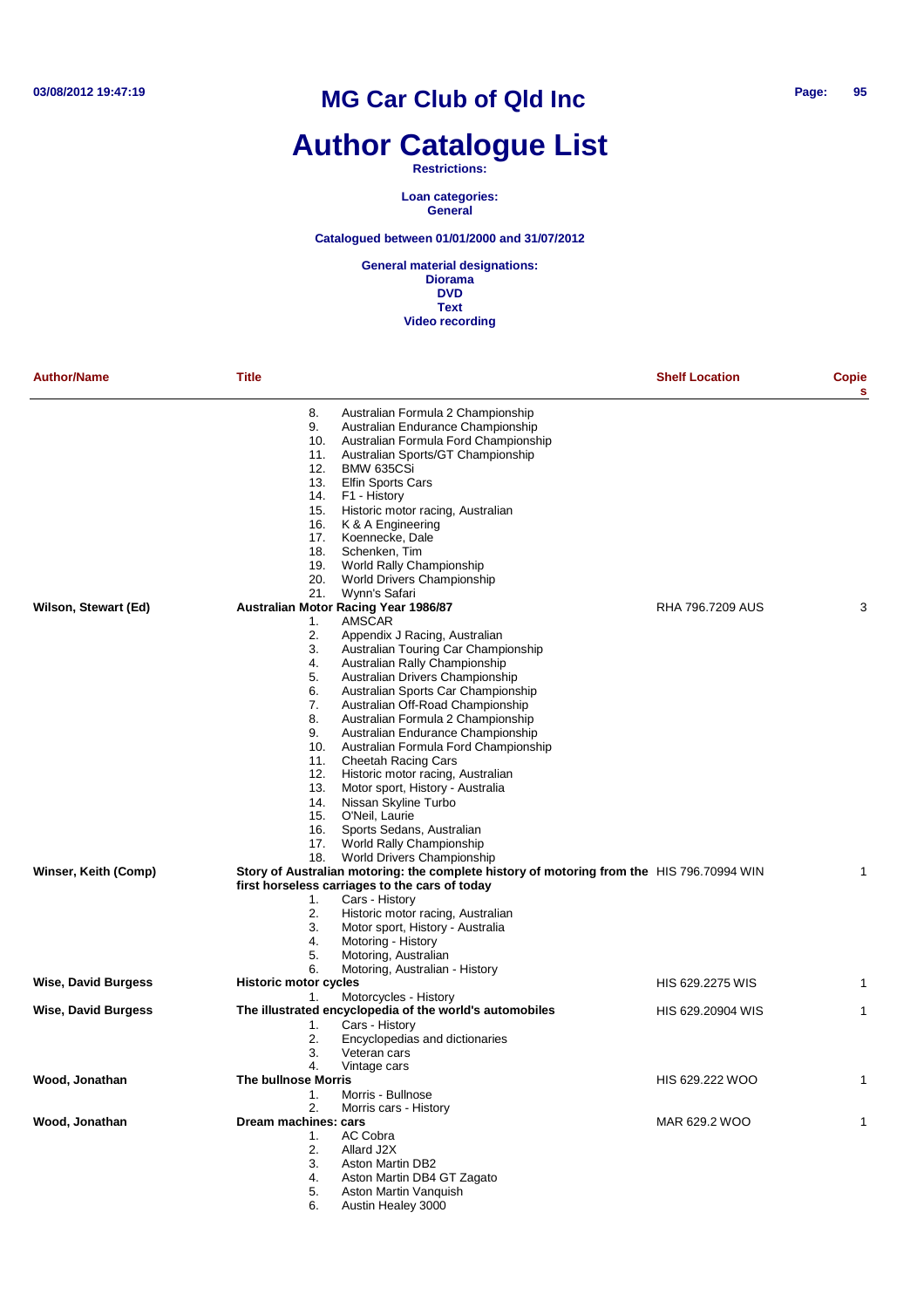# MG Car Club of Qld Inc

# Author Catalogue List

**Restrictions:**

**Loan categories:**
**General**

**Catalogued between 01/01/2000 and 31/07/2012**

**General material designations:**
**Diorama**
**DVD**
**Text**
**Video recording**

| Author/Name | Title | Shelf Location | Copies |
|---|---|---|---|
| | 8. Australian Formula 2 Championship<br>9. Australian Endurance Championship<br>10. Australian Formula Ford Championship<br>11. Australian Sports/GT Championship<br>12. BMW 635CSi<br>13. Elfin Sports Cars<br>14. F1 - History<br>15. Historic motor racing, Australian<br>16. K & A Engineering<br>17. Koennecke, Dale<br>18. Schenken, Tim<br>19. World Rally Championship<br>20. World Drivers Championship<br>21. Wynn's Safari | | |
| **Wilson, Stewart (Ed)** | **Australian Motor Racing Year 1986/87**<br>1. AMSCAR<br>2. Appendix J Racing, Australian<br>3. Australian Touring Car Championship<br>4. Australian Rally Championship<br>5. Australian Drivers Championship<br>6. Australian Sports Car Championship<br>7. Australian Off-Road Championship<br>8. Australian Formula 2 Championship<br>9. Australian Endurance Championship<br>10. Australian Formula Ford Championship<br>11. Cheetah Racing Cars<br>12. Historic motor racing, Australian<br>13. Motor sport, History - Australia<br>14. Nissan Skyline Turbo<br>15. O'Neil, Laurie<br>16. Sports Sedans, Australian<br>17. World Rally Championship<br>18. World Drivers Championship | RHA 796.7209 AUS | 3 |
| **Winser, Keith (Comp)** | **Story of Australian motoring: the complete history of motoring from the first horseless carriages to the cars of today**<br>1. Cars - History<br>2. Historic motor racing, Australian<br>3. Motor sport, History - Australia<br>4. Motoring - History<br>5. Motoring, Australian<br>6. Motoring, Australian - History | HIS 796.70994 WIN | 1 |
| **Wise, David Burgess** | **Historic motor cycles**<br>1. Motorcycles - History | HIS 629.2275 WIS | 1 |
| **Wise, David Burgess** | **The illustrated encyclopedia of the world's automobiles**<br>1. Cars - History<br>2. Encyclopedias and dictionaries<br>3. Veteran cars<br>4. Vintage cars | HIS 629.20904 WIS | 1 |
| **Wood, Jonathan** | **The bullnose Morris**<br>1. Morris - Bullnose<br>2. Morris cars - History | HIS 629.222 WOO | 1 |
| **Wood, Jonathan** | **Dream machines: cars**<br>1. AC Cobra<br>2. Allard J2X<br>3. Aston Martin DB2<br>4. Aston Martin DB4 GT Zagato<br>5. Aston Martin Vanquish<br>6. Austin Healey 3000 | MAR 629.2 WOO | 1 |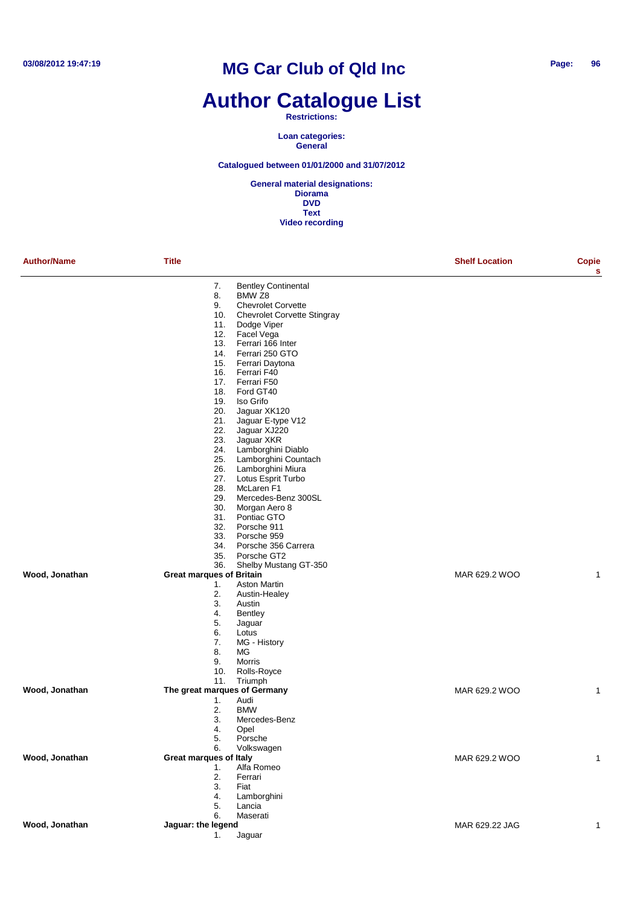# MG Car Club of Qld Inc

# Author Catalogue List

**Restrictions:**

**Loan categories:**
**General**

**Catalogued between 01/01/2000 and 31/07/2012**

**General material designations:**
**Diorama**
**DVD**
**Text**
**Video recording**

| Author/Name | Title | Shelf Location | Copies |
|---|---|---|---|
| | 7. Bentley Continental<br>8. BMW Z8<br>9. Chevrolet Corvette<br>10. Chevrolet Corvette Stingray<br>11. Dodge Viper<br>12. Facel Vega<br>13. Ferrari 166 Inter<br>14. Ferrari 250 GTO<br>15. Ferrari Daytona<br>16. Ferrari F40<br>17. Ferrari F50<br>18. Ford GT40<br>19. Iso Grifo<br>20. Jaguar XK120<br>21. Jaguar E-type V12<br>22. Jaguar XJ220<br>23. Jaguar XKR<br>24. Lamborghini Diablo<br>25. Lamborghini Countach<br>26. Lamborghini Miura<br>27. Lotus Esprit Turbo<br>28. McLaren F1<br>29. Mercedes-Benz 300SL<br>30. Morgan Aero 8<br>31. Pontiac GTO<br>32. Porsche 911<br>33. Porsche 959<br>34. Porsche 356 Carrera<br>35. Porsche GT2<br>36. Shelby Mustang GT-350 | | |
| **Wood, Jonathan** | **Great marques of Britain**<br>1. Aston Martin<br>2. Austin-Healey<br>3. Austin<br>4. Bentley<br>5. Jaguar<br>6. Lotus<br>7. MG - History<br>8. MG<br>9. Morris<br>10. Rolls-Royce<br>11. Triumph | MAR 629.2 WOO | 1 |
| **Wood, Jonathan** | **The great marques of Germany**<br>1. Audi<br>2. BMW<br>3. Mercedes-Benz<br>4. Opel<br>5. Porsche<br>6. Volkswagen | MAR 629.2 WOO | 1 |
| **Wood, Jonathan** | **Great marques of Italy**<br>1. Alfa Romeo<br>2. Ferrari<br>3. Fiat<br>4. Lamborghini<br>5. Lancia<br>6. Maserati | MAR 629.2 WOO | 1 |
| **Wood, Jonathan** | **Jaguar: the legend**<br>1. Jaguar | MAR 629.22 JAG | 1 |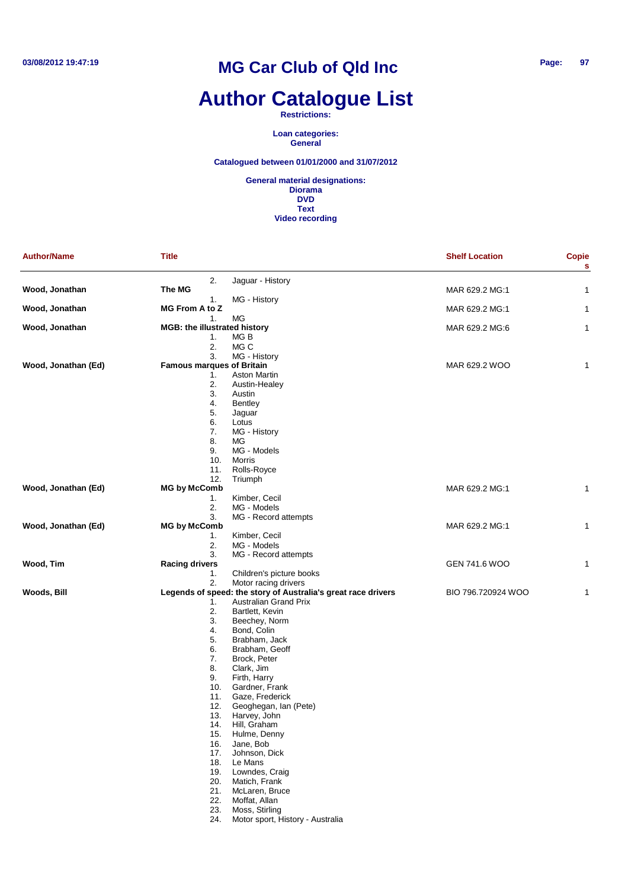# MG Car Club of Qld Inc

# Author Catalogue List

**Restrictions:**

**Loan categories:**
**General**

**Catalogued between 01/01/2000 and 31/07/2012**

**General material designations:**
**Diorama**
**DVD**
**Text**
**Video recording**

| Author/Name | Title | Shelf Location | Copies |
|---|---|---|---|
| | 2. Jaguar - History | | |
| **Wood, Jonathan** | **The MG**<br>1. MG - History | MAR 629.2 MG:1 | 1 |
| **Wood, Jonathan** | **MG From A to Z**<br>1. MG | MAR 629.2 MG:1 | 1 |
| **Wood, Jonathan** | **MGB: the illustrated history**<br>1. MG B<br>2. MG C<br>3. MG - History | MAR 629.2 MG:6 | 1 |
| **Wood, Jonathan (Ed)** | **Famous marques of Britain**<br>1. Aston Martin<br>2. Austin-Healey<br>3. Austin<br>4. Bentley<br>5. Jaguar<br>6. Lotus<br>7. MG - History<br>8. MG<br>9. MG - Models<br>10. Morris<br>11. Rolls-Royce<br>12. Triumph | MAR 629.2 WOO | 1 |
| **Wood, Jonathan (Ed)** | **MG by McComb**<br>1. Kimber, Cecil<br>2. MG - Models<br>3. MG - Record attempts | MAR 629.2 MG:1 | 1 |
| **Wood, Jonathan (Ed)** | **MG by McComb**<br>1. Kimber, Cecil<br>2. MG - Models<br>3. MG - Record attempts | MAR 629.2 MG:1 | 1 |
| **Wood, Tim** | **Racing drivers**<br>1. Children's picture books<br>2. Motor racing drivers | GEN 741.6 WOO | 1 |
| **Woods, Bill** | **Legends of speed: the story of Australia's great race drivers**<br>1. Australian Grand Prix<br>2. Bartlett, Kevin<br>3. Beechey, Norm<br>4. Bond, Colin<br>5. Brabham, Jack<br>6. Brabham, Geoff<br>7. Brock, Peter<br>8. Clark, Jim<br>9. Firth, Harry<br>10. Gardner, Frank<br>11. Gaze, Frederick<br>12. Geoghegan, Ian (Pete)<br>13. Harvey, John<br>14. Hill, Graham<br>15. Hulme, Denny<br>16. Jane, Bob<br>17. Johnson, Dick<br>18. Le Mans<br>19. Lowndes, Craig<br>20. Matich, Frank<br>21. McLaren, Bruce<br>22. Moffat, Allan<br>23. Moss, Stirling<br>24. Motor sport, History - Australia | BIO 796.720924 WOO | 1 |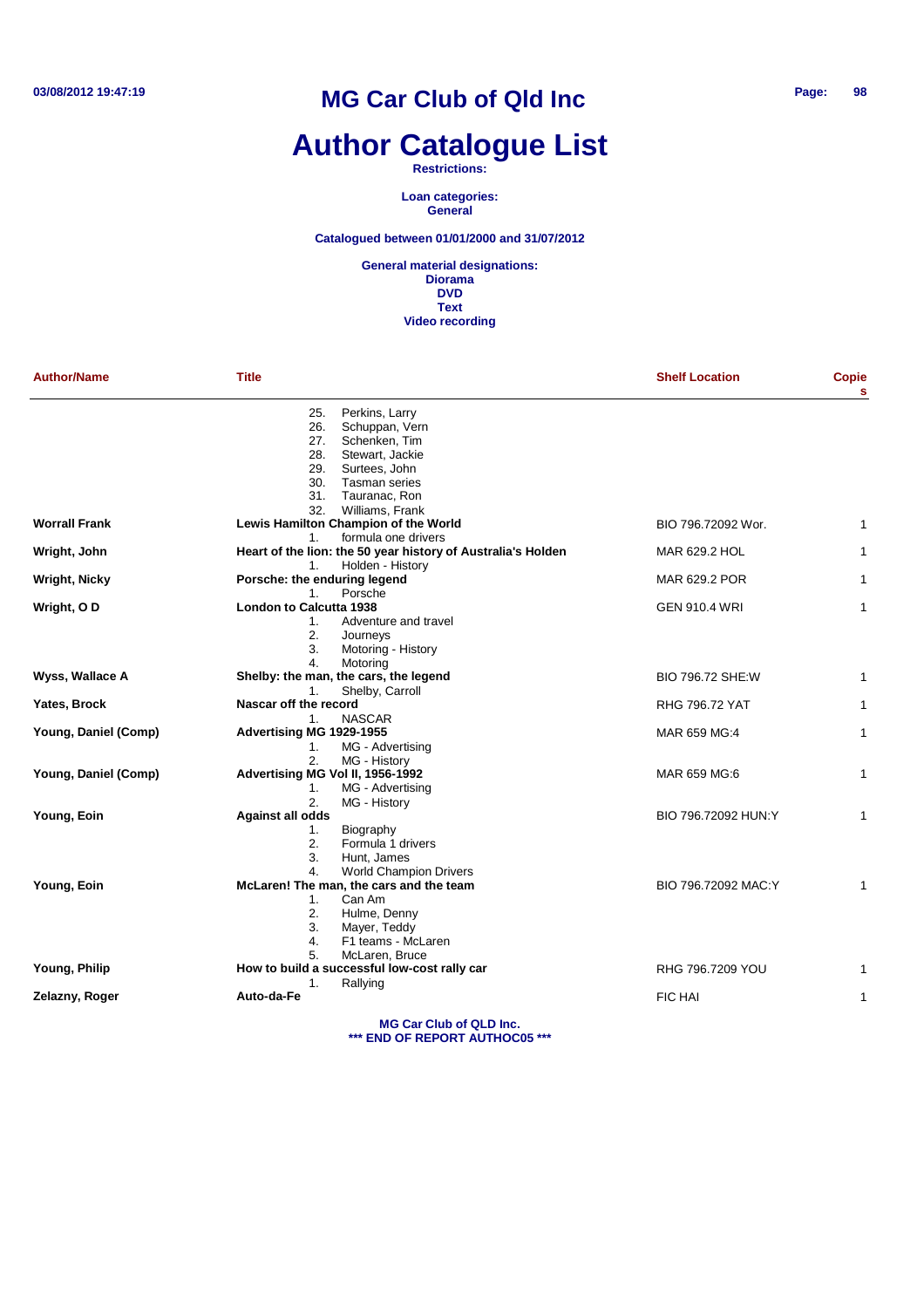# MG Car Club of Qld Inc

# Author Catalogue List

**Restrictions:**

**Loan categories:**
**General**

**Catalogued between 01/01/2000 and 31/07/2012**

**General material designations:**
**Diorama**
**DVD**
**Text**
**Video recording**

| Author/Name | Title | Shelf Location | Copies |
|---|---|---|---|
| | 25. Perkins, Larry<br>26. Schuppan, Vern<br>27. Schenken, Tim<br>28. Stewart, Jackie<br>29. Surtees, John<br>30. Tasman series<br>31. Tauranac, Ron<br>32. Williams, Frank | | |
| **Worrall Frank** | **Lewis Hamilton Champion of the World**<br>1. formula one drivers | BIO 796.72092 Wor. | 1 |
| **Wright, John** | **Heart of the lion: the 50 year history of Australia's Holden**<br>1. Holden - History | MAR 629.2 HOL | 1 |
| **Wright, Nicky** | **Porsche: the enduring legend**<br>1. Porsche | MAR 629.2 POR | 1 |
| **Wright, O D** | **London to Calcutta 1938**<br>1. Adventure and travel<br>2. Journeys<br>3. Motoring - History<br>4. Motoring | GEN 910.4 WRI | 1 |
| **Wyss, Wallace A** | **Shelby: the man, the cars, the legend**<br>1. Shelby, Carroll | BIO 796.72 SHE:W | 1 |
| **Yates, Brock** | **Nascar off the record**<br>1. NASCAR | RHG 796.72 YAT | 1 |
| **Young, Daniel (Comp)** | **Advertising MG 1929-1955**<br>1. MG - Advertising<br>2. MG - History | MAR 659 MG:4 | 1 |
| **Young, Daniel (Comp)** | **Advertising MG Vol II, 1956-1992**<br>1. MG - Advertising<br>2. MG - History | MAR 659 MG:6 | 1 |
| **Young, Eoin** | **Against all odds**<br>1. Biography<br>2. Formula 1 drivers<br>3. Hunt, James<br>4. World Champion Drivers | BIO 796.72092 HUN:Y | 1 |
| **Young, Eoin** | **McLaren! The man, the cars and the team**<br>1. Can Am<br>2. Hulme, Denny<br>3. Mayer, Teddy<br>4. F1 teams - McLaren<br>5. McLaren, Bruce | BIO 796.72092 MAC:Y | 1 |
| **Young, Philip** | **How to build a successful low-cost rally car**<br>1. Rallying | RHG 796.7209 YOU | 1 |
| **Zelazny, Roger** | **Auto-da-Fe** | FIC HAI | 1 |

**MG Car Club of QLD Inc.**
**\*\*\* END OF REPORT AUTHOC05 \*\*\***